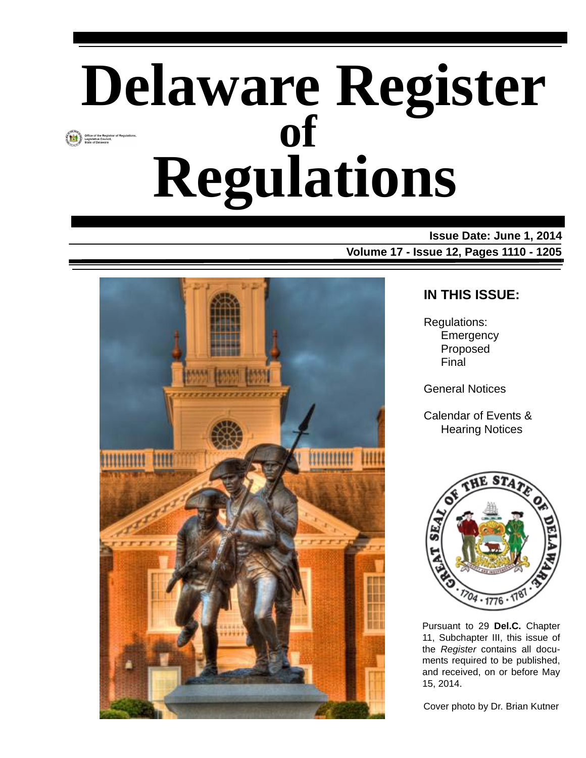# Delaware Register of Regulations

Office of the Registrar of Regulations, Legislative Council, State of Delaware

**Issue Date: June 1, 2014**

**Volume 17 - Issue 12, Pages 1110 - 1205**

## IN THIS ISSUE:

Regulations:
- Emergency
- Proposed
- Final

General Notices

Calendar of Events & Hearing Notices

Pursuant to 29 **Del.C.** Chapter 11, Subchapter III, this issue of the *Register* contains all documents required to be published, and received, on or before May 15, 2014.

Cover photo by Dr. Brian Kutner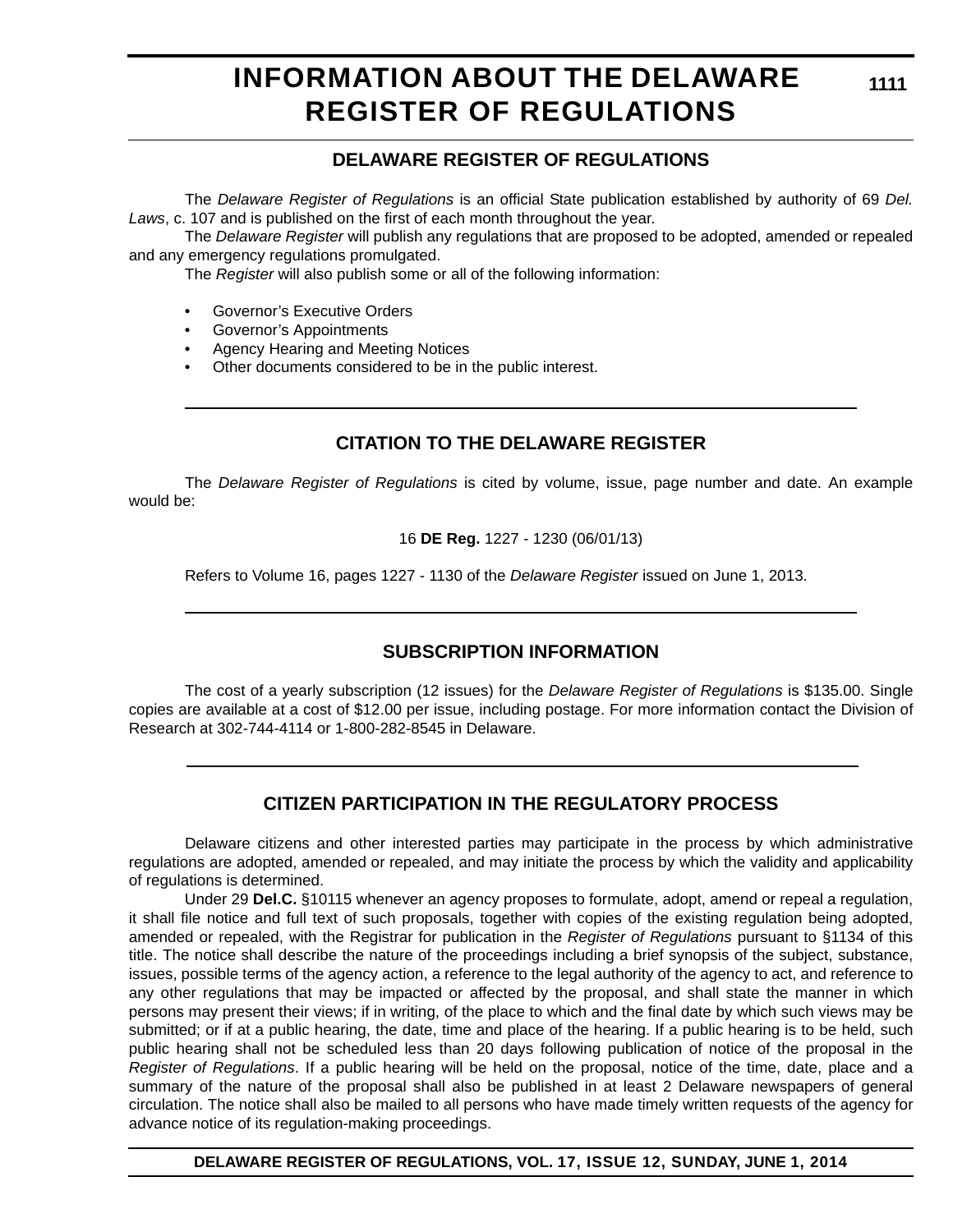# INFORMATION ABOUT THE DELAWARE REGISTER OF REGULATIONS

## DELAWARE REGISTER OF REGULATIONS

The *Delaware Register of Regulations* is an official State publication established by authority of 69 *Del. Laws*, c. 107 and is published on the first of each month throughout the year.

The *Delaware Register* will publish any regulations that are proposed to be adopted, amended or repealed and any emergency regulations promulgated.

The *Register* will also publish some or all of the following information:

- Governor's Executive Orders
- Governor's Appointments
- Agency Hearing and Meeting Notices
- Other documents considered to be in the public interest.

## CITATION TO THE DELAWARE REGISTER

The *Delaware Register of Regulations* is cited by volume, issue, page number and date. An example would be:

16 **DE Reg.** 1227 - 1230 (06/01/13)

Refers to Volume 16, pages 1227 - 1130 of the *Delaware Register* issued on June 1, 2013.

## SUBSCRIPTION INFORMATION

The cost of a yearly subscription (12 issues) for the *Delaware Register of Regulations* is $135.00. Single copies are available at a cost of $12.00 per issue, including postage. For more information contact the Division of Research at 302-744-4114 or 1-800-282-8545 in Delaware.

## CITIZEN PARTICIPATION IN THE REGULATORY PROCESS

Delaware citizens and other interested parties may participate in the process by which administrative regulations are adopted, amended or repealed, and may initiate the process by which the validity and applicability of regulations is determined.

Under 29 **Del.C.** §10115 whenever an agency proposes to formulate, adopt, amend or repeal a regulation, it shall file notice and full text of such proposals, together with copies of the existing regulation being adopted, amended or repealed, with the Registrar for publication in the *Register of Regulations* pursuant to §1134 of this title. The notice shall describe the nature of the proceedings including a brief synopsis of the subject, substance, issues, possible terms of the agency action, a reference to the legal authority of the agency to act, and reference to any other regulations that may be impacted or affected by the proposal, and shall state the manner in which persons may present their views; if in writing, of the place to which and the final date by which such views may be submitted; or if at a public hearing, the date, time and place of the hearing. If a public hearing is to be held, such public hearing shall not be scheduled less than 20 days following publication of notice of the proposal in the *Register of Regulations*. If a public hearing will be held on the proposal, notice of the time, date, place and a summary of the nature of the proposal shall also be published in at least 2 Delaware newspapers of general circulation. The notice shall also be mailed to all persons who have made timely written requests of the agency for advance notice of its regulation-making proceedings.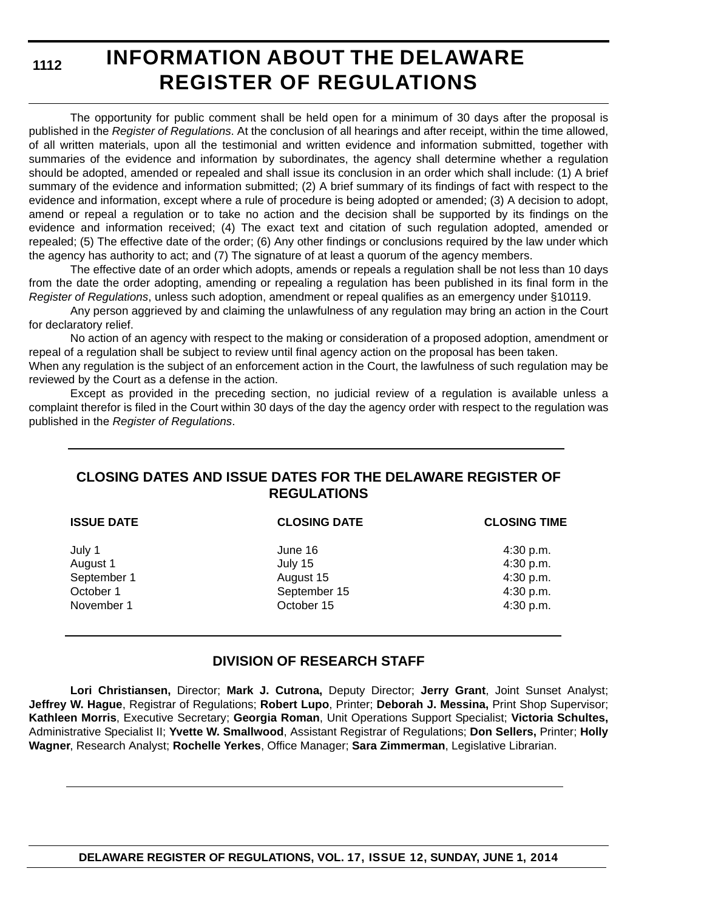# INFORMATION ABOUT THE DELAWARE REGISTER OF REGULATIONS

The opportunity for public comment shall be held open for a minimum of 30 days after the proposal is published in the *Register of Regulations*. At the conclusion of all hearings and after receipt, within the time allowed, of all written materials, upon all the testimonial and written evidence and information submitted, together with summaries of the evidence and information by subordinates, the agency shall determine whether a regulation should be adopted, amended or repealed and shall issue its conclusion in an order which shall include: (1) A brief summary of the evidence and information submitted; (2) A brief summary of its findings of fact with respect to the evidence and information, except where a rule of procedure is being adopted or amended; (3) A decision to adopt, amend or repeal a regulation or to take no action and the decision shall be supported by its findings on the evidence and information received; (4) The exact text and citation of such regulation adopted, amended or repealed; (5) The effective date of the order; (6) Any other findings or conclusions required by the law under which the agency has authority to act; and (7) The signature of at least a quorum of the agency members.

The effective date of an order which adopts, amends or repeals a regulation shall be not less than 10 days from the date the order adopting, amending or repealing a regulation has been published in its final form in the *Register of Regulations*, unless such adoption, amendment or repeal qualifies as an emergency under §10119.

Any person aggrieved by and claiming the unlawfulness of any regulation may bring an action in the Court for declaratory relief.

No action of an agency with respect to the making or consideration of a proposed adoption, amendment or repeal of a regulation shall be subject to review until final agency action on the proposal has been taken.

When any regulation is the subject of an enforcement action in the Court, the lawfulness of such regulation may be reviewed by the Court as a defense in the action.

Except as provided in the preceding section, no judicial review of a regulation is available unless a complaint therefor is filed in the Court within 30 days of the day the agency order with respect to the regulation was published in the *Register of Regulations*.

## CLOSING DATES AND ISSUE DATES FOR THE DELAWARE REGISTER OF REGULATIONS

| ISSUE DATE | CLOSING DATE | CLOSING TIME |
|---|---|---|
| July 1 | June 16 | 4:30 p.m. |
| August 1 | July 15 | 4:30 p.m. |
| September 1 | August 15 | 4:30 p.m. |
| October 1 | September 15 | 4:30 p.m. |
| November 1 | October 15 | 4:30 p.m. |

## DIVISION OF RESEARCH STAFF

**Lori Christiansen,** Director; **Mark J. Cutrona,** Deputy Director; **Jerry Grant**, Joint Sunset Analyst; **Jeffrey W. Hague**, Registrar of Regulations; **Robert Lupo**, Printer; **Deborah J. Messina,** Print Shop Supervisor; **Kathleen Morris**, Executive Secretary; **Georgia Roman**, Unit Operations Support Specialist; **Victoria Schultes,** Administrative Specialist II; **Yvette W. Smallwood**, Assistant Registrar of Regulations; **Don Sellers,** Printer; **Holly Wagner**, Research Analyst; **Rochelle Yerkes**, Office Manager; **Sara Zimmerman**, Legislative Librarian.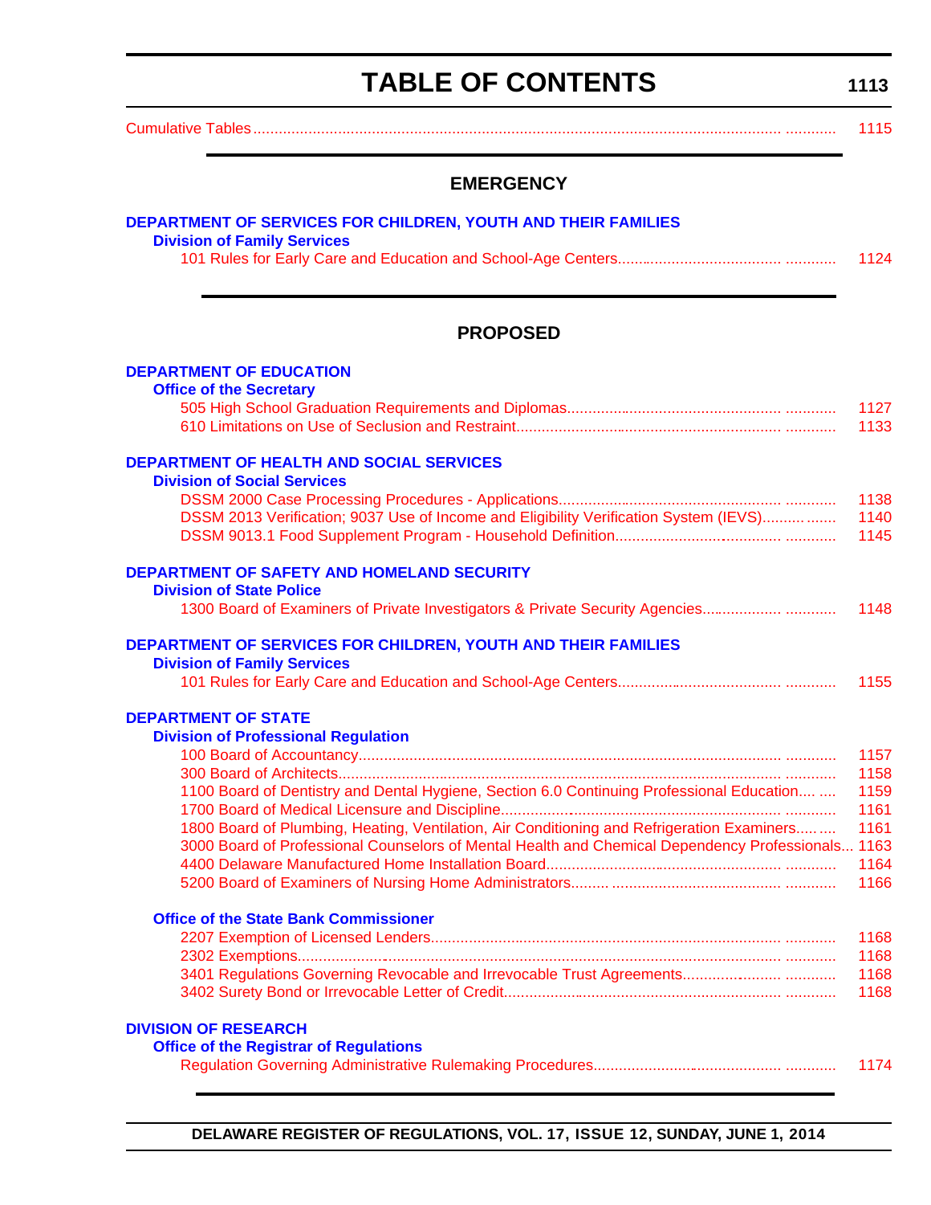# TABLE OF CONTENTS

Cumulative Tables ........................................................................................................................ 1115

## EMERGENCY

**DEPARTMENT OF SERVICES FOR CHILDREN, YOUTH AND THEIR FAMILIES**

**Division of Family Services**

101 Rules for Early Care and Education and School-Age Centers........................................ 1124

## PROPOSED

**DEPARTMENT OF EDUCATION**

**Office of the Secretary**

505 High School Graduation Requirements and Diplomas.................................................... 1127

610 Limitations on Use of Seclusion and Restraint................................................................ 1133

**DEPARTMENT OF HEALTH AND SOCIAL SERVICES**

**Division of Social Services**

DSSM 2000 Case Processing Procedures - Applications...................................................... 1138

DSSM 2013 Verification; 9037 Use of Income and Eligibility Verification System (IEVS).......... 1140

DSSM 9013.1 Food Supplement Program - Household Definition........................................ 1145

**DEPARTMENT OF SAFETY AND HOMELAND SECURITY**

**Division of State Police**

1300 Board of Examiners of Private Investigators & Private Security Agencies....................... 1148

**DEPARTMENT OF SERVICES FOR CHILDREN, YOUTH AND THEIR FAMILIES**

**Division of Family Services**

101 Rules for Early Care and Education and School-Age Centers........................................ 1155

**DEPARTMENT OF STATE**

**Division of Professional Regulation**

100 Board of Accountancy.................................................................................................... 1157

300 Board of Architects......................................................................................................... 1158

1100 Board of Dentistry and Dental Hygiene, Section 6.0 Continuing Professional Education.... 1159

1700 Board of Medical Licensure and Discipline...................................................................... 1161

1800 Board of Plumbing, Heating, Ventilation, Air Conditioning and Refrigeration Examiners..... 1161

3000 Board of Professional Counselors of Mental Health and Chemical Dependency Professionals... 1163

4400 Delaware Manufactured Home Installation Board............................................................ 1164

5200 Board of Examiners of Nursing Home Administrators....................................................... 1166

**Office of the State Bank Commissioner**

2207 Exemption of Licensed Lenders..................................................................................... 1168

2302 Exemptions................................................................................................................... 1168

3401 Regulations Governing Revocable and Irrevocable Trust Agreements............................. 1168

3402 Surety Bond or Irrevocable Letter of Credit..................................................................... 1168

**DIVISION OF RESEARCH**

**Office of the Registrar of Regulations**

Regulation Governing Administrative Rulemaking Procedures............................................... 1174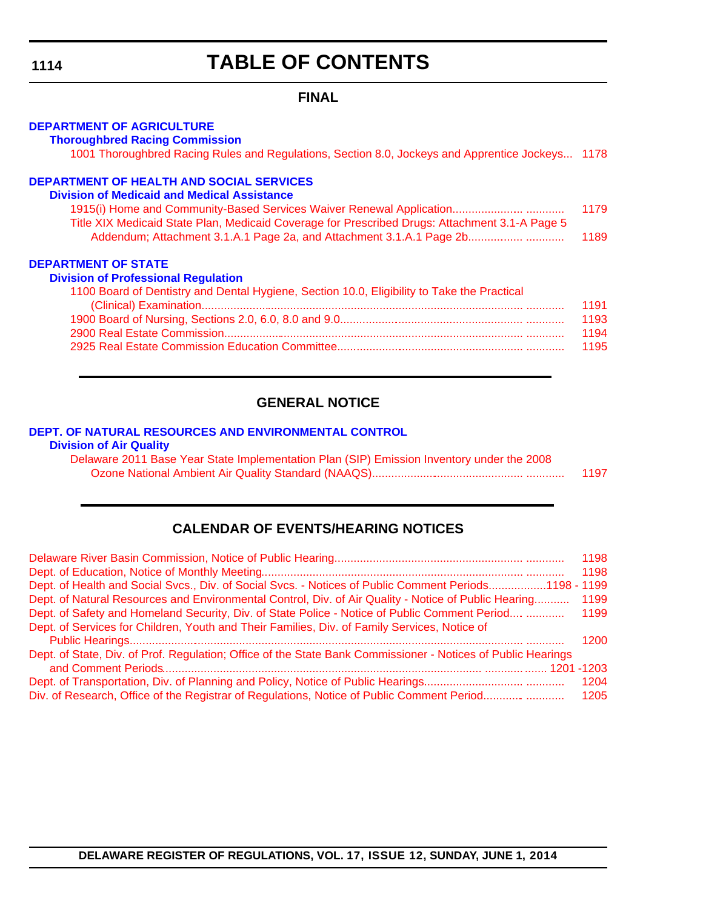# TABLE OF CONTENTS

## FINAL

**DEPARTMENT OF AGRICULTURE**

**Thoroughbred Racing Commission**

1001 Thoroughbred Racing Rules and Regulations, Section 8.0, Jockeys and Apprentice Jockeys... 1178

**DEPARTMENT OF HEALTH AND SOCIAL SERVICES**

**Division of Medicaid and Medical Assistance**

1915(i) Home and Community-Based Services Waiver Renewal Application..................... ............ 1179

Title XIX Medicaid State Plan, Medicaid Coverage for Prescribed Drugs: Attachment 3.1-A Page 5 Addendum; Attachment 3.1.A.1 Page 2a, and Attachment 3.1.A.1 Page 2b................ ............ 1189

**DEPARTMENT OF STATE**

**Division of Professional Regulation**

1100 Board of Dentistry and Dental Hygiene, Section 10.0, Eligibility to Take the Practical (Clinical) Examination.................................................................................................... ............ 1191

1900 Board of Nursing, Sections 2.0, 6.0, 8.0 and 9.0........................................................ ............ 1193

2900 Real Estate Commission........................................................................................... ............ 1194

2925 Real Estate Commission Education Committee........................................................ ............ 1195

## GENERAL NOTICE

**DEPT. OF NATURAL RESOURCES AND ENVIRONMENTAL CONTROL**

**Division of Air Quality**

Delaware 2011 Base Year State Implementation Plan (SIP) Emission Inventory under the 2008 Ozone National Ambient Air Quality Standard (NAAQS)............................................... ............ 1197

## CALENDAR OF EVENTS/HEARING NOTICES

Delaware River Basin Commission, Notice of Public Hearing.......................................................... ............ 1198

Dept. of Education, Notice of Monthly Meeting................................................................................ ............ 1198

Dept. of Health and Social Svcs., Div. of Social Svcs. - Notices of Public Comment Periods..................1198 - 1199

Dept. of Natural Resources and Environmental Control, Div. of Air Quality - Notice of Public Hearing........... 1199

Dept. of Safety and Homeland Security, Div. of State Police - Notice of Public Comment Period.... ............ 1199

Dept. of Services for Children, Youth and Their Families, Div. of Family Services, Notice of Public Hearings........................................................................................................................ ............ 1200

Dept. of State, Div. of Prof. Regulation; Office of the State Bank Commissioner - Notices of Public Hearings and Comment Periods................................................................................................... ............ 1201 -1203

Dept. of Transportation, Div. of Planning and Policy, Notice of Public Hearings.............................. ............ 1204

Div. of Research, Office of the Registrar of Regulations, Notice of Public Comment Period............ ............ 1205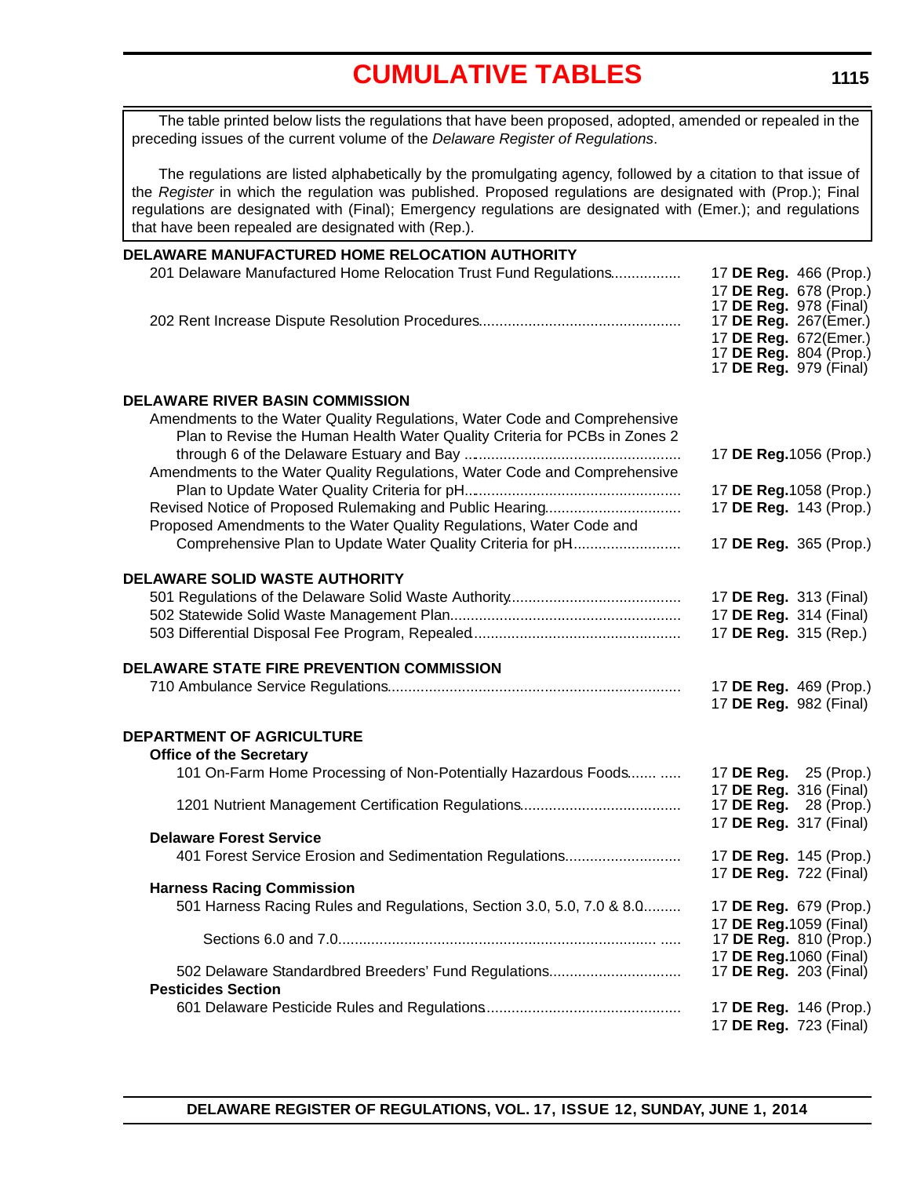# CUMULATIVE TABLES

The table printed below lists the regulations that have been proposed, adopted, amended or repealed in the preceding issues of the current volume of the *Delaware Register of Regulations*.

The regulations are listed alphabetically by the promulgating agency, followed by a citation to that issue of the *Register* in which the regulation was published. Proposed regulations are designated with (Prop.); Final regulations are designated with (Final); Emergency regulations are designated with (Emer.); and regulations that have been repealed are designated with (Rep.).

**DELAWARE MANUFACTURED HOME RELOCATION AUTHORITY**

201 Delaware Manufactured Home Relocation Trust Fund Regulations................ 17 **DE Reg.** 466 (Prop.)
17 **DE Reg.** 678 (Prop.)
17 **DE Reg.** 978 (Final)

202 Rent Increase Dispute Resolution Procedures................................................ 17 **DE Reg.** 267(Emer.)
17 **DE Reg.** 672(Emer.)
17 **DE Reg.** 804 (Prop.)
17 **DE Reg.** 979 (Final)

**DELAWARE RIVER BASIN COMMISSION**

Amendments to the Water Quality Regulations, Water Code and Comprehensive Plan to Revise the Human Health Water Quality Criteria for PCBs in Zones 2 through 6 of the Delaware Estuary and Bay .................................................... 17 **DE Reg.**1056 (Prop.)

Amendments to the Water Quality Regulations, Water Code and Comprehensive Plan to Update Water Quality Criteria for pH.................................................... 17 **DE Reg.**1058 (Prop.)

Revised Notice of Proposed Rulemaking and Public Hearing................................ 17 **DE Reg.** 143 (Prop.)

Proposed Amendments to the Water Quality Regulations, Water Code and Comprehensive Plan to Update Water Quality Criteria for pH.......................... 17 **DE Reg.** 365 (Prop.)

**DELAWARE SOLID WASTE AUTHORITY**

501 Regulations of the Delaware Solid Waste Authority......................................... 17 **DE Reg.** 313 (Final)

502 Statewide Solid Waste Management Plan........................................................ 17 **DE Reg.** 314 (Final)

503 Differential Disposal Fee Program, Repealed.................................................. 17 **DE Reg.** 315 (Rep.)

**DELAWARE STATE FIRE PREVENTION COMMISSION**

710 Ambulance Service Regulations...................................................................... 17 **DE Reg.** 469 (Prop.)
17 **DE Reg.** 982 (Final)

**DEPARTMENT OF AGRICULTURE**

**Office of the Secretary**

101 On-Farm Home Processing of Non-Potentially Hazardous Foods....... ..... 17 **DE Reg.** 25 (Prop.)
17 **DE Reg.** 316 (Final)

1201 Nutrient Management Certification Regulations...................................... 17 **DE Reg.** 28 (Prop.)
17 **DE Reg.** 317 (Final)

**Delaware Forest Service**

401 Forest Service Erosion and Sedimentation Regulations........................... 17 **DE Reg.** 145 (Prop.)
17 **DE Reg.** 722 (Final)

**Harness Racing Commission**

501 Harness Racing Rules and Regulations, Section 3.0, 5.0, 7.0 & 8.0......... 17 **DE Reg.** 679 (Prop.)
17 **DE Reg.**1059 (Final)

Sections 6.0 and 7.0............................................................................ ..... 17 **DE Reg.** 810 (Prop.)
17 **DE Reg.**1060 (Final)

502 Delaware Standardbred Breeders' Fund Regulations............................... 17 **DE Reg.** 203 (Final)

**Pesticides Section**

601 Delaware Pesticide Rules and Regulations............................................... 17 **DE Reg.** 146 (Prop.)
17 **DE Reg.** 723 (Final)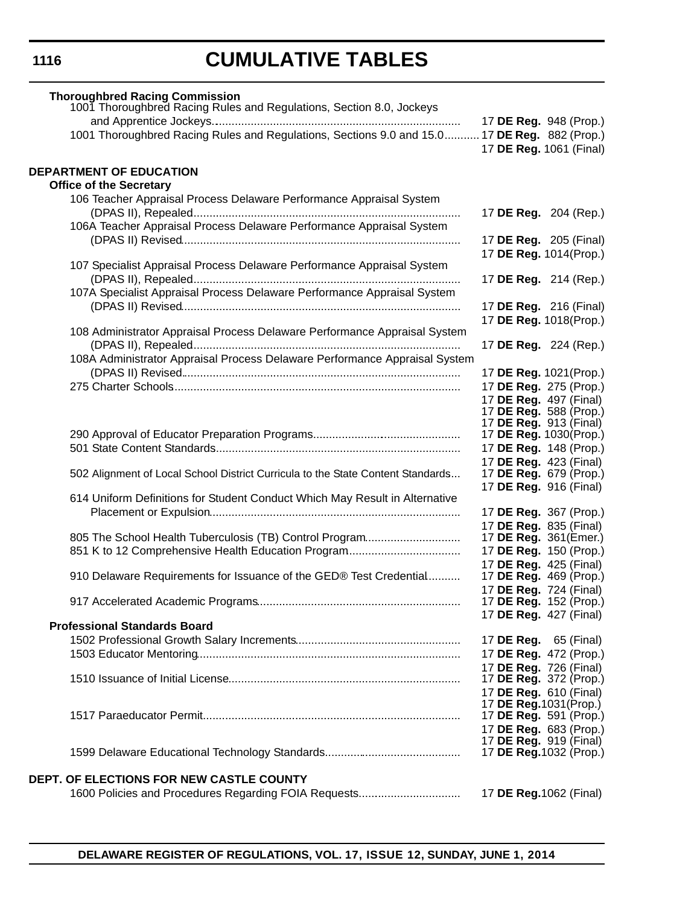**Thoroughbred Racing Commission**

| | |
|---|---|
| 1001 Thoroughbred Racing Rules and Regulations, Section 8.0, Jockeys and Apprentice Jockeys | 17 **DE Reg.** 948 (Prop.) |
| 1001 Thoroughbred Racing Rules and Regulations, Sections 9.0 and 15.0 | 17 **DE Reg.** 882 (Prop.) |
| | 17 **DE Reg.** 1061 (Final) |

**DEPARTMENT OF EDUCATION**

**Office of the Secretary**

| | |
|---|---|
| 106 Teacher Appraisal Process Delaware Performance Appraisal System (DPAS II), Repealed | 17 **DE Reg.** 204 (Rep.) |
| 106A Teacher Appraisal Process Delaware Performance Appraisal System (DPAS II) Revised | 17 **DE Reg.** 205 (Final) |
| | 17 **DE Reg.** 1014(Prop.) |
| 107 Specialist Appraisal Process Delaware Performance Appraisal System (DPAS II), Repealed | 17 **DE Reg.** 214 (Rep.) |
| 107A Specialist Appraisal Process Delaware Performance Appraisal System (DPAS II) Revised | 17 **DE Reg.** 216 (Final) |
| | 17 **DE Reg.** 1018(Prop.) |
| 108 Administrator Appraisal Process Delaware Performance Appraisal System (DPAS II), Repealed | 17 **DE Reg.** 224 (Rep.) |
| 108A Administrator Appraisal Process Delaware Performance Appraisal System (DPAS II) Revised | 17 **DE Reg.** 1021(Prop.) |
| 275 Charter Schools | 17 **DE Reg.** 275 (Prop.) |
| | 17 **DE Reg.** 497 (Final) |
| | 17 **DE Reg.** 588 (Prop.) |
| | 17 **DE Reg.** 913 (Final) |
| 290 Approval of Educator Preparation Programs | 17 **DE Reg.** 1030(Prop.) |
| 501 State Content Standards | 17 **DE Reg.** 148 (Prop.) |
| | 17 **DE Reg.** 423 (Final) |
| 502 Alignment of Local School District Curricula to the State Content Standards | 17 **DE Reg.** 679 (Prop.) |
| | 17 **DE Reg.** 916 (Final) |
| 614 Uniform Definitions for Student Conduct Which May Result in Alternative Placement or Expulsion | 17 **DE Reg.** 367 (Prop.) |
| | 17 **DE Reg.** 835 (Final) |
| 805 The School Health Tuberculosis (TB) Control Program | 17 **DE Reg.** 361(Emer.) |
| 851 K to 12 Comprehensive Health Education Program | 17 **DE Reg.** 150 (Prop.) |
| | 17 **DE Reg.** 425 (Final) |
| 910 Delaware Requirements for Issuance of the GED® Test Credential | 17 **DE Reg.** 469 (Prop.) |
| | 17 **DE Reg.** 724 (Final) |
| 917 Accelerated Academic Programs | 17 **DE Reg.** 152 (Prop.) |
| | 17 **DE Reg.** 427 (Final) |

**Professional Standards Board**

| | |
|---|---|
| 1502 Professional Growth Salary Increments | 17 **DE Reg.** 65 (Final) |
| 1503 Educator Mentoring | 17 **DE Reg.** 472 (Prop.) |
| | 17 **DE Reg.** 726 (Final) |
| 1510 Issuance of Initial License | 17 **DE Reg.** 372 (Prop.) |
| | 17 **DE Reg.** 610 (Final) |
| | 17 **DE Reg.**1031(Prop.) |
| 1517 Paraeducator Permit | 17 **DE Reg.** 591 (Prop.) |
| | 17 **DE Reg.** 683 (Prop.) |
| | 17 **DE Reg.** 919 (Final) |
| 1599 Delaware Educational Technology Standards | 17 **DE Reg.**1032 (Prop.) |

**DEPT. OF ELECTIONS FOR NEW CASTLE COUNTY**

| | |
|---|---|
| 1600 Policies and Procedures Regarding FOIA Requests | 17 **DE Reg.**1062 (Final) |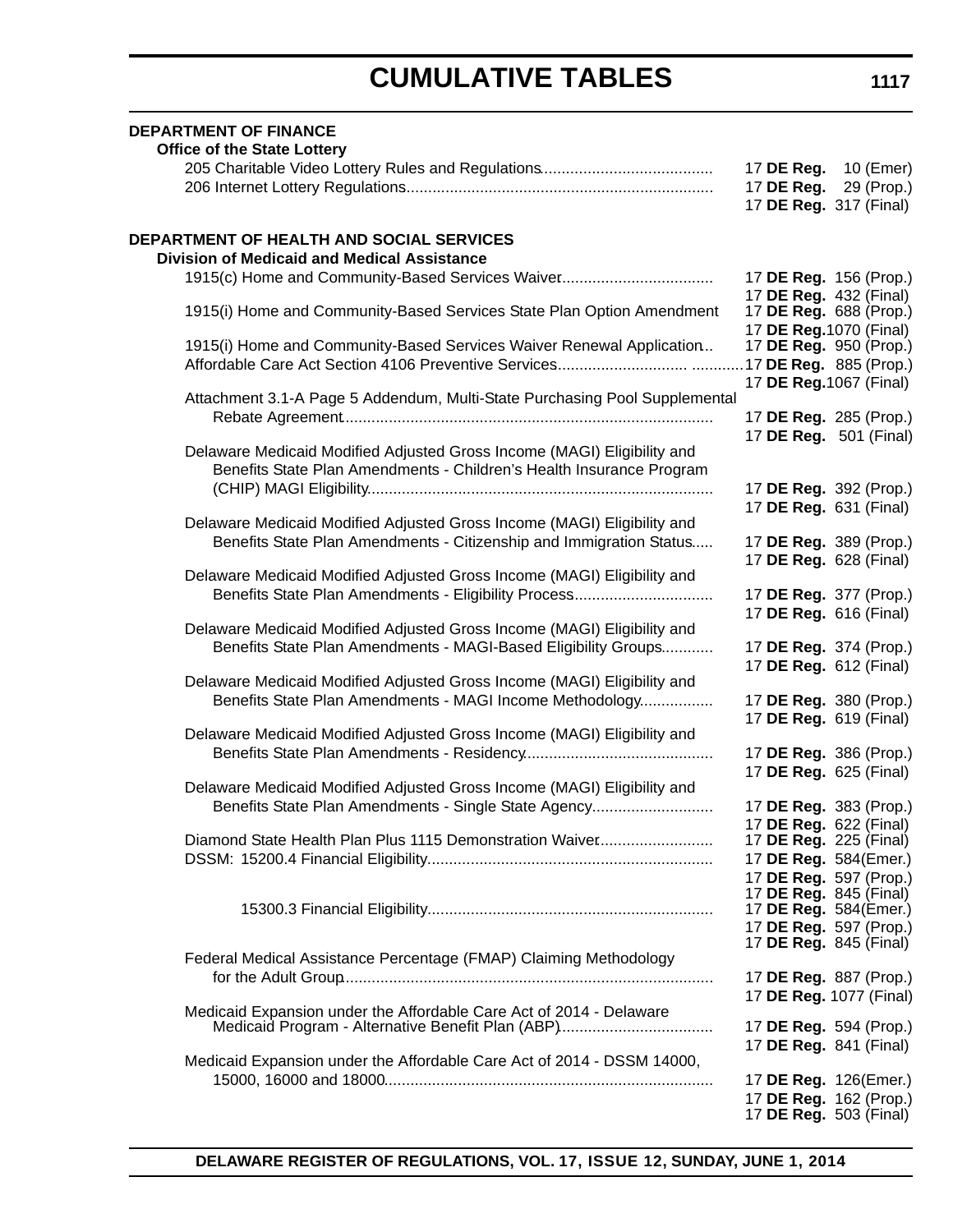# CUMULATIVE TABLES

**DEPARTMENT OF FINANCE**

**Office of the State Lottery**

205 Charitable Video Lottery Rules and Regulations........................................ 17 **DE Reg.** 10 (Emer)

206 Internet Lottery Regulations........................................................................ 17 **DE Reg.** 29 (Prop.)
17 **DE Reg.** 317 (Final)

**DEPARTMENT OF HEALTH AND SOCIAL SERVICES**

**Division of Medicaid and Medical Assistance**

1915(c) Home and Community-Based Services Waiver.................................. 17 **DE Reg.** 156 (Prop.)
17 **DE Reg.** 432 (Final)

1915(i) Home and Community-Based Services State Plan Option Amendment 17 **DE Reg.** 688 (Prop.)
17 **DE Reg.**1070 (Final)

1915(i) Home and Community-Based Services Waiver Renewal Application... 17 **DE Reg.** 950 (Prop.)

Affordable Care Act Section 4106 Preventive Services............................ ............17 **DE Reg.** 885 (Prop.)
17 **DE Reg.**1067 (Final)

Attachment 3.1-A Page 5 Addendum, Multi-State Purchasing Pool Supplemental Rebate Agreement..................................................................................... 17 **DE Reg.** 285 (Prop.)
17 **DE Reg.** 501 (Final)

Delaware Medicaid Modified Adjusted Gross Income (MAGI) Eligibility and Benefits State Plan Amendments - Children's Health Insurance Program (CHIP) MAGI Eligibility................................................................................ 17 **DE Reg.** 392 (Prop.)
17 **DE Reg.** 631 (Final)

Delaware Medicaid Modified Adjusted Gross Income (MAGI) Eligibility and Benefits State Plan Amendments - Citizenship and Immigration Status..... 17 **DE Reg.** 389 (Prop.)
17 **DE Reg.** 628 (Final)

Delaware Medicaid Modified Adjusted Gross Income (MAGI) Eligibility and Benefits State Plan Amendments - Eligibility Process................................ 17 **DE Reg.** 377 (Prop.)
17 **DE Reg.** 616 (Final)

Delaware Medicaid Modified Adjusted Gross Income (MAGI) Eligibility and Benefits State Plan Amendments - MAGI-Based Eligibility Groups............ 17 **DE Reg.** 374 (Prop.)
17 **DE Reg.** 612 (Final)

Delaware Medicaid Modified Adjusted Gross Income (MAGI) Eligibility and Benefits State Plan Amendments - MAGI Income Methodology................. 17 **DE Reg.** 380 (Prop.)
17 **DE Reg.** 619 (Final)

Delaware Medicaid Modified Adjusted Gross Income (MAGI) Eligibility and Benefits State Plan Amendments - Residency............................................ 17 **DE Reg.** 386 (Prop.)
17 **DE Reg.** 625 (Final)

Delaware Medicaid Modified Adjusted Gross Income (MAGI) Eligibility and Benefits State Plan Amendments - Single State Agency............................ 17 **DE Reg.** 383 (Prop.)
17 **DE Reg.** 622 (Final)

Diamond State Health Plan Plus 1115 Demonstration Waiver.......................... 17 **DE Reg.** 225 (Final)

DSSM: 15200.4 Financial Eligibility.................................................................. 17 **DE Reg.** 584(Emer.)
17 **DE Reg.** 597 (Prop.)
17 **DE Reg.** 845 (Final)

15300.3 Financial Eligibility.................................................................. 17 **DE Reg.** 584(Emer.)
17 **DE Reg.** 597 (Prop.)
17 **DE Reg.** 845 (Final)

Federal Medical Assistance Percentage (FMAP) Claiming Methodology for the Adult Group..................................................................................... 17 **DE Reg.** 887 (Prop.)
17 **DE Reg.** 1077 (Final)

Medicaid Expansion under the Affordable Care Act of 2014 - Delaware Medicaid Program - Alternative Benefit Plan (ABP)................................... 17 **DE Reg.** 594 (Prop.)
17 **DE Reg.** 841 (Final)

Medicaid Expansion under the Affordable Care Act of 2014 - DSSM 14000, 15000, 16000 and 18000........................................................................... 17 **DE Reg.** 126(Emer.)
17 **DE Reg.** 162 (Prop.)
17 **DE Reg.** 503 (Final)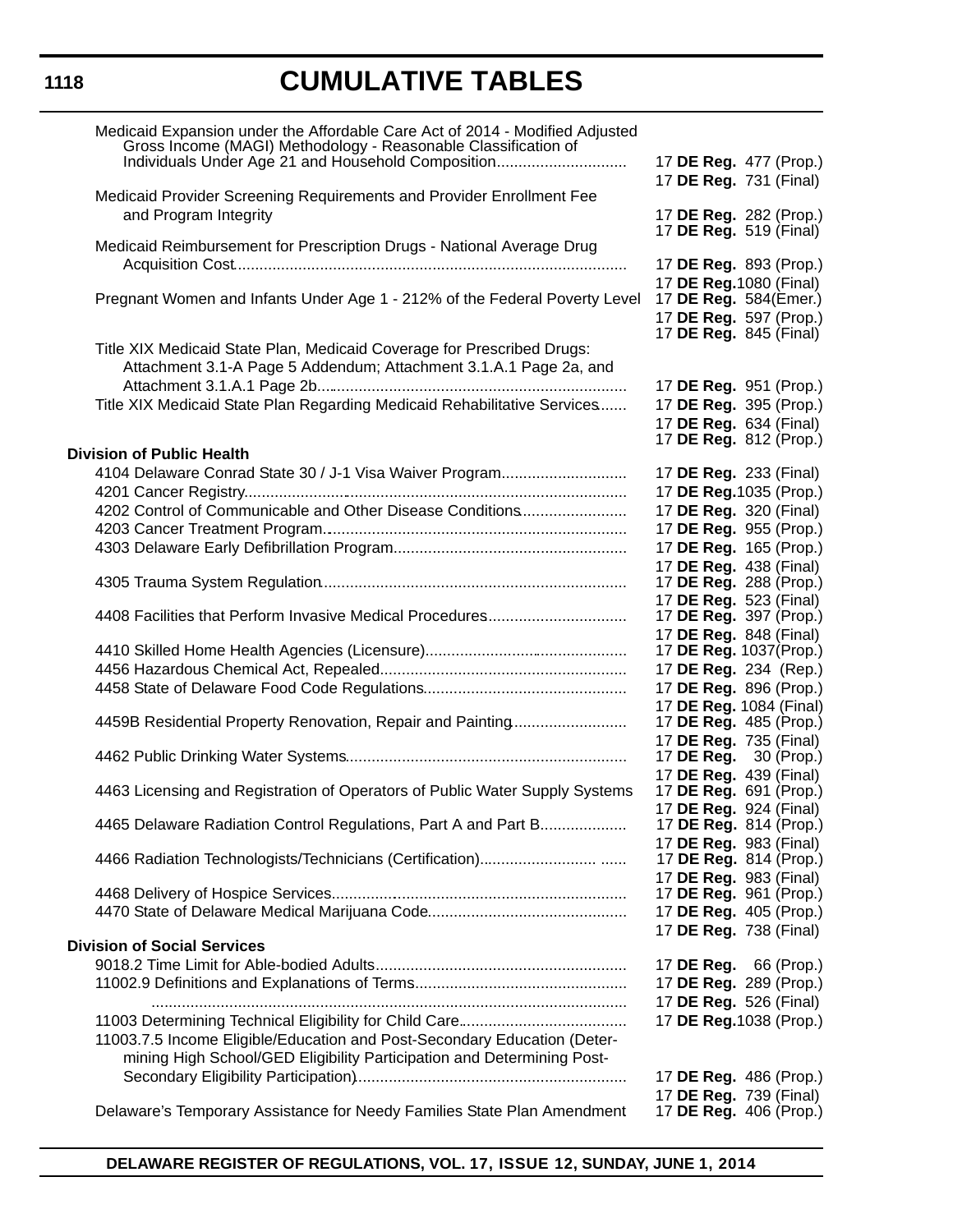# CUMULATIVE TABLES

Medicaid Expansion under the Affordable Care Act of 2014 - Modified Adjusted Gross Income (MAGI) Methodology - Reasonable Classification of Individuals Under Age 21 and Household Composition.............................. 17 **DE Reg.** 477 (Prop.)
17 **DE Reg.** 731 (Final)

Medicaid Provider Screening Requirements and Provider Enrollment Fee and Program Integrity 17 **DE Reg.** 282 (Prop.)
17 **DE Reg.** 519 (Final)

Medicaid Reimbursement for Prescription Drugs - National Average Drug Acquisition Cost.......................................................................................... 17 **DE Reg.** 893 (Prop.)
17 **DE Reg.** 1080 (Final)

Pregnant Women and Infants Under Age 1 - 212% of the Federal Poverty Level 17 **DE Reg.** 584(Emer.)
17 **DE Reg.** 597 (Prop.)
17 **DE Reg.** 845 (Final)

Title XIX Medicaid State Plan, Medicaid Coverage for Prescribed Drugs: Attachment 3.1-A Page 5 Addendum; Attachment 3.1.A.1 Page 2a, and Attachment 3.1.A.1 Page 2b...................................................................... 17 **DE Reg.** 951 (Prop.)

Title XIX Medicaid State Plan Regarding Medicaid Rehabilitative Services...... 17 **DE Reg.** 395 (Prop.)
17 **DE Reg.** 634 (Final)
17 **DE Reg.** 812 (Prop.)

**Division of Public Health**

4104 Delaware Conrad State 30 / J-1 Visa Waiver Program............................ 17 **DE Reg.** 233 (Final)
4201 Cancer Registry........................................................................................ 17 **DE Reg.** 1035 (Prop.)
4202 Control of Communicable and Other Disease Conditions........................ 17 **DE Reg.** 320 (Final)
4203 Cancer Treatment Program...................................................................... 17 **DE Reg.** 955 (Prop.)
4303 Delaware Early Defibrillation Program...................................................... 17 **DE Reg.** 165 (Prop.)
17 **DE Reg.** 438 (Final)
4305 Trauma System Regulation...................................................................... 17 **DE Reg.** 288 (Prop.)
17 **DE Reg.** 523 (Final)
4408 Facilities that Perform Invasive Medical Procedures................................ 17 **DE Reg.** 397 (Prop.)
17 **DE Reg.** 848 (Final)
4410 Skilled Home Health Agencies (Licensure).............................................. 17 **DE Reg.** 1037(Prop.)
4456 Hazardous Chemical Act, Repealed......................................................... 17 **DE Reg.** 234 (Rep.)
4458 State of Delaware Food Code Regulations.............................................. 17 **DE Reg.** 896 (Prop.)
17 **DE Reg.** 1084 (Final)
4459B Residential Property Renovation, Repair and Painting.......................... 17 **DE Reg.** 485 (Prop.)
17 **DE Reg.** 735 (Final)
4462 Public Drinking Water Systems................................................................ 17 **DE Reg.** 30 (Prop.)
17 **DE Reg.** 439 (Final)
4463 Licensing and Registration of Operators of Public Water Supply Systems 17 **DE Reg.** 691 (Prop.)
17 **DE Reg.** 924 (Final)
4465 Delaware Radiation Control Regulations, Part A and Part B.................... 17 **DE Reg.** 814 (Prop.)
17 **DE Reg.** 983 (Final)
4466 Radiation Technologists/Technicians (Certification)................................. 17 **DE Reg.** 814 (Prop.)
17 **DE Reg.** 983 (Final)
4468 Delivery of Hospice Services................................................................... 17 **DE Reg.** 961 (Prop.)
4470 State of Delaware Medical Marijuana Code............................................. 17 **DE Reg.** 405 (Prop.)
17 **DE Reg.** 738 (Final)

**Division of Social Services**

9018.2 Time Limit for Able-bodied Adults.......................................................... 17 **DE Reg.** 66 (Prop.)
11002.9 Definitions and Explanations of Terms................................................. 17 **DE Reg.** 289 (Prop.)
............................................................................................................ 17 **DE Reg.** 526 (Final)
11003 Determining Technical Eligibility for Child Care...................................... 17 **DE Reg.** 1038 (Prop.)
11003.7.5 Income Eligible/Education and Post-Secondary Education (Determining High School/GED Eligibility Participation and Determining Post-Secondary Eligibility Participation).............................................................. 17 **DE Reg.** 486 (Prop.)
17 **DE Reg.** 739 (Final)
Delaware's Temporary Assistance for Needy Families State Plan Amendment 17 **DE Reg.** 406 (Prop.)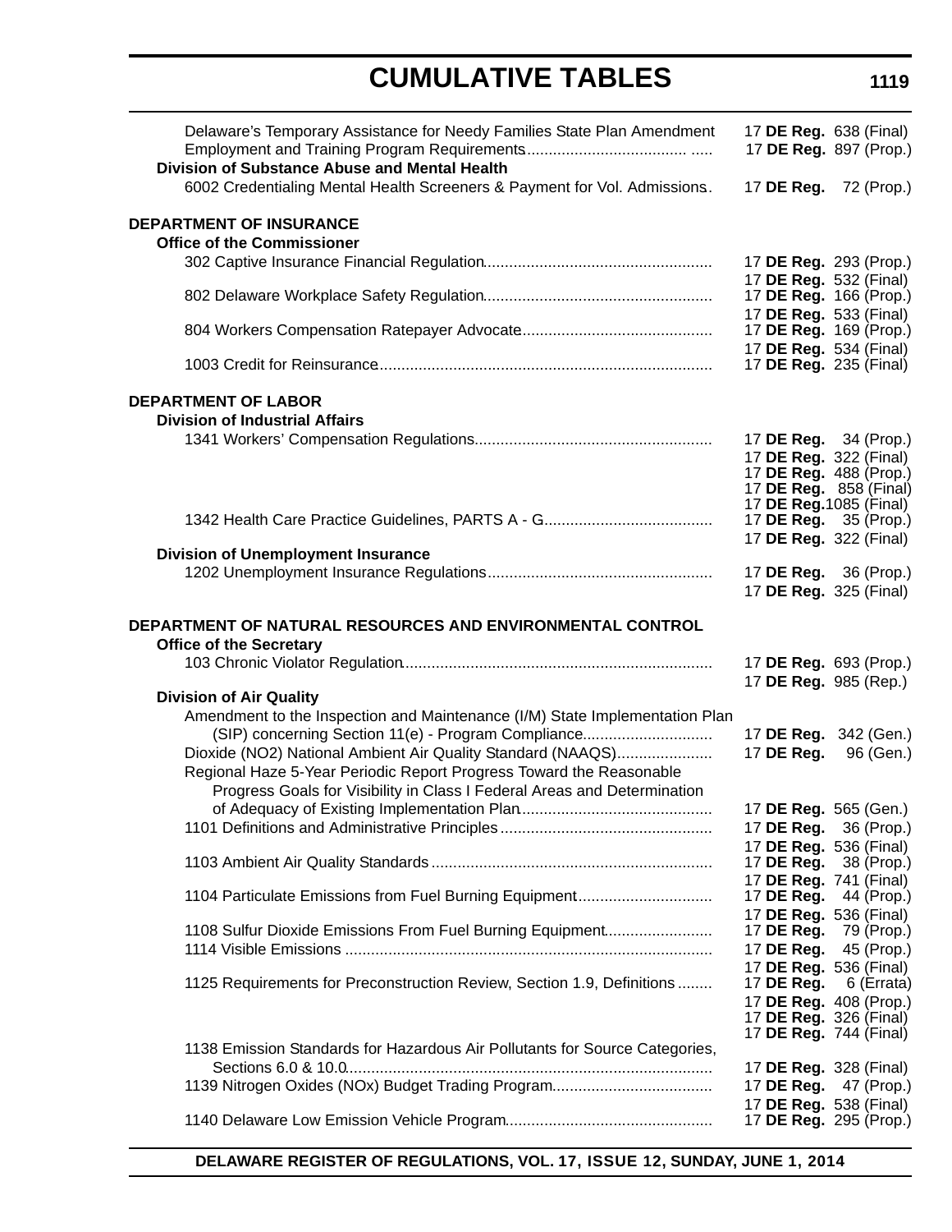# CUMULATIVE TABLES

Delaware's Temporary Assistance for Needy Families State Plan Amendment ... 17 **DE Reg.** 638 (Final)
Employment and Training Program Requirements ... 17 **DE Reg.** 897 (Prop.)

**Division of Substance Abuse and Mental Health**

6002 Credentialing Mental Health Screeners & Payment for Vol. Admissions ... 17 **DE Reg.** 72 (Prop.)

**DEPARTMENT OF INSURANCE**

**Office of the Commissioner**

302 Captive Insurance Financial Regulation ... 17 **DE Reg.** 293 (Prop.)
17 **DE Reg.** 532 (Final)
802 Delaware Workplace Safety Regulation ... 17 **DE Reg.** 166 (Prop.)
17 **DE Reg.** 533 (Final)
804 Workers Compensation Ratepayer Advocate ... 17 **DE Reg.** 169 (Prop.)
17 **DE Reg.** 534 (Final)
1003 Credit for Reinsurance ... 17 **DE Reg.** 235 (Final)

**DEPARTMENT OF LABOR**

**Division of Industrial Affairs**

1341 Workers' Compensation Regulations ... 17 **DE Reg.** 34 (Prop.)
17 **DE Reg.** 322 (Final)
17 **DE Reg.** 488 (Prop.)
17 **DE Reg.** 858 (Final)
17 **DE Reg.** 1085 (Final)
1342 Health Care Practice Guidelines, PARTS A - G ... 17 **DE Reg.** 35 (Prop.)
17 **DE Reg.** 322 (Final)

**Division of Unemployment Insurance**

1202 Unemployment Insurance Regulations ... 17 **DE Reg.** 36 (Prop.)
17 **DE Reg.** 325 (Final)

**DEPARTMENT OF NATURAL RESOURCES AND ENVIRONMENTAL CONTROL**

**Office of the Secretary**

103 Chronic Violator Regulation ... 17 **DE Reg.** 693 (Prop.)
17 **DE Reg.** 985 (Rep.)

**Division of Air Quality**

Amendment to the Inspection and Maintenance (I/M) State Implementation Plan (SIP) concerning Section 11(e) - Program Compliance ... 17 **DE Reg.** 342 (Gen.)
Dioxide (NO2) National Ambient Air Quality Standard (NAAQS) ... 17 **DE Reg.** 96 (Gen.)
Regional Haze 5-Year Periodic Report Progress Toward the Reasonable Progress Goals for Visibility in Class I Federal Areas and Determination of Adequacy of Existing Implementation Plan ... 17 **DE Reg.** 565 (Gen.)
1101 Definitions and Administrative Principles ... 17 **DE Reg.** 36 (Prop.)
17 **DE Reg.** 536 (Final)
1103 Ambient Air Quality Standards ... 17 **DE Reg.** 38 (Prop.)
17 **DE Reg.** 741 (Final)
1104 Particulate Emissions from Fuel Burning Equipment ... 17 **DE Reg.** 44 (Prop.)
17 **DE Reg.** 536 (Final)
1108 Sulfur Dioxide Emissions From Fuel Burning Equipment ... 17 **DE Reg.** 79 (Prop.)
1114 Visible Emissions ... 17 **DE Reg.** 45 (Prop.)
17 **DE Reg.** 536 (Final)
1125 Requirements for Preconstruction Review, Section 1.9, Definitions ... 17 **DE Reg.** 6 (Errata)
17 **DE Reg.** 408 (Prop.)
17 **DE Reg.** 326 (Final)
17 **DE Reg.** 744 (Final)
1138 Emission Standards for Hazardous Air Pollutants for Source Categories, Sections 6.0 & 10.0 ... 17 **DE Reg.** 328 (Final)
1139 Nitrogen Oxides (NOx) Budget Trading Program ... 17 **DE Reg.** 47 (Prop.)
17 **DE Reg.** 538 (Final)
1140 Delaware Low Emission Vehicle Program ... 17 **DE Reg.** 295 (Prop.)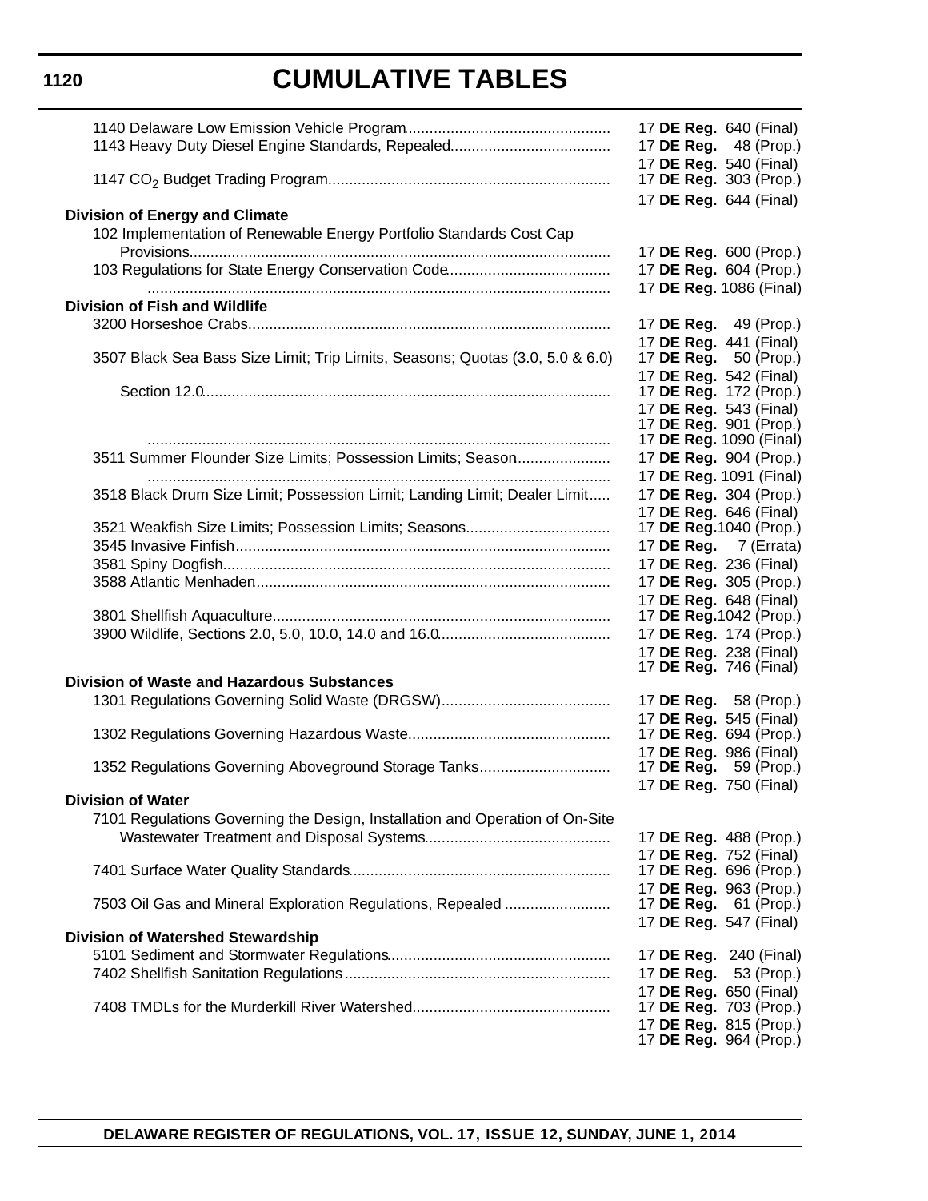# CUMULATIVE TABLES

| | |
|---|---|
| 1140 Delaware Low Emission Vehicle Program | 17 **DE Reg.** 640 (Final) |
| 1143 Heavy Duty Diesel Engine Standards, Repealed | 17 **DE Reg.** 48 (Prop.) |
| | 17 **DE Reg.** 540 (Final) |
| 1147 $CO_2$ Budget Trading Program | 17 **DE Reg.** 303 (Prop.) |
| | 17 **DE Reg.** 644 (Final) |
| **Division of Energy and Climate** | |
| 102 Implementation of Renewable Energy Portfolio Standards Cost Cap Provisions | 17 **DE Reg.** 600 (Prop.) |
| 103 Regulations for State Energy Conservation Code | 17 **DE Reg.** 604 (Prop.) |
| | 17 **DE Reg.** 1086 (Final) |
| **Division of Fish and Wildlife** | |
| 3200 Horseshoe Crabs | 17 **DE Reg.** 49 (Prop.) |
| | 17 **DE Reg.** 441 (Final) |
| 3507 Black Sea Bass Size Limit; Trip Limits, Seasons; Quotas (3.0, 5.0 & 6.0) | 17 **DE Reg.** 50 (Prop.) |
| | 17 **DE Reg.** 542 (Final) |
| Section 12.0 | 17 **DE Reg.** 172 (Prop.) |
| | 17 **DE Reg.** 543 (Final) |
| | 17 **DE Reg.** 901 (Prop.) |
| | 17 **DE Reg.** 1090 (Final) |
| 3511 Summer Flounder Size Limits; Possession Limits; Season | 17 **DE Reg.** 904 (Prop.) |
| | 17 **DE Reg.** 1091 (Final) |
| 3518 Black Drum Size Limit; Possession Limit; Landing Limit; Dealer Limit | 17 **DE Reg.** 304 (Prop.) |
| | 17 **DE Reg.** 646 (Final) |
| 3521 Weakfish Size Limits; Possession Limits; Seasons | 17 **DE Reg.** 1040 (Prop.) |
| 3545 Invasive Finfish | 17 **DE Reg.** 7 (Errata) |
| 3581 Spiny Dogfish | 17 **DE Reg.** 236 (Final) |
| 3588 Atlantic Menhaden | 17 **DE Reg.** 305 (Prop.) |
| | 17 **DE Reg.** 648 (Final) |
| 3801 Shellfish Aquaculture | 17 **DE Reg.** 1042 (Prop.) |
| 3900 Wildlife, Sections 2.0, 5.0, 10.0, 14.0 and 16.0 | 17 **DE Reg.** 174 (Prop.) |
| | 17 **DE Reg.** 238 (Final) |
| | 17 **DE Reg.** 746 (Final) |
| **Division of Waste and Hazardous Substances** | |
| 1301 Regulations Governing Solid Waste (DRGSW) | 17 **DE Reg.** 58 (Prop.) |
| | 17 **DE Reg.** 545 (Final) |
| 1302 Regulations Governing Hazardous Waste | 17 **DE Reg.** 694 (Prop.) |
| | 17 **DE Reg.** 986 (Final) |
| 1352 Regulations Governing Aboveground Storage Tanks | 17 **DE Reg.** 59 (Prop.) |
| | 17 **DE Reg.** 750 (Final) |
| **Division of Water** | |
| 7101 Regulations Governing the Design, Installation and Operation of On-Site Wastewater Treatment and Disposal Systems | 17 **DE Reg.** 488 (Prop.) |
| | 17 **DE Reg.** 752 (Final) |
| 7401 Surface Water Quality Standards | 17 **DE Reg.** 696 (Prop.) |
| | 17 **DE Reg.** 963 (Prop.) |
| 7503 Oil Gas and Mineral Exploration Regulations, Repealed | 17 **DE Reg.** 61 (Prop.) |
| | 17 **DE Reg.** 547 (Final) |
| **Division of Watershed Stewardship** | |
| 5101 Sediment and Stormwater Regulations | 17 **DE Reg.** 240 (Final) |
| 7402 Shellfish Sanitation Regulations | 17 **DE Reg.** 53 (Prop.) |
| | 17 **DE Reg.** 650 (Final) |
| 7408 TMDLs for the Murderkill River Watershed | 17 **DE Reg.** 703 (Prop.) |
| | 17 **DE Reg.** 815 (Prop.) |
| | 17 **DE Reg.** 964 (Prop.) |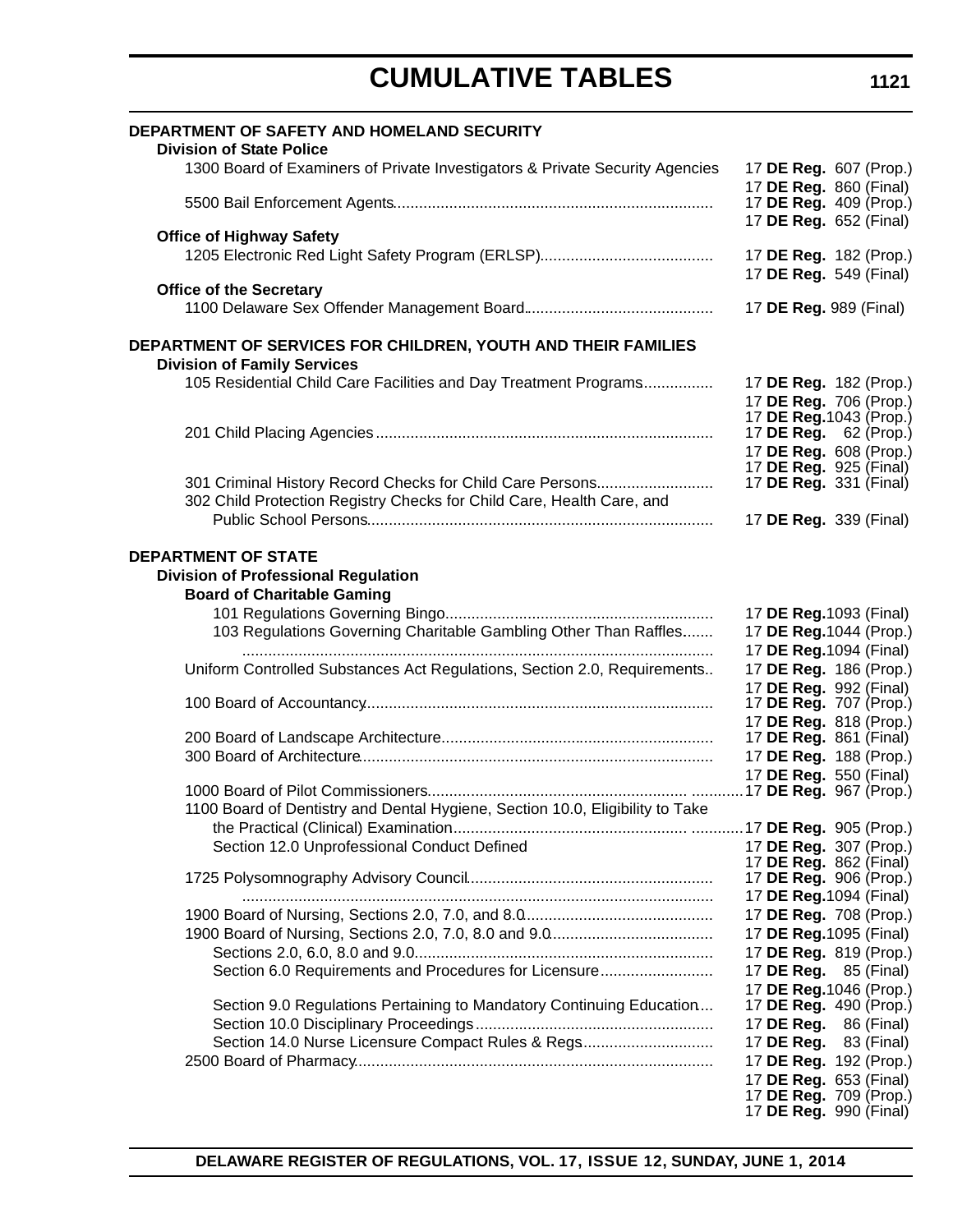# CUMULATIVE TABLES

**DEPARTMENT OF SAFETY AND HOMELAND SECURITY**

**Division of State Police**

| Regulation | Citation |
|---|---|
| 1300 Board of Examiners of Private Investigators & Private Security Agencies | 17 **DE Reg.** 607 (Prop.) |
| | 17 **DE Reg.** 860 (Final) |
| 5500 Bail Enforcement Agents | 17 **DE Reg.** 409 (Prop.) |
| | 17 **DE Reg.** 652 (Final) |

**Office of Highway Safety**

| Regulation | Citation |
|---|---|
| 1205 Electronic Red Light Safety Program (ERLSP) | 17 **DE Reg.** 182 (Prop.) |
| | 17 **DE Reg.** 549 (Final) |

**Office of the Secretary**

| Regulation | Citation |
|---|---|
| 1100 Delaware Sex Offender Management Board | 17 **DE Reg.** 989 (Final) |

**DEPARTMENT OF SERVICES FOR CHILDREN, YOUTH AND THEIR FAMILIES**

**Division of Family Services**

| Regulation | Citation |
|---|---|
| 105 Residential Child Care Facilities and Day Treatment Programs | 17 **DE Reg.** 182 (Prop.) |
| | 17 **DE Reg.** 706 (Prop.) |
| | 17 **DE Reg.** 1043 (Prop.) |
| 201 Child Placing Agencies | 17 **DE Reg.** 62 (Prop.) |
| | 17 **DE Reg.** 608 (Prop.) |
| | 17 **DE Reg.** 925 (Final) |
| 301 Criminal History Record Checks for Child Care Persons | 17 **DE Reg.** 331 (Final) |
| 302 Child Protection Registry Checks for Child Care, Health Care, and Public School Persons | 17 **DE Reg.** 339 (Final) |

**DEPARTMENT OF STATE**

**Division of Professional Regulation**

**Board of Charitable Gaming**

| Regulation | Citation |
|---|---|
| 101 Regulations Governing Bingo | 17 **DE Reg.** 1093 (Final) |
| 103 Regulations Governing Charitable Gambling Other Than Raffles | 17 **DE Reg.** 1044 (Prop.) |
| | 17 **DE Reg.** 1094 (Final) |
| Uniform Controlled Substances Act Regulations, Section 2.0, Requirements | 17 **DE Reg.** 186 (Prop.) |
| | 17 **DE Reg.** 992 (Final) |
| 100 Board of Accountancy | 17 **DE Reg.** 707 (Prop.) |
| | 17 **DE Reg.** 818 (Prop.) |
| 200 Board of Landscape Architecture | 17 **DE Reg.** 861 (Final) |
| 300 Board of Architecture | 17 **DE Reg.** 188 (Prop.) |
| | 17 **DE Reg.** 550 (Final) |
| 1000 Board of Pilot Commissioners | 17 **DE Reg.** 967 (Prop.) |
| 1100 Board of Dentistry and Dental Hygiene, Section 10.0, Eligibility to Take the Practical (Clinical) Examination | 17 **DE Reg.** 905 (Prop.) |
| Section 12.0 Unprofessional Conduct Defined | 17 **DE Reg.** 307 (Prop.) |
| | 17 **DE Reg.** 862 (Final) |
| 1725 Polysomnography Advisory Council | 17 **DE Reg.** 906 (Prop.) |
| | 17 **DE Reg.** 1094 (Final) |
| 1900 Board of Nursing, Sections 2.0, 7.0, and 8.0 | 17 **DE Reg.** 708 (Prop.) |
| 1900 Board of Nursing, Sections 2.0, 7.0, 8.0 and 9.0 | 17 **DE Reg.** 1095 (Final) |
| Sections 2.0, 6.0, 8.0 and 9.0 | 17 **DE Reg.** 819 (Prop.) |
| Section 6.0 Requirements and Procedures for Licensure | 17 **DE Reg.** 85 (Final) |
| | 17 **DE Reg.** 1046 (Prop.) |
| Section 9.0 Regulations Pertaining to Mandatory Continuing Education | 17 **DE Reg.** 490 (Prop.) |
| Section 10.0 Disciplinary Proceedings | 17 **DE Reg.** 86 (Final) |
| Section 14.0 Nurse Licensure Compact Rules & Regs | 17 **DE Reg.** 83 (Final) |
| 2500 Board of Pharmacy | 17 **DE Reg.** 192 (Prop.) |
| | 17 **DE Reg.** 653 (Final) |
| | 17 **DE Reg.** 709 (Prop.) |
| | 17 **DE Reg.** 990 (Final) |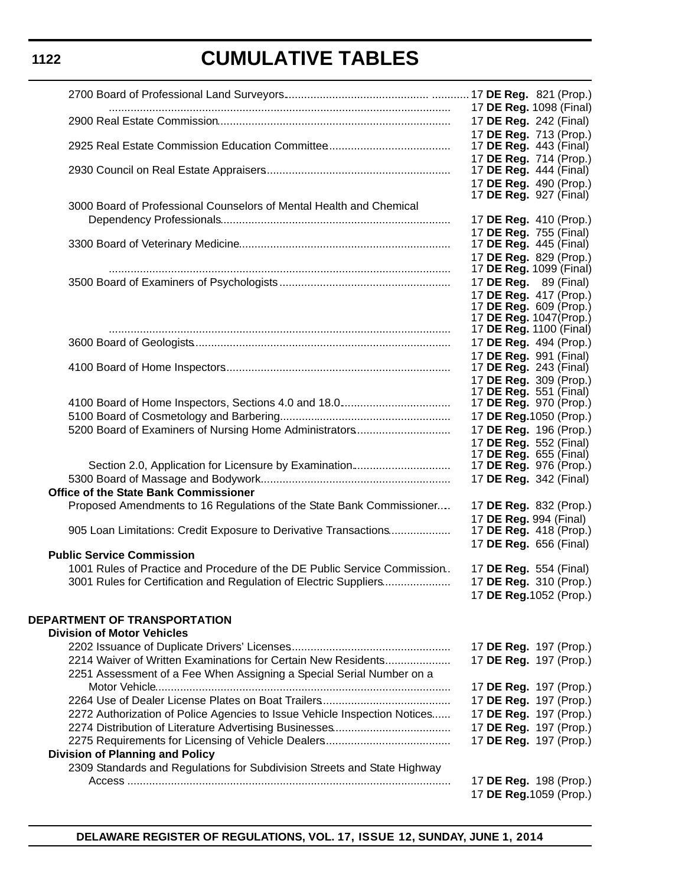# CUMULATIVE TABLES

| Regulation | Citation |
|---|---|
| 2700 Board of Professional Land Surveyors | 17 **DE Reg.** 821 (Prop.) |
| | 17 **DE Reg.** 1098 (Final) |
| 2900 Real Estate Commission | 17 **DE Reg.** 242 (Final) |
| | 17 **DE Reg.** 713 (Prop.) |
| 2925 Real Estate Commission Education Committee | 17 **DE Reg.** 443 (Final) |
| | 17 **DE Reg.** 714 (Prop.) |
| 2930 Council on Real Estate Appraisers | 17 **DE Reg.** 444 (Final) |
| | 17 **DE Reg.** 490 (Prop.) |
| | 17 **DE Reg.** 927 (Final) |
| 3000 Board of Professional Counselors of Mental Health and Chemical Dependency Professionals | 17 **DE Reg.** 410 (Prop.) |
| | 17 **DE Reg.** 755 (Final) |
| 3300 Board of Veterinary Medicine | 17 **DE Reg.** 445 (Final) |
| | 17 **DE Reg.** 829 (Prop.) |
| | 17 **DE Reg.** 1099 (Final) |
| 3500 Board of Examiners of Psychologists | 17 **DE Reg.** 89 (Final) |
| | 17 **DE Reg.** 417 (Prop.) |
| | 17 **DE Reg.** 609 (Prop.) |
| | 17 **DE Reg.** 1047(Prop.) |
| | 17 **DE Reg.** 1100 (Final) |
| 3600 Board of Geologists | 17 **DE Reg.** 494 (Prop.) |
| | 17 **DE Reg.** 991 (Final) |
| 4100 Board of Home Inspectors | 17 **DE Reg.** 243 (Final) |
| | 17 **DE Reg.** 309 (Prop.) |
| | 17 **DE Reg.** 551 (Final) |
| 4100 Board of Home Inspectors, Sections 4.0 and 18.0 | 17 **DE Reg.** 970 (Prop.) |
| 5100 Board of Cosmetology and Barbering | 17 **DE Reg.**1050 (Prop.) |
| 5200 Board of Examiners of Nursing Home Administrators | 17 **DE Reg.** 196 (Prop.) |
| | 17 **DE Reg.** 552 (Final) |
| | 17 **DE Reg.** 655 (Final) |
| Section 2.0, Application for Licensure by Examination | 17 **DE Reg.** 976 (Prop.) |
| 5300 Board of Massage and Bodywork | 17 **DE Reg.** 342 (Final) |
| **Office of the State Bank Commissioner** | |
| Proposed Amendments to 16 Regulations of the State Bank Commissioner | 17 **DE Reg.** 832 (Prop.) |
| | 17 **DE Reg.** 994 (Final) |
| 905 Loan Limitations: Credit Exposure to Derivative Transactions | 17 **DE Reg.** 418 (Prop.) |
| | 17 **DE Reg.** 656 (Final) |
| **Public Service Commission** | |
| 1001 Rules of Practice and Procedure of the DE Public Service Commission | 17 **DE Reg.** 554 (Final) |
| 3001 Rules for Certification and Regulation of Electric Suppliers | 17 **DE Reg.** 310 (Prop.) |
| | 17 **DE Reg.**1052 (Prop.) |

## DEPARTMENT OF TRANSPORTATION

| Regulation | Citation |
|---|---|
| **Division of Motor Vehicles** | |
| 2202 Issuance of Duplicate Drivers' Licenses | 17 **DE Reg.** 197 (Prop.) |
| 2214 Waiver of Written Examinations for Certain New Residents | 17 **DE Reg.** 197 (Prop.) |
| 2251 Assessment of a Fee When Assigning a Special Serial Number on a Motor Vehicle | 17 **DE Reg.** 197 (Prop.) |
| 2264 Use of Dealer License Plates on Boat Trailers | 17 **DE Reg.** 197 (Prop.) |
| 2272 Authorization of Police Agencies to Issue Vehicle Inspection Notices | 17 **DE Reg.** 197 (Prop.) |
| 2274 Distribution of Literature Advertising Businesses | 17 **DE Reg.** 197 (Prop.) |
| 2275 Requirements for Licensing of Vehicle Dealers | 17 **DE Reg.** 197 (Prop.) |
| **Division of Planning and Policy** | |
| 2309 Standards and Regulations for Subdivision Streets and State Highway Access | 17 **DE Reg.** 198 (Prop.) |
| | 17 **DE Reg.**1059 (Prop.) |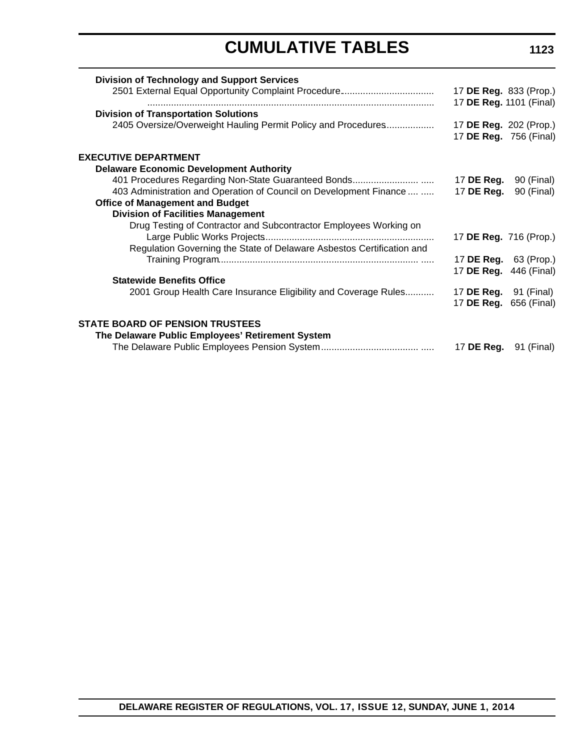# CUMULATIVE TABLES

| | |
|---|---|
| **Division of Technology and Support Services** | |
| 2501 External Equal Opportunity Complaint Procedure | 17 **DE Reg.** 833 (Prop.) |
| | 17 **DE Reg.** 1101 (Final) |
| **Division of Transportation Solutions** | |
| 2405 Oversize/Overweight Hauling Permit Policy and Procedures | 17 **DE Reg.** 202 (Prop.) |
| | 17 **DE Reg.** 756 (Final) |
| **EXECUTIVE DEPARTMENT** | |
| **Delaware Economic Development Authority** | |
| 401 Procedures Regarding Non-State Guaranteed Bonds | 17 **DE Reg.** 90 (Final) |
| 403 Administration and Operation of Council on Development Finance | 17 **DE Reg.** 90 (Final) |
| **Office of Management and Budget** | |
| **Division of Facilities Management** | |
| Drug Testing of Contractor and Subcontractor Employees Working on Large Public Works Projects | 17 **DE Reg.** 716 (Prop.) |
| Regulation Governing the State of Delaware Asbestos Certification and Training Program | 17 **DE Reg.** 63 (Prop.) |
| | 17 **DE Reg.** 446 (Final) |
| **Statewide Benefits Office** | |
| 2001 Group Health Care Insurance Eligibility and Coverage Rules | 17 **DE Reg.** 91 (Final) |
| | 17 **DE Reg.** 656 (Final) |
| **STATE BOARD OF PENSION TRUSTEES** | |
| **The Delaware Public Employees' Retirement System** | |
| The Delaware Public Employees Pension System | 17 **DE Reg.** 91 (Final) |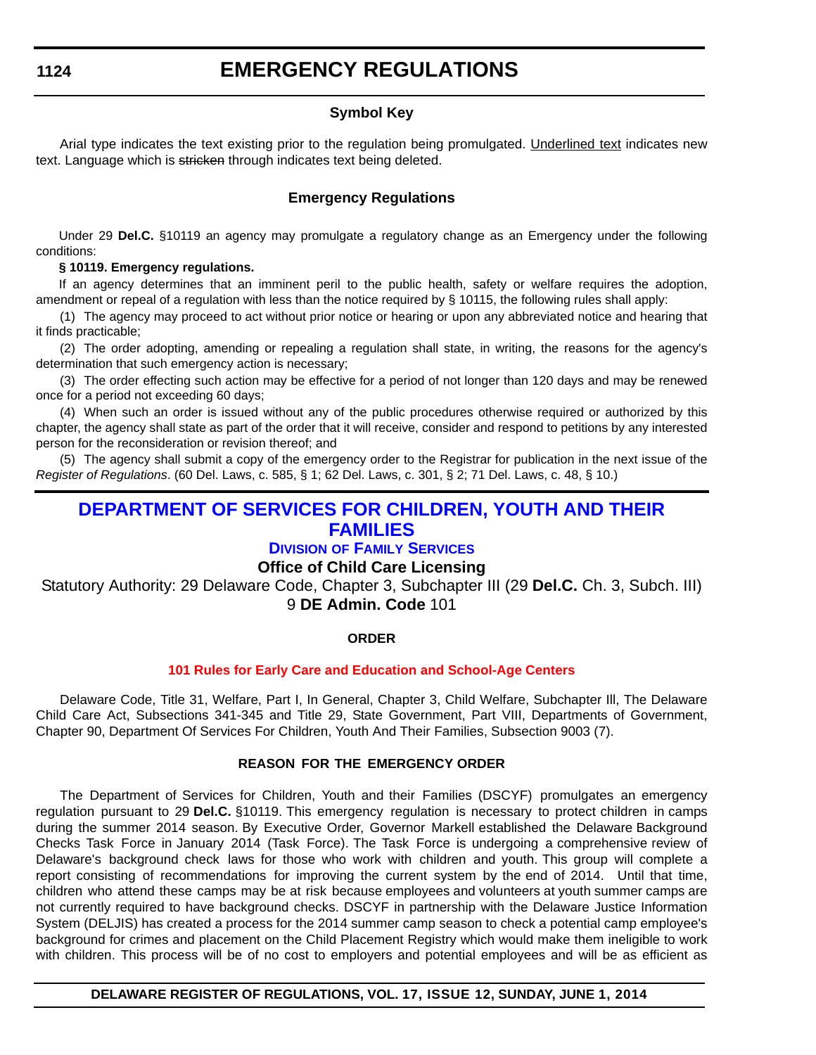# EMERGENCY REGULATIONS

### Symbol Key

Arial type indicates the text existing prior to the regulation being promulgated. Underlined text indicates new text. Language which is ~~stricken~~ through indicates text being deleted.

### Emergency Regulations

Under 29 **Del.C.** §10119 an agency may promulgate a regulatory change as an Emergency under the following conditions:

**§ 10119. Emergency regulations.**

If an agency determines that an imminent peril to the public health, safety or welfare requires the adoption, amendment or repeal of a regulation with less than the notice required by § 10115, the following rules shall apply:

(1) The agency may proceed to act without prior notice or hearing or upon any abbreviated notice and hearing that it finds practicable;

(2) The order adopting, amending or repealing a regulation shall state, in writing, the reasons for the agency's determination that such emergency action is necessary;

(3) The order effecting such action may be effective for a period of not longer than 120 days and may be renewed once for a period not exceeding 60 days;

(4) When such an order is issued without any of the public procedures otherwise required or authorized by this chapter, the agency shall state as part of the order that it will receive, consider and respond to petitions by any interested person for the reconsideration or revision thereof; and

(5) The agency shall submit a copy of the emergency order to the Registrar for publication in the next issue of the *Register of Regulations*. (60 Del. Laws, c. 585, § 1; 62 Del. Laws, c. 301, § 2; 71 Del. Laws, c. 48, § 10.)

## DEPARTMENT OF SERVICES FOR CHILDREN, YOUTH AND THEIR FAMILIES

### DIVISION OF FAMILY SERVICES

### Office of Child Care Licensing

Statutory Authority: 29 Delaware Code, Chapter 3, Subchapter III (29 **Del.C.** Ch. 3, Subch. III)
9 **DE Admin. Code** 101

#### ORDER

#### 101 Rules for Early Care and Education and School-Age Centers

Delaware Code, Title 31, Welfare, Part I, In General, Chapter 3, Child Welfare, Subchapter Ill, The Delaware Child Care Act, Subsections 341-345 and Title 29, State Government, Part VIII, Departments of Government, Chapter 90, Department Of Services For Children, Youth And Their Families, Subsection 9003 (7).

#### REASON FOR THE EMERGENCY ORDER

The Department of Services for Children, Youth and their Families (DSCYF) promulgates an emergency regulation pursuant to 29 **Del.C.** §10119. This emergency regulation is necessary to protect children in camps during the summer 2014 season. By Executive Order, Governor Markell established the Delaware Background Checks Task Force in January 2014 (Task Force). The Task Force is undergoing a comprehensive review of Delaware's background check laws for those who work with children and youth. This group will complete a report consisting of recommendations for improving the current system by the end of 2014. Until that time, children who attend these camps may be at risk because employees and volunteers at youth summer camps are not currently required to have background checks. DSCYF in partnership with the Delaware Justice Information System (DELJIS) has created a process for the 2014 summer camp season to check a potential camp employee's background for crimes and placement on the Child Placement Registry which would make them ineligible to work with children. This process will be of no cost to employers and potential employees and will be as efficient as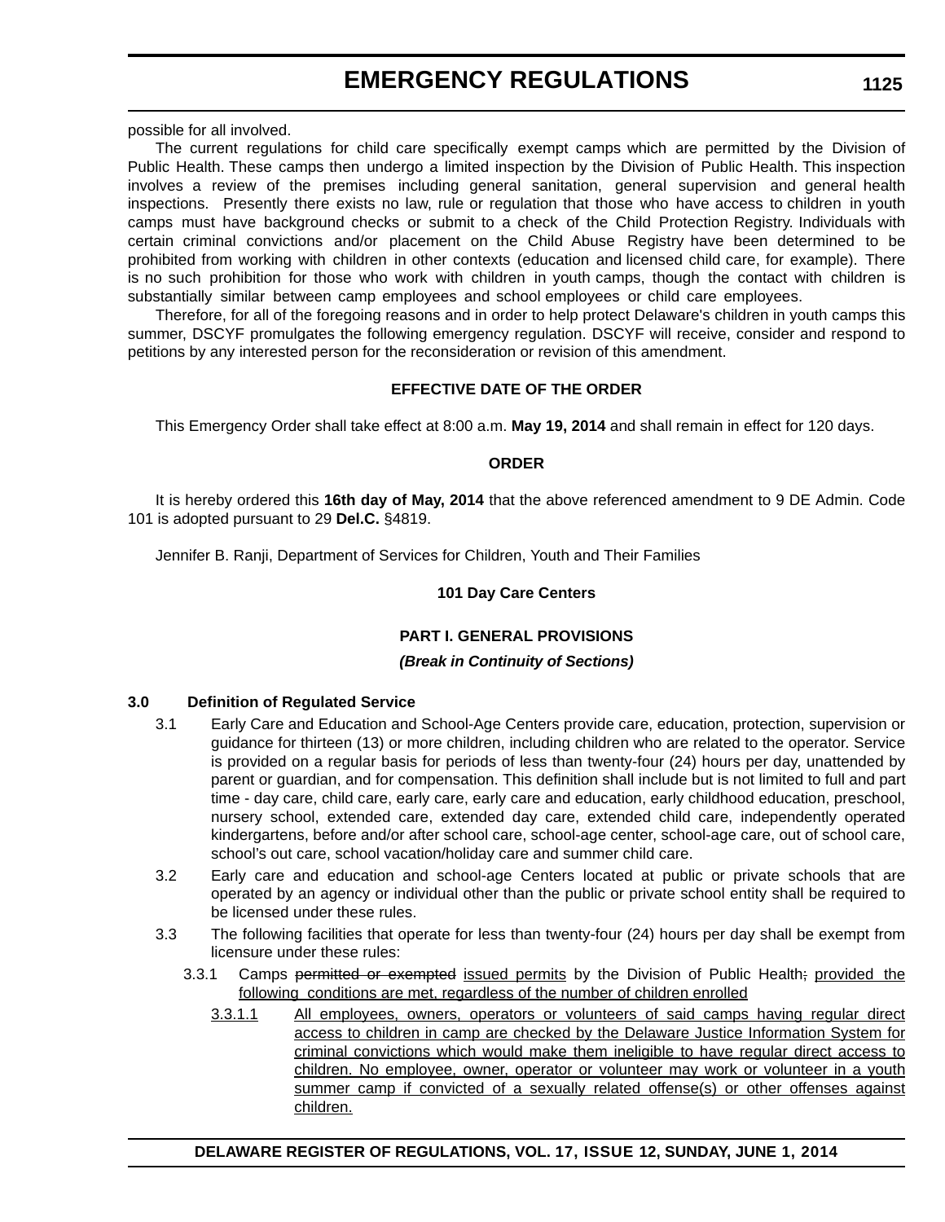possible for all involved.

The current regulations for child care specifically exempt camps which are permitted by the Division of Public Health. These camps then undergo a limited inspection by the Division of Public Health. This inspection involves a review of the premises including general sanitation, general supervision and general health inspections. Presently there exists no law, rule or regulation that those who have access to children in youth camps must have background checks or submit to a check of the Child Protection Registry. Individuals with certain criminal convictions and/or placement on the Child Abuse Registry have been determined to be prohibited from working with children in other contexts (education and licensed child care, for example). There is no such prohibition for those who work with children in youth camps, though the contact with children is substantially similar between camp employees and school employees or child care employees.

Therefore, for all of the foregoing reasons and in order to help protect Delaware's children in youth camps this summer, DSCYF promulgates the following emergency regulation. DSCYF will receive, consider and respond to petitions by any interested person for the reconsideration or revision of this amendment.

**EFFECTIVE DATE OF THE ORDER**

This Emergency Order shall take effect at 8:00 a.m. **May 19, 2014** and shall remain in effect for 120 days.

**ORDER**

It is hereby ordered this **16th day of May, 2014** that the above referenced amendment to 9 DE Admin. Code 101 is adopted pursuant to 29 **Del.C.** §4819.

Jennifer B. Ranji, Department of Services for Children, Youth and Their Families

**101 Day Care Centers**

**PART I. GENERAL PROVISIONS**

***(Break in Continuity of Sections)***

**3.0 Definition of Regulated Service**

3.1 Early Care and Education and School-Age Centers provide care, education, protection, supervision or guidance for thirteen (13) or more children, including children who are related to the operator. Service is provided on a regular basis for periods of less than twenty-four (24) hours per day, unattended by parent or guardian, and for compensation. This definition shall include but is not limited to full and part time - day care, child care, early care, early care and education, early childhood education, preschool, nursery school, extended care, extended day care, extended child care, independently operated kindergartens, before and/or after school care, school-age center, school-age care, out of school care, school's out care, school vacation/holiday care and summer child care.

3.2 Early care and education and school-age Centers located at public or private schools that are operated by an agency or individual other than the public or private school entity shall be required to be licensed under these rules.

3.3 The following facilities that operate for less than twenty-four (24) hours per day shall be exempt from licensure under these rules:

3.3.1 Camps ~~permitted or exempted~~ <u>issued permits</u> by the Division of Public Health~~;~~ <u>provided the following conditions are met, regardless of the number of children enrolled</u>

<u>3.3.1.1</u> <u>All employees, owners, operators or volunteers of said camps having regular direct access to children in camp are checked by the Delaware Justice Information System for criminal convictions which would make them ineligible to have regular direct access to children. No employee, owner, operator or volunteer may work or volunteer in a youth summer camp if convicted of a sexually related offense(s) or other offenses against children.</u>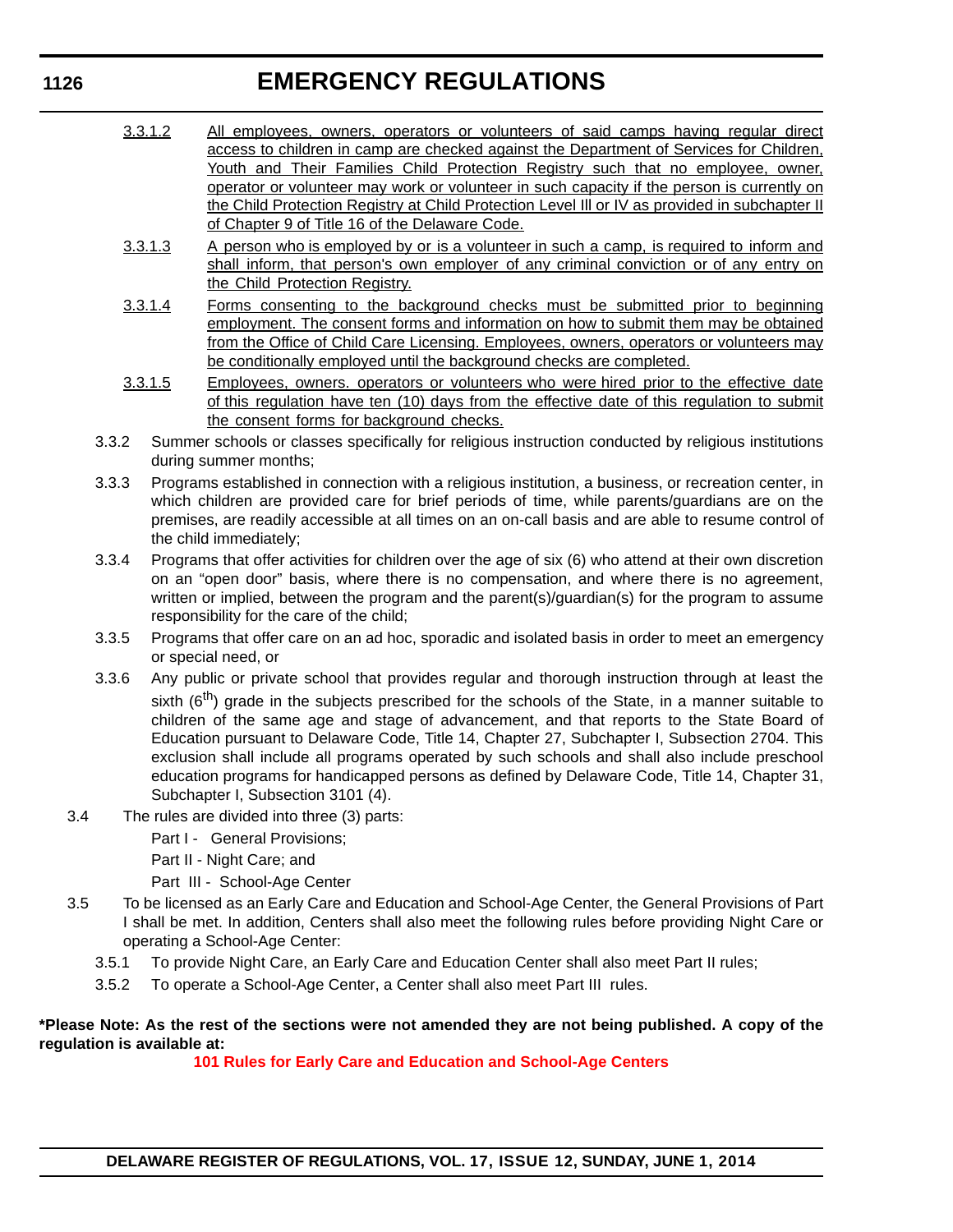3.3.1.2 All employees, owners, operators or volunteers of said camps having regular direct access to children in camp are checked against the Department of Services for Children, Youth and Their Families Child Protection Registry such that no employee, owner, operator or volunteer may work or volunteer in such capacity if the person is currently on the Child Protection Registry at Child Protection Level Ill or IV as provided in subchapter II of Chapter 9 of Title 16 of the Delaware Code.

3.3.1.3 A person who is employed by or is a volunteer in such a camp, is required to inform and shall inform, that person's own employer of any criminal conviction or of any entry on the Child Protection Registry.

3.3.1.4 Forms consenting to the background checks must be submitted prior to beginning employment. The consent forms and information on how to submit them may be obtained from the Office of Child Care Licensing. Employees, owners, operators or volunteers may be conditionally employed until the background checks are completed.

3.3.1.5 Employees, owners. operators or volunteers who were hired prior to the effective date of this regulation have ten (10) days from the effective date of this regulation to submit the consent forms for background checks.

3.3.2 Summer schools or classes specifically for religious instruction conducted by religious institutions during summer months;

3.3.3 Programs established in connection with a religious institution, a business, or recreation center, in which children are provided care for brief periods of time, while parents/guardians are on the premises, are readily accessible at all times on an on-call basis and are able to resume control of the child immediately;

3.3.4 Programs that offer activities for children over the age of six (6) who attend at their own discretion on an "open door" basis, where there is no compensation, and where there is no agreement, written or implied, between the program and the parent(s)/guardian(s) for the program to assume responsibility for the care of the child;

3.3.5 Programs that offer care on an ad hoc, sporadic and isolated basis in order to meet an emergency or special need, or

3.3.6 Any public or private school that provides regular and thorough instruction through at least the sixth ($6^{th}$) grade in the subjects prescribed for the schools of the State, in a manner suitable to children of the same age and stage of advancement, and that reports to the State Board of Education pursuant to Delaware Code, Title 14, Chapter 27, Subchapter I, Subsection 2704. This exclusion shall include all programs operated by such schools and shall also include preschool education programs for handicapped persons as defined by Delaware Code, Title 14, Chapter 31, Subchapter I, Subsection 3101 (4).

3.4 The rules are divided into three (3) parts:

Part I - General Provisions;

Part II - Night Care; and

Part III - School-Age Center

3.5 To be licensed as an Early Care and Education and School-Age Center, the General Provisions of Part I shall be met. In addition, Centers shall also meet the following rules before providing Night Care or operating a School-Age Center:

3.5.1 To provide Night Care, an Early Care and Education Center shall also meet Part II rules;

3.5.2 To operate a School-Age Center, a Center shall also meet Part III rules.

**\*Please Note: As the rest of the sections were not amended they are not being published. A copy of the regulation is available at:**

**101 Rules for Early Care and Education and School-Age Centers**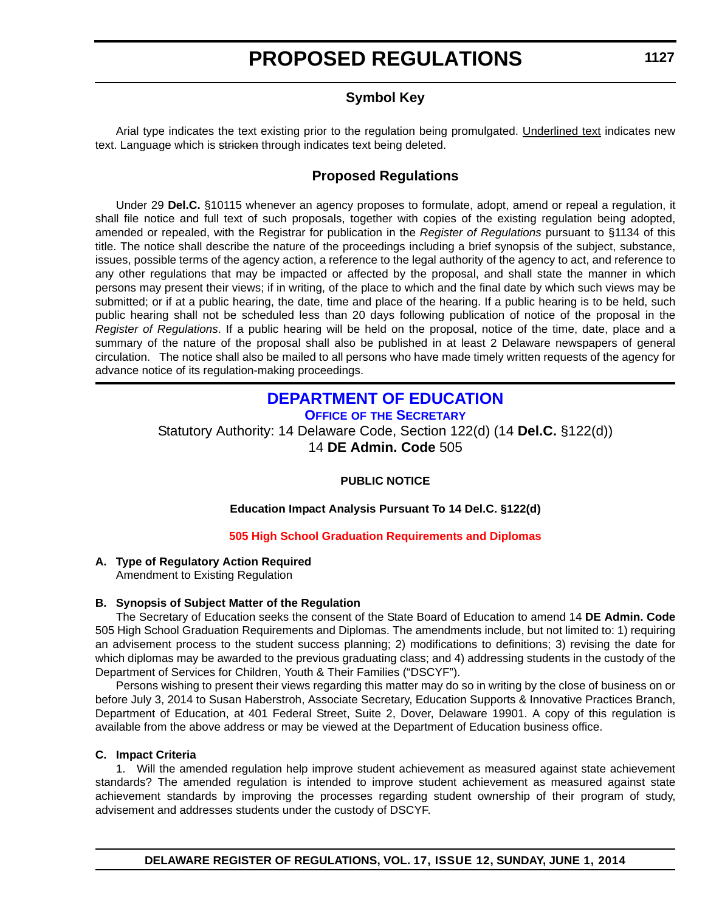# PROPOSED REGULATIONS

## Symbol Key

Arial type indicates the text existing prior to the regulation being promulgated. Underlined text indicates new text. Language which is ~~stricken~~ through indicates text being deleted.

## Proposed Regulations

Under 29 **Del.C.** §10115 whenever an agency proposes to formulate, adopt, amend or repeal a regulation, it shall file notice and full text of such proposals, together with copies of the existing regulation being adopted, amended or repealed, with the Registrar for publication in the *Register of Regulations* pursuant to §1134 of this title. The notice shall describe the nature of the proceedings including a brief synopsis of the subject, substance, issues, possible terms of the agency action, a reference to the legal authority of the agency to act, and reference to any other regulations that may be impacted or affected by the proposal, and shall state the manner in which persons may present their views; if in writing, of the place to which and the final date by which such views may be submitted; or if at a public hearing, the date, time and place of the hearing. If a public hearing is to be held, such public hearing shall not be scheduled less than 20 days following publication of notice of the proposal in the *Register of Regulations*. If a public hearing will be held on the proposal, notice of the time, date, place and a summary of the nature of the proposal shall also be published in at least 2 Delaware newspapers of general circulation. The notice shall also be mailed to all persons who have made timely written requests of the agency for advance notice of its regulation-making proceedings.

## DEPARTMENT OF EDUCATION

### OFFICE OF THE SECRETARY

Statutory Authority: 14 Delaware Code, Section 122(d) (14 **Del.C.** §122(d))
14 **DE Admin. Code** 505

**PUBLIC NOTICE**

**Education Impact Analysis Pursuant To 14 Del.C. §122(d)**

**505 High School Graduation Requirements and Diplomas**

**A. Type of Regulatory Action Required**
Amendment to Existing Regulation

**B. Synopsis of Subject Matter of the Regulation**

The Secretary of Education seeks the consent of the State Board of Education to amend 14 **DE Admin. Code** 505 High School Graduation Requirements and Diplomas. The amendments include, but not limited to: 1) requiring an advisement process to the student success planning; 2) modifications to definitions; 3) revising the date for which diplomas may be awarded to the previous graduating class; and 4) addressing students in the custody of the Department of Services for Children, Youth & Their Families ("DSCYF").

Persons wishing to present their views regarding this matter may do so in writing by the close of business on or before July 3, 2014 to Susan Haberstroh, Associate Secretary, Education Supports & Innovative Practices Branch, Department of Education, at 401 Federal Street, Suite 2, Dover, Delaware 19901. A copy of this regulation is available from the above address or may be viewed at the Department of Education business office.

**C. Impact Criteria**

1. Will the amended regulation help improve student achievement as measured against state achievement standards? The amended regulation is intended to improve student achievement as measured against state achievement standards by improving the processes regarding student ownership of their program of study, advisement and addresses students under the custody of DSCYF.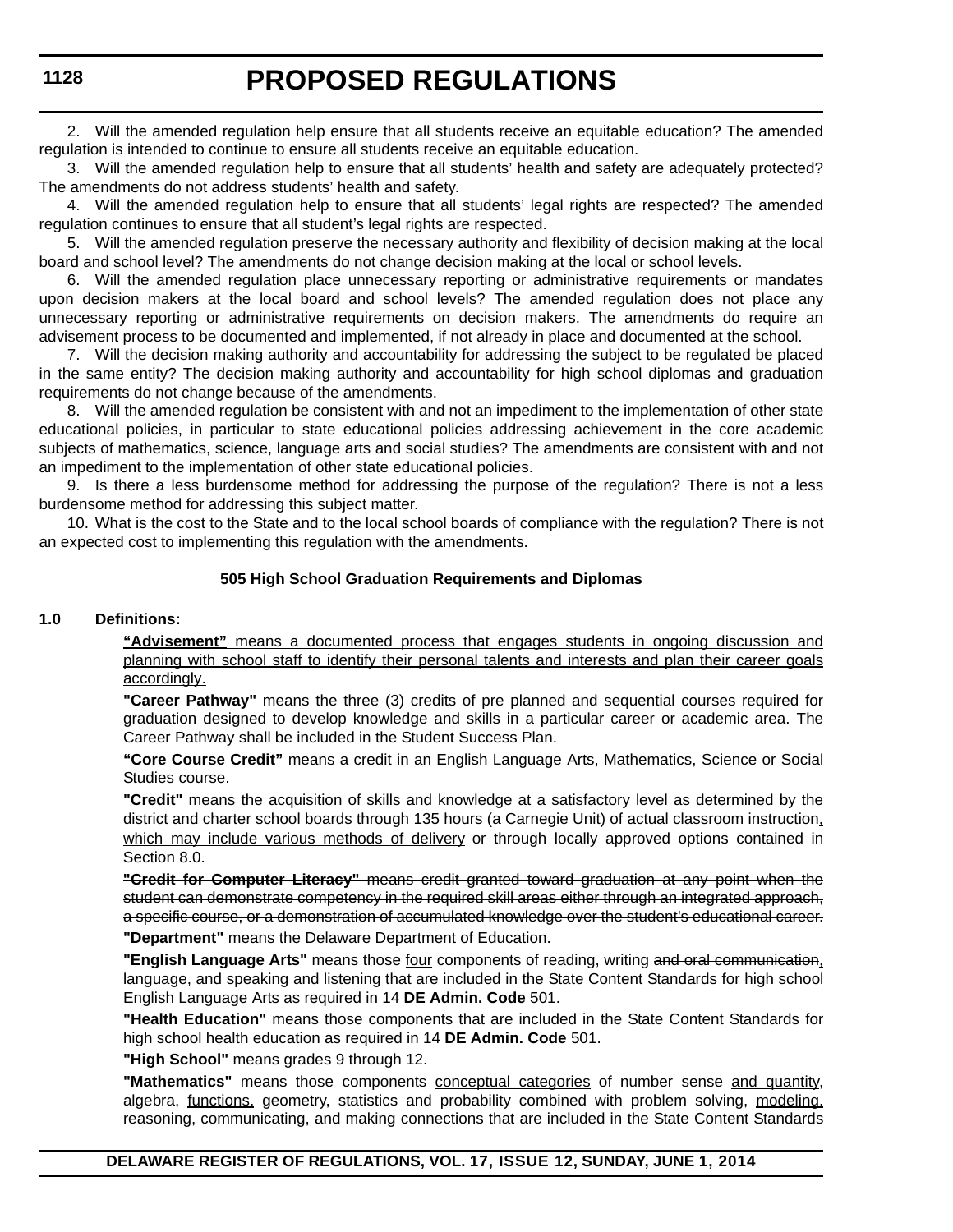2. Will the amended regulation help ensure that all students receive an equitable education? The amended regulation is intended to continue to ensure all students receive an equitable education.

3. Will the amended regulation help to ensure that all students' health and safety are adequately protected? The amendments do not address students' health and safety.

4. Will the amended regulation help to ensure that all students' legal rights are respected? The amended regulation continues to ensure that all student's legal rights are respected.

5. Will the amended regulation preserve the necessary authority and flexibility of decision making at the local board and school level? The amendments do not change decision making at the local or school levels.

6. Will the amended regulation place unnecessary reporting or administrative requirements or mandates upon decision makers at the local board and school levels? The amended regulation does not place any unnecessary reporting or administrative requirements on decision makers. The amendments do require an advisement process to be documented and implemented, if not already in place and documented at the school.

7. Will the decision making authority and accountability for addressing the subject to be regulated be placed in the same entity? The decision making authority and accountability for high school diplomas and graduation requirements do not change because of the amendments.

8. Will the amended regulation be consistent with and not an impediment to the implementation of other state educational policies, in particular to state educational policies addressing achievement in the core academic subjects of mathematics, science, language arts and social studies? The amendments are consistent with and not an impediment to the implementation of other state educational policies.

9. Is there a less burdensome method for addressing the purpose of the regulation? There is not a less burdensome method for addressing this subject matter.

10. What is the cost to the State and to the local school boards of compliance with the regulation? There is not an expected cost to implementing this regulation with the amendments.

## 505 High School Graduation Requirements and Diplomas

**1.0 Definitions:**

<u>**"Advisement"** means a documented process that engages students in ongoing discussion and planning with school staff to identify their personal talents and interests and plan their career goals accordingly.</u>

**"Career Pathway"** means the three (3) credits of pre planned and sequential courses required for graduation designed to develop knowledge and skills in a particular career or academic area. The Career Pathway shall be included in the Student Success Plan.

**"Core Course Credit"** means a credit in an English Language Arts, Mathematics, Science or Social Studies course.

**"Credit"** means the acquisition of skills and knowledge at a satisfactory level as determined by the district and charter school boards through 135 hours (a Carnegie Unit) of actual classroom instruction<u>, which may include various methods of delivery</u> or through locally approved options contained in Section 8.0.

~~**"Credit for Computer Literacy"** means credit granted toward graduation at any point when the student can demonstrate competency in the required skill areas either through an integrated approach, a specific course, or a demonstration of accumulated knowledge over the student's educational career.~~

**"Department"** means the Delaware Department of Education.

**"English Language Arts"** means those <u>four</u> components of reading, writing ~~and oral communication~~<u>, language, and speaking and listening</u> that are included in the State Content Standards for high school English Language Arts as required in 14 **DE Admin. Code** 501.

**"Health Education"** means those components that are included in the State Content Standards for high school health education as required in 14 **DE Admin. Code** 501.

**"High School"** means grades 9 through 12.

**"Mathematics"** means those ~~components~~ <u>conceptual categories</u> of number ~~sense~~ <u>and quantity</u>, algebra, <u>functions,</u> geometry, statistics and probability combined with problem solving, <u>modeling,</u> reasoning, communicating, and making connections that are included in the State Content Standards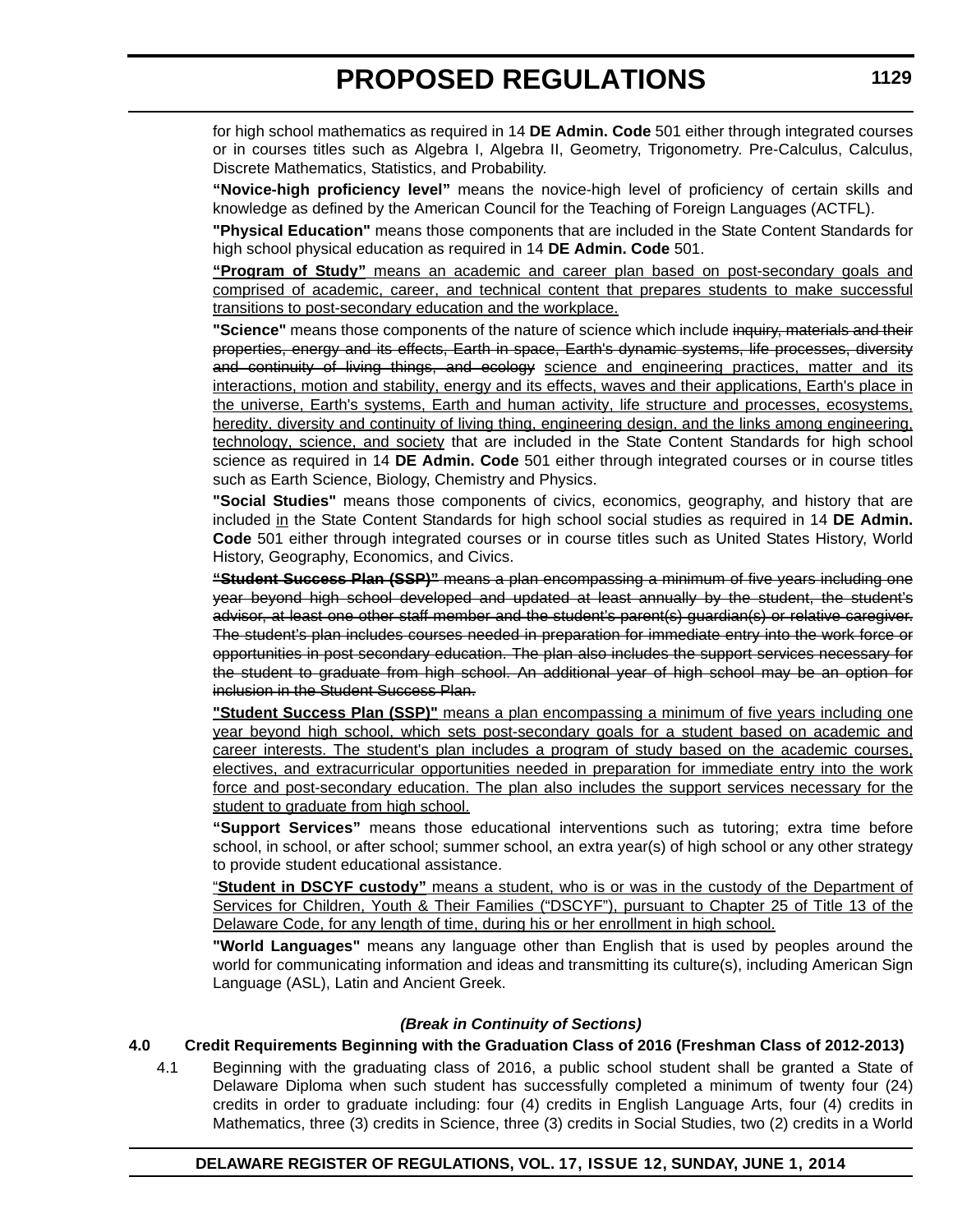for high school mathematics as required in 14 **DE Admin. Code** 501 either through integrated courses or in courses titles such as Algebra I, Algebra II, Geometry, Trigonometry. Pre-Calculus, Calculus, Discrete Mathematics, Statistics, and Probability.

**"Novice-high proficiency level"** means the novice-high level of proficiency of certain skills and knowledge as defined by the American Council for the Teaching of Foreign Languages (ACTFL).

**"Physical Education"** means those components that are included in the State Content Standards for high school physical education as required in 14 **DE Admin. Code** 501.

<u>**"Program of Study"** means an academic and career plan based on post-secondary goals and comprised of academic, career, and technical content that prepares students to make successful transitions to post-secondary education and the workplace.</u>

**"Science"** means those components of the nature of science which include ~~inquiry, materials and their properties, energy and its effects, Earth in space, Earth's dynamic systems, life processes, diversity and continuity of living things, and ecology~~ <u>science and engineering practices, matter and its interactions, motion and stability, energy and its effects, waves and their applications, Earth's place in the universe, Earth's systems, Earth and human activity, life structure and processes, ecosystems, heredity, diversity and continuity of living thing, engineering design, and the links among engineering, technology, science, and society</u> that are included in the State Content Standards for high school science as required in 14 **DE Admin. Code** 501 either through integrated courses or in course titles such as Earth Science, Biology, Chemistry and Physics.

**"Social Studies"** means those components of civics, economics, geography, and history that are included <u>in</u> the State Content Standards for high school social studies as required in 14 **DE Admin. Code** 501 either through integrated courses or in course titles such as United States History, World History, Geography, Economics, and Civics.

~~**"Student Success Plan (SSP)"** means a plan encompassing a minimum of five years including one year beyond high school developed and updated at least annually by the student, the student's advisor, at least one other staff member and the student's parent(s) guardian(s) or relative caregiver. The student's plan includes courses needed in preparation for immediate entry into the work force or opportunities in post secondary education. The plan also includes the support services necessary for the student to graduate from high school. An additional year of high school may be an option for inclusion in the Student Success Plan.~~

<u>**"Student Success Plan (SSP)"** means a plan encompassing a minimum of five years including one year beyond high school, which sets post-secondary goals for a student based on academic and career interests. The student's plan includes a program of study based on the academic courses, electives, and extracurricular opportunities needed in preparation for immediate entry into the work force and post-secondary education. The plan also includes the support services necessary for the student to graduate from high school.</u>

**"Support Services"** means those educational interventions such as tutoring; extra time before school, in school, or after school; summer school, an extra year(s) of high school or any other strategy to provide student educational assistance.

<u>"**Student in DSCYF custody"** means a student, who is or was in the custody of the Department of Services for Children, Youth & Their Families ("DSCYF"), pursuant to Chapter 25 of Title 13 of the Delaware Code, for any length of time, during his or her enrollment in high school.</u>

**"World Languages"** means any language other than English that is used by peoples around the world for communicating information and ideas and transmitting its culture(s), including American Sign Language (ASL), Latin and Ancient Greek.

***(Break in Continuity of Sections)***

## 4.0 Credit Requirements Beginning with the Graduation Class of 2016 (Freshman Class of 2012-2013)

4.1 Beginning with the graduating class of 2016, a public school student shall be granted a State of Delaware Diploma when such student has successfully completed a minimum of twenty four (24) credits in order to graduate including: four (4) credits in English Language Arts, four (4) credits in Mathematics, three (3) credits in Science, three (3) credits in Social Studies, two (2) credits in a World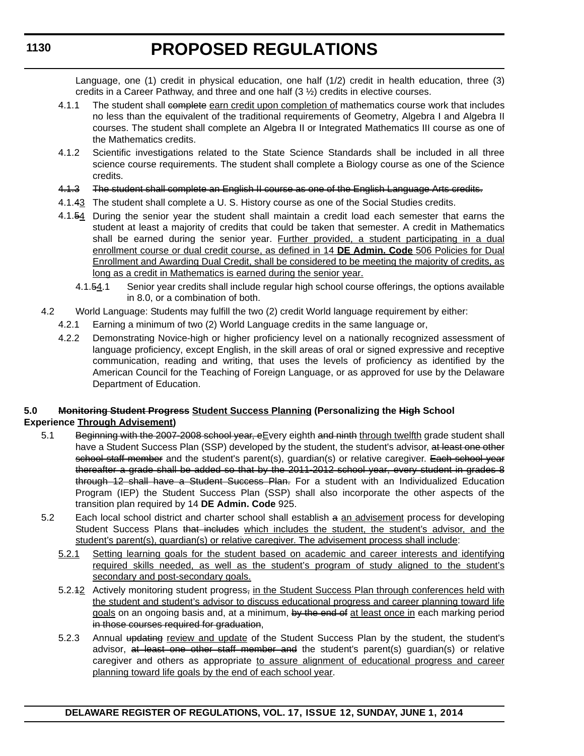Language, one (1) credit in physical education, one half (1/2) credit in health education, three (3) credits in a Career Pathway, and three and one half (3 ½) credits in elective courses.

4.1.1 The student shall ~~complete~~ <u>earn credit upon completion of</u> mathematics course work that includes no less than the equivalent of the traditional requirements of Geometry, Algebra I and Algebra II courses. The student shall complete an Algebra II or Integrated Mathematics III course as one of the Mathematics credits.

4.1.2 Scientific investigations related to the State Science Standards shall be included in all three science course requirements. The student shall complete a Biology course as one of the Science credits.

~~4.1.3 The student shall complete an English II course as one of the English Language Arts credits.~~

4.1.~~4~~<u>3</u> The student shall complete a U. S. History course as one of the Social Studies credits.

4.1.~~5~~<u>4</u> During the senior year the student shall maintain a credit load each semester that earns the student at least a majority of credits that could be taken that semester. A credit in Mathematics shall be earned during the senior year. <u>Further provided, a student participating in a dual enrollment course or dual credit course, as defined in 14 **DE Admin. Code** 506 Policies for Dual Enrollment and Awarding Dual Credit, shall be considered to be meeting the majority of credits, as long as a credit in Mathematics is earned during the senior year.</u>

4.1.~~5~~<u>4</u>.1 Senior year credits shall include regular high school course offerings, the options available in 8.0, or a combination of both.

4.2 World Language: Students may fulfill the two (2) credit World language requirement by either:

4.2.1 Earning a minimum of two (2) World Language credits in the same language or,

4.2.2 Demonstrating Novice-high or higher proficiency level on a nationally recognized assessment of language proficiency, except English, in the skill areas of oral or signed expressive and receptive communication, reading and writing, that uses the levels of proficiency as identified by the American Council for the Teaching of Foreign Language, or as approved for use by the Delaware Department of Education.

**5.0 ~~Monitoring Student Progress~~ <u>Student Success Planning</u> (Personalizing the ~~High~~ School Experience <u>Through Advisement</u>)**

5.1 ~~Beginning with the 2007-2008 school year, e~~<u>E</u>very eighth ~~and ninth~~ <u>through twelfth</u> grade student shall have a Student Success Plan (SSP) developed by the student, the student's advisor, ~~at least one other school staff member~~ and the student's parent(s), guardian(s) or relative caregiver. ~~Each school year thereafter a grade shall be added so that by the 2011-2012 school year, every student in grades 8 through 12 shall have a Student Success Plan.~~ For a student with an Individualized Education Program (IEP) the Student Success Plan (SSP) shall also incorporate the other aspects of the transition plan required by 14 **DE Admin. Code** 925.

5.2 Each local school district and charter school shall establish ~~a~~ <u>an advisement</u> process for developing Student Success Plans ~~that includes~~ <u>which includes the student, the student's advisor, and the student's parent(s), guardian(s) or relative caregiver. The advisement process shall include</u>:

<u>5.2.1</u> <u>Setting learning goals for the student based on academic and career interests and identifying required skills needed, as well as the student's program of study aligned to the student's secondary and post-secondary goals.</u>

5.2.~~1~~<u>2</u> Actively monitoring student progress~~,~~ <u>in the Student Success Plan through conferences held with the student and student's advisor to discuss educational progress and career planning toward life goals</u> on an ongoing basis and, at a minimum, ~~by the end of~~ <u>at least once in</u> each marking period ~~in those courses required for graduation~~,

5.2.3 Annual ~~updating~~ <u>review and update</u> of the Student Success Plan by the student, the student's advisor, ~~at least one other staff member and~~ the student's parent(s) guardian(s) or relative caregiver and others as appropriate <u>to assure alignment of educational progress and career planning toward life goals by the end of each school year</u>.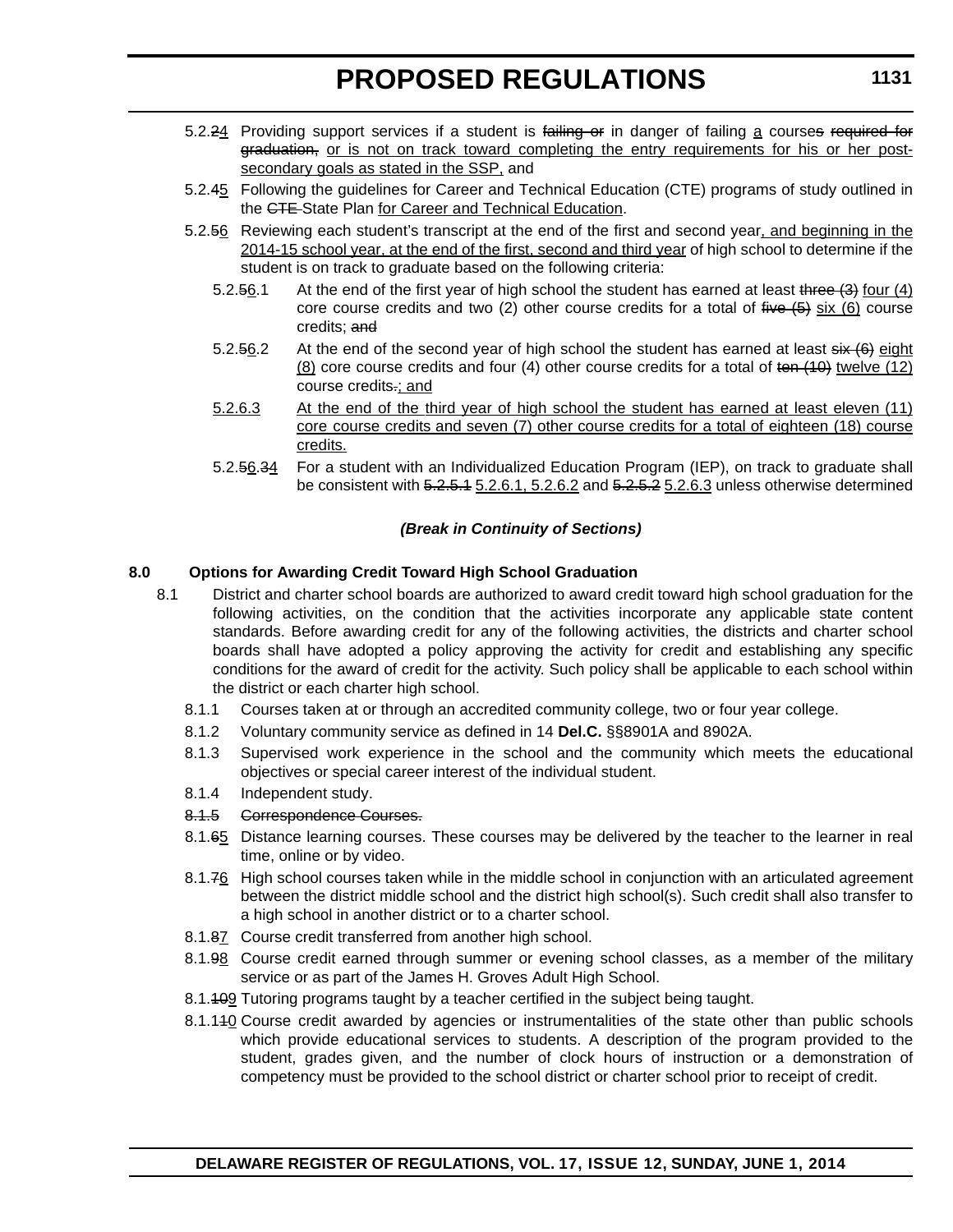5.2.~~2~~4 Providing support services if a student is ~~failing or~~ in danger of failing a course~~s~~ ~~required for graduation,~~ or is not on track toward completing the entry requirements for his or her post-secondary goals as stated in the SSP, and

5.2.~~4~~5 Following the guidelines for Career and Technical Education (CTE) programs of study outlined in the ~~CTE~~ State Plan for Career and Technical Education.

5.2.~~5~~6 Reviewing each student's transcript at the end of the first and second year, and beginning in the 2014-15 school year, at the end of the first, second and third year of high school to determine if the student is on track to graduate based on the following criteria:

5.2.~~5~~6.1 At the end of the first year of high school the student has earned at least ~~three (3)~~ four (4) core course credits and two (2) other course credits for a total of ~~five (5)~~ six (6) course credits; ~~and~~

5.2.~~5~~6.2 At the end of the second year of high school the student has earned at least ~~six (6)~~ eight (8) core course credits and four (4) other course credits for a total of ~~ten (10)~~ twelve (12) course credits~~.~~; and

5.2.6.3 At the end of the third year of high school the student has earned at least eleven (11) core course credits and seven (7) other course credits for a total of eighteen (18) course credits.

5.2.~~5~~6.~~3~~4 For a student with an Individualized Education Program (IEP), on track to graduate shall be consistent with ~~5.2.5.1~~ 5.2.6.1, 5.2.6.2 and ~~5.2.5.2~~ 5.2.6.3 unless otherwise determined

***(Break in Continuity of Sections)***

**8.0 Options for Awarding Credit Toward High School Graduation**

8.1 District and charter school boards are authorized to award credit toward high school graduation for the following activities, on the condition that the activities incorporate any applicable state content standards. Before awarding credit for any of the following activities, the districts and charter school boards shall have adopted a policy approving the activity for credit and establishing any specific conditions for the award of credit for the activity. Such policy shall be applicable to each school within the district or each charter high school.

8.1.1 Courses taken at or through an accredited community college, two or four year college.

8.1.2 Voluntary community service as defined in 14 **Del.C.** §§8901A and 8902A.

8.1.3 Supervised work experience in the school and the community which meets the educational objectives or special career interest of the individual student.

8.1.4 Independent study.

~~8.1.5 Correspondence Courses.~~

8.1.~~6~~5 Distance learning courses. These courses may be delivered by the teacher to the learner in real time, online or by video.

8.1.~~7~~6 High school courses taken while in the middle school in conjunction with an articulated agreement between the district middle school and the district high school(s). Such credit shall also transfer to a high school in another district or to a charter school.

8.1.~~8~~7 Course credit transferred from another high school.

8.1.~~9~~8 Course credit earned through summer or evening school classes, as a member of the military service or as part of the James H. Groves Adult High School.

8.1.~~10~~9 Tutoring programs taught by a teacher certified in the subject being taught.

8.1.~~11~~10 Course credit awarded by agencies or instrumentalities of the state other than public schools which provide educational services to students. A description of the program provided to the student, grades given, and the number of clock hours of instruction or a demonstration of competency must be provided to the school district or charter school prior to receipt of credit.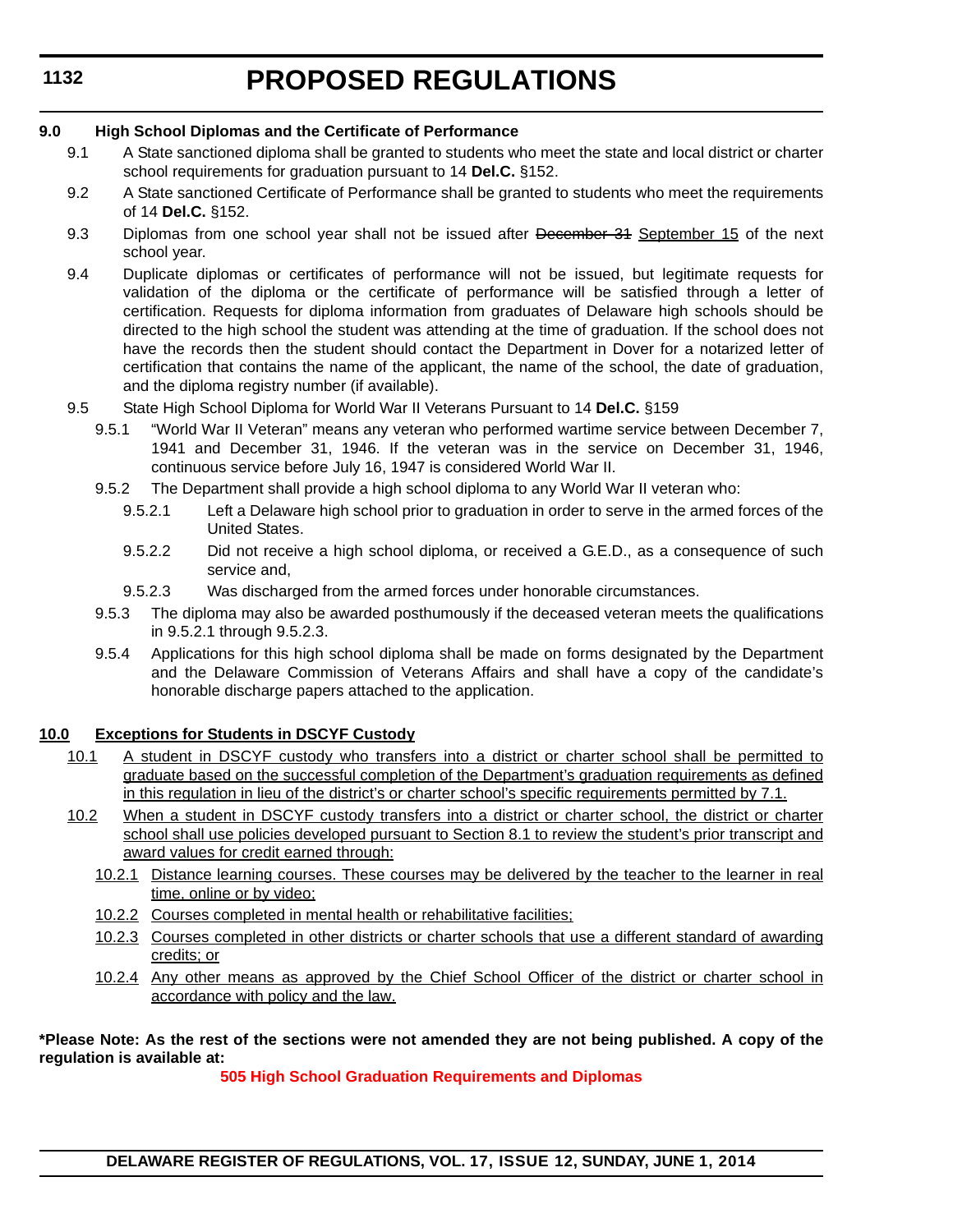**9.0 High School Diplomas and the Certificate of Performance**

9.1 A State sanctioned diploma shall be granted to students who meet the state and local district or charter school requirements for graduation pursuant to 14 **Del.C.** §152.

9.2 A State sanctioned Certificate of Performance shall be granted to students who meet the requirements of 14 **Del.C.** §152.

9.3 Diplomas from one school year shall not be issued after ~~December 31~~ <u>September 15</u> of the next school year.

9.4 Duplicate diplomas or certificates of performance will not be issued, but legitimate requests for validation of the diploma or the certificate of performance will be satisfied through a letter of certification. Requests for diploma information from graduates of Delaware high schools should be directed to the high school the student was attending at the time of graduation. If the school does not have the records then the student should contact the Department in Dover for a notarized letter of certification that contains the name of the applicant, the name of the school, the date of graduation, and the diploma registry number (if available).

9.5 State High School Diploma for World War II Veterans Pursuant to 14 **Del.C.** §159

9.5.1 "World War II Veteran" means any veteran who performed wartime service between December 7, 1941 and December 31, 1946. If the veteran was in the service on December 31, 1946, continuous service before July 16, 1947 is considered World War II.

9.5.2 The Department shall provide a high school diploma to any World War II veteran who:

9.5.2.1 Left a Delaware high school prior to graduation in order to serve in the armed forces of the United States.

9.5.2.2 Did not receive a high school diploma, or received a G.E.D., as a consequence of such service and,

9.5.2.3 Was discharged from the armed forces under honorable circumstances.

9.5.3 The diploma may also be awarded posthumously if the deceased veteran meets the qualifications in 9.5.2.1 through 9.5.2.3.

9.5.4 Applications for this high school diploma shall be made on forms designated by the Department and the Delaware Commission of Veterans Affairs and shall have a copy of the candidate's honorable discharge papers attached to the application.

<u>**10.0 Exceptions for Students in DSCYF Custody**</u>

<u>10.1 A student in DSCYF custody who transfers into a district or charter school shall be permitted to graduate based on the successful completion of the Department's graduation requirements as defined in this regulation in lieu of the district's or charter school's specific requirements permitted by 7.1.</u>

<u>10.2 When a student in DSCYF custody transfers into a district or charter school, the district or charter school shall use policies developed pursuant to Section 8.1 to review the student's prior transcript and award values for credit earned through:</u>

<u>10.2.1 Distance learning courses. These courses may be delivered by the teacher to the learner in real time, online or by video;</u>

<u>10.2.2 Courses completed in mental health or rehabilitative facilities;</u>

<u>10.2.3 Courses completed in other districts or charter schools that use a different standard of awarding credits; or</u>

<u>10.2.4 Any other means as approved by the Chief School Officer of the district or charter school in accordance with policy and the law.</u>

**\*Please Note: As the rest of the sections were not amended they are not being published. A copy of the regulation is available at:**

**505 High School Graduation Requirements and Diplomas**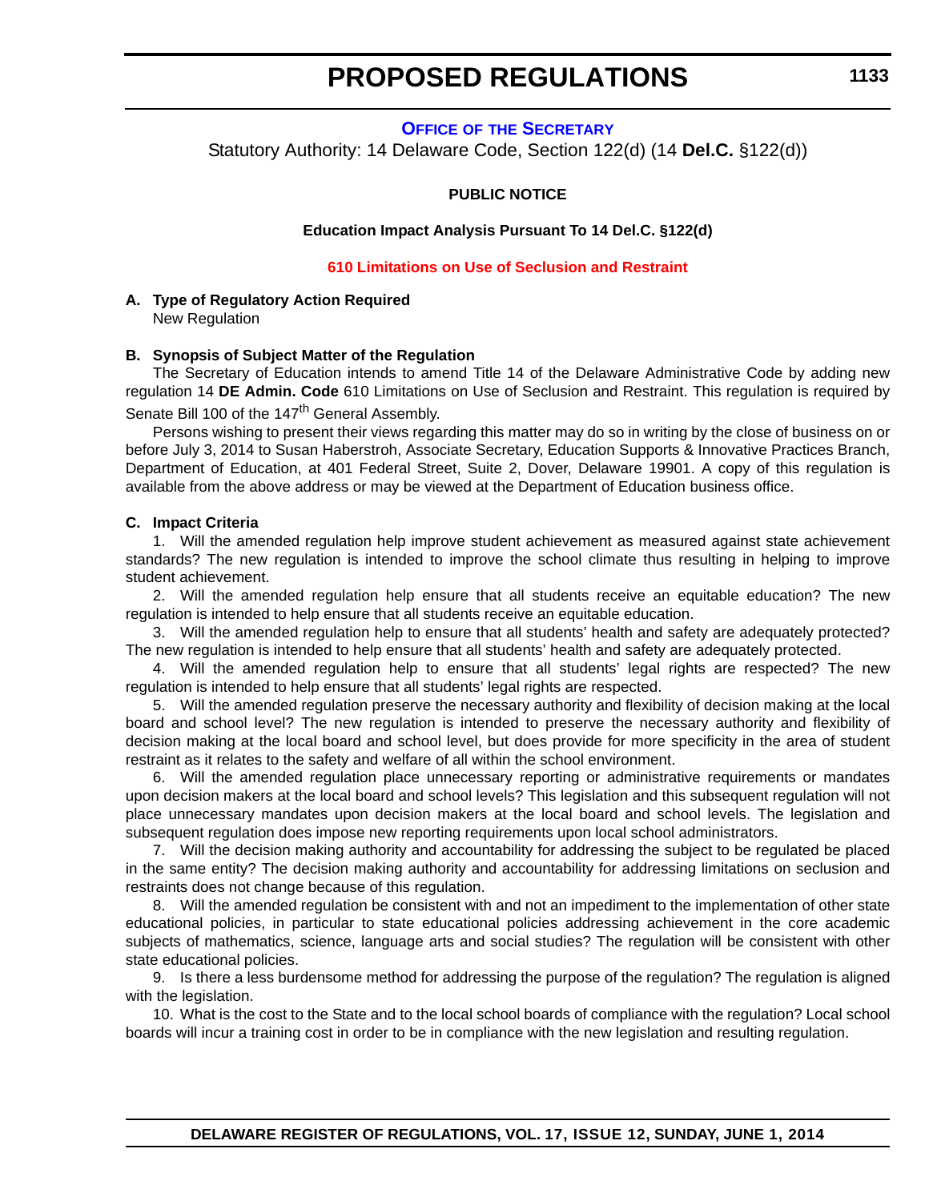# PROPOSED REGULATIONS

## OFFICE OF THE SECRETARY

Statutory Authority: 14 Delaware Code, Section 122(d) (14 **Del.C.** §122(d))

**PUBLIC NOTICE**

**Education Impact Analysis Pursuant To 14 Del.C. §122(d)**

### 610 Limitations on Use of Seclusion and Restraint

**A. Type of Regulatory Action Required**

New Regulation

**B. Synopsis of Subject Matter of the Regulation**

The Secretary of Education intends to amend Title 14 of the Delaware Administrative Code by adding new regulation 14 **DE Admin. Code** 610 Limitations on Use of Seclusion and Restraint. This regulation is required by Senate Bill 100 of the 147th General Assembly.

Persons wishing to present their views regarding this matter may do so in writing by the close of business on or before July 3, 2014 to Susan Haberstroh, Associate Secretary, Education Supports & Innovative Practices Branch, Department of Education, at 401 Federal Street, Suite 2, Dover, Delaware 19901. A copy of this regulation is available from the above address or may be viewed at the Department of Education business office.

**C. Impact Criteria**

1. Will the amended regulation help improve student achievement as measured against state achievement standards? The new regulation is intended to improve the school climate thus resulting in helping to improve student achievement.

2. Will the amended regulation help ensure that all students receive an equitable education? The new regulation is intended to help ensure that all students receive an equitable education.

3. Will the amended regulation help to ensure that all students' health and safety are adequately protected? The new regulation is intended to help ensure that all students' health and safety are adequately protected.

4. Will the amended regulation help to ensure that all students' legal rights are respected? The new regulation is intended to help ensure that all students' legal rights are respected.

5. Will the amended regulation preserve the necessary authority and flexibility of decision making at the local board and school level? The new regulation is intended to preserve the necessary authority and flexibility of decision making at the local board and school level, but does provide for more specificity in the area of student restraint as it relates to the safety and welfare of all within the school environment.

6. Will the amended regulation place unnecessary reporting or administrative requirements or mandates upon decision makers at the local board and school levels? This legislation and this subsequent regulation will not place unnecessary mandates upon decision makers at the local board and school levels. The legislation and subsequent regulation does impose new reporting requirements upon local school administrators.

7. Will the decision making authority and accountability for addressing the subject to be regulated be placed in the same entity? The decision making authority and accountability for addressing limitations on seclusion and restraints does not change because of this regulation.

8. Will the amended regulation be consistent with and not an impediment to the implementation of other state educational policies, in particular to state educational policies addressing achievement in the core academic subjects of mathematics, science, language arts and social studies? The regulation will be consistent with other state educational policies.

9. Is there a less burdensome method for addressing the purpose of the regulation? The regulation is aligned with the legislation.

10. What is the cost to the State and to the local school boards of compliance with the regulation? Local school boards will incur a training cost in order to be in compliance with the new legislation and resulting regulation.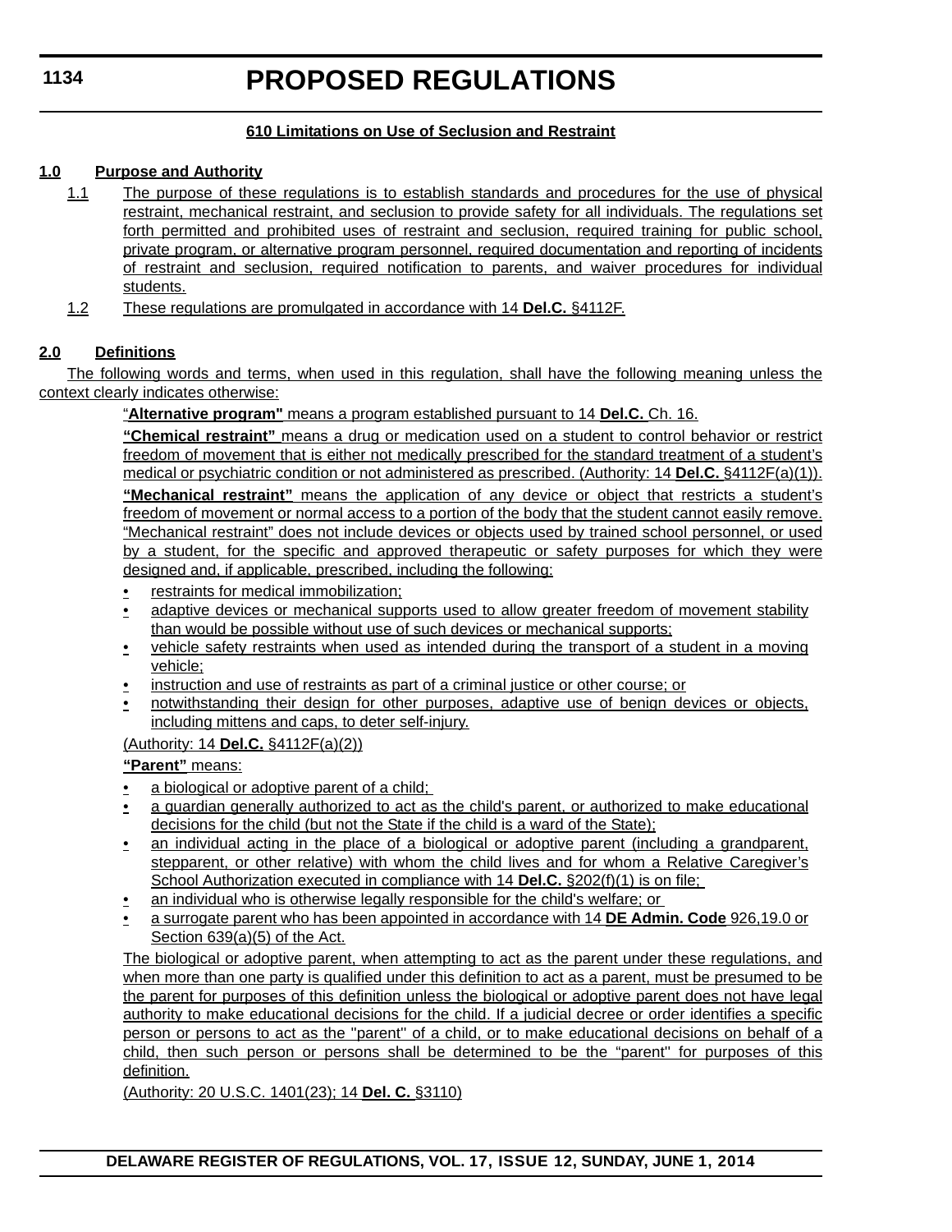# PROPOSED REGULATIONS

**610 Limitations on Use of Seclusion and Restraint**

**1.0 Purpose and Authority**

1.1 The purpose of these regulations is to establish standards and procedures for the use of physical restraint, mechanical restraint, and seclusion to provide safety for all individuals. The regulations set forth permitted and prohibited uses of restraint and seclusion, required training for public school, private program, or alternative program personnel, required documentation and reporting of incidents of restraint and seclusion, required notification to parents, and waiver procedures for individual students.

1.2 These regulations are promulgated in accordance with 14 **Del.C.** §4112F.

**2.0 Definitions**

The following words and terms, when used in this regulation, shall have the following meaning unless the context clearly indicates otherwise:

"**Alternative program"** means a program established pursuant to 14 **Del.C.** Ch. 16.

**"Chemical restraint"** means a drug or medication used on a student to control behavior or restrict freedom of movement that is either not medically prescribed for the standard treatment of a student's medical or psychiatric condition or not administered as prescribed. (Authority: 14 **Del.C.** §4112F(a)(1)).

**"Mechanical restraint"** means the application of any device or object that restricts a student's freedom of movement or normal access to a portion of the body that the student cannot easily remove. "Mechanical restraint" does not include devices or objects used by trained school personnel, or used by a student, for the specific and approved therapeutic or safety purposes for which they were designed and, if applicable, prescribed, including the following:

- restraints for medical immobilization;
- adaptive devices or mechanical supports used to allow greater freedom of movement stability than would be possible without use of such devices or mechanical supports;
- vehicle safety restraints when used as intended during the transport of a student in a moving vehicle;
- instruction and use of restraints as part of a criminal justice or other course; or
- notwithstanding their design for other purposes, adaptive use of benign devices or objects, including mittens and caps, to deter self-injury.

(Authority: 14 **Del.C.** §4112F(a)(2))

**"Parent"** means:

- a biological or adoptive parent of a child;
- a guardian generally authorized to act as the child's parent, or authorized to make educational decisions for the child (but not the State if the child is a ward of the State);
- an individual acting in the place of a biological or adoptive parent (including a grandparent, stepparent, or other relative) with whom the child lives and for whom a Relative Caregiver's School Authorization executed in compliance with 14 **Del.C.** §202(f)(1) is on file;
- an individual who is otherwise legally responsible for the child's welfare; or
- a surrogate parent who has been appointed in accordance with 14 **DE Admin. Code** 926,19.0 or Section 639(a)(5) of the Act.

The biological or adoptive parent, when attempting to act as the parent under these regulations, and when more than one party is qualified under this definition to act as a parent, must be presumed to be the parent for purposes of this definition unless the biological or adoptive parent does not have legal authority to make educational decisions for the child. If a judicial decree or order identifies a specific person or persons to act as the "parent" of a child, or to make educational decisions on behalf of a child, then such person or persons shall be determined to be the "parent" for purposes of this definition.

(Authority: 20 U.S.C. 1401(23); 14 **Del. C.** §3110)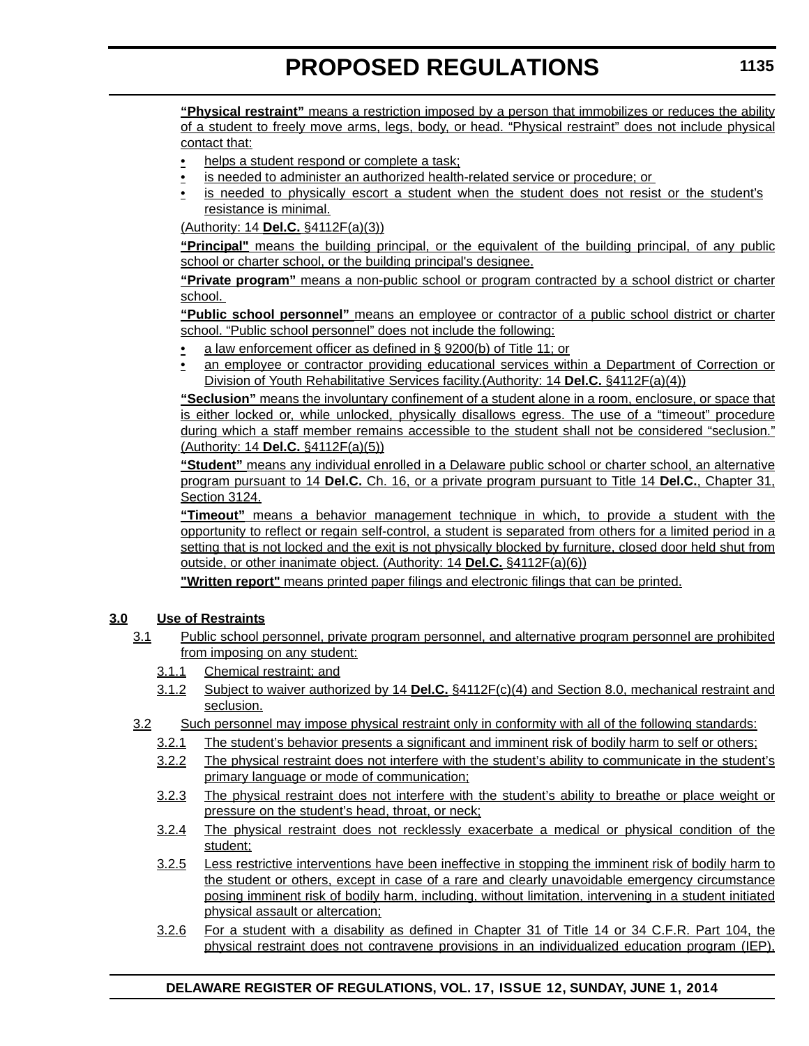**"Physical restraint"** means a restriction imposed by a person that immobilizes or reduces the ability of a student to freely move arms, legs, body, or head. "Physical restraint" does not include physical contact that:

- helps a student respond or complete a task;
- is needed to administer an authorized health-related service or procedure; or
- is needed to physically escort a student when the student does not resist or the student's resistance is minimal.

(Authority: 14 **Del.C.** §4112F(a)(3))

**"Principal"** means the building principal, or the equivalent of the building principal, of any public school or charter school, or the building principal's designee.

**"Private program"** means a non-public school or program contracted by a school district or charter school.

**"Public school personnel"** means an employee or contractor of a public school district or charter school. "Public school personnel" does not include the following:

- a law enforcement officer as defined in § 9200(b) of Title 11; or
- an employee or contractor providing educational services within a Department of Correction or Division of Youth Rehabilitative Services facility.(Authority: 14 **Del.C.** §4112F(a)(4))

**"Seclusion"** means the involuntary confinement of a student alone in a room, enclosure, or space that is either locked or, while unlocked, physically disallows egress. The use of a "timeout" procedure during which a staff member remains accessible to the student shall not be considered "seclusion." (Authority: 14 **Del.C.** §4112F(a)(5))

**"Student"** means any individual enrolled in a Delaware public school or charter school, an alternative program pursuant to 14 **Del.C.** Ch. 16, or a private program pursuant to Title 14 **Del.C.**, Chapter 31, Section 3124.

**"Timeout"** means a behavior management technique in which, to provide a student with the opportunity to reflect or regain self-control, a student is separated from others for a limited period in a setting that is not locked and the exit is not physically blocked by furniture, closed door held shut from outside, or other inanimate object. (Authority: 14 **Del.C.** §4112F(a)(6))

**"Written report"** means printed paper filings and electronic filings that can be printed.

**3.0 Use of Restraints**

3.1 Public school personnel, private program personnel, and alternative program personnel are prohibited from imposing on any student:

3.1.1 Chemical restraint; and

3.1.2 Subject to waiver authorized by 14 **Del.C.** §4112F(c)(4) and Section 8.0, mechanical restraint and seclusion.

3.2 Such personnel may impose physical restraint only in conformity with all of the following standards:

3.2.1 The student's behavior presents a significant and imminent risk of bodily harm to self or others;

3.2.2 The physical restraint does not interfere with the student's ability to communicate in the student's primary language or mode of communication;

3.2.3 The physical restraint does not interfere with the student's ability to breathe or place weight or pressure on the student's head, throat, or neck;

3.2.4 The physical restraint does not recklessly exacerbate a medical or physical condition of the student;

3.2.5 Less restrictive interventions have been ineffective in stopping the imminent risk of bodily harm to the student or others, except in case of a rare and clearly unavoidable emergency circumstance posing imminent risk of bodily harm, including, without limitation, intervening in a student initiated physical assault or altercation;

3.2.6 For a student with a disability as defined in Chapter 31 of Title 14 or 34 C.F.R. Part 104, the physical restraint does not contravene provisions in an individualized education program (IEP),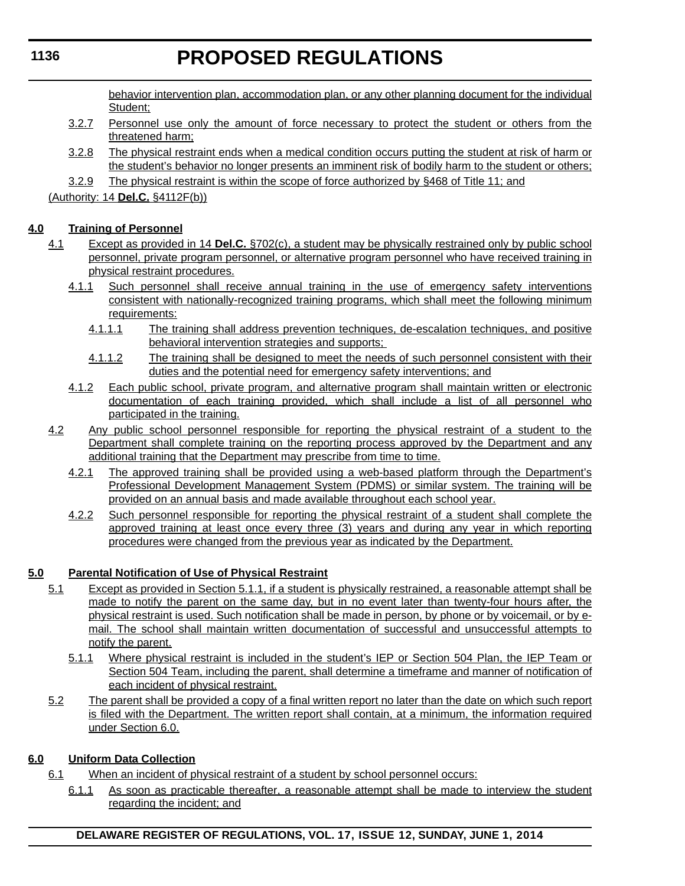behavior intervention plan, accommodation plan, or any other planning document for the individual Student;

3.2.7 Personnel use only the amount of force necessary to protect the student or others from the threatened harm;

3.2.8 The physical restraint ends when a medical condition occurs putting the student at risk of harm or the student's behavior no longer presents an imminent risk of bodily harm to the student or others;

3.2.9 The physical restraint is within the scope of force authorized by §468 of Title 11; and

(Authority: 14 **Del.C.** §4112F(b))

**4.0 Training of Personnel**

4.1 Except as provided in 14 **Del.C.** §702(c), a student may be physically restrained only by public school personnel, private program personnel, or alternative program personnel who have received training in physical restraint procedures.

4.1.1 Such personnel shall receive annual training in the use of emergency safety interventions consistent with nationally-recognized training programs, which shall meet the following minimum requirements:

4.1.1.1 The training shall address prevention techniques, de-escalation techniques, and positive behavioral intervention strategies and supports;

4.1.1.2 The training shall be designed to meet the needs of such personnel consistent with their duties and the potential need for emergency safety interventions; and

4.1.2 Each public school, private program, and alternative program shall maintain written or electronic documentation of each training provided, which shall include a list of all personnel who participated in the training.

4.2 Any public school personnel responsible for reporting the physical restraint of a student to the Department shall complete training on the reporting process approved by the Department and any additional training that the Department may prescribe from time to time.

4.2.1 The approved training shall be provided using a web-based platform through the Department's Professional Development Management System (PDMS) or similar system. The training will be provided on an annual basis and made available throughout each school year.

4.2.2 Such personnel responsible for reporting the physical restraint of a student shall complete the approved training at least once every three (3) years and during any year in which reporting procedures were changed from the previous year as indicated by the Department.

**5.0 Parental Notification of Use of Physical Restraint**

5.1 Except as provided in Section 5.1.1, if a student is physically restrained, a reasonable attempt shall be made to notify the parent on the same day, but in no event later than twenty-four hours after, the physical restraint is used. Such notification shall be made in person, by phone or by voicemail, or by e-mail. The school shall maintain written documentation of successful and unsuccessful attempts to notify the parent.

5.1.1 Where physical restraint is included in the student's IEP or Section 504 Plan, the IEP Team or Section 504 Team, including the parent, shall determine a timeframe and manner of notification of each incident of physical restraint.

5.2 The parent shall be provided a copy of a final written report no later than the date on which such report is filed with the Department. The written report shall contain, at a minimum, the information required under Section 6.0.

**6.0 Uniform Data Collection**

6.1 When an incident of physical restraint of a student by school personnel occurs:

6.1.1 As soon as practicable thereafter, a reasonable attempt shall be made to interview the student regarding the incident; and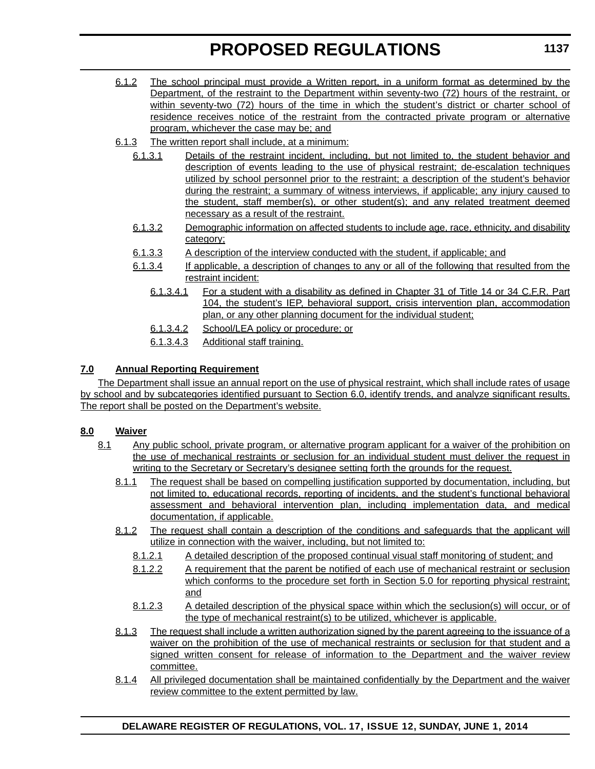6.1.2 The school principal must provide a Written report, in a uniform format as determined by the Department, of the restraint to the Department within seventy-two (72) hours of the restraint, or within seventy-two (72) hours of the time in which the student's district or charter school of residence receives notice of the restraint from the contracted private program or alternative program, whichever the case may be; and

6.1.3 The written report shall include, at a minimum:

6.1.3.1 Details of the restraint incident, including, but not limited to, the student behavior and description of events leading to the use of physical restraint; de-escalation techniques utilized by school personnel prior to the restraint; a description of the student's behavior during the restraint; a summary of witness interviews, if applicable; any injury caused to the student, staff member(s), or other student(s); and any related treatment deemed necessary as a result of the restraint.

6.1.3.2 Demographic information on affected students to include age, race, ethnicity, and disability category;

6.1.3.3 A description of the interview conducted with the student, if applicable; and

6.1.3.4 If applicable, a description of changes to any or all of the following that resulted from the restraint incident:

6.1.3.4.1 For a student with a disability as defined in Chapter 31 of Title 14 or 34 C.F.R. Part 104, the student's IEP, behavioral support, crisis intervention plan, accommodation plan, or any other planning document for the individual student;

6.1.3.4.2 School/LEA policy or procedure; or

6.1.3.4.3 Additional staff training.

**7.0 Annual Reporting Requirement**

The Department shall issue an annual report on the use of physical restraint, which shall include rates of usage by school and by subcategories identified pursuant to Section 6.0, identify trends, and analyze significant results. The report shall be posted on the Department's website.

**8.0 Waiver**

8.1 Any public school, private program, or alternative program applicant for a waiver of the prohibition on the use of mechanical restraints or seclusion for an individual student must deliver the request in writing to the Secretary or Secretary's designee setting forth the grounds for the request.

8.1.1 The request shall be based on compelling justification supported by documentation, including, but not limited to, educational records, reporting of incidents, and the student's functional behavioral assessment and behavioral intervention plan, including implementation data, and medical documentation, if applicable.

8.1.2 The request shall contain a description of the conditions and safeguards that the applicant will utilize in connection with the waiver, including, but not limited to:

8.1.2.1 A detailed description of the proposed continual visual staff monitoring of student; and

8.1.2.2 A requirement that the parent be notified of each use of mechanical restraint or seclusion which conforms to the procedure set forth in Section 5.0 for reporting physical restraint; and

8.1.2.3 A detailed description of the physical space within which the seclusion(s) will occur, or of the type of mechanical restraint(s) to be utilized, whichever is applicable.

8.1.3 The request shall include a written authorization signed by the parent agreeing to the issuance of a waiver on the prohibition of the use of mechanical restraints or seclusion for that student and a signed written consent for release of information to the Department and the waiver review committee.

8.1.4 All privileged documentation shall be maintained confidentially by the Department and the waiver review committee to the extent permitted by law.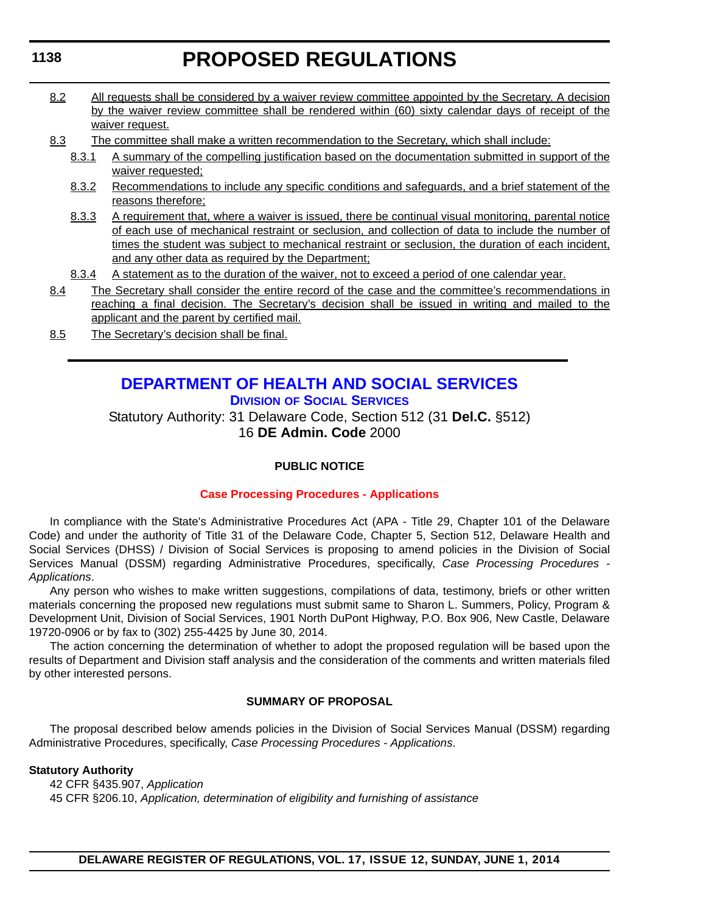8.2 All requests shall be considered by a waiver review committee appointed by the Secretary. A decision by the waiver review committee shall be rendered within (60) sixty calendar days of receipt of the waiver request.

8.3 The committee shall make a written recommendation to the Secretary, which shall include:

 8.3.1 A summary of the compelling justification based on the documentation submitted in support of the waiver requested;

 8.3.2 Recommendations to include any specific conditions and safeguards, and a brief statement of the reasons therefore;

 8.3.3 A requirement that, where a waiver is issued, there be continual visual monitoring, parental notice of each use of mechanical restraint or seclusion, and collection of data to include the number of times the student was subject to mechanical restraint or seclusion, the duration of each incident, and any other data as required by the Department;

 8.3.4 A statement as to the duration of the waiver, not to exceed a period of one calendar year.

8.4 The Secretary shall consider the entire record of the case and the committee's recommendations in reaching a final decision. The Secretary's decision shall be issued in writing and mailed to the applicant and the parent by certified mail.

8.5 The Secretary's decision shall be final.

---

# DEPARTMENT OF HEALTH AND SOCIAL SERVICES

## DIVISION OF SOCIAL SERVICES

Statutory Authority: 31 Delaware Code, Section 512 (31 **Del.C.** §512)
16 **DE Admin. Code** 2000

**PUBLIC NOTICE**

**Case Processing Procedures - Applications**

In compliance with the State's Administrative Procedures Act (APA - Title 29, Chapter 101 of the Delaware Code) and under the authority of Title 31 of the Delaware Code, Chapter 5, Section 512, Delaware Health and Social Services (DHSS) / Division of Social Services is proposing to amend policies in the Division of Social Services Manual (DSSM) regarding Administrative Procedures, specifically, *Case Processing Procedures - Applications*.

Any person who wishes to make written suggestions, compilations of data, testimony, briefs or other written materials concerning the proposed new regulations must submit same to Sharon L. Summers, Policy, Program & Development Unit, Division of Social Services, 1901 North DuPont Highway, P.O. Box 906, New Castle, Delaware 19720-0906 or by fax to (302) 255-4425 by June 30, 2014.

The action concerning the determination of whether to adopt the proposed regulation will be based upon the results of Department and Division staff analysis and the consideration of the comments and written materials filed by other interested persons.

**SUMMARY OF PROPOSAL**

The proposal described below amends policies in the Division of Social Services Manual (DSSM) regarding Administrative Procedures, specifically, *Case Processing Procedures - Applications*.

**Statutory Authority**

42 CFR §435.907, *Application*
45 CFR §206.10, *Application, determination of eligibility and furnishing of assistance*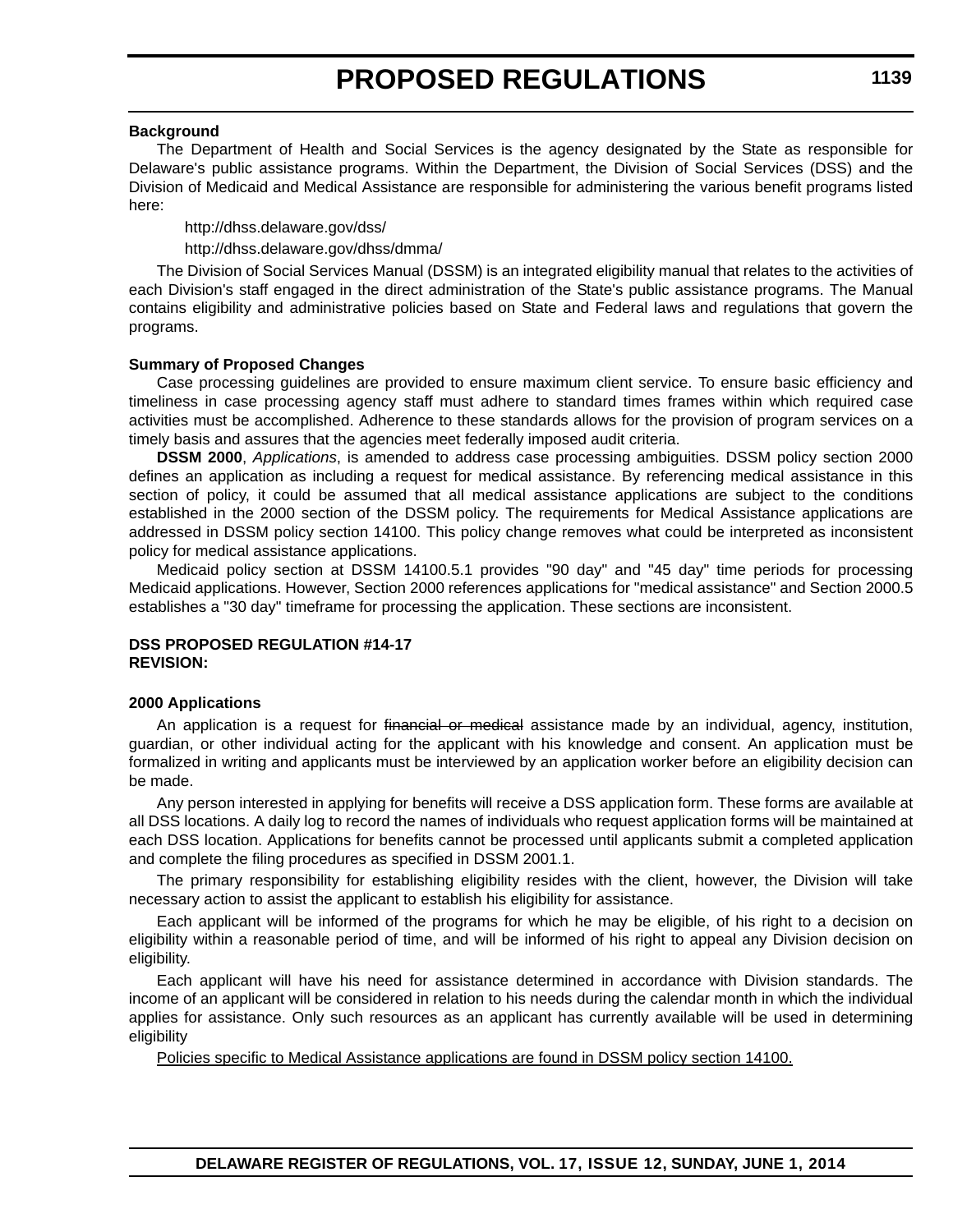**Background**

The Department of Health and Social Services is the agency designated by the State as responsible for Delaware's public assistance programs. Within the Department, the Division of Social Services (DSS) and the Division of Medicaid and Medical Assistance are responsible for administering the various benefit programs listed here:

http://dhss.delaware.gov/dss/

http://dhss.delaware.gov/dhss/dmma/

The Division of Social Services Manual (DSSM) is an integrated eligibility manual that relates to the activities of each Division's staff engaged in the direct administration of the State's public assistance programs. The Manual contains eligibility and administrative policies based on State and Federal laws and regulations that govern the programs.

**Summary of Proposed Changes**

Case processing guidelines are provided to ensure maximum client service. To ensure basic efficiency and timeliness in case processing agency staff must adhere to standard times frames within which required case activities must be accomplished. Adherence to these standards allows for the provision of program services on a timely basis and assures that the agencies meet federally imposed audit criteria.

**DSSM 2000**, *Applications*, is amended to address case processing ambiguities. DSSM policy section 2000 defines an application as including a request for medical assistance. By referencing medical assistance in this section of policy, it could be assumed that all medical assistance applications are subject to the conditions established in the 2000 section of the DSSM policy. The requirements for Medical Assistance applications are addressed in DSSM policy section 14100. This policy change removes what could be interpreted as inconsistent policy for medical assistance applications.

Medicaid policy section at DSSM 14100.5.1 provides "90 day" and "45 day" time periods for processing Medicaid applications. However, Section 2000 references applications for "medical assistance" and Section 2000.5 establishes a "30 day" timeframe for processing the application. These sections are inconsistent.

**DSS PROPOSED REGULATION #14-17**
**REVISION:**

**2000 Applications**

An application is a request for ~~financial or medical~~ assistance made by an individual, agency, institution, guardian, or other individual acting for the applicant with his knowledge and consent. An application must be formalized in writing and applicants must be interviewed by an application worker before an eligibility decision can be made.

Any person interested in applying for benefits will receive a DSS application form. These forms are available at all DSS locations. A daily log to record the names of individuals who request application forms will be maintained at each DSS location. Applications for benefits cannot be processed until applicants submit a completed application and complete the filing procedures as specified in DSSM 2001.1.

The primary responsibility for establishing eligibility resides with the client, however, the Division will take necessary action to assist the applicant to establish his eligibility for assistance.

Each applicant will be informed of the programs for which he may be eligible, of his right to a decision on eligibility within a reasonable period of time, and will be informed of his right to appeal any Division decision on eligibility.

Each applicant will have his need for assistance determined in accordance with Division standards. The income of an applicant will be considered in relation to his needs during the calendar month in which the individual applies for assistance. Only such resources as an applicant has currently available will be used in determining eligibility

<u>Policies specific to Medical Assistance applications are found in DSSM policy section 14100.</u>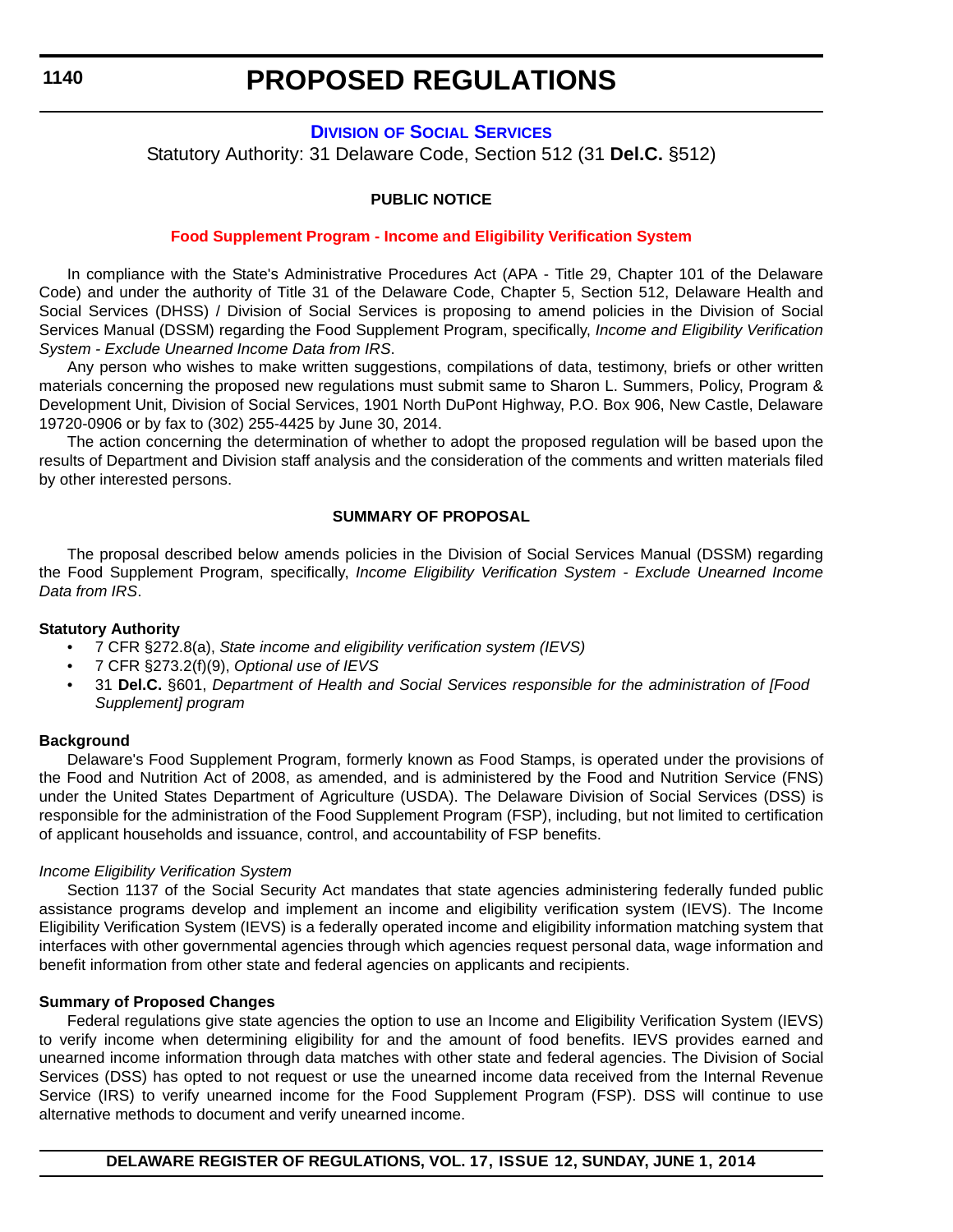# PROPOSED REGULATIONS

## DIVISION OF SOCIAL SERVICES

Statutory Authority: 31 Delaware Code, Section 512 (31 **Del.C.** §512)

### PUBLIC NOTICE

### Food Supplement Program - Income and Eligibility Verification System

In compliance with the State's Administrative Procedures Act (APA - Title 29, Chapter 101 of the Delaware Code) and under the authority of Title 31 of the Delaware Code, Chapter 5, Section 512, Delaware Health and Social Services (DHSS) / Division of Social Services is proposing to amend policies in the Division of Social Services Manual (DSSM) regarding the Food Supplement Program, specifically, *Income and Eligibility Verification System - Exclude Unearned Income Data from IRS*.

Any person who wishes to make written suggestions, compilations of data, testimony, briefs or other written materials concerning the proposed new regulations must submit same to Sharon L. Summers, Policy, Program & Development Unit, Division of Social Services, 1901 North DuPont Highway, P.O. Box 906, New Castle, Delaware 19720-0906 or by fax to (302) 255-4425 by June 30, 2014.

The action concerning the determination of whether to adopt the proposed regulation will be based upon the results of Department and Division staff analysis and the consideration of the comments and written materials filed by other interested persons.

### SUMMARY OF PROPOSAL

The proposal described below amends policies in the Division of Social Services Manual (DSSM) regarding the Food Supplement Program, specifically, *Income Eligibility Verification System - Exclude Unearned Income Data from IRS*.

**Statutory Authority**

- 7 CFR §272.8(a), *State income and eligibility verification system (IEVS)*
- 7 CFR §273.2(f)(9), *Optional use of IEVS*
- 31 **Del.C.** §601, *Department of Health and Social Services responsible for the administration of [Food Supplement] program*

**Background**

Delaware's Food Supplement Program, formerly known as Food Stamps, is operated under the provisions of the Food and Nutrition Act of 2008, as amended, and is administered by the Food and Nutrition Service (FNS) under the United States Department of Agriculture (USDA). The Delaware Division of Social Services (DSS) is responsible for the administration of the Food Supplement Program (FSP), including, but not limited to certification of applicant households and issuance, control, and accountability of FSP benefits.

*Income Eligibility Verification System*

Section 1137 of the Social Security Act mandates that state agencies administering federally funded public assistance programs develop and implement an income and eligibility verification system (IEVS). The Income Eligibility Verification System (IEVS) is a federally operated income and eligibility information matching system that interfaces with other governmental agencies through which agencies request personal data, wage information and benefit information from other state and federal agencies on applicants and recipients.

**Summary of Proposed Changes**

Federal regulations give state agencies the option to use an Income and Eligibility Verification System (IEVS) to verify income when determining eligibility for and the amount of food benefits. IEVS provides earned and unearned income information through data matches with other state and federal agencies. The Division of Social Services (DSS) has opted to not request or use the unearned income data received from the Internal Revenue Service (IRS) to verify unearned income for the Food Supplement Program (FSP). DSS will continue to use alternative methods to document and verify unearned income.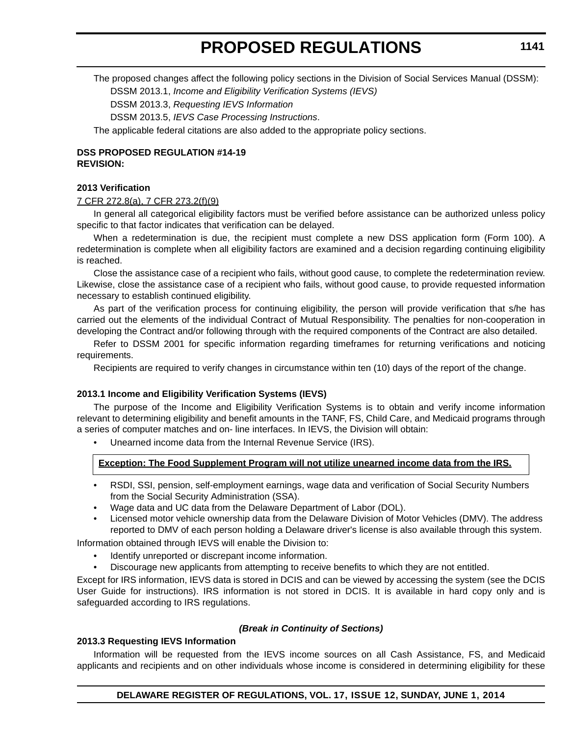The proposed changes affect the following policy sections in the Division of Social Services Manual (DSSM):

DSSM 2013.1, *Income and Eligibility Verification Systems (IEVS)*

DSSM 2013.3, *Requesting IEVS Information*

DSSM 2013.5, *IEVS Case Processing Instructions*.

The applicable federal citations are also added to the appropriate policy sections.

**DSS PROPOSED REGULATION #14-19**
**REVISION:**

**2013 Verification**

<u>7 CFR 272.8(a), 7 CFR 273.2(f)(9)</u>

In general all categorical eligibility factors must be verified before assistance can be authorized unless policy specific to that factor indicates that verification can be delayed.

When a redetermination is due, the recipient must complete a new DSS application form (Form 100). A redetermination is complete when all eligibility factors are examined and a decision regarding continuing eligibility is reached.

Close the assistance case of a recipient who fails, without good cause, to complete the redetermination review. Likewise, close the assistance case of a recipient who fails, without good cause, to provide requested information necessary to establish continued eligibility.

As part of the verification process for continuing eligibility, the person will provide verification that s/he has carried out the elements of the individual Contract of Mutual Responsibility. The penalties for non-cooperation in developing the Contract and/or following through with the required components of the Contract are also detailed.

Refer to DSSM 2001 for specific information regarding timeframes for returning verifications and noticing requirements.

Recipients are required to verify changes in circumstance within ten (10) days of the report of the change.

**2013.1 Income and Eligibility Verification Systems (IEVS)**

The purpose of the Income and Eligibility Verification Systems is to obtain and verify income information relevant to determining eligibility and benefit amounts in the TANF, FS, Child Care, and Medicaid programs through a series of computer matches and on- line interfaces. In IEVS, the Division will obtain:

- Unearned income data from the Internal Revenue Service (IRS).

| <u>**Exception: The Food Supplement Program will not utilize unearned income data from the IRS.**</u> |
|---|

- RSDI, SSI, pension, self-employment earnings, wage data and verification of Social Security Numbers from the Social Security Administration (SSA).
- Wage data and UC data from the Delaware Department of Labor (DOL).
- Licensed motor vehicle ownership data from the Delaware Division of Motor Vehicles (DMV). The address reported to DMV of each person holding a Delaware driver's license is also available through this system.

Information obtained through IEVS will enable the Division to:

- Identify unreported or discrepant income information.
- Discourage new applicants from attempting to receive benefits to which they are not entitled.

Except for IRS information, IEVS data is stored in DCIS and can be viewed by accessing the system (see the DCIS User Guide for instructions). IRS information is not stored in DCIS. It is available in hard copy only and is safeguarded according to IRS regulations.

***(Break in Continuity of Sections)***

**2013.3 Requesting IEVS Information**

Information will be requested from the IEVS income sources on all Cash Assistance, FS, and Medicaid applicants and recipients and on other individuals whose income is considered in determining eligibility for these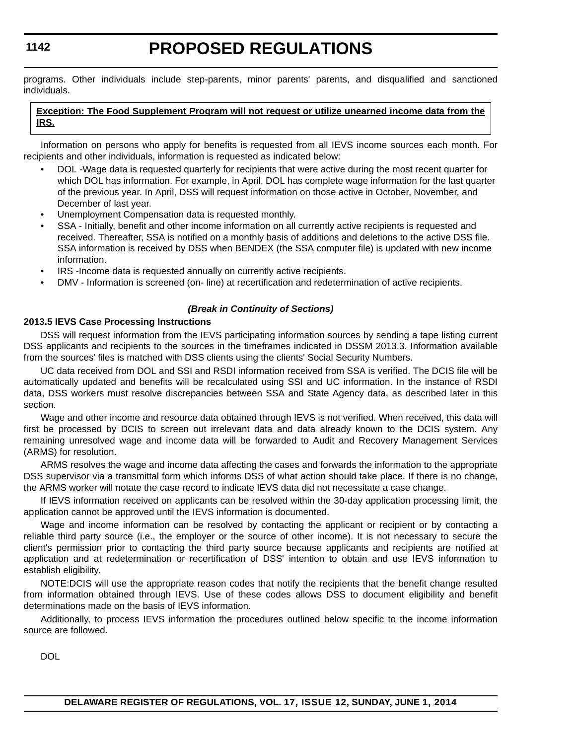programs. Other individuals include step-parents, minor parents' parents, and disqualified and sanctioned individuals.

**Exception: The Food Supplement Program will not request or utilize unearned income data from the IRS.**

Information on persons who apply for benefits is requested from all IEVS income sources each month. For recipients and other individuals, information is requested as indicated below:

- DOL -Wage data is requested quarterly for recipients that were active during the most recent quarter for which DOL has information. For example, in April, DOL has complete wage information for the last quarter of the previous year. In April, DSS will request information on those active in October, November, and December of last year.
- Unemployment Compensation data is requested monthly.
- SSA - Initially, benefit and other income information on all currently active recipients is requested and received. Thereafter, SSA is notified on a monthly basis of additions and deletions to the active DSS file. SSA information is received by DSS when BENDEX (the SSA computer file) is updated with new income information.
- IRS -Income data is requested annually on currently active recipients.
- DMV - Information is screened (on- line) at recertification and redetermination of active recipients.

***(Break in Continuity of Sections)***

**2013.5 IEVS Case Processing Instructions**

DSS will request information from the IEVS participating information sources by sending a tape listing current DSS applicants and recipients to the sources in the timeframes indicated in DSSM 2013.3. Information available from the sources' files is matched with DSS clients using the clients' Social Security Numbers.

UC data received from DOL and SSI and RSDI information received from SSA is verified. The DCIS file will be automatically updated and benefits will be recalculated using SSI and UC information. In the instance of RSDI data, DSS workers must resolve discrepancies between SSA and State Agency data, as described later in this section.

Wage and other income and resource data obtained through IEVS is not verified. When received, this data will first be processed by DCIS to screen out irrelevant data and data already known to the DCIS system. Any remaining unresolved wage and income data will be forwarded to Audit and Recovery Management Services (ARMS) for resolution.

ARMS resolves the wage and income data affecting the cases and forwards the information to the appropriate DSS supervisor via a transmittal form which informs DSS of what action should take place. If there is no change, the ARMS worker will notate the case record to indicate IEVS data did not necessitate a case change.

If IEVS information received on applicants can be resolved within the 30-day application processing limit, the application cannot be approved until the IEVS information is documented.

Wage and income information can be resolved by contacting the applicant or recipient or by contacting a reliable third party source (i.e., the employer or the source of other income). It is not necessary to secure the client's permission prior to contacting the third party source because applicants and recipients are notified at application and at redetermination or recertification of DSS' intention to obtain and use IEVS information to establish eligibility.

NOTE:DCIS will use the appropriate reason codes that notify the recipients that the benefit change resulted from information obtained through IEVS. Use of these codes allows DSS to document eligibility and benefit determinations made on the basis of IEVS information.

Additionally, to process IEVS information the procedures outlined below specific to the income information source are followed.

DOL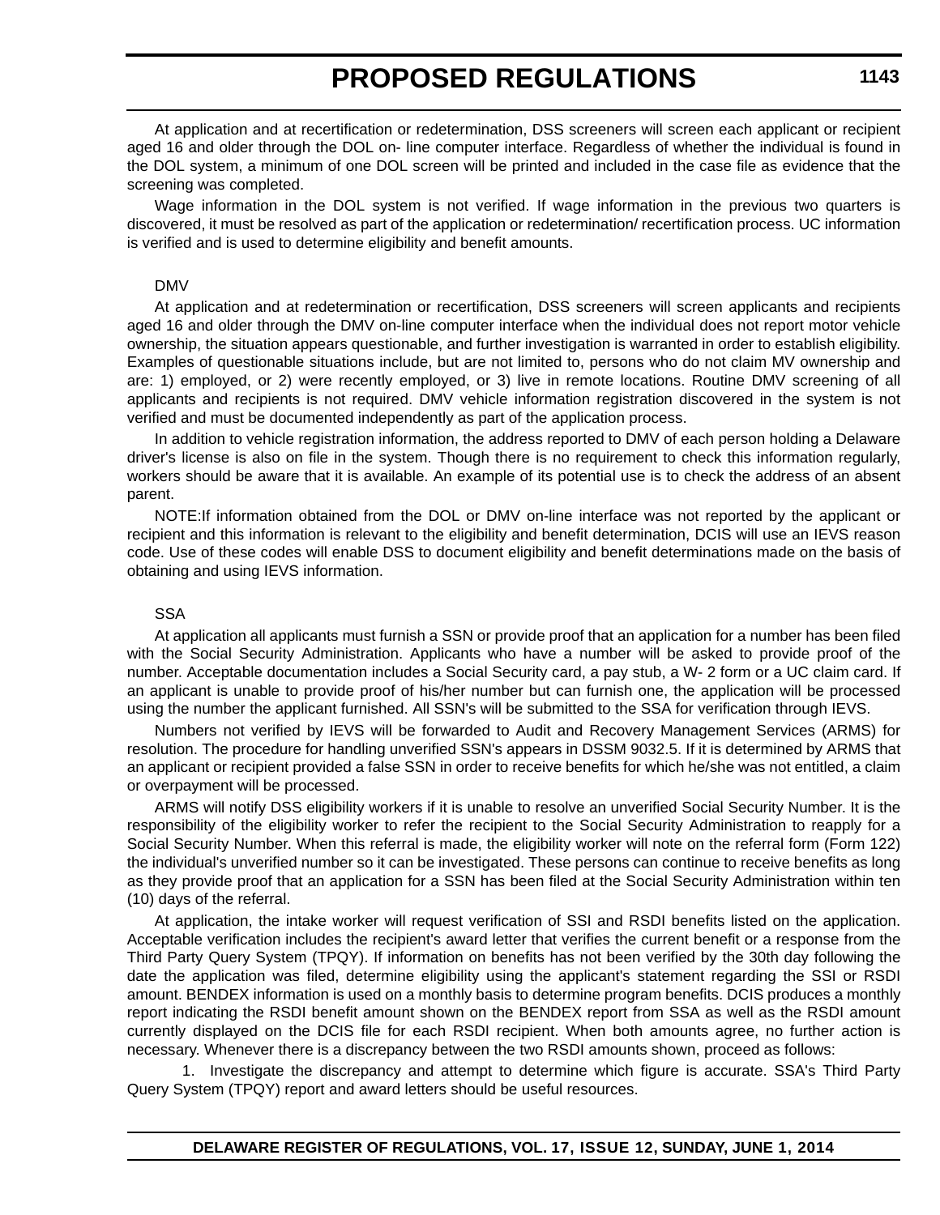At application and at recertification or redetermination, DSS screeners will screen each applicant or recipient aged 16 and older through the DOL on- line computer interface. Regardless of whether the individual is found in the DOL system, a minimum of one DOL screen will be printed and included in the case file as evidence that the screening was completed.

Wage information in the DOL system is not verified. If wage information in the previous two quarters is discovered, it must be resolved as part of the application or redetermination/ recertification process. UC information is verified and is used to determine eligibility and benefit amounts.

DMV

At application and at redetermination or recertification, DSS screeners will screen applicants and recipients aged 16 and older through the DMV on-line computer interface when the individual does not report motor vehicle ownership, the situation appears questionable, and further investigation is warranted in order to establish eligibility. Examples of questionable situations include, but are not limited to, persons who do not claim MV ownership and are: 1) employed, or 2) were recently employed, or 3) live in remote locations. Routine DMV screening of all applicants and recipients is not required. DMV vehicle information registration discovered in the system is not verified and must be documented independently as part of the application process.

In addition to vehicle registration information, the address reported to DMV of each person holding a Delaware driver's license is also on file in the system. Though there is no requirement to check this information regularly, workers should be aware that it is available. An example of its potential use is to check the address of an absent parent.

NOTE:If information obtained from the DOL or DMV on-line interface was not reported by the applicant or recipient and this information is relevant to the eligibility and benefit determination, DCIS will use an IEVS reason code. Use of these codes will enable DSS to document eligibility and benefit determinations made on the basis of obtaining and using IEVS information.

SSA

At application all applicants must furnish a SSN or provide proof that an application for a number has been filed with the Social Security Administration. Applicants who have a number will be asked to provide proof of the number. Acceptable documentation includes a Social Security card, a pay stub, a W- 2 form or a UC claim card. If an applicant is unable to provide proof of his/her number but can furnish one, the application will be processed using the number the applicant furnished. All SSN's will be submitted to the SSA for verification through IEVS.

Numbers not verified by IEVS will be forwarded to Audit and Recovery Management Services (ARMS) for resolution. The procedure for handling unverified SSN's appears in DSSM 9032.5. If it is determined by ARMS that an applicant or recipient provided a false SSN in order to receive benefits for which he/she was not entitled, a claim or overpayment will be processed.

ARMS will notify DSS eligibility workers if it is unable to resolve an unverified Social Security Number. It is the responsibility of the eligibility worker to refer the recipient to the Social Security Administration to reapply for a Social Security Number. When this referral is made, the eligibility worker will note on the referral form (Form 122) the individual's unverified number so it can be investigated. These persons can continue to receive benefits as long as they provide proof that an application for a SSN has been filed at the Social Security Administration within ten (10) days of the referral.

At application, the intake worker will request verification of SSI and RSDI benefits listed on the application. Acceptable verification includes the recipient's award letter that verifies the current benefit or a response from the Third Party Query System (TPQY). If information on benefits has not been verified by the 30th day following the date the application was filed, determine eligibility using the applicant's statement regarding the SSI or RSDI amount. BENDEX information is used on a monthly basis to determine program benefits. DCIS produces a monthly report indicating the RSDI benefit amount shown on the BENDEX report from SSA as well as the RSDI amount currently displayed on the DCIS file for each RSDI recipient. When both amounts agree, no further action is necessary. Whenever there is a discrepancy between the two RSDI amounts shown, proceed as follows:

1. Investigate the discrepancy and attempt to determine which figure is accurate. SSA's Third Party Query System (TPQY) report and award letters should be useful resources.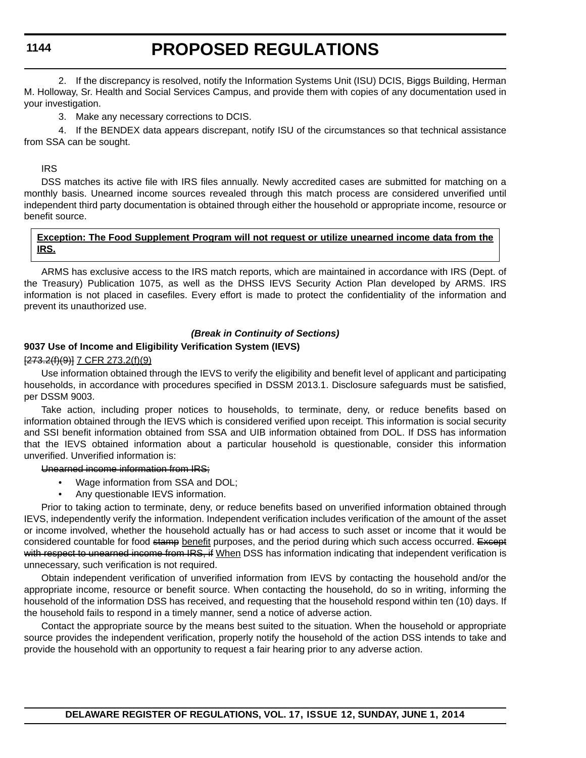2. If the discrepancy is resolved, notify the Information Systems Unit (ISU) DCIS, Biggs Building, Herman M. Holloway, Sr. Health and Social Services Campus, and provide them with copies of any documentation used in your investigation.

3. Make any necessary corrections to DCIS.

4. If the BENDEX data appears discrepant, notify ISU of the circumstances so that technical assistance from SSA can be sought.

IRS

DSS matches its active file with IRS files annually. Newly accredited cases are submitted for matching on a monthly basis. Unearned income sources revealed through this match process are considered unverified until independent third party documentation is obtained through either the household or appropriate income, resource or benefit source.

| <u>**Exception: The Food Supplement Program will not request or utilize unearned income data from the IRS.**</u> |
|---|

ARMS has exclusive access to the IRS match reports, which are maintained in accordance with IRS (Dept. of the Treasury) Publication 1075, as well as the DHSS IEVS Security Action Plan developed by ARMS. IRS information is not placed in casefiles. Every effort is made to protect the confidentiality of the information and prevent its unauthorized use.

***(Break in Continuity of Sections)***

**9037 Use of Income and Eligibility Verification System (IEVS)**

~~[273.2(f)(9)]~~ <u>7 CFR 273.2(f)(9)</u>

Use information obtained through the IEVS to verify the eligibility and benefit level of applicant and participating households, in accordance with procedures specified in DSSM 2013.1. Disclosure safeguards must be satisfied, per DSSM 9003.

Take action, including proper notices to households, to terminate, deny, or reduce benefits based on information obtained through the IEVS which is considered verified upon receipt. This information is social security and SSI benefit information obtained from SSA and UIB information obtained from DOL. If DSS has information that the IEVS obtained information about a particular household is questionable, consider this information unverified. Unverified information is:

~~Unearned income information from IRS;~~

- Wage information from SSA and DOL;
- Any questionable IEVS information.

Prior to taking action to terminate, deny, or reduce benefits based on unverified information obtained through IEVS, independently verify the information. Independent verification includes verification of the amount of the asset or income involved, whether the household actually has or had access to such asset or income that it would be considered countable for food ~~stamp~~ <u>benefit</u> purposes, and the period during which such access occurred. ~~Except with respect to unearned income from IRS, if~~ <u>When</u> DSS has information indicating that independent verification is unnecessary, such verification is not required.

Obtain independent verification of unverified information from IEVS by contacting the household and/or the appropriate income, resource or benefit source. When contacting the household, do so in writing, informing the household of the information DSS has received, and requesting that the household respond within ten (10) days. If the household fails to respond in a timely manner, send a notice of adverse action.

Contact the appropriate source by the means best suited to the situation. When the household or appropriate source provides the independent verification, properly notify the household of the action DSS intends to take and provide the household with an opportunity to request a fair hearing prior to any adverse action.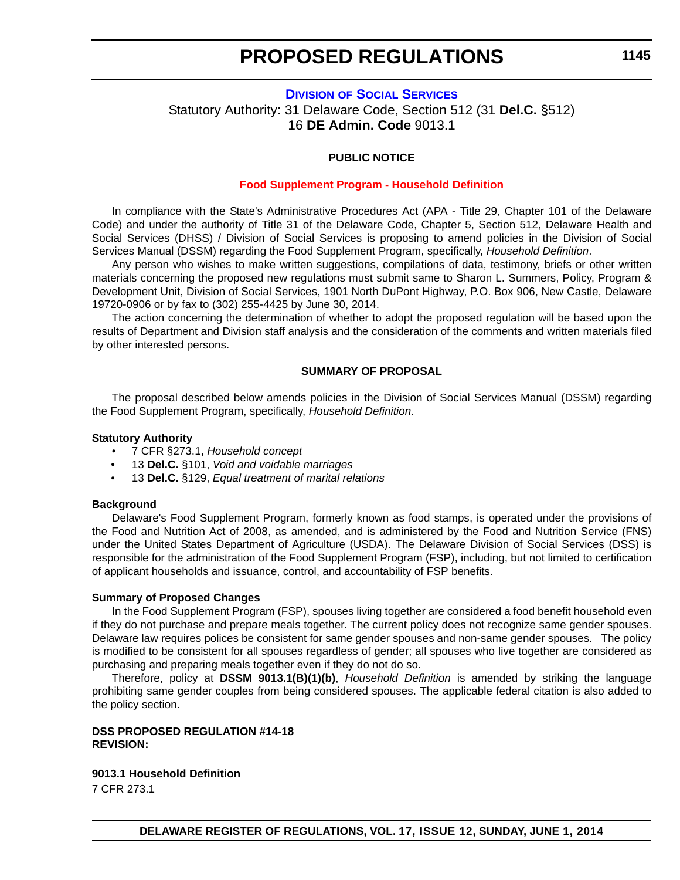# PROPOSED REGULATIONS

## DIVISION OF SOCIAL SERVICES

Statutory Authority: 31 Delaware Code, Section 512 (31 **Del.C.** §512)
16 **DE Admin. Code** 9013.1

**PUBLIC NOTICE**

**Food Supplement Program - Household Definition**

In compliance with the State's Administrative Procedures Act (APA - Title 29, Chapter 101 of the Delaware Code) and under the authority of Title 31 of the Delaware Code, Chapter 5, Section 512, Delaware Health and Social Services (DHSS) / Division of Social Services is proposing to amend policies in the Division of Social Services Manual (DSSM) regarding the Food Supplement Program, specifically, *Household Definition*.

Any person who wishes to make written suggestions, compilations of data, testimony, briefs or other written materials concerning the proposed new regulations must submit same to Sharon L. Summers, Policy, Program & Development Unit, Division of Social Services, 1901 North DuPont Highway, P.O. Box 906, New Castle, Delaware 19720-0906 or by fax to (302) 255-4425 by June 30, 2014.

The action concerning the determination of whether to adopt the proposed regulation will be based upon the results of Department and Division staff analysis and the consideration of the comments and written materials filed by other interested persons.

**SUMMARY OF PROPOSAL**

The proposal described below amends policies in the Division of Social Services Manual (DSSM) regarding the Food Supplement Program, specifically, *Household Definition*.

**Statutory Authority**

- 7 CFR §273.1, *Household concept*
- 13 **Del.C.** §101, *Void and voidable marriages*
- 13 **Del.C.** §129, *Equal treatment of marital relations*

**Background**

Delaware's Food Supplement Program, formerly known as food stamps, is operated under the provisions of the Food and Nutrition Act of 2008, as amended, and is administered by the Food and Nutrition Service (FNS) under the United States Department of Agriculture (USDA). The Delaware Division of Social Services (DSS) is responsible for the administration of the Food Supplement Program (FSP), including, but not limited to certification of applicant households and issuance, control, and accountability of FSP benefits.

**Summary of Proposed Changes**

In the Food Supplement Program (FSP), spouses living together are considered a food benefit household even if they do not purchase and prepare meals together. The current policy does not recognize same gender spouses. Delaware law requires polices be consistent for same gender spouses and non-same gender spouses. The policy is modified to be consistent for all spouses regardless of gender; all spouses who live together are considered as purchasing and preparing meals together even if they do not do so.

Therefore, policy at **DSSM 9013.1(B)(1)(b)**, *Household Definition* is amended by striking the language prohibiting same gender couples from being considered spouses. The applicable federal citation is also added to the policy section.

**DSS PROPOSED REGULATION #14-18**
**REVISION:**

**9013.1 Household Definition**

7 CFR 273.1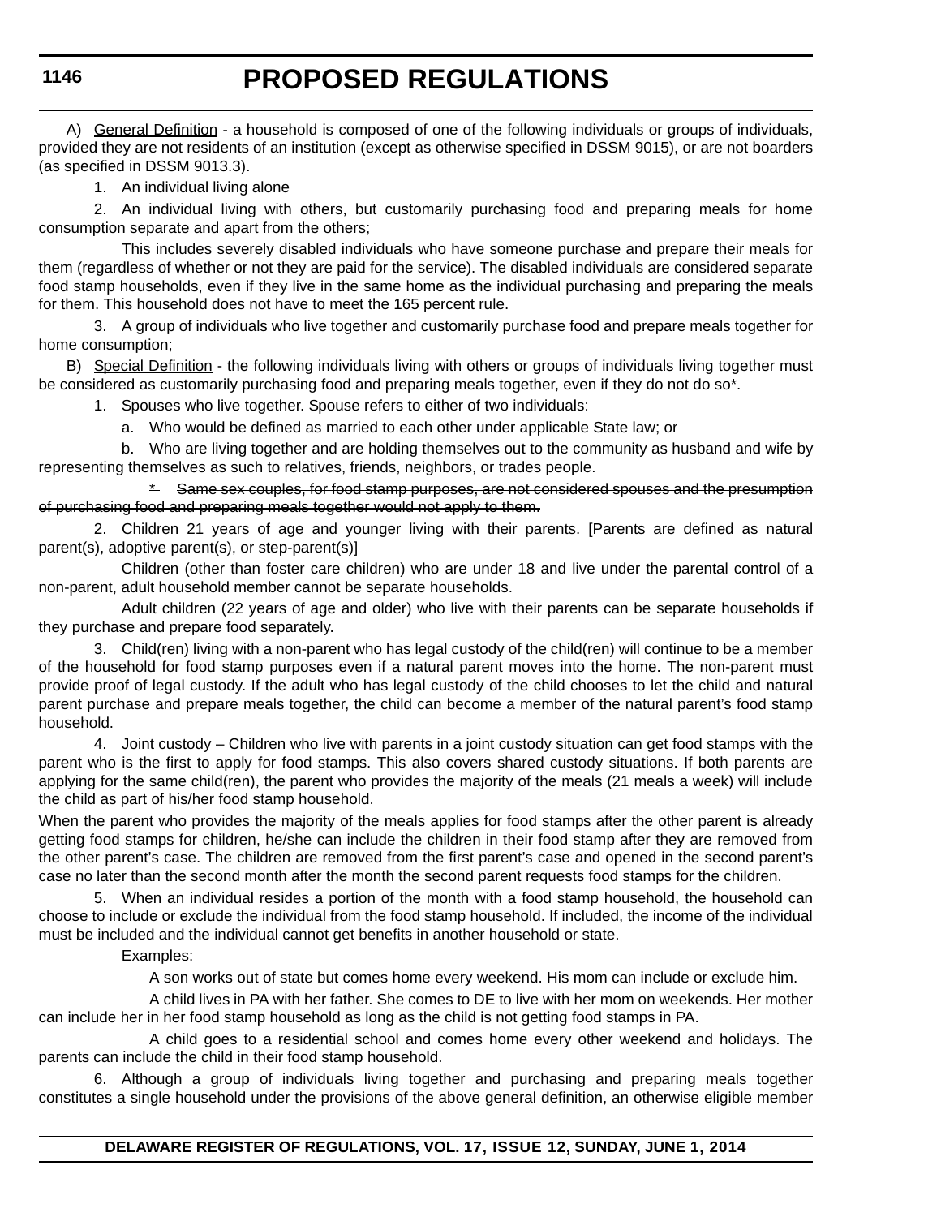A) <u>General Definition</u> - a household is composed of one of the following individuals or groups of individuals, provided they are not residents of an institution (except as otherwise specified in DSSM 9015), or are not boarders (as specified in DSSM 9013.3).

1. An individual living alone

2. An individual living with others, but customarily purchasing food and preparing meals for home consumption separate and apart from the others;

This includes severely disabled individuals who have someone purchase and prepare their meals for them (regardless of whether or not they are paid for the service). The disabled individuals are considered separate food stamp households, even if they live in the same home as the individual purchasing and preparing the meals for them. This household does not have to meet the 165 percent rule.

3. A group of individuals who live together and customarily purchase food and prepare meals together for home consumption;

B) <u>Special Definition</u> - the following individuals living with others or groups of individuals living together must be considered as customarily purchasing food and preparing meals together, even if they do not do so*.

1. Spouses who live together. Spouse refers to either of two individuals:

a. Who would be defined as married to each other under applicable State law; or

b. Who are living together and are holding themselves out to the community as husband and wife by representing themselves as such to relatives, friends, neighbors, or trades people.

~~* Same sex couples, for food stamp purposes, are not considered spouses and the presumption of purchasing food and preparing meals together would not apply to them.~~

2. Children 21 years of age and younger living with their parents. [Parents are defined as natural parent(s), adoptive parent(s), or step-parent(s)]

Children (other than foster care children) who are under 18 and live under the parental control of a non-parent, adult household member cannot be separate households.

Adult children (22 years of age and older) who live with their parents can be separate households if they purchase and prepare food separately.

3. Child(ren) living with a non-parent who has legal custody of the child(ren) will continue to be a member of the household for food stamp purposes even if a natural parent moves into the home. The non-parent must provide proof of legal custody. If the adult who has legal custody of the child chooses to let the child and natural parent purchase and prepare meals together, the child can become a member of the natural parent's food stamp household.

4. Joint custody – Children who live with parents in a joint custody situation can get food stamps with the parent who is the first to apply for food stamps. This also covers shared custody situations. If both parents are applying for the same child(ren), the parent who provides the majority of the meals (21 meals a week) will include the child as part of his/her food stamp household.

When the parent who provides the majority of the meals applies for food stamps after the other parent is already getting food stamps for children, he/she can include the children in their food stamp after they are removed from the other parent's case. The children are removed from the first parent's case and opened in the second parent's case no later than the second month after the month the second parent requests food stamps for the children.

5. When an individual resides a portion of the month with a food stamp household, the household can choose to include or exclude the individual from the food stamp household. If included, the income of the individual must be included and the individual cannot get benefits in another household or state.

Examples:

A son works out of state but comes home every weekend. His mom can include or exclude him.

A child lives in PA with her father. She comes to DE to live with her mom on weekends. Her mother can include her in her food stamp household as long as the child is not getting food stamps in PA.

A child goes to a residential school and comes home every other weekend and holidays. The parents can include the child in their food stamp household.

6. Although a group of individuals living together and purchasing and preparing meals together constitutes a single household under the provisions of the above general definition, an otherwise eligible member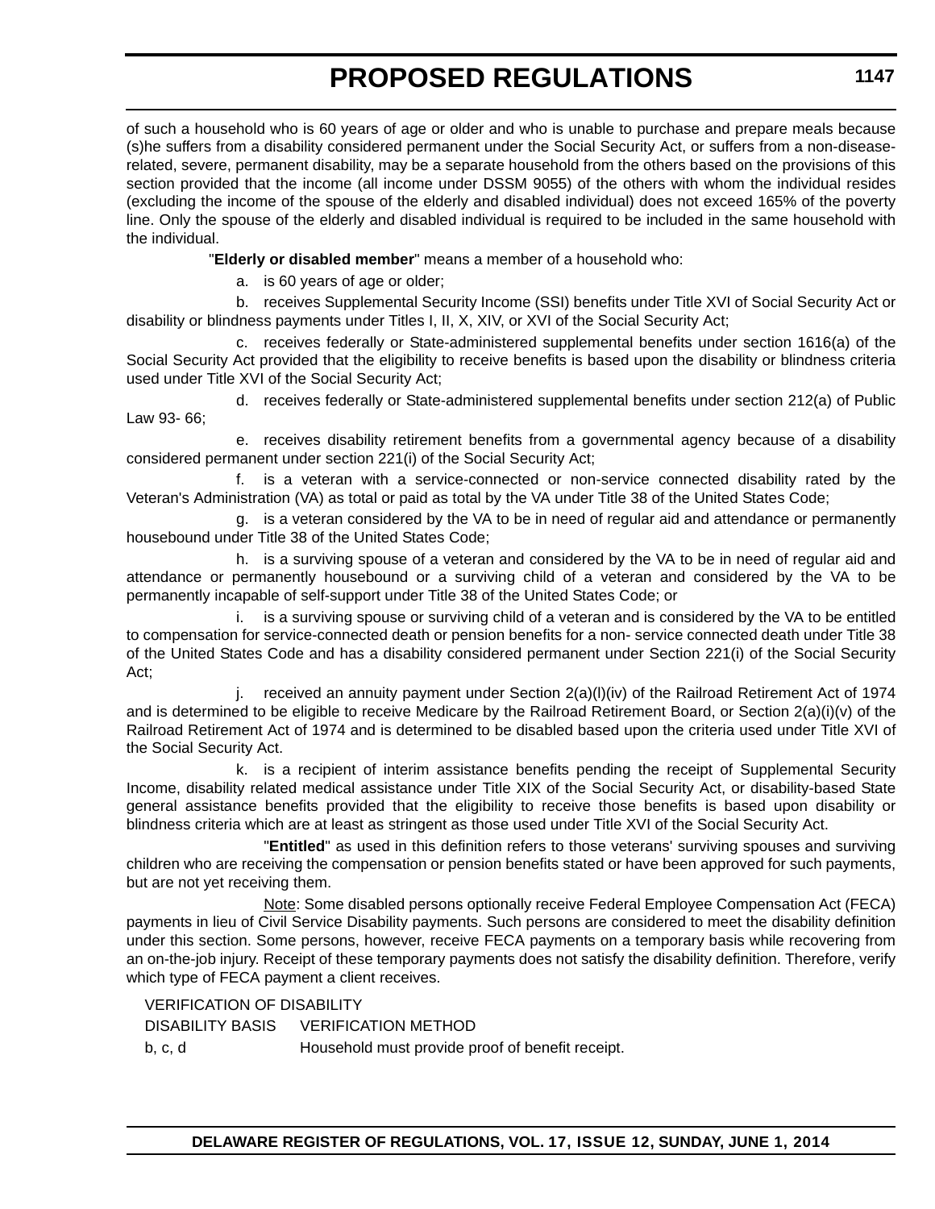of such a household who is 60 years of age or older and who is unable to purchase and prepare meals because (s)he suffers from a disability considered permanent under the Social Security Act, or suffers from a non-disease-related, severe, permanent disability, may be a separate household from the others based on the provisions of this section provided that the income (all income under DSSM 9055) of the others with whom the individual resides (excluding the income of the spouse of the elderly and disabled individual) does not exceed 165% of the poverty line. Only the spouse of the elderly and disabled individual is required to be included in the same household with the individual.

"**Elderly or disabled member**" means a member of a household who:

a. is 60 years of age or older;

b. receives Supplemental Security Income (SSI) benefits under Title XVI of Social Security Act or disability or blindness payments under Titles I, II, X, XIV, or XVI of the Social Security Act;

c. receives federally or State-administered supplemental benefits under section 1616(a) of the Social Security Act provided that the eligibility to receive benefits is based upon the disability or blindness criteria used under Title XVI of the Social Security Act;

d. receives federally or State-administered supplemental benefits under section 212(a) of Public Law 93- 66;

e. receives disability retirement benefits from a governmental agency because of a disability considered permanent under section 221(i) of the Social Security Act;

f. is a veteran with a service-connected or non-service connected disability rated by the Veteran's Administration (VA) as total or paid as total by the VA under Title 38 of the United States Code;

g. is a veteran considered by the VA to be in need of regular aid and attendance or permanently housebound under Title 38 of the United States Code;

h. is a surviving spouse of a veteran and considered by the VA to be in need of regular aid and attendance or permanently housebound or a surviving child of a veteran and considered by the VA to be permanently incapable of self-support under Title 38 of the United States Code; or

i. is a surviving spouse or surviving child of a veteran and is considered by the VA to be entitled to compensation for service-connected death or pension benefits for a non- service connected death under Title 38 of the United States Code and has a disability considered permanent under Section 221(i) of the Social Security Act;

j. received an annuity payment under Section 2(a)(l)(iv) of the Railroad Retirement Act of 1974 and is determined to be eligible to receive Medicare by the Railroad Retirement Board, or Section 2(a)(i)(v) of the Railroad Retirement Act of 1974 and is determined to be disabled based upon the criteria used under Title XVI of the Social Security Act.

k. is a recipient of interim assistance benefits pending the receipt of Supplemental Security Income, disability related medical assistance under Title XIX of the Social Security Act, or disability-based State general assistance benefits provided that the eligibility to receive those benefits is based upon disability or blindness criteria which are at least as stringent as those used under Title XVI of the Social Security Act.

"**Entitled**" as used in this definition refers to those veterans' surviving spouses and surviving children who are receiving the compensation or pension benefits stated or have been approved for such payments, but are not yet receiving them.

Note: Some disabled persons optionally receive Federal Employee Compensation Act (FECA) payments in lieu of Civil Service Disability payments. Such persons are considered to meet the disability definition under this section. Some persons, however, receive FECA payments on a temporary basis while recovering from an on-the-job injury. Receipt of these temporary payments does not satisfy the disability definition. Therefore, verify which type of FECA payment a client receives.

VERIFICATION OF DISABILITY

| DISABILITY BASIS | VERIFICATION METHOD |
|---|---|
| b, c, d | Household must provide proof of benefit receipt. |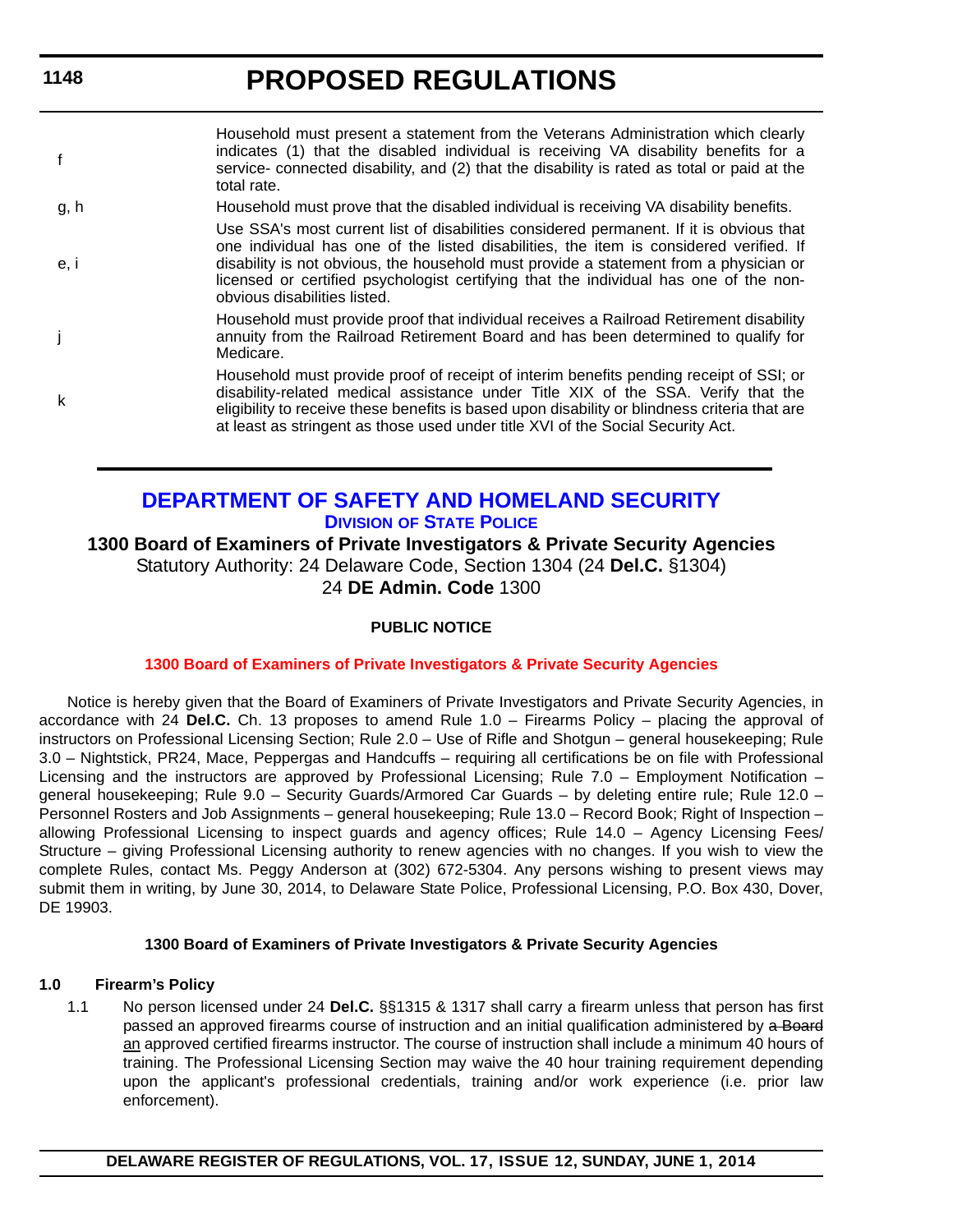| | |
|---|---|
| f | Household must present a statement from the Veterans Administration which clearly indicates (1) that the disabled individual is receiving VA disability benefits for a service- connected disability, and (2) that the disability is rated as total or paid at the total rate. |
| g, h | Household must prove that the disabled individual is receiving VA disability benefits. |
| e, i | Use SSA's most current list of disabilities considered permanent. If it is obvious that one individual has one of the listed disabilities, the item is considered verified. If disability is not obvious, the household must provide a statement from a physician or licensed or certified psychologist certifying that the individual has one of the non-obvious disabilities listed. |
| j | Household must provide proof that individual receives a Railroad Retirement disability annuity from the Railroad Retirement Board and has been determined to qualify for Medicare. |
| k | Household must provide proof of receipt of interim benefits pending receipt of SSI; or disability-related medical assistance under Title XIX of the SSA. Verify that the eligibility to receive these benefits is based upon disability or blindness criteria that are at least as stringent as those used under title XVI of the Social Security Act. |

---

# DEPARTMENT OF SAFETY AND HOMELAND SECURITY

## DIVISION OF STATE POLICE

**1300 Board of Examiners of Private Investigators & Private Security Agencies**

Statutory Authority: 24 Delaware Code, Section 1304 (24 **Del.C.** §1304)

24 **DE Admin. Code** 1300

**PUBLIC NOTICE**

**1300 Board of Examiners of Private Investigators & Private Security Agencies**

Notice is hereby given that the Board of Examiners of Private Investigators and Private Security Agencies, in accordance with 24 **Del.C.** Ch. 13 proposes to amend Rule 1.0 – Firearms Policy – placing the approval of instructors on Professional Licensing Section; Rule 2.0 – Use of Rifle and Shotgun – general housekeeping; Rule 3.0 – Nightstick, PR24, Mace, Peppergas and Handcuffs – requiring all certifications be on file with Professional Licensing and the instructors are approved by Professional Licensing; Rule 7.0 – Employment Notification – general housekeeping; Rule 9.0 – Security Guards/Armored Car Guards – by deleting entire rule; Rule 12.0 – Personnel Rosters and Job Assignments – general housekeeping; Rule 13.0 – Record Book; Right of Inspection – allowing Professional Licensing to inspect guards and agency offices; Rule 14.0 – Agency Licensing Fees/ Structure – giving Professional Licensing authority to renew agencies with no changes. If you wish to view the complete Rules, contact Ms. Peggy Anderson at (302) 672-5304. Any persons wishing to present views may submit them in writing, by June 30, 2014, to Delaware State Police, Professional Licensing, P.O. Box 430, Dover, DE 19903.

**1300 Board of Examiners of Private Investigators & Private Security Agencies**

**1.0 Firearm's Policy**

1.1 No person licensed under 24 **Del.C.** §§1315 & 1317 shall carry a firearm unless that person has first passed an approved firearms course of instruction and an initial qualification administered by ~~a Board~~ an approved certified firearms instructor. The course of instruction shall include a minimum 40 hours of training. The Professional Licensing Section may waive the 40 hour training requirement depending upon the applicant's professional credentials, training and/or work experience (i.e. prior law enforcement).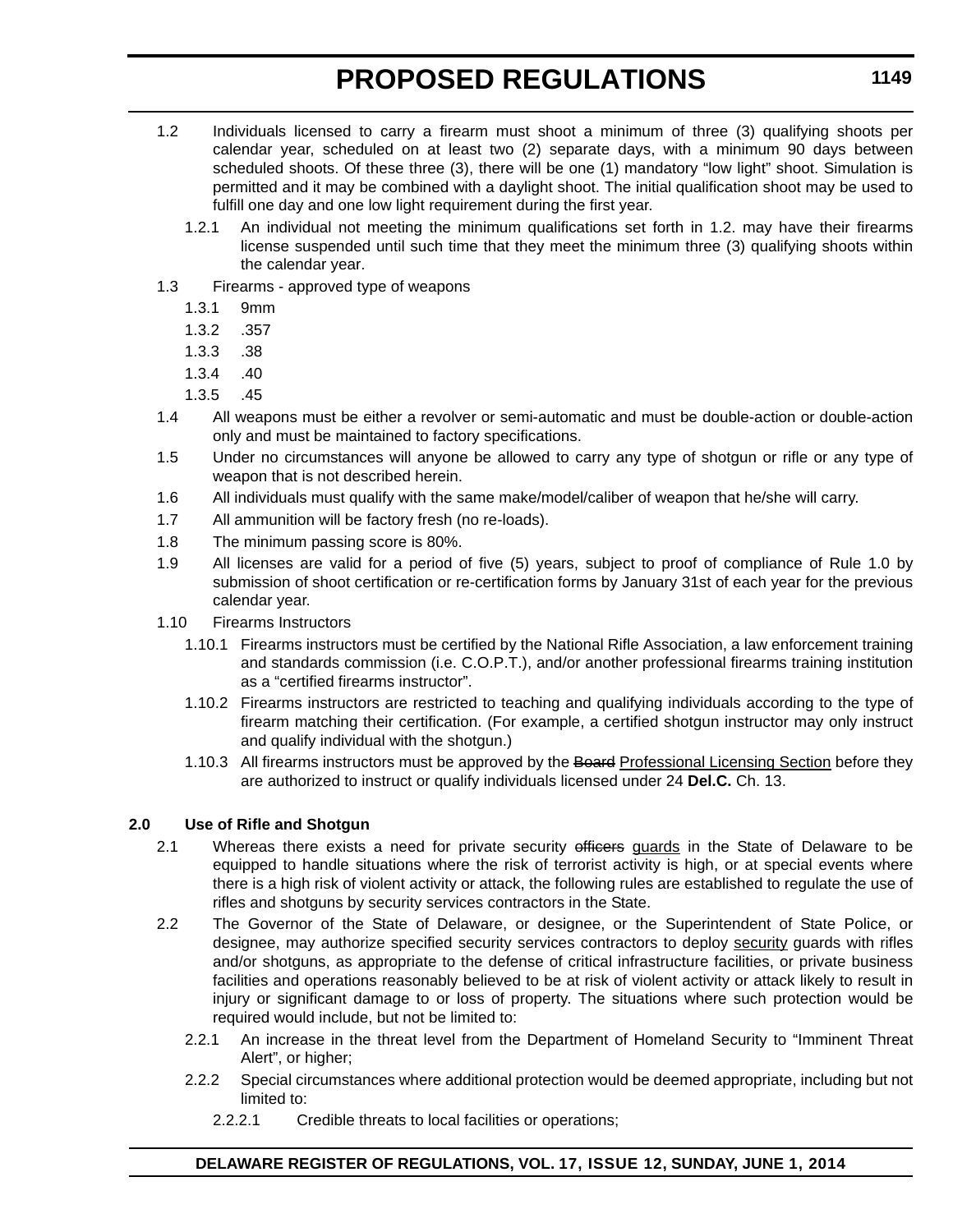1.2 Individuals licensed to carry a firearm must shoot a minimum of three (3) qualifying shoots per calendar year, scheduled on at least two (2) separate days, with a minimum 90 days between scheduled shoots. Of these three (3), there will be one (1) mandatory "low light" shoot. Simulation is permitted and it may be combined with a daylight shoot. The initial qualification shoot may be used to fulfill one day and one low light requirement during the first year.

1.2.1 An individual not meeting the minimum qualifications set forth in 1.2. may have their firearms license suspended until such time that they meet the minimum three (3) qualifying shoots within the calendar year.

1.3 Firearms - approved type of weapons

1.3.1 9mm

1.3.2 .357

1.3.3 .38

1.3.4 .40

1.3.5 .45

1.4 All weapons must be either a revolver or semi-automatic and must be double-action or double-action only and must be maintained to factory specifications.

1.5 Under no circumstances will anyone be allowed to carry any type of shotgun or rifle or any type of weapon that is not described herein.

1.6 All individuals must qualify with the same make/model/caliber of weapon that he/she will carry.

1.7 All ammunition will be factory fresh (no re-loads).

1.8 The minimum passing score is 80%.

1.9 All licenses are valid for a period of five (5) years, subject to proof of compliance of Rule 1.0 by submission of shoot certification or re-certification forms by January 31st of each year for the previous calendar year.

1.10 Firearms Instructors

1.10.1 Firearms instructors must be certified by the National Rifle Association, a law enforcement training and standards commission (i.e. C.O.P.T.), and/or another professional firearms training institution as a "certified firearms instructor".

1.10.2 Firearms instructors are restricted to teaching and qualifying individuals according to the type of firearm matching their certification. (For example, a certified shotgun instructor may only instruct and qualify individual with the shotgun.)

1.10.3 All firearms instructors must be approved by the ~~Board~~ Professional Licensing Section before they are authorized to instruct or qualify individuals licensed under 24 **Del.C.** Ch. 13.

**2.0 Use of Rifle and Shotgun**

2.1 Whereas there exists a need for private security ~~officers~~ guards in the State of Delaware to be equipped to handle situations where the risk of terrorist activity is high, or at special events where there is a high risk of violent activity or attack, the following rules are established to regulate the use of rifles and shotguns by security services contractors in the State.

2.2 The Governor of the State of Delaware, or designee, or the Superintendent of State Police, or designee, may authorize specified security services contractors to deploy security guards with rifles and/or shotguns, as appropriate to the defense of critical infrastructure facilities, or private business facilities and operations reasonably believed to be at risk of violent activity or attack likely to result in injury or significant damage to or loss of property. The situations where such protection would be required would include, but not be limited to:

2.2.1 An increase in the threat level from the Department of Homeland Security to "Imminent Threat Alert", or higher;

2.2.2 Special circumstances where additional protection would be deemed appropriate, including but not limited to:

2.2.2.1 Credible threats to local facilities or operations;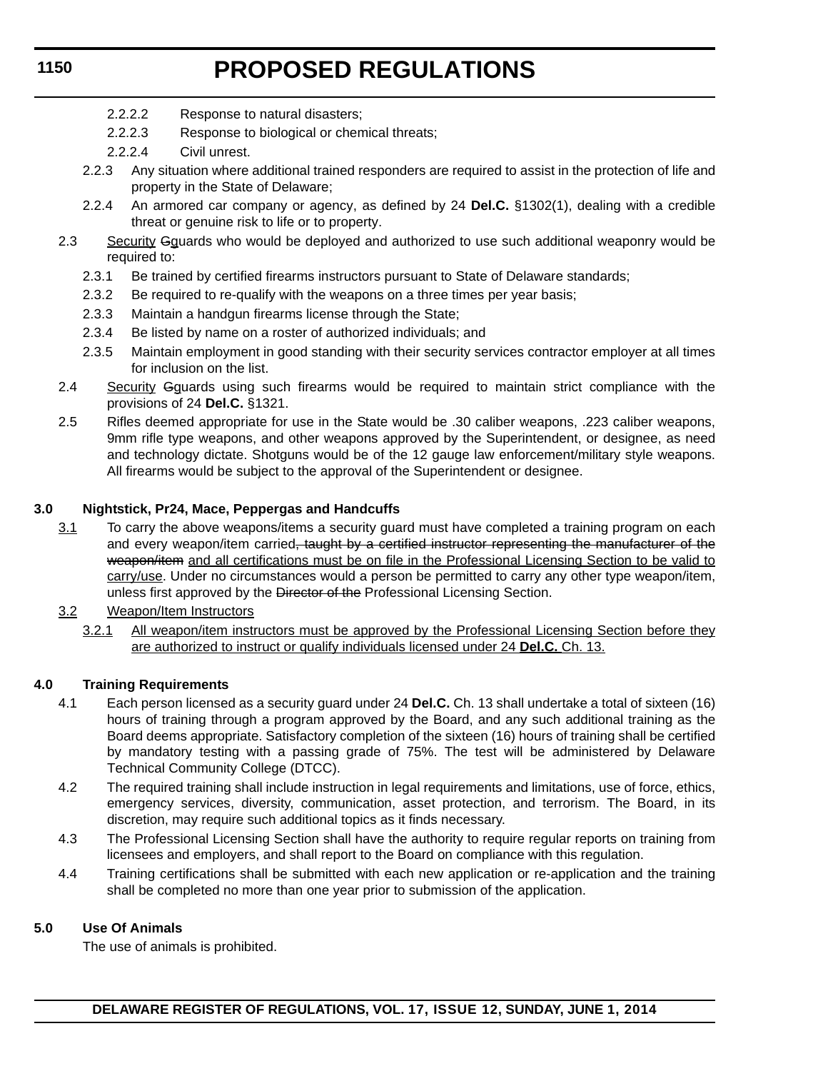2.2.2.2 Response to natural disasters;

2.2.2.3 Response to biological or chemical threats;

2.2.2.4 Civil unrest.

2.2.3 Any situation where additional trained responders are required to assist in the protection of life and property in the State of Delaware;

2.2.4 An armored car company or agency, as defined by 24 **Del.C.** §1302(1), dealing with a credible threat or genuine risk to life or to property.

2.3 <u>Security</u> ~~G~~<u>g</u>uards who would be deployed and authorized to use such additional weaponry would be required to:

2.3.1 Be trained by certified firearms instructors pursuant to State of Delaware standards;

2.3.2 Be required to re-qualify with the weapons on a three times per year basis;

2.3.3 Maintain a handgun firearms license through the State;

2.3.4 Be listed by name on a roster of authorized individuals; and

2.3.5 Maintain employment in good standing with their security services contractor employer at all times for inclusion on the list.

2.4 <u>Security</u> ~~G~~<u>g</u>uards using such firearms would be required to maintain strict compliance with the provisions of 24 **Del.C.** §1321.

2.5 Rifles deemed appropriate for use in the State would be .30 caliber weapons, .223 caliber weapons, 9mm rifle type weapons, and other weapons approved by the Superintendent, or designee, as need and technology dictate. Shotguns would be of the 12 gauge law enforcement/military style weapons. All firearms would be subject to the approval of the Superintendent or designee.

**3.0 Nightstick, Pr24, Mace, Peppergas and Handcuffs**

<u>3.1</u> To carry the above weapons/items a security guard must have completed a training program on each and every weapon/item carried~~, taught by a certified instructor representing the manufacturer of the weapon/item~~ <u>and all certifications must be on file in the Professional Licensing Section to be valid to carry/use</u>. Under no circumstances would a person be permitted to carry any other type weapon/item, unless first approved by the ~~Director of the~~ Professional Licensing Section.

<u>3.2</u> <u>Weapon/Item Instructors</u>

<u>3.2.1</u> <u>All weapon/item instructors must be approved by the Professional Licensing Section before they are authorized to instruct or qualify individuals licensed under 24 **Del.C.** Ch. 13.</u>

**4.0 Training Requirements**

4.1 Each person licensed as a security guard under 24 **Del.C.** Ch. 13 shall undertake a total of sixteen (16) hours of training through a program approved by the Board, and any such additional training as the Board deems appropriate. Satisfactory completion of the sixteen (16) hours of training shall be certified by mandatory testing with a passing grade of 75%. The test will be administered by Delaware Technical Community College (DTCC).

4.2 The required training shall include instruction in legal requirements and limitations, use of force, ethics, emergency services, diversity, communication, asset protection, and terrorism. The Board, in its discretion, may require such additional topics as it finds necessary.

4.3 The Professional Licensing Section shall have the authority to require regular reports on training from licensees and employers, and shall report to the Board on compliance with this regulation.

4.4 Training certifications shall be submitted with each new application or re-application and the training shall be completed no more than one year prior to submission of the application.

**5.0 Use Of Animals**

The use of animals is prohibited.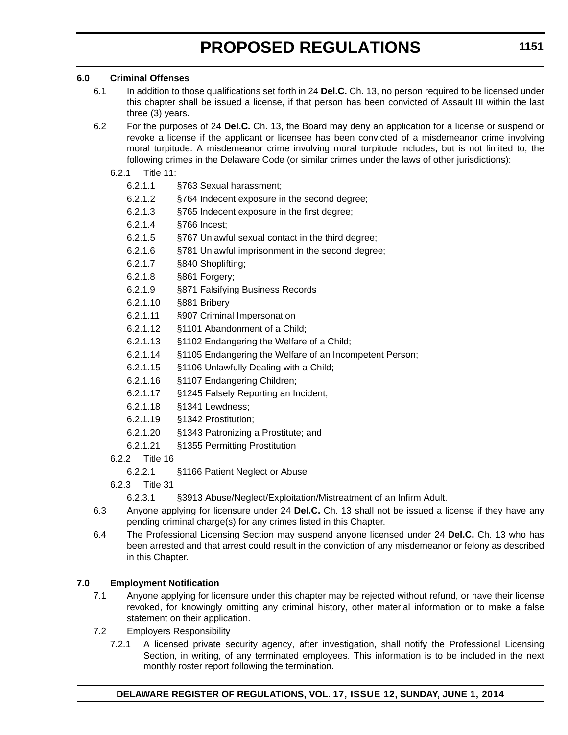### 6.0 Criminal Offenses

6.1 In addition to those qualifications set forth in 24 **Del.C.** Ch. 13, no person required to be licensed under this chapter shall be issued a license, if that person has been convicted of Assault III within the last three (3) years.

6.2 For the purposes of 24 **Del.C.** Ch. 13, the Board may deny an application for a license or suspend or revoke a license if the applicant or licensee has been convicted of a misdemeanor crime involving moral turpitude. A misdemeanor crime involving moral turpitude includes, but is not limited to, the following crimes in the Delaware Code (or similar crimes under the laws of other jurisdictions):

6.2.1 Title 11:

6.2.1.1 §763 Sexual harassment;

6.2.1.2 §764 Indecent exposure in the second degree;

6.2.1.3 §765 Indecent exposure in the first degree;

6.2.1.4 §766 Incest;

6.2.1.5 §767 Unlawful sexual contact in the third degree;

6.2.1.6 §781 Unlawful imprisonment in the second degree;

6.2.1.7 §840 Shoplifting;

6.2.1.8 §861 Forgery;

6.2.1.9 §871 Falsifying Business Records

6.2.1.10 §881 Bribery

6.2.1.11 §907 Criminal Impersonation

6.2.1.12 §1101 Abandonment of a Child;

6.2.1.13 §1102 Endangering the Welfare of a Child;

6.2.1.14 §1105 Endangering the Welfare of an Incompetent Person;

6.2.1.15 §1106 Unlawfully Dealing with a Child;

6.2.1.16 §1107 Endangering Children;

6.2.1.17 §1245 Falsely Reporting an Incident;

6.2.1.18 §1341 Lewdness;

6.2.1.19 §1342 Prostitution;

6.2.1.20 §1343 Patronizing a Prostitute; and

6.2.1.21 §1355 Permitting Prostitution

6.2.2 Title 16

6.2.2.1 §1166 Patient Neglect or Abuse

6.2.3 Title 31

6.2.3.1 §3913 Abuse/Neglect/Exploitation/Mistreatment of an Infirm Adult.

6.3 Anyone applying for licensure under 24 **Del.C.** Ch. 13 shall not be issued a license if they have any pending criminal charge(s) for any crimes listed in this Chapter.

6.4 The Professional Licensing Section may suspend anyone licensed under 24 **Del.C.** Ch. 13 who has been arrested and that arrest could result in the conviction of any misdemeanor or felony as described in this Chapter.

### 7.0 Employment Notification

7.1 Anyone applying for licensure under this chapter may be rejected without refund, or have their license revoked, for knowingly omitting any criminal history, other material information or to make a false statement on their application.

7.2 Employers Responsibility

7.2.1 A licensed private security agency, after investigation, shall notify the Professional Licensing Section, in writing, of any terminated employees. This information is to be included in the next monthly roster report following the termination.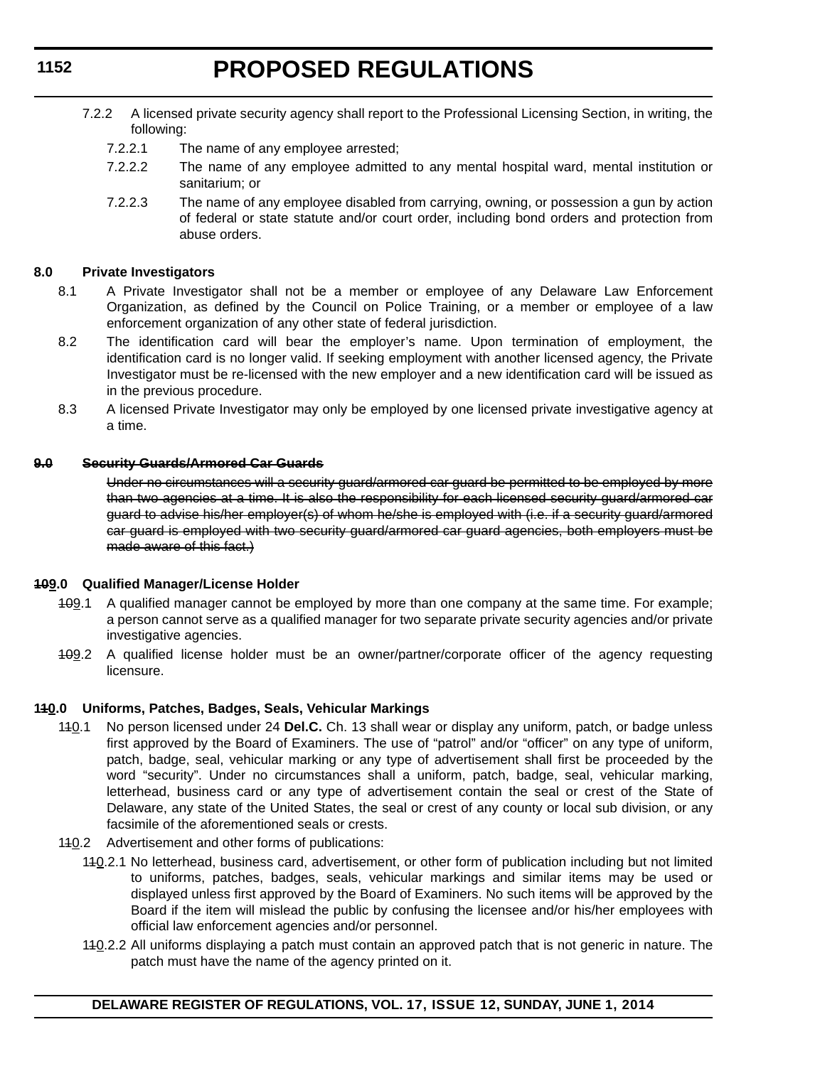7.2.2 A licensed private security agency shall report to the Professional Licensing Section, in writing, the following:

7.2.2.1 The name of any employee arrested;

7.2.2.2 The name of any employee admitted to any mental hospital ward, mental institution or sanitarium; or

7.2.2.3 The name of any employee disabled from carrying, owning, or possession a gun by action of federal or state statute and/or court order, including bond orders and protection from abuse orders.

**8.0 Private Investigators**

8.1 A Private Investigator shall not be a member or employee of any Delaware Law Enforcement Organization, as defined by the Council on Police Training, or a member or employee of a law enforcement organization of any other state of federal jurisdiction.

8.2 The identification card will bear the employer's name. Upon termination of employment, the identification card is no longer valid. If seeking employment with another licensed agency, the Private Investigator must be re-licensed with the new employer and a new identification card will be issued as in the previous procedure.

8.3 A licensed Private Investigator may only be employed by one licensed private investigative agency at a time.

~~**9.0 Security Guards/Armored Car Guards**~~

~~Under no circumstances will a security guard/armored car guard be permitted to be employed by more than two agencies at a time. It is also the responsibility for each licensed security guard/armored car guard to advise his/her employer(s) of whom he/she is employed with (i.e. if a security guard/armored car guard is employed with two security guard/armored car guard agencies, both employers must be made aware of this fact.)~~

**~~10~~9.0 Qualified Manager/License Holder**

~~10~~9.1 A qualified manager cannot be employed by more than one company at the same time. For example; a person cannot serve as a qualified manager for two separate private security agencies and/or private investigative agencies.

~~10~~9.2 A qualified license holder must be an owner/partner/corporate officer of the agency requesting licensure.

**1~~1~~0.0 Uniforms, Patches, Badges, Seals, Vehicular Markings**

1~~1~~0.1 No person licensed under 24 **Del.C.** Ch. 13 shall wear or display any uniform, patch, or badge unless first approved by the Board of Examiners. The use of "patrol" and/or "officer" on any type of uniform, patch, badge, seal, vehicular marking or any type of advertisement shall first be proceeded by the word "security". Under no circumstances shall a uniform, patch, badge, seal, vehicular marking, letterhead, business card or any type of advertisement contain the seal or crest of the State of Delaware, any state of the United States, the seal or crest of any county or local sub division, or any facsimile of the aforementioned seals or crests.

1~~1~~0.2 Advertisement and other forms of publications:

1~~1~~0.2.1 No letterhead, business card, advertisement, or other form of publication including but not limited to uniforms, patches, badges, seals, vehicular markings and similar items may be used or displayed unless first approved by the Board of Examiners. No such items will be approved by the Board if the item will mislead the public by confusing the licensee and/or his/her employees with official law enforcement agencies and/or personnel.

1~~1~~0.2.2 All uniforms displaying a patch must contain an approved patch that is not generic in nature. The patch must have the name of the agency printed on it.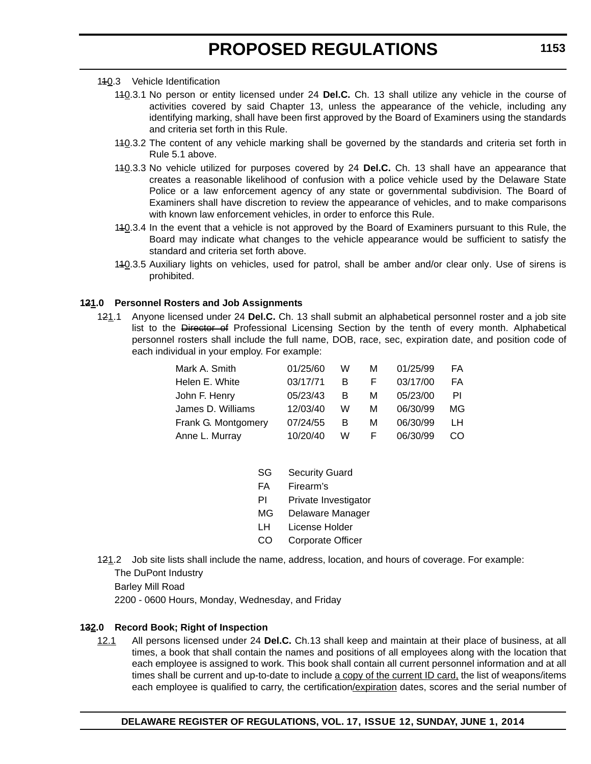1~~1~~0.3 Vehicle Identification

1~~1~~0.3.1 No person or entity licensed under 24 **Del.C.** Ch. 13 shall utilize any vehicle in the course of activities covered by said Chapter 13, unless the appearance of the vehicle, including any identifying marking, shall have been first approved by the Board of Examiners using the standards and criteria set forth in this Rule.

1~~1~~0.3.2 The content of any vehicle marking shall be governed by the standards and criteria set forth in Rule 5.1 above.

1~~1~~0.3.3 No vehicle utilized for purposes covered by 24 **Del.C.** Ch. 13 shall have an appearance that creates a reasonable likelihood of confusion with a police vehicle used by the Delaware State Police or a law enforcement agency of any state or governmental subdivision. The Board of Examiners shall have discretion to review the appearance of vehicles, and to make comparisons with known law enforcement vehicles, in order to enforce this Rule.

1~~1~~0.3.4 In the event that a vehicle is not approved by the Board of Examiners pursuant to this Rule, the Board may indicate what changes to the vehicle appearance would be sufficient to satisfy the standard and criteria set forth above.

1~~1~~0.3.5 Auxiliary lights on vehicles, used for patrol, shall be amber and/or clear only. Use of sirens is prohibited.

**1~~2~~1.0 Personnel Rosters and Job Assignments**

1~~2~~1.1 Anyone licensed under 24 **Del.C.** Ch. 13 shall submit an alphabetical personnel roster and a job site list to the ~~Director of~~ Professional Licensing Section by the tenth of every month. Alphabetical personnel rosters shall include the full name, DOB, race, sec, expiration date, and position code of each individual in your employ. For example:

| | | | | | |
|---|---|---|---|---|---|
| Mark A. Smith | 01/25/60 | W | M | 01/25/99 | FA |
| Helen E. White | 03/17/71 | B | F | 03/17/00 | FA |
| John F. Henry | 05/23/43 | B | M | 05/23/00 | PI |
| James D. Williams | 12/03/40 | W | M | 06/30/99 | MG |
| Frank G. Montgomery | 07/24/55 | B | M | 06/30/99 | LH |
| Anne L. Murray | 10/20/40 | W | F | 06/30/99 | CO |

| | |
|---|---|
| SG | Security Guard |
| FA | Firearm's |
| PI | Private Investigator |
| MG | Delaware Manager |
| LH | License Holder |
| CO | Corporate Officer |

1~~2~~1.2 Job site lists shall include the name, address, location, and hours of coverage. For example:

The DuPont Industry
Barley Mill Road
2200 - 0600 Hours, Monday, Wednesday, and Friday

**1~~3~~2.0 Record Book; Right of Inspection**

12.1 All persons licensed under 24 **Del.C.** Ch.13 shall keep and maintain at their place of business, at all times, a book that shall contain the names and positions of all employees along with the location that each employee is assigned to work. This book shall contain all current personnel information and at all times shall be current and up-to-date to include a copy of the current ID card, the list of weapons/items each employee is qualified to carry, the certification/expiration dates, scores and the serial number of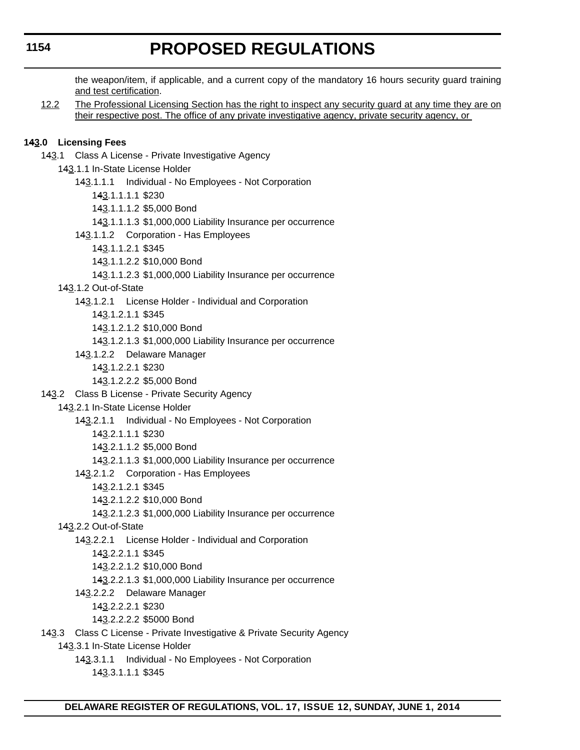the weapon/item, if applicable, and a current copy of the mandatory 16 hours security guard training and test certification.

12.2 The Professional Licensing Section has the right to inspect any security guard at any time they are on their respective post. The office of any private investigative agency, private security agency, or

**143.0 Licensing Fees**

143.1 Class A License - Private Investigative Agency

143.1.1 In-State License Holder

143.1.1.1 Individual - No Employees - Not Corporation

143.1.1.1.1 $230

143.1.1.1.2 $5,000 Bond

143.1.1.1.3 $1,000,000 Liability Insurance per occurrence

143.1.1.2 Corporation - Has Employees

143.1.1.2.1 $345

143.1.1.2.2 $10,000 Bond

143.1.1.2.3 $1,000,000 Liability Insurance per occurrence

143.1.2 Out-of-State

143.1.2.1 License Holder - Individual and Corporation

143.1.2.1.1 $345

143.1.2.1.2 $10,000 Bond

143.1.2.1.3 $1,000,000 Liability Insurance per occurrence

143.1.2.2 Delaware Manager

143.1.2.2.1 $230

143.1.2.2.2 $5,000 Bond

143.2 Class B License - Private Security Agency

143.2.1 In-State License Holder

143.2.1.1 Individual - No Employees - Not Corporation

143.2.1.1.1 $230

143.2.1.1.2 $5,000 Bond

143.2.1.1.3 $1,000,000 Liability Insurance per occurrence

143.2.1.2 Corporation - Has Employees

143.2.1.2.1 $345

143.2.1.2.2 $10,000 Bond

143.2.1.2.3 $1,000,000 Liability Insurance per occurrence

143.2.2 Out-of-State

143.2.2.1 License Holder - Individual and Corporation

143.2.2.1.1 $345

143.2.2.1.2 $10,000 Bond

143.2.2.1.3 $1,000,000 Liability Insurance per occurrence

143.2.2.2 Delaware Manager

143.2.2.2.1 $230

143.2.2.2.2 $5000 Bond

143.3 Class C License - Private Investigative & Private Security Agency

143.3.1 In-State License Holder

143.3.1.1 Individual - No Employees - Not Corporation

143.3.1.1.1 $345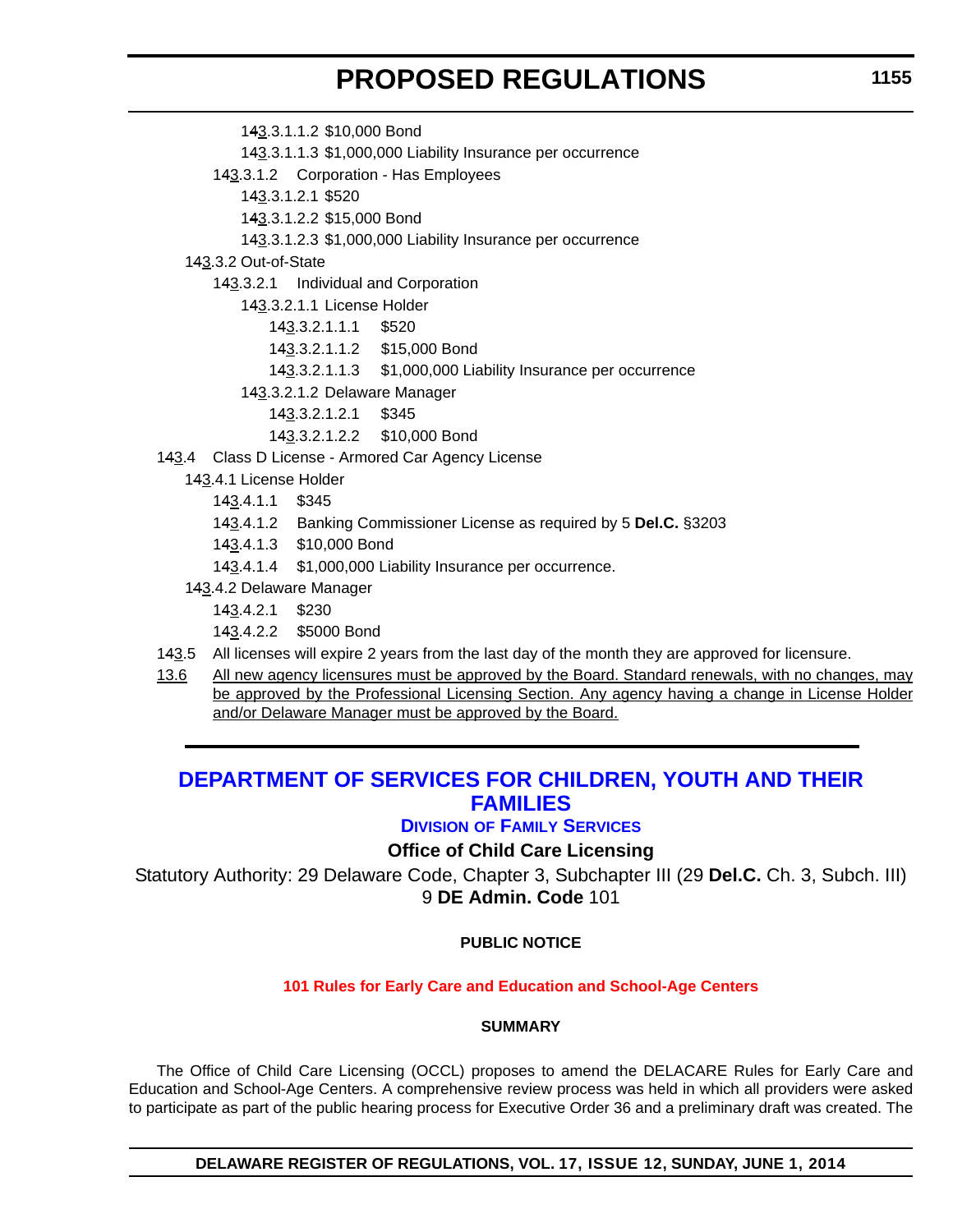14~~4~~3.3.1.1.2 $10,000 Bond

14~~4~~3.3.1.1.3 $1,000,000 Liability Insurance per occurrence

14~~4~~3.3.1.2 Corporation - Has Employees

14~~4~~3.3.1.2.1 $520

14~~4~~3.3.1.2.2 $15,000 Bond

14~~4~~3.3.1.2.3 $1,000,000 Liability Insurance per occurrence

14~~4~~3.3.2 Out-of-State

14~~4~~3.3.2.1 Individual and Corporation

14~~4~~3.3.2.1.1 License Holder

14~~4~~3.3.2.1.1.1 $520

14~~4~~3.3.2.1.1.2 $15,000 Bond

14~~4~~3.3.2.1.1.3 $1,000,000 Liability Insurance per occurrence

14~~4~~3.3.2.1.2 Delaware Manager

14~~4~~3.3.2.1.2.1 $345

14~~4~~3.3.2.1.2.2 $10,000 Bond

14~~4~~3.4 Class D License - Armored Car Agency License

14~~4~~3.4.1 License Holder

14~~4~~3.4.1.1 $345

14~~4~~3.4.1.2 Banking Commissioner License as required by 5 **Del.C.** §3203

14~~4~~3.4.1.3 $10,000 Bond

14~~4~~3.4.1.4 $1,000,000 Liability Insurance per occurrence.

14~~4~~3.4.2 Delaware Manager

14~~4~~3.4.2.1 $230

14~~4~~3.4.2.2 $5000 Bond

14~~4~~3.5 All licenses will expire 2 years from the last day of the month they are approved for licensure.

13.6 All new agency licensures must be approved by the Board. Standard renewals, with no changes, may be approved by the Professional Licensing Section. Any agency having a change in License Holder and/or Delaware Manager must be approved by the Board.

---

# DEPARTMENT OF SERVICES FOR CHILDREN, YOUTH AND THEIR FAMILIES

## DIVISION OF FAMILY SERVICES

### Office of Child Care Licensing

Statutory Authority: 29 Delaware Code, Chapter 3, Subchapter III (29 **Del.C.** Ch. 3, Subch. III)
9 **DE Admin. Code** 101

**PUBLIC NOTICE**

**101 Rules for Early Care and Education and School-Age Centers**

**SUMMARY**

The Office of Child Care Licensing (OCCL) proposes to amend the DELACARE Rules for Early Care and Education and School-Age Centers. A comprehensive review process was held in which all providers were asked to participate as part of the public hearing process for Executive Order 36 and a preliminary draft was created. The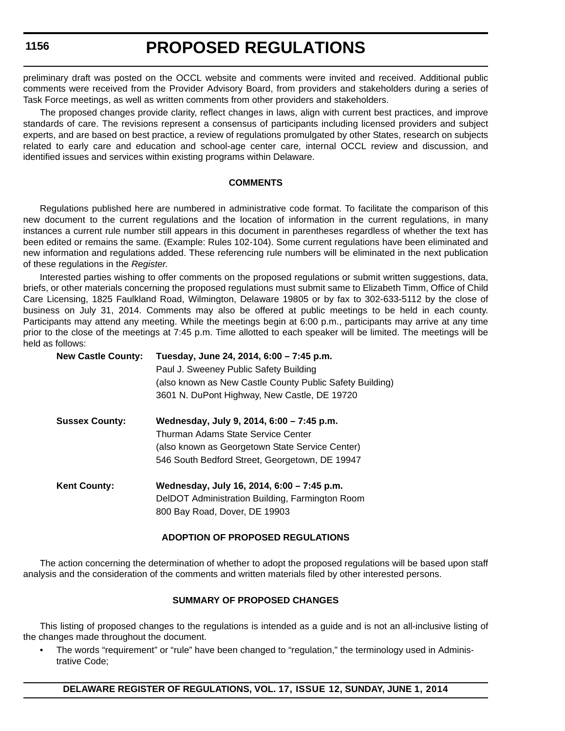preliminary draft was posted on the OCCL website and comments were invited and received. Additional public comments were received from the Provider Advisory Board, from providers and stakeholders during a series of Task Force meetings, as well as written comments from other providers and stakeholders.

The proposed changes provide clarity, reflect changes in laws, align with current best practices, and improve standards of care. The revisions represent a consensus of participants including licensed providers and subject experts, and are based on best practice, a review of regulations promulgated by other States, research on subjects related to early care and education and school-age center care, internal OCCL review and discussion, and identified issues and services within existing programs within Delaware.

**COMMENTS**

Regulations published here are numbered in administrative code format. To facilitate the comparison of this new document to the current regulations and the location of information in the current regulations, in many instances a current rule number still appears in this document in parentheses regardless of whether the text has been edited or remains the same. (Example: Rules 102-104). Some current regulations have been eliminated and new information and regulations added. These referencing rule numbers will be eliminated in the next publication of these regulations in the *Register.*

Interested parties wishing to offer comments on the proposed regulations or submit written suggestions, data, briefs, or other materials concerning the proposed regulations must submit same to Elizabeth Timm, Office of Child Care Licensing, 1825 Faulkland Road, Wilmington, Delaware 19805 or by fax to 302-633-5112 by the close of business on July 31, 2014. Comments may also be offered at public meetings to be held in each county. Participants may attend any meeting. While the meetings begin at 6:00 p.m., participants may arrive at any time prior to the close of the meetings at 7:45 p.m. Time allotted to each speaker will be limited. The meetings will be held as follows:

**New Castle County:** **Tuesday, June 24, 2014, 6:00 – 7:45 p.m.**
Paul J. Sweeney Public Safety Building
(also known as New Castle County Public Safety Building)
3601 N. DuPont Highway, New Castle, DE 19720

**Sussex County:** **Wednesday, July 9, 2014, 6:00 – 7:45 p.m.**
Thurman Adams State Service Center
(also known as Georgetown State Service Center)
546 South Bedford Street, Georgetown, DE 19947

**Kent County:** **Wednesday, July 16, 2014, 6:00 – 7:45 p.m.**
DelDOT Administration Building, Farmington Room
800 Bay Road, Dover, DE 19903

**ADOPTION OF PROPOSED REGULATIONS**

The action concerning the determination of whether to adopt the proposed regulations will be based upon staff analysis and the consideration of the comments and written materials filed by other interested persons.

**SUMMARY OF PROPOSED CHANGES**

This listing of proposed changes to the regulations is intended as a guide and is not an all-inclusive listing of the changes made throughout the document.

- The words “requirement” or “rule” have been changed to “regulation,” the terminology used in Administrative Code;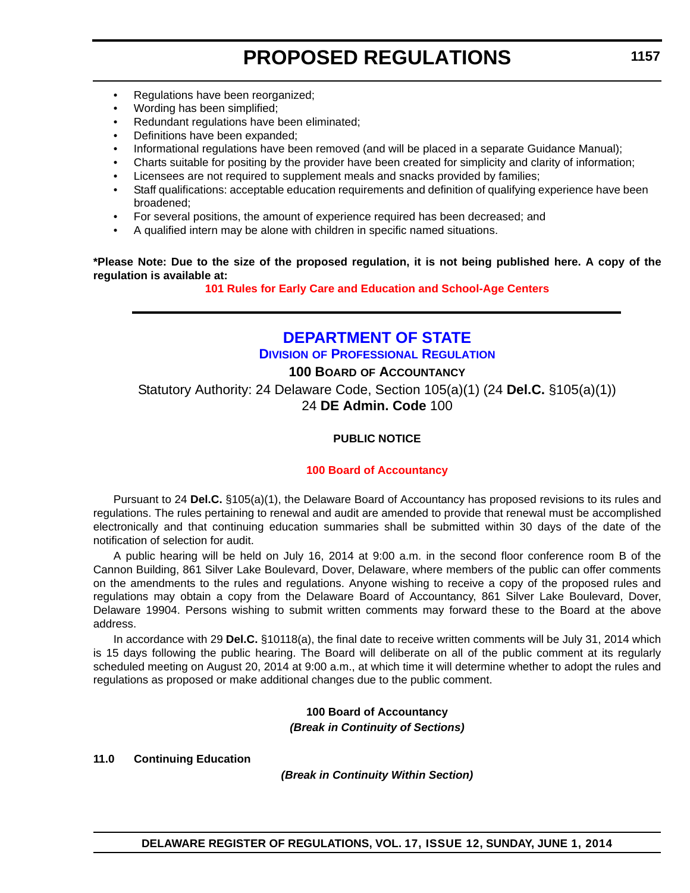- Regulations have been reorganized;
- Wording has been simplified;
- Redundant regulations have been eliminated;
- Definitions have been expanded;
- Informational regulations have been removed (and will be placed in a separate Guidance Manual);
- Charts suitable for positing by the provider have been created for simplicity and clarity of information;
- Licensees are not required to supplement meals and snacks provided by families;
- Staff qualifications: acceptable education requirements and definition of qualifying experience have been broadened;
- For several positions, the amount of experience required has been decreased; and
- A qualified intern may be alone with children in specific named situations.

**\*Please Note: Due to the size of the proposed regulation, it is not being published here. A copy of the regulation is available at:**

**101 Rules for Early Care and Education and School-Age Centers**

---

## DEPARTMENT OF STATE

### Division of Professional Regulation

### 100 Board of Accountancy

Statutory Authority: 24 Delaware Code, Section 105(a)(1) (24 **Del.C.** §105(a)(1))
24 **DE Admin. Code** 100

**PUBLIC NOTICE**

**100 Board of Accountancy**

Pursuant to 24 **Del.C.** §105(a)(1), the Delaware Board of Accountancy has proposed revisions to its rules and regulations. The rules pertaining to renewal and audit are amended to provide that renewal must be accomplished electronically and that continuing education summaries shall be submitted within 30 days of the date of the notification of selection for audit.

A public hearing will be held on July 16, 2014 at 9:00 a.m. in the second floor conference room B of the Cannon Building, 861 Silver Lake Boulevard, Dover, Delaware, where members of the public can offer comments on the amendments to the rules and regulations. Anyone wishing to receive a copy of the proposed rules and regulations may obtain a copy from the Delaware Board of Accountancy, 861 Silver Lake Boulevard, Dover, Delaware 19904. Persons wishing to submit written comments may forward these to the Board at the above address.

In accordance with 29 **Del.C.** §10118(a), the final date to receive written comments will be July 31, 2014 which is 15 days following the public hearing. The Board will deliberate on all of the public comment at its regularly scheduled meeting on August 20, 2014 at 9:00 a.m., at which time it will determine whether to adopt the rules and regulations as proposed or make additional changes due to the public comment.

**100 Board of Accountancy**

***(Break in Continuity of Sections)***

**11.0 Continuing Education**

***(Break in Continuity Within Section)***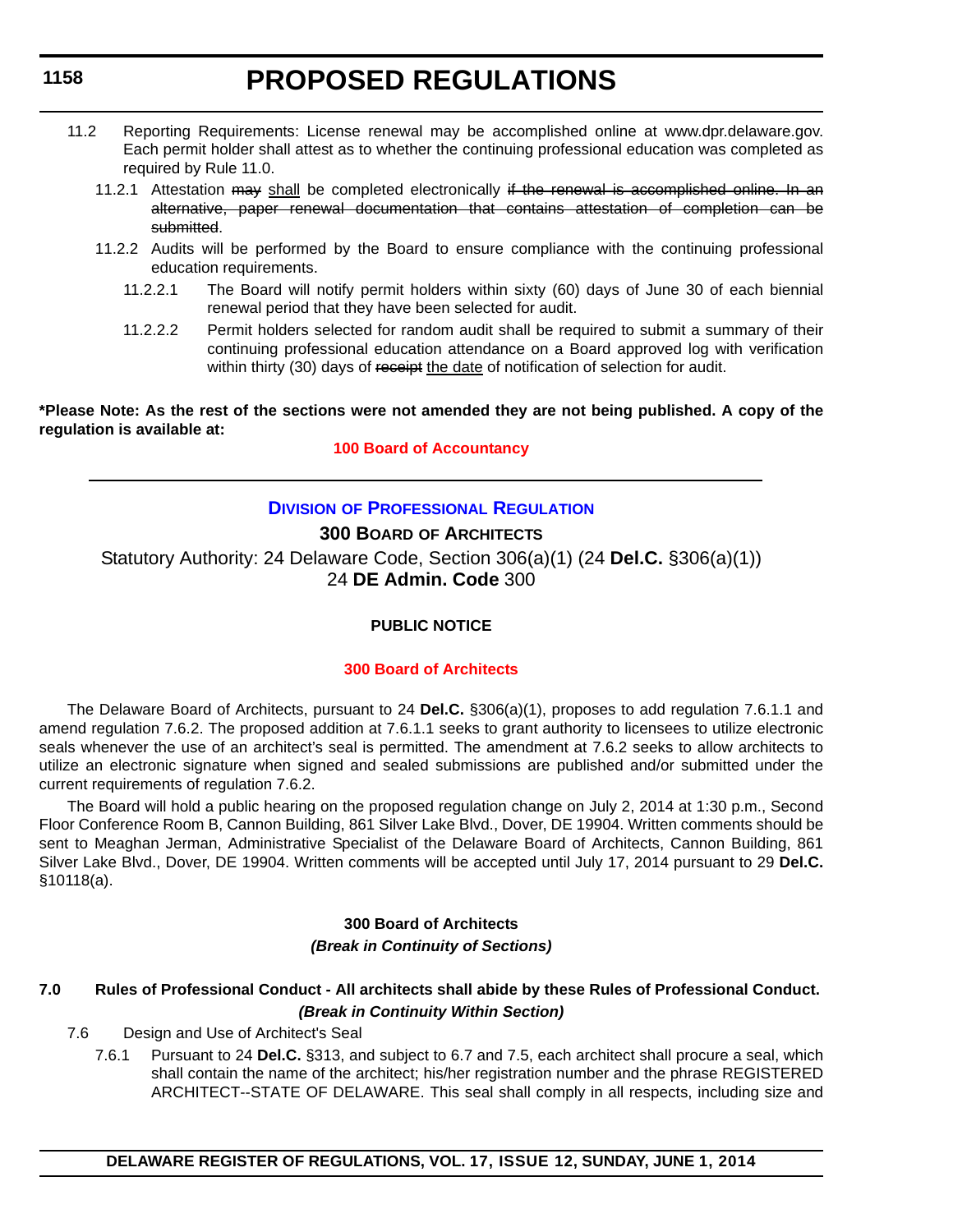11.2 Reporting Requirements: License renewal may be accomplished online at www.dpr.delaware.gov. Each permit holder shall attest as to whether the continuing professional education was completed as required by Rule 11.0.

11.2.1 Attestation ~~may~~ shall be completed electronically ~~if the renewal is accomplished online. In an alternative, paper renewal documentation that contains attestation of completion can be submitted~~.

11.2.2 Audits will be performed by the Board to ensure compliance with the continuing professional education requirements.

11.2.2.1 The Board will notify permit holders within sixty (60) days of June 30 of each biennial renewal period that they have been selected for audit.

11.2.2.2 Permit holders selected for random audit shall be required to submit a summary of their continuing professional education attendance on a Board approved log with verification within thirty (30) days of ~~receipt~~ the date of notification of selection for audit.

**\*Please Note: As the rest of the sections were not amended they are not being published. A copy of the regulation is available at:**

**100 Board of Accountancy**

---

## Division of Professional Regulation

### 300 Board of Architects

Statutory Authority: 24 Delaware Code, Section 306(a)(1) (24 **Del.C.** §306(a)(1))
24 **DE Admin. Code** 300

**PUBLIC NOTICE**

**300 Board of Architects**

The Delaware Board of Architects, pursuant to 24 **Del.C.** §306(a)(1), proposes to add regulation 7.6.1.1 and amend regulation 7.6.2. The proposed addition at 7.6.1.1 seeks to grant authority to licensees to utilize electronic seals whenever the use of an architect's seal is permitted. The amendment at 7.6.2 seeks to allow architects to utilize an electronic signature when signed and sealed submissions are published and/or submitted under the current requirements of regulation 7.6.2.

The Board will hold a public hearing on the proposed regulation change on July 2, 2014 at 1:30 p.m., Second Floor Conference Room B, Cannon Building, 861 Silver Lake Blvd., Dover, DE 19904. Written comments should be sent to Meaghan Jerman, Administrative Specialist of the Delaware Board of Architects, Cannon Building, 861 Silver Lake Blvd., Dover, DE 19904. Written comments will be accepted until July 17, 2014 pursuant to 29 **Del.C.** §10118(a).

**300 Board of Architects**

***(Break in Continuity of Sections)***

**7.0 Rules of Professional Conduct - All architects shall abide by these Rules of Professional Conduct.**

***(Break in Continuity Within Section)***

7.6 Design and Use of Architect's Seal

7.6.1 Pursuant to 24 **Del.C.** §313, and subject to 6.7 and 7.5, each architect shall procure a seal, which shall contain the name of the architect; his/her registration number and the phrase REGISTERED ARCHITECT--STATE OF DELAWARE. This seal shall comply in all respects, including size and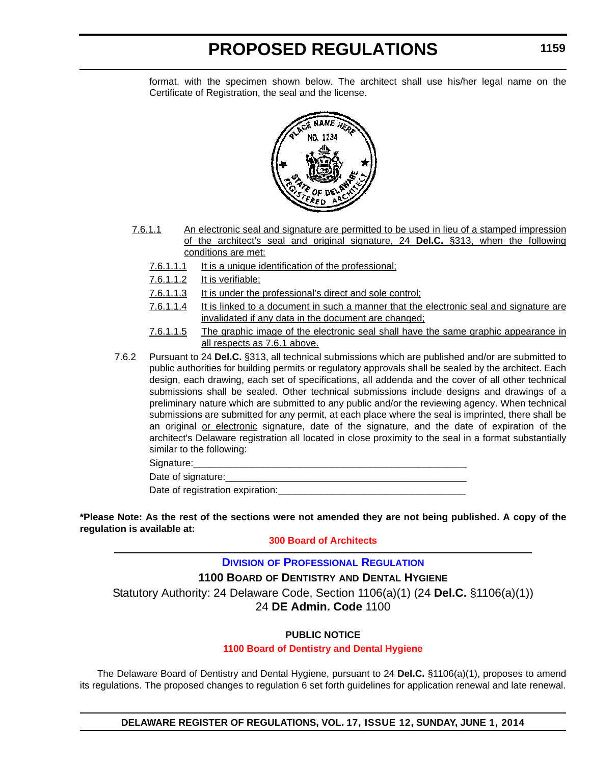format, with the specimen shown below. The architect shall use his/her legal name on the Certificate of Registration, the seal and the license.

7.6.1.1 An electronic seal and signature are permitted to be used in lieu of a stamped impression of the architect's seal and original signature, 24 **Del.C.** §313, when the following conditions are met:

7.6.1.1.1 It is a unique identification of the professional;

7.6.1.1.2 It is verifiable;

7.6.1.1.3 It is under the professional's direct and sole control;

7.6.1.1.4 It is linked to a document in such a manner that the electronic seal and signature are invalidated if any data in the document are changed;

7.6.1.1.5 The graphic image of the electronic seal shall have the same graphic appearance in all respects as 7.6.1 above.

7.6.2 Pursuant to 24 **Del.C.** §313, all technical submissions which are published and/or are submitted to public authorities for building permits or regulatory approvals shall be sealed by the architect. Each design, each drawing, each set of specifications, all addenda and the cover of all other technical submissions shall be sealed. Other technical submissions include designs and drawings of a preliminary nature which are submitted to any public and/or the reviewing agency. When technical submissions are submitted for any permit, at each place where the seal is imprinted, there shall be an original or electronic signature, date of the signature, and the date of expiration of the architect's Delaware registration all located in close proximity to the seal in a format substantially similar to the following:

Signature:_____________________________________________________

Date of signature:_______________________________________________

Date of registration expiration:___________________________________

**\*Please Note: As the rest of the sections were not amended they are not being published. A copy of the regulation is available at:**

**300 Board of Architects**

**DIVISION OF PROFESSIONAL REGULATION**

**1100 BOARD OF DENTISTRY AND DENTAL HYGIENE**

Statutory Authority: 24 Delaware Code, Section 1106(a)(1) (24 **Del.C.** §1106(a)(1))
24 **DE Admin. Code** 1100

**PUBLIC NOTICE**

**1100 Board of Dentistry and Dental Hygiene**

The Delaware Board of Dentistry and Dental Hygiene, pursuant to 24 **Del.C.** §1106(a)(1), proposes to amend its regulations. The proposed changes to regulation 6 set forth guidelines for application renewal and late renewal.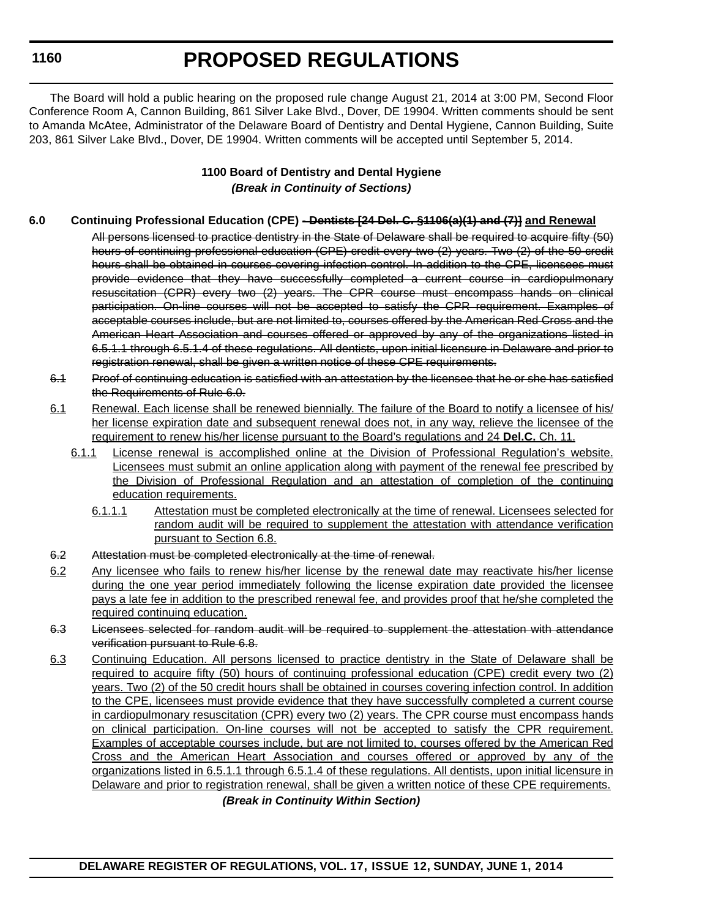# PROPOSED REGULATIONS

The Board will hold a public hearing on the proposed rule change August 21, 2014 at 3:00 PM, Second Floor Conference Room A, Cannon Building, 861 Silver Lake Blvd., Dover, DE 19904. Written comments should be sent to Amanda McAtee, Administrator of the Delaware Board of Dentistry and Dental Hygiene, Cannon Building, Suite 203, 861 Silver Lake Blvd., Dover, DE 19904. Written comments will be accepted until September 5, 2014.

**1100 Board of Dentistry and Dental Hygiene**

***(Break in Continuity of Sections)***

**6.0 Continuing Professional Education (CPE) ~~- Dentists [24 Del. C. §1106(a)(1) and (7)]~~ <u>and Renewal</u>**

~~All persons licensed to practice dentistry in the State of Delaware shall be required to acquire fifty (50) hours of continuing professional education (CPE) credit every two (2) years. Two (2) of the 50 credit hours shall be obtained in courses covering infection control. In addition to the CPE, licensees must provide evidence that they have successfully completed a current course in cardiopulmonary resuscitation (CPR) every two (2) years. The CPR course must encompass hands on clinical participation. On-line courses will not be accepted to satisfy the CPR requirement. Examples of acceptable courses include, but are not limited to, courses offered by the American Red Cross and the American Heart Association and courses offered or approved by any of the organizations listed in 6.5.1.1 through 6.5.1.4 of these regulations. All dentists, upon initial licensure in Delaware and prior to registration renewal, shall be given a written notice of these CPE requirements.~~

~~6.1 Proof of continuing education is satisfied with an attestation by the licensee that he or she has satisfied the Requirements of Rule 6.0.~~

<u>6.1 Renewal. Each license shall be renewed biennially. The failure of the Board to notify a licensee of his/her license expiration date and subsequent renewal does not, in any way, relieve the licensee of the requirement to renew his/her license pursuant to the Board's regulations and 24 **Del.C.** Ch. 11.</u>

<u>6.1.1 License renewal is accomplished online at the Division of Professional Regulation's website. Licensees must submit an online application along with payment of the renewal fee prescribed by the Division of Professional Regulation and an attestation of completion of the continuing education requirements.</u>

<u>6.1.1.1 Attestation must be completed electronically at the time of renewal. Licensees selected for random audit will be required to supplement the attestation with attendance verification pursuant to Section 6.8.</u>

~~6.2 Attestation must be completed electronically at the time of renewal.~~

<u>6.2 Any licensee who fails to renew his/her license by the renewal date may reactivate his/her license during the one year period immediately following the license expiration date provided the licensee pays a late fee in addition to the prescribed renewal fee, and provides proof that he/she completed the required continuing education.</u>

~~6.3 Licensees selected for random audit will be required to supplement the attestation with attendance verification pursuant to Rule 6.8.~~

<u>6.3 Continuing Education. All persons licensed to practice dentistry in the State of Delaware shall be required to acquire fifty (50) hours of continuing professional education (CPE) credit every two (2) years. Two (2) of the 50 credit hours shall be obtained in courses covering infection control. In addition to the CPE, licensees must provide evidence that they have successfully completed a current course in cardiopulmonary resuscitation (CPR) every two (2) years. The CPR course must encompass hands on clinical participation. On-line courses will not be accepted to satisfy the CPR requirement. Examples of acceptable courses include, but are not limited to, courses offered by the American Red Cross and the American Heart Association and courses offered or approved by any of the organizations listed in 6.5.1.1 through 6.5.1.4 of these regulations. All dentists, upon initial licensure in Delaware and prior to registration renewal, shall be given a written notice of these CPE requirements.</u>

***(Break in Continuity Within Section)***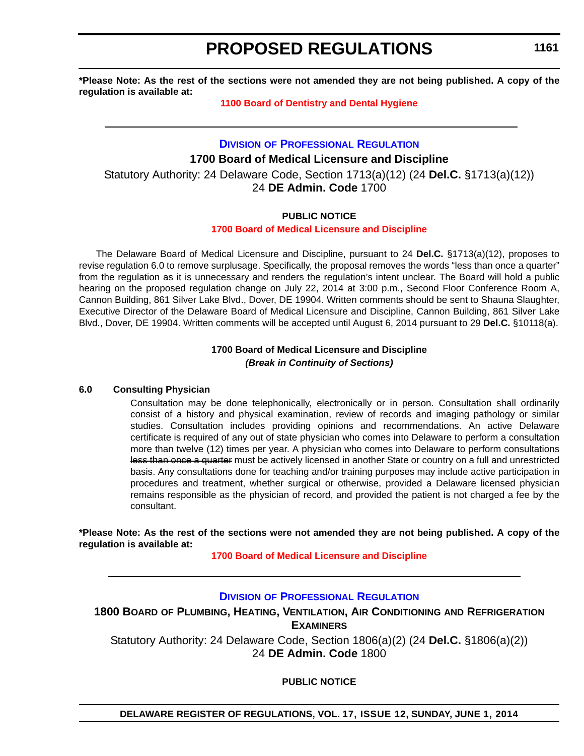**\*Please Note: As the rest of the sections were not amended they are not being published. A copy of the regulation is available at:**

**1100 Board of Dentistry and Dental Hygiene**

---

## DIVISION OF PROFESSIONAL REGULATION

### 1700 Board of Medical Licensure and Discipline

Statutory Authority: 24 Delaware Code, Section 1713(a)(12) (24 **Del.C.** §1713(a)(12))
24 **DE Admin. Code** 1700

**PUBLIC NOTICE**

**1700 Board of Medical Licensure and Discipline**

The Delaware Board of Medical Licensure and Discipline, pursuant to 24 **Del.C.** §1713(a)(12), proposes to revise regulation 6.0 to remove surplusage. Specifically, the proposal removes the words "less than once a quarter" from the regulation as it is unnecessary and renders the regulation's intent unclear. The Board will hold a public hearing on the proposed regulation change on July 22, 2014 at 3:00 p.m., Second Floor Conference Room A, Cannon Building, 861 Silver Lake Blvd., Dover, DE 19904. Written comments should be sent to Shauna Slaughter, Executive Director of the Delaware Board of Medical Licensure and Discipline, Cannon Building, 861 Silver Lake Blvd., Dover, DE 19904. Written comments will be accepted until August 6, 2014 pursuant to 29 **Del.C.** §10118(a).

**1700 Board of Medical Licensure and Discipline**
***(Break in Continuity of Sections)***

**6.0 Consulting Physician**

Consultation may be done telephonically, electronically or in person. Consultation shall ordinarily consist of a history and physical examination, review of records and imaging pathology or similar studies. Consultation includes providing opinions and recommendations. An active Delaware certificate is required of any out of state physician who comes into Delaware to perform a consultation more than twelve (12) times per year. A physician who comes into Delaware to perform consultations ~~less than once a quarter~~ must be actively licensed in another State or country on a full and unrestricted basis. Any consultations done for teaching and/or training purposes may include active participation in procedures and treatment, whether surgical or otherwise, provided a Delaware licensed physician remains responsible as the physician of record, and provided the patient is not charged a fee by the consultant.

**\*Please Note: As the rest of the sections were not amended they are not being published. A copy of the regulation is available at:**

**1700 Board of Medical Licensure and Discipline**

---

## DIVISION OF PROFESSIONAL REGULATION

### 1800 Board of Plumbing, Heating, Ventilation, Air Conditioning and Refrigeration Examiners

Statutory Authority: 24 Delaware Code, Section 1806(a)(2) (24 **Del.C.** §1806(a)(2))
24 **DE Admin. Code** 1800

**PUBLIC NOTICE**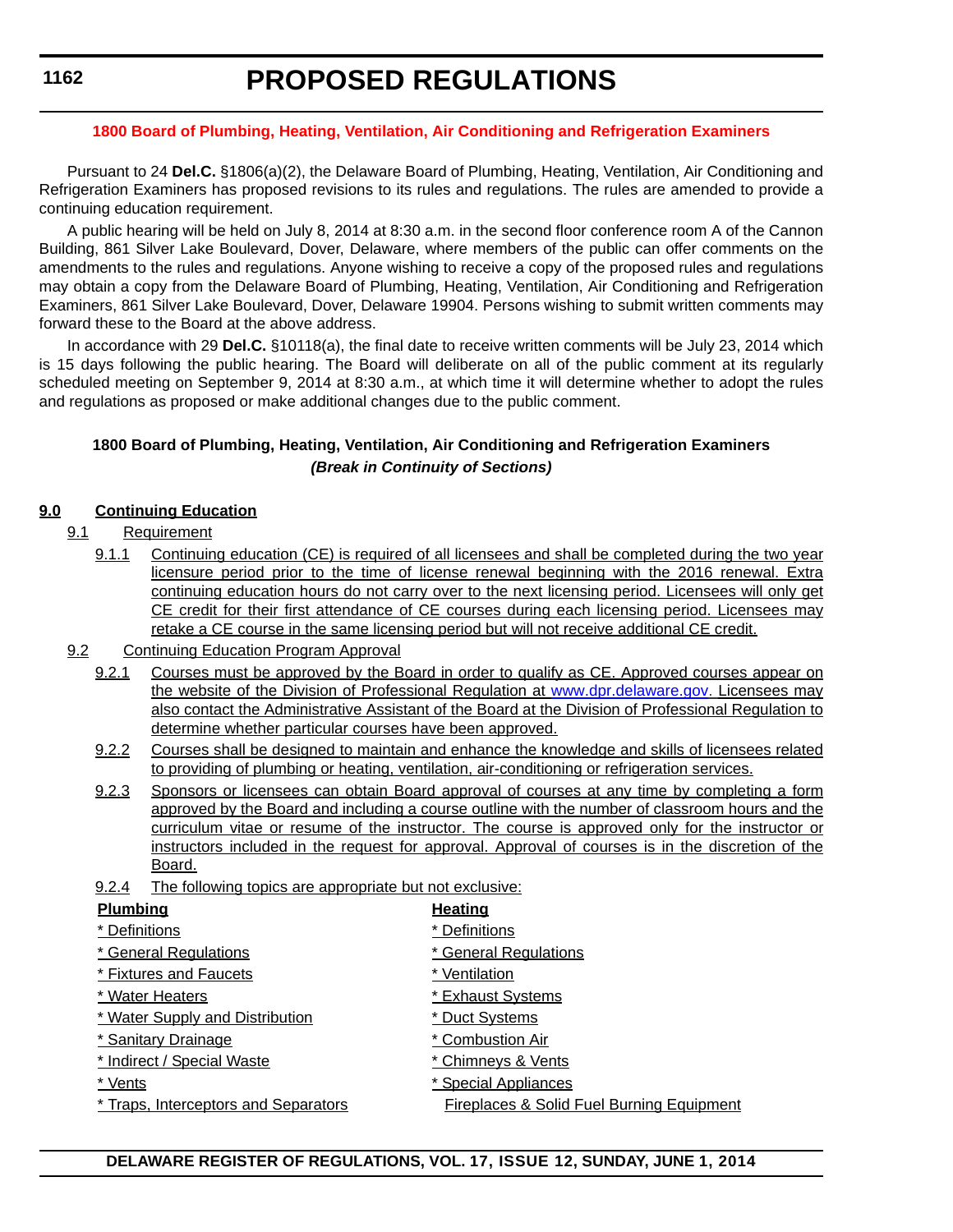# PROPOSED REGULATIONS

**1800 Board of Plumbing, Heating, Ventilation, Air Conditioning and Refrigeration Examiners**

Pursuant to 24 **Del.C.** §1806(a)(2), the Delaware Board of Plumbing, Heating, Ventilation, Air Conditioning and Refrigeration Examiners has proposed revisions to its rules and regulations. The rules are amended to provide a continuing education requirement.

A public hearing will be held on July 8, 2014 at 8:30 a.m. in the second floor conference room A of the Cannon Building, 861 Silver Lake Boulevard, Dover, Delaware, where members of the public can offer comments on the amendments to the rules and regulations. Anyone wishing to receive a copy of the proposed rules and regulations may obtain a copy from the Delaware Board of Plumbing, Heating, Ventilation, Air Conditioning and Refrigeration Examiners, 861 Silver Lake Boulevard, Dover, Delaware 19904. Persons wishing to submit written comments may forward these to the Board at the above address.

In accordance with 29 **Del.C.** §10118(a), the final date to receive written comments will be July 23, 2014 which is 15 days following the public hearing. The Board will deliberate on all of the public comment at its regularly scheduled meeting on September 9, 2014 at 8:30 a.m., at which time it will determine whether to adopt the rules and regulations as proposed or make additional changes due to the public comment.

**1800 Board of Plumbing, Heating, Ventilation, Air Conditioning and Refrigeration Examiners**

***(Break in Continuity of Sections)***

**9.0 Continuing Education**

9.1 Requirement

9.1.1 Continuing education (CE) is required of all licensees and shall be completed during the two year licensure period prior to the time of license renewal beginning with the 2016 renewal. Extra continuing education hours do not carry over to the next licensing period. Licensees will only get CE credit for their first attendance of CE courses during each licensing period. Licensees may retake a CE course in the same licensing period but will not receive additional CE credit.

9.2 Continuing Education Program Approval

9.2.1 Courses must be approved by the Board in order to qualify as CE. Approved courses appear on the website of the Division of Professional Regulation at www.dpr.delaware.gov. Licensees may also contact the Administrative Assistant of the Board at the Division of Professional Regulation to determine whether particular courses have been approved.

9.2.2 Courses shall be designed to maintain and enhance the knowledge and skills of licensees related to providing of plumbing or heating, ventilation, air-conditioning or refrigeration services.

9.2.3 Sponsors or licensees can obtain Board approval of courses at any time by completing a form approved by the Board and including a course outline with the number of classroom hours and the curriculum vitae or resume of the instructor. The course is approved only for the instructor or instructors included in the request for approval. Approval of courses is in the discretion of the Board.

9.2.4 The following topics are appropriate but not exclusive:

**Plumbing**

* Definitions
* General Regulations
* Fixtures and Faucets
* Water Heaters
* Water Supply and Distribution
* Sanitary Drainage
* Indirect / Special Waste
* Vents
* Traps, Interceptors and Separators

**Heating**

* Definitions
* General Regulations
* Ventilation
* Exhaust Systems
* Duct Systems
* Combustion Air
* Chimneys & Vents
* Special Appliances

Fireplaces & Solid Fuel Burning Equipment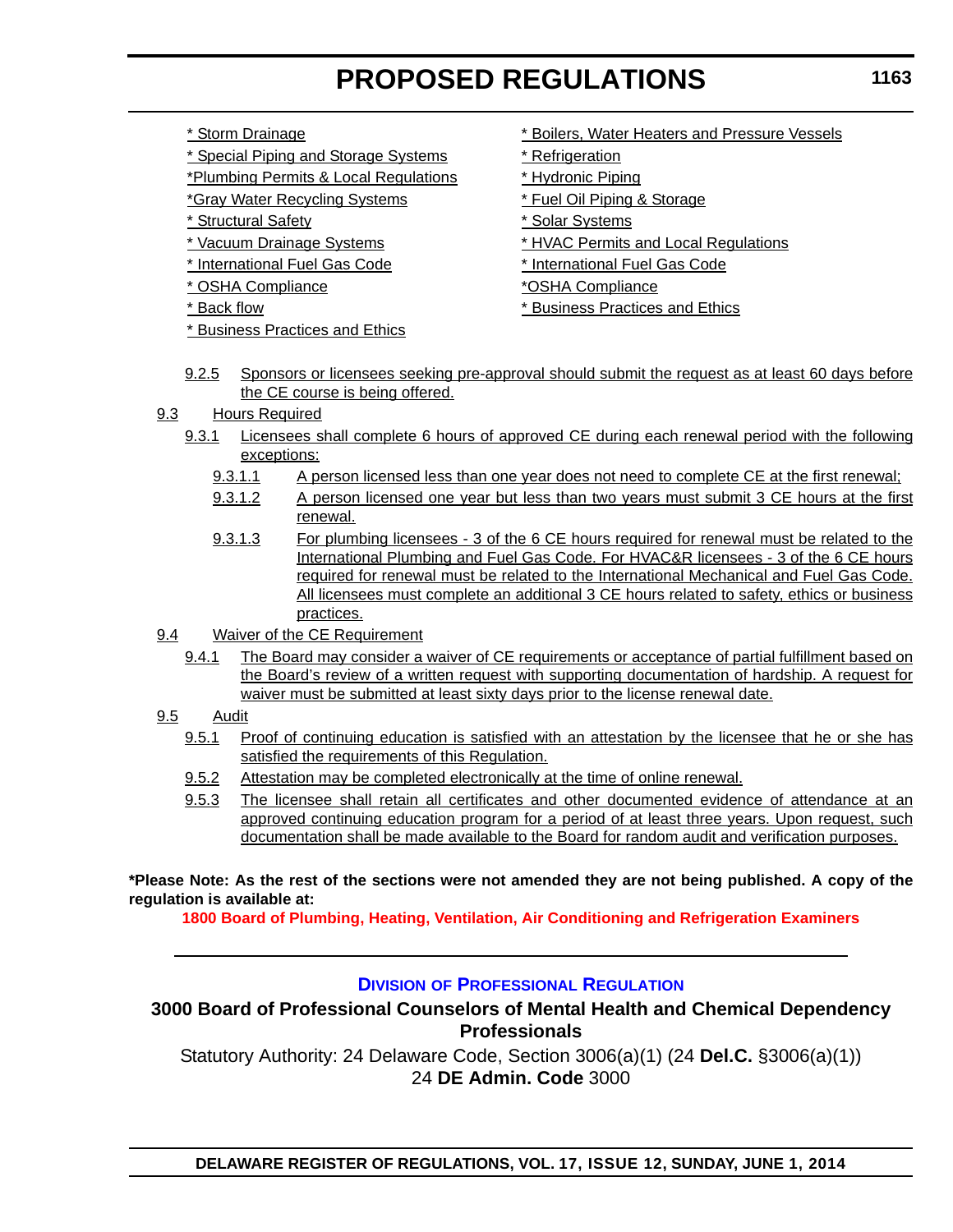* Storm Drainage
* Special Piping and Storage Systems
*Plumbing Permits & Local Regulations
*Gray Water Recycling Systems
* Structural Safety
* Vacuum Drainage Systems
* International Fuel Gas Code
* OSHA Compliance
* Back flow
* Business Practices and Ethics

* Boilers, Water Heaters and Pressure Vessels
* Refrigeration
* Hydronic Piping
* Fuel Oil Piping & Storage
* Solar Systems
* HVAC Permits and Local Regulations
* International Fuel Gas Code
*OSHA Compliance
* Business Practices and Ethics

9.2.5 Sponsors or licensees seeking pre-approval should submit the request as at least 60 days before the CE course is being offered.

9.3 Hours Required

9.3.1 Licensees shall complete 6 hours of approved CE during each renewal period with the following exceptions:

9.3.1.1 A person licensed less than one year does not need to complete CE at the first renewal;

9.3.1.2 A person licensed one year but less than two years must submit 3 CE hours at the first renewal.

9.3.1.3 For plumbing licensees - 3 of the 6 CE hours required for renewal must be related to the International Plumbing and Fuel Gas Code. For HVAC&R licensees - 3 of the 6 CE hours required for renewal must be related to the International Mechanical and Fuel Gas Code. All licensees must complete an additional 3 CE hours related to safety, ethics or business practices.

9.4 Waiver of the CE Requirement

9.4.1 The Board may consider a waiver of CE requirements or acceptance of partial fulfillment based on the Board's review of a written request with supporting documentation of hardship. A request for waiver must be submitted at least sixty days prior to the license renewal date.

9.5 Audit

9.5.1 Proof of continuing education is satisfied with an attestation by the licensee that he or she has satisfied the requirements of this Regulation.

9.5.2 Attestation may be completed electronically at the time of online renewal.

9.5.3 The licensee shall retain all certificates and other documented evidence of attendance at an approved continuing education program for a period of at least three years. Upon request, such documentation shall be made available to the Board for random audit and verification purposes.

**\*Please Note: As the rest of the sections were not amended they are not being published. A copy of the regulation is available at:**

**1800 Board of Plumbing, Heating, Ventilation, Air Conditioning and Refrigeration Examiners**

---

## DIVISION OF PROFESSIONAL REGULATION

## 3000 Board of Professional Counselors of Mental Health and Chemical Dependency Professionals

Statutory Authority: 24 Delaware Code, Section 3006(a)(1) (24 **Del.C.** §3006(a)(1))
24 **DE Admin. Code** 3000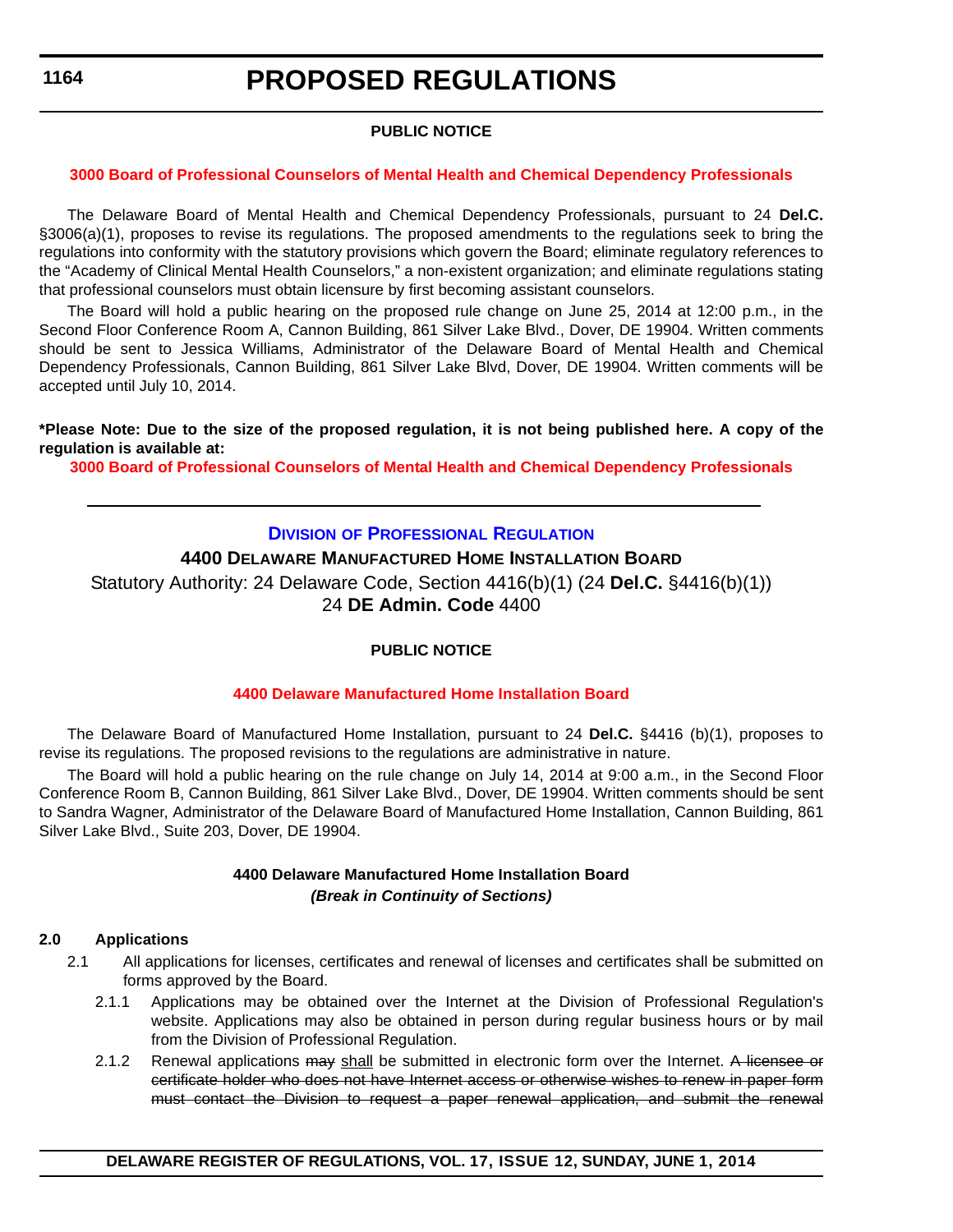## PUBLIC NOTICE

**3000 Board of Professional Counselors of Mental Health and Chemical Dependency Professionals**

The Delaware Board of Mental Health and Chemical Dependency Professionals, pursuant to 24 **Del.C.** §3006(a)(1), proposes to revise its regulations. The proposed amendments to the regulations seek to bring the regulations into conformity with the statutory provisions which govern the Board; eliminate regulatory references to the "Academy of Clinical Mental Health Counselors," a non-existent organization; and eliminate regulations stating that professional counselors must obtain licensure by first becoming assistant counselors.

The Board will hold a public hearing on the proposed rule change on June 25, 2014 at 12:00 p.m., in the Second Floor Conference Room A, Cannon Building, 861 Silver Lake Blvd., Dover, DE 19904. Written comments should be sent to Jessica Williams, Administrator of the Delaware Board of Mental Health and Chemical Dependency Professionals, Cannon Building, 861 Silver Lake Blvd, Dover, DE 19904. Written comments will be accepted until July 10, 2014.

***Please Note: Due to the size of the proposed regulation, it is not being published here. A copy of the regulation is available at:**

**3000 Board of Professional Counselors of Mental Health and Chemical Dependency Professionals**

---

## DIVISION OF PROFESSIONAL REGULATION

### 4400 DELAWARE MANUFACTURED HOME INSTALLATION BOARD

Statutory Authority: 24 Delaware Code, Section 4416(b)(1) (24 **Del.C.** §4416(b)(1))
24 **DE Admin. Code** 4400

## PUBLIC NOTICE

**4400 Delaware Manufactured Home Installation Board**

The Delaware Board of Manufactured Home Installation, pursuant to 24 **Del.C.** §4416 (b)(1), proposes to revise its regulations. The proposed revisions to the regulations are administrative in nature.

The Board will hold a public hearing on the rule change on July 14, 2014 at 9:00 a.m., in the Second Floor Conference Room B, Cannon Building, 861 Silver Lake Blvd., Dover, DE 19904. Written comments should be sent to Sandra Wagner, Administrator of the Delaware Board of Manufactured Home Installation, Cannon Building, 861 Silver Lake Blvd., Suite 203, Dover, DE 19904.

**4400 Delaware Manufactured Home Installation Board**
***(Break in Continuity of Sections)***

**2.0 Applications**

2.1 All applications for licenses, certificates and renewal of licenses and certificates shall be submitted on forms approved by the Board.

2.1.1 Applications may be obtained over the Internet at the Division of Professional Regulation's website. Applications may also be obtained in person during regular business hours or by mail from the Division of Professional Regulation.

2.1.2 Renewal applications ~~may~~ shall be submitted in electronic form over the Internet. ~~A licensee or certificate holder who does not have Internet access or otherwise wishes to renew in paper form must contact the Division to request a paper renewal application, and submit the renewal~~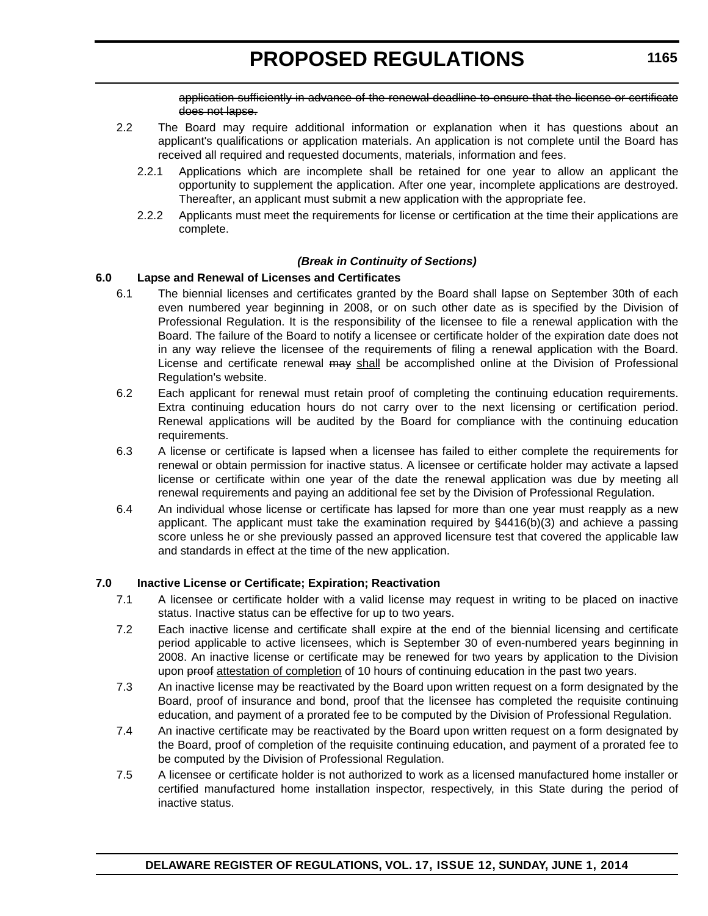~~application sufficiently in advance of the renewal deadline to ensure that the license or certificate does not lapse.~~

2.2 The Board may require additional information or explanation when it has questions about an applicant's qualifications or application materials. An application is not complete until the Board has received all required and requested documents, materials, information and fees.

2.2.1 Applications which are incomplete shall be retained for one year to allow an applicant the opportunity to supplement the application. After one year, incomplete applications are destroyed. Thereafter, an applicant must submit a new application with the appropriate fee.

2.2.2 Applicants must meet the requirements for license or certification at the time their applications are complete.

***(Break in Continuity of Sections)***

**6.0 Lapse and Renewal of Licenses and Certificates**

6.1 The biennial licenses and certificates granted by the Board shall lapse on September 30th of each even numbered year beginning in 2008, or on such other date as is specified by the Division of Professional Regulation. It is the responsibility of the licensee to file a renewal application with the Board. The failure of the Board to notify a licensee or certificate holder of the expiration date does not in any way relieve the licensee of the requirements of filing a renewal application with the Board. License and certificate renewal ~~may~~ <u>shall</u> be accomplished online at the Division of Professional Regulation's website.

6.2 Each applicant for renewal must retain proof of completing the continuing education requirements. Extra continuing education hours do not carry over to the next licensing or certification period. Renewal applications will be audited by the Board for compliance with the continuing education requirements.

6.3 A license or certificate is lapsed when a licensee has failed to either complete the requirements for renewal or obtain permission for inactive status. A licensee or certificate holder may activate a lapsed license or certificate within one year of the date the renewal application was due by meeting all renewal requirements and paying an additional fee set by the Division of Professional Regulation.

6.4 An individual whose license or certificate has lapsed for more than one year must reapply as a new applicant. The applicant must take the examination required by §4416(b)(3) and achieve a passing score unless he or she previously passed an approved licensure test that covered the applicable law and standards in effect at the time of the new application.

**7.0 Inactive License or Certificate; Expiration; Reactivation**

7.1 A licensee or certificate holder with a valid license may request in writing to be placed on inactive status. Inactive status can be effective for up to two years.

7.2 Each inactive license and certificate shall expire at the end of the biennial licensing and certificate period applicable to active licensees, which is September 30 of even-numbered years beginning in 2008. An inactive license or certificate may be renewed for two years by application to the Division upon ~~proof~~ <u>attestation of completion</u> of 10 hours of continuing education in the past two years.

7.3 An inactive license may be reactivated by the Board upon written request on a form designated by the Board, proof of insurance and bond, proof that the licensee has completed the requisite continuing education, and payment of a prorated fee to be computed by the Division of Professional Regulation.

7.4 An inactive certificate may be reactivated by the Board upon written request on a form designated by the Board, proof of completion of the requisite continuing education, and payment of a prorated fee to be computed by the Division of Professional Regulation.

7.5 A licensee or certificate holder is not authorized to work as a licensed manufactured home installer or certified manufactured home installation inspector, respectively, in this State during the period of inactive status.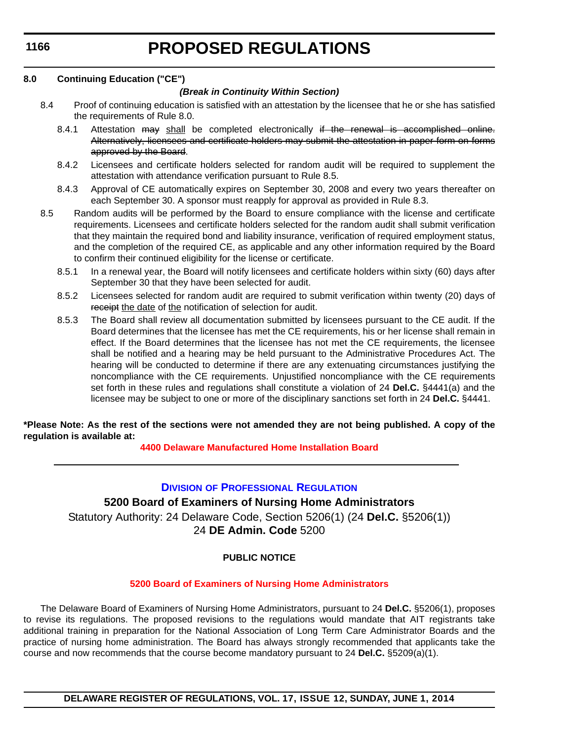### 8.0 Continuing Education ("CE")

***(Break in Continuity Within Section)***

8.4 Proof of continuing education is satisfied with an attestation by the licensee that he or she has satisfied the requirements of Rule 8.0.

8.4.1 Attestation ~~may~~ shall be completed electronically ~~if the renewal is accomplished online. Alternatively, licensees and certificate holders may submit the attestation in paper form on forms approved by the Board~~.

8.4.2 Licensees and certificate holders selected for random audit will be required to supplement the attestation with attendance verification pursuant to Rule 8.5.

8.4.3 Approval of CE automatically expires on September 30, 2008 and every two years thereafter on each September 30. A sponsor must reapply for approval as provided in Rule 8.3.

8.5 Random audits will be performed by the Board to ensure compliance with the license and certificate requirements. Licensees and certificate holders selected for the random audit shall submit verification that they maintain the required bond and liability insurance, verification of required employment status, and the completion of the required CE, as applicable and any other information required by the Board to confirm their continued eligibility for the license or certificate.

8.5.1 In a renewal year, the Board will notify licensees and certificate holders within sixty (60) days after September 30 that they have been selected for audit.

8.5.2 Licensees selected for random audit are required to submit verification within twenty (20) days of ~~receipt~~ the date of the notification of selection for audit.

8.5.3 The Board shall review all documentation submitted by licensees pursuant to the CE audit. If the Board determines that the licensee has met the CE requirements, his or her license shall remain in effect. If the Board determines that the licensee has not met the CE requirements, the licensee shall be notified and a hearing may be held pursuant to the Administrative Procedures Act. The hearing will be conducted to determine if there are any extenuating circumstances justifying the noncompliance with the CE requirements. Unjustified noncompliance with the CE requirements set forth in these rules and regulations shall constitute a violation of 24 **Del.C.** §4441(a) and the licensee may be subject to one or more of the disciplinary sanctions set forth in 24 **Del.C.** §4441.

**\*Please Note: As the rest of the sections were not amended they are not being published. A copy of the regulation is available at:**

**4400 Delaware Manufactured Home Installation Board**

---

## Division of Professional Regulation

### 5200 Board of Examiners of Nursing Home Administrators

Statutory Authority: 24 Delaware Code, Section 5206(1) (24 **Del.C.** §5206(1))
24 **DE Admin. Code** 5200

#### PUBLIC NOTICE

**5200 Board of Examiners of Nursing Home Administrators**

The Delaware Board of Examiners of Nursing Home Administrators, pursuant to 24 **Del.C.** §5206(1), proposes to revise its regulations. The proposed revisions to the regulations would mandate that AIT registrants take additional training in preparation for the National Association of Long Term Care Administrator Boards and the practice of nursing home administration. The Board has always strongly recommended that applicants take the course and now recommends that the course become mandatory pursuant to 24 **Del.C.** §5209(a)(1).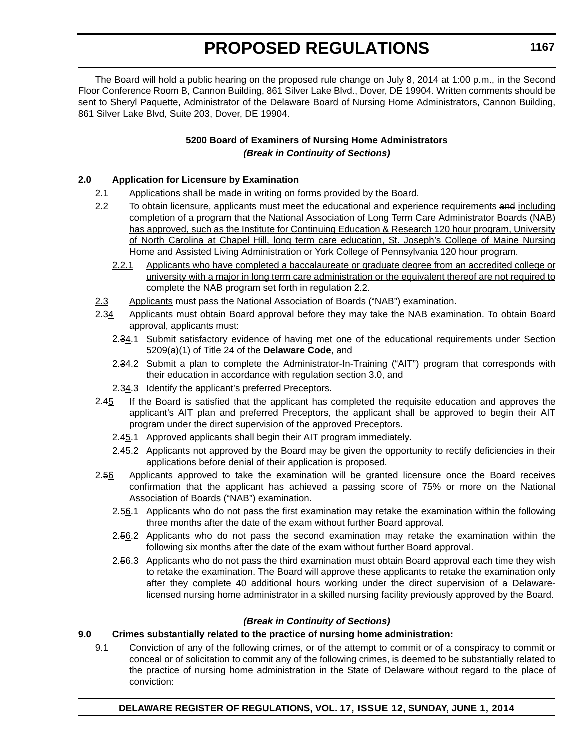The Board will hold a public hearing on the proposed rule change on July 8, 2014 at 1:00 p.m., in the Second Floor Conference Room B, Cannon Building, 861 Silver Lake Blvd., Dover, DE 19904. Written comments should be sent to Sheryl Paquette, Administrator of the Delaware Board of Nursing Home Administrators, Cannon Building, 861 Silver Lake Blvd, Suite 203, Dover, DE 19904.

**5200 Board of Examiners of Nursing Home Administrators**

***(Break in Continuity of Sections)***

**2.0 Application for Licensure by Examination**

2.1 Applications shall be made in writing on forms provided by the Board.

2.2 To obtain licensure, applicants must meet the educational and experience requirements ~~and~~ <u>including completion of a program that the National Association of Long Term Care Administrator Boards (NAB) has approved, such as the Institute for Continuing Education & Research 120 hour program, University of North Carolina at Chapel Hill, long term care education, St. Joseph's College of Maine Nursing Home and Assisted Living Administration or York College of Pennsylvania 120 hour program.</u>

<u>2.2.1</u> <u>Applicants who have completed a baccalaureate or graduate degree from an accredited college or university with a major in long term care administration or the equivalent thereof are not required to complete the NAB program set forth in regulation 2.2.</u>

<u>2.3</u> <u>Applicants</u> must pass the National Association of Boards ("NAB") examination.

2.~~3~~<u>4</u> Applicants must obtain Board approval before they may take the NAB examination. To obtain Board approval, applicants must:

2.~~3~~<u>4</u>.1 Submit satisfactory evidence of having met one of the educational requirements under Section 5209(a)(1) of Title 24 of the **Delaware Code**, and

2.~~3~~<u>4</u>.2 Submit a plan to complete the Administrator-In-Training ("AIT") program that corresponds with their education in accordance with regulation section 3.0, and

2.~~3~~<u>4</u>.3 Identify the applicant's preferred Preceptors.

2.~~4~~<u>5</u> If the Board is satisfied that the applicant has completed the requisite education and approves the applicant's AIT plan and preferred Preceptors, the applicant shall be approved to begin their AIT program under the direct supervision of the approved Preceptors.

2.~~4~~<u>5</u>.1 Approved applicants shall begin their AIT program immediately.

2.~~4~~<u>5</u>.2 Applicants not approved by the Board may be given the opportunity to rectify deficiencies in their applications before denial of their application is proposed.

2.~~5~~<u>6</u> Applicants approved to take the examination will be granted licensure once the Board receives confirmation that the applicant has achieved a passing score of 75% or more on the National Association of Boards ("NAB") examination.

2.~~5~~<u>6</u>.1 Applicants who do not pass the first examination may retake the examination within the following three months after the date of the exam without further Board approval.

2.~~5~~<u>6</u>.2 Applicants who do not pass the second examination may retake the examination within the following six months after the date of the exam without further Board approval.

2.~~5~~<u>6</u>.3 Applicants who do not pass the third examination must obtain Board approval each time they wish to retake the examination. The Board will approve these applicants to retake the examination only after they complete 40 additional hours working under the direct supervision of a Delaware-licensed nursing home administrator in a skilled nursing facility previously approved by the Board.

***(Break in Continuity of Sections)***

**9.0 Crimes substantially related to the practice of nursing home administration:**

9.1 Conviction of any of the following crimes, or of the attempt to commit or of a conspiracy to commit or conceal or of solicitation to commit any of the following crimes, is deemed to be substantially related to the practice of nursing home administration in the State of Delaware without regard to the place of conviction: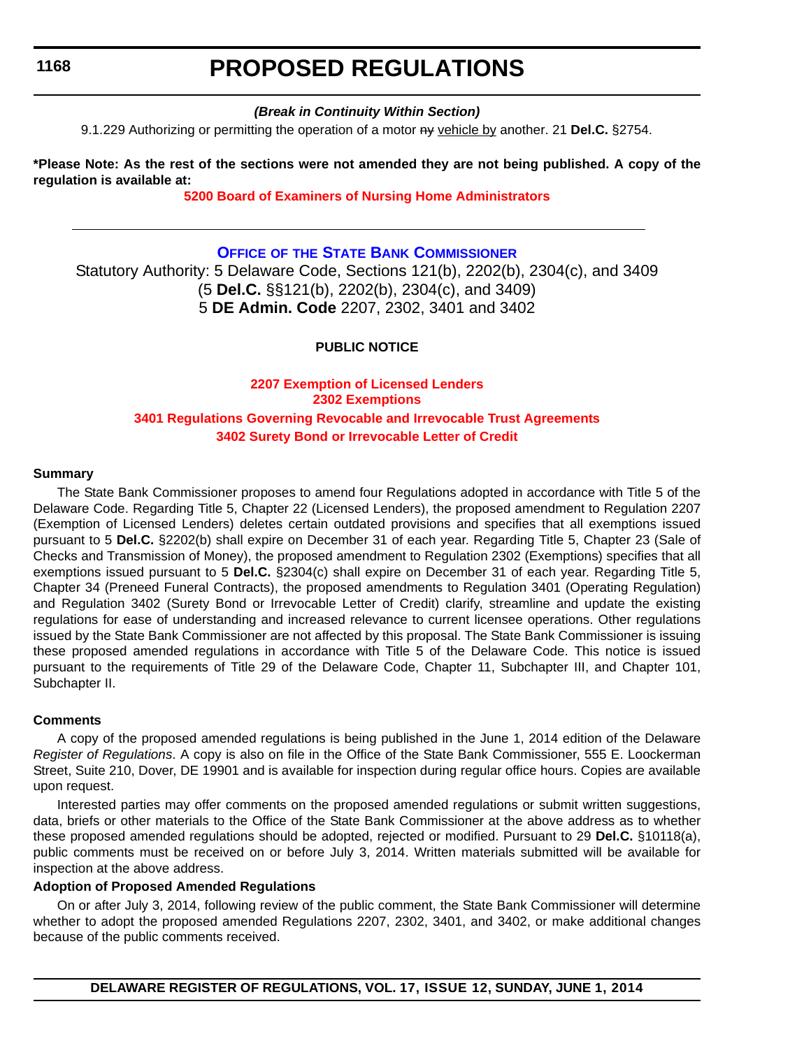*(Break in Continuity Within Section)*

9.1.229 Authorizing or permitting the operation of a motor ~~ny~~ vehicle by another. 21 **Del.C.** §2754.

**\*Please Note: As the rest of the sections were not amended they are not being published. A copy of the regulation is available at:**

**5200 Board of Examiners of Nursing Home Administrators**

---

## Office of the State Bank Commissioner

Statutory Authority: 5 Delaware Code, Sections 121(b), 2202(b), 2304(c), and 3409 (5 **Del.C.** §§121(b), 2202(b), 2304(c), and 3409)
5 **DE Admin. Code** 2207, 2302, 3401 and 3402

### PUBLIC NOTICE

**2207 Exemption of Licensed Lenders**
**2302 Exemptions**
**3401 Regulations Governing Revocable and Irrevocable Trust Agreements**
**3402 Surety Bond or Irrevocable Letter of Credit**

**Summary**

The State Bank Commissioner proposes to amend four Regulations adopted in accordance with Title 5 of the Delaware Code. Regarding Title 5, Chapter 22 (Licensed Lenders), the proposed amendment to Regulation 2207 (Exemption of Licensed Lenders) deletes certain outdated provisions and specifies that all exemptions issued pursuant to 5 **Del.C.** §2202(b) shall expire on December 31 of each year. Regarding Title 5, Chapter 23 (Sale of Checks and Transmission of Money), the proposed amendment to Regulation 2302 (Exemptions) specifies that all exemptions issued pursuant to 5 **Del.C.** §2304(c) shall expire on December 31 of each year. Regarding Title 5, Chapter 34 (Preneed Funeral Contracts), the proposed amendments to Regulation 3401 (Operating Regulation) and Regulation 3402 (Surety Bond or Irrevocable Letter of Credit) clarify, streamline and update the existing regulations for ease of understanding and increased relevance to current licensee operations. Other regulations issued by the State Bank Commissioner are not affected by this proposal. The State Bank Commissioner is issuing these proposed amended regulations in accordance with Title 5 of the Delaware Code. This notice is issued pursuant to the requirements of Title 29 of the Delaware Code, Chapter 11, Subchapter III, and Chapter 101, Subchapter II.

**Comments**

A copy of the proposed amended regulations is being published in the June 1, 2014 edition of the Delaware *Register of Regulations*. A copy is also on file in the Office of the State Bank Commissioner, 555 E. Loockerman Street, Suite 210, Dover, DE 19901 and is available for inspection during regular office hours. Copies are available upon request.

Interested parties may offer comments on the proposed amended regulations or submit written suggestions, data, briefs or other materials to the Office of the State Bank Commissioner at the above address as to whether these proposed amended regulations should be adopted, rejected or modified. Pursuant to 29 **Del.C.** §10118(a), public comments must be received on or before July 3, 2014. Written materials submitted will be available for inspection at the above address.

**Adoption of Proposed Amended Regulations**

On or after July 3, 2014, following review of the public comment, the State Bank Commissioner will determine whether to adopt the proposed amended Regulations 2207, 2302, 3401, and 3402, or make additional changes because of the public comments received.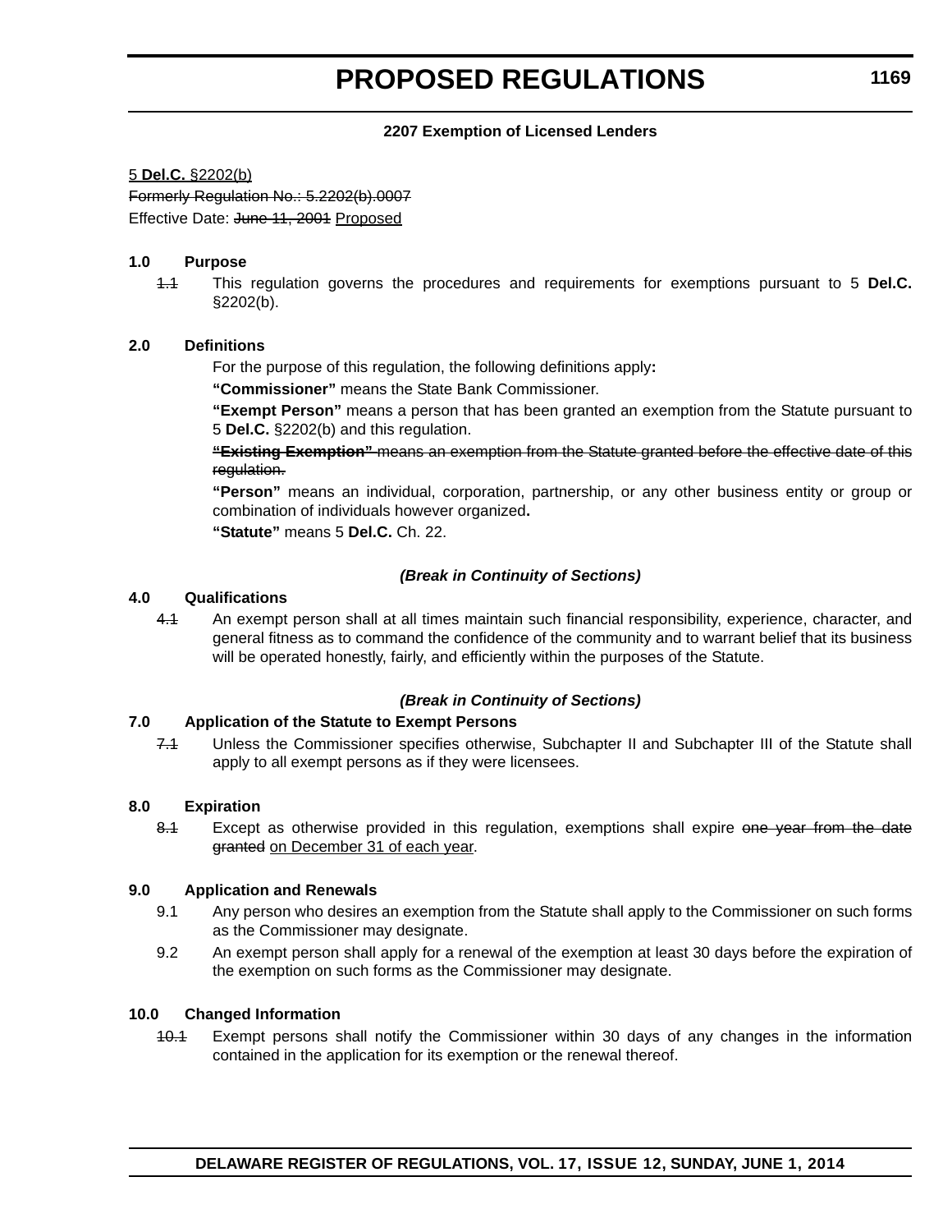### 2207 Exemption of Licensed Lenders

5 **Del.C.** §2202(b)
~~Formerly Regulation No.: 5.2202(b).0007~~
Effective Date: ~~June 11, 2001~~ Proposed

**1.0 Purpose**

~~1.1~~ This regulation governs the procedures and requirements for exemptions pursuant to 5 **Del.C.** §2202(b).

**2.0 Definitions**

For the purpose of this regulation, the following definitions apply**:**

**"Commissioner"** means the State Bank Commissioner.

**"Exempt Person"** means a person that has been granted an exemption from the Statute pursuant to 5 **Del.C.** §2202(b) and this regulation.

~~**"Existing Exemption"** means an exemption from the Statute granted before the effective date of this regulation.~~

**"Person"** means an individual, corporation, partnership, or any other business entity or group or combination of individuals however organized**.**

**"Statute"** means 5 **Del.C.** Ch. 22.

***(Break in Continuity of Sections)***

**4.0 Qualifications**

~~4.1~~ An exempt person shall at all times maintain such financial responsibility, experience, character, and general fitness as to command the confidence of the community and to warrant belief that its business will be operated honestly, fairly, and efficiently within the purposes of the Statute.

***(Break in Continuity of Sections)***

**7.0 Application of the Statute to Exempt Persons**

~~7.1~~ Unless the Commissioner specifies otherwise, Subchapter II and Subchapter III of the Statute shall apply to all exempt persons as if they were licensees.

**8.0 Expiration**

~~8.1~~ Except as otherwise provided in this regulation, exemptions shall expire ~~one year from the date granted~~ on December 31 of each year.

**9.0 Application and Renewals**

9.1 Any person who desires an exemption from the Statute shall apply to the Commissioner on such forms as the Commissioner may designate.

9.2 An exempt person shall apply for a renewal of the exemption at least 30 days before the expiration of the exemption on such forms as the Commissioner may designate.

**10.0 Changed Information**

~~10.1~~ Exempt persons shall notify the Commissioner within 30 days of any changes in the information contained in the application for its exemption or the renewal thereof.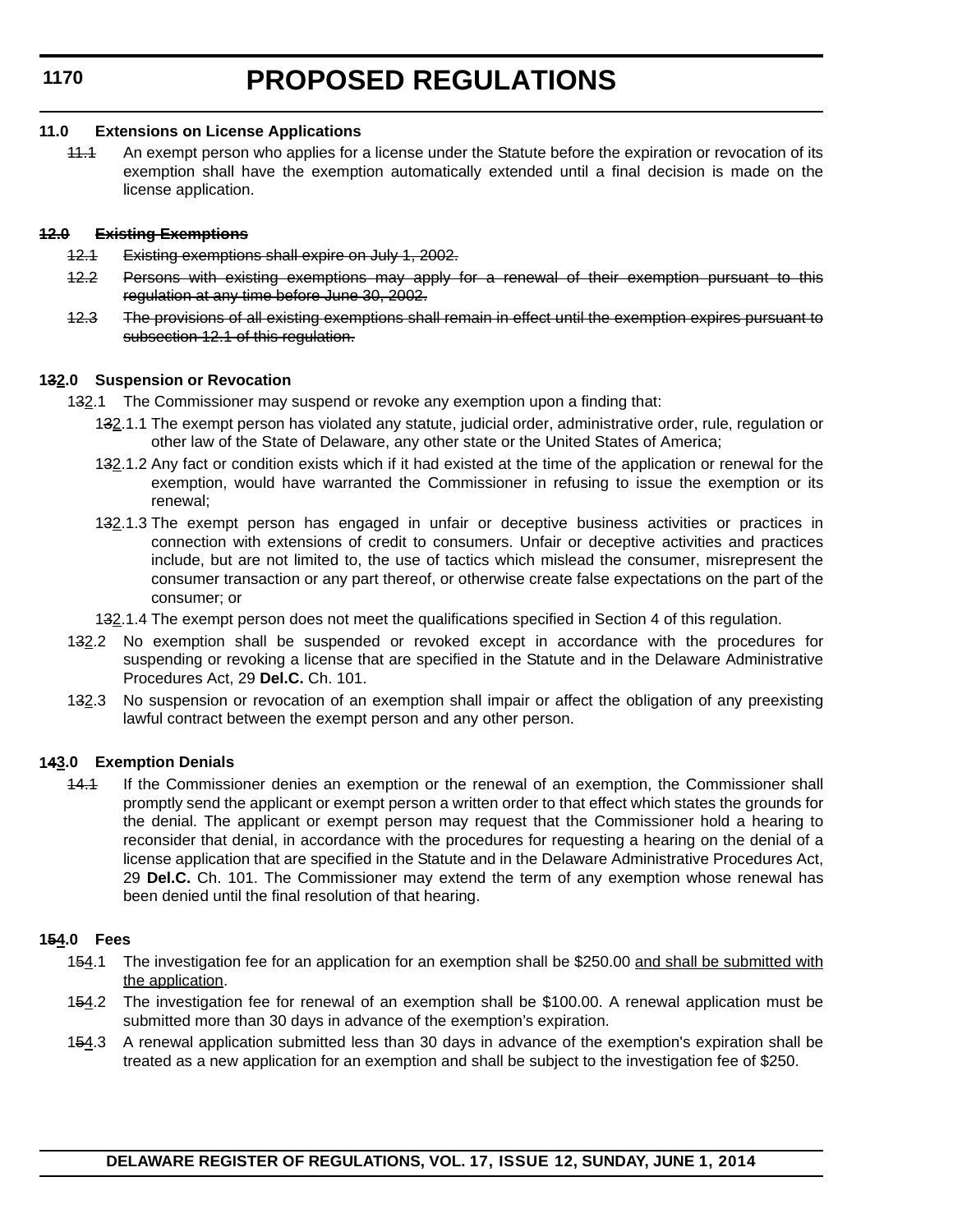**11.0 Extensions on License Applications**

~~11.1~~ An exempt person who applies for a license under the Statute before the expiration or revocation of its exemption shall have the exemption automatically extended until a final decision is made on the license application.

~~**12.0 Existing Exemptions**~~

~~12.1 Existing exemptions shall expire on July 1, 2002.~~

~~12.2 Persons with existing exemptions may apply for a renewal of their exemption pursuant to this regulation at any time before June 30, 2002.~~

~~12.3 The provisions of all existing exemptions shall remain in effect until the exemption expires pursuant to subsection 12.1 of this regulation.~~

**1~~3~~2.0 Suspension or Revocation**

1~~3~~2.1 The Commissioner may suspend or revoke any exemption upon a finding that:

1~~3~~2.1.1 The exempt person has violated any statute, judicial order, administrative order, rule, regulation or other law of the State of Delaware, any other state or the United States of America;

1~~3~~2.1.2 Any fact or condition exists which if it had existed at the time of the application or renewal for the exemption, would have warranted the Commissioner in refusing to issue the exemption or its renewal;

1~~3~~2.1.3 The exempt person has engaged in unfair or deceptive business activities or practices in connection with extensions of credit to consumers. Unfair or deceptive activities and practices include, but are not limited to, the use of tactics which mislead the consumer, misrepresent the consumer transaction or any part thereof, or otherwise create false expectations on the part of the consumer; or

1~~3~~2.1.4 The exempt person does not meet the qualifications specified in Section 4 of this regulation.

1~~3~~2.2 No exemption shall be suspended or revoked except in accordance with the procedures for suspending or revoking a license that are specified in the Statute and in the Delaware Administrative Procedures Act, 29 **Del.C.** Ch. 101.

1~~3~~2.3 No suspension or revocation of an exemption shall impair or affect the obligation of any preexisting lawful contract between the exempt person and any other person.

**1~~4~~3.0 Exemption Denials**

~~14.1~~ If the Commissioner denies an exemption or the renewal of an exemption, the Commissioner shall promptly send the applicant or exempt person a written order to that effect which states the grounds for the denial. The applicant or exempt person may request that the Commissioner hold a hearing to reconsider that denial, in accordance with the procedures for requesting a hearing on the denial of a license application that are specified in the Statute and in the Delaware Administrative Procedures Act, 29 **Del.C.** Ch. 101. The Commissioner may extend the term of any exemption whose renewal has been denied until the final resolution of that hearing.

**1~~5~~4.0 Fees**

1~~5~~4.1 The investigation fee for an application for an exemption shall be \$250.00 <u>and shall be submitted with the application</u>.

1~~5~~4.2 The investigation fee for renewal of an exemption shall be \$100.00. A renewal application must be submitted more than 30 days in advance of the exemption's expiration.

1~~5~~4.3 A renewal application submitted less than 30 days in advance of the exemption's expiration shall be treated as a new application for an exemption and shall be subject to the investigation fee of \$250.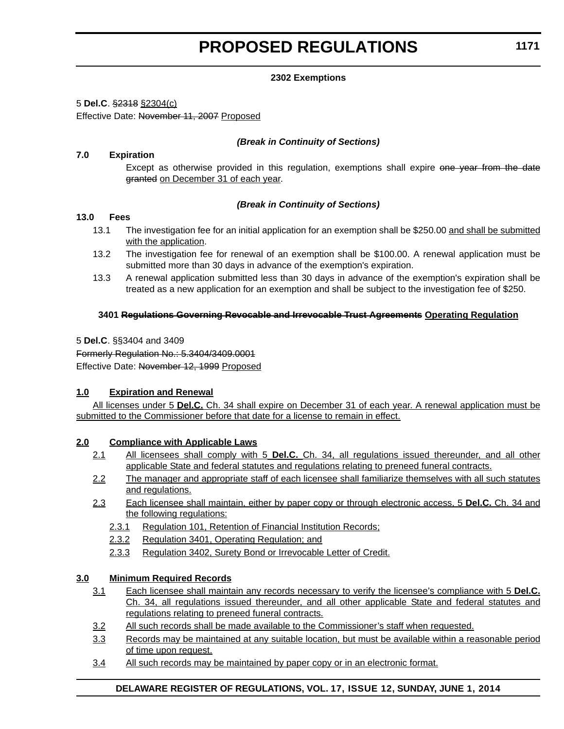### 2302 Exemptions

5 **Del.C**. ~~§2318~~ <u>§2304(c)</u>
Effective Date: ~~November 11, 2007~~ <u>Proposed</u>

***(Break in Continuity of Sections)***

**7.0 Expiration**

Except as otherwise provided in this regulation, exemptions shall expire ~~one year from the date granted~~ <u>on December 31 of each year</u>.

***(Break in Continuity of Sections)***

**13.0 Fees**

13.1 The investigation fee for an initial application for an exemption shall be $250.00 <u>and shall be submitted with the application</u>.

13.2 The investigation fee for renewal of an exemption shall be $100.00. A renewal application must be submitted more than 30 days in advance of the exemption's expiration.

13.3 A renewal application submitted less than 30 days in advance of the exemption's expiration shall be treated as a new application for an exemption and shall be subject to the investigation fee of $250.

### 3401 ~~Regulations Governing Revocable and Irrevocable Trust Agreements~~ <u>Operating Regulation</u>

5 **Del.C**. §§3404 and 3409
~~Formerly Regulation No.: 5.3404/3409.0001~~
Effective Date: ~~November 12, 1999~~ <u>Proposed</u>

**<u>1.0 Expiration and Renewal</u>**

<u>All licenses under 5 **Del.C.** Ch. 34 shall expire on December 31 of each year. A renewal application must be submitted to the Commissioner before that date for a license to remain in effect.</u>

**<u>2.0 Compliance with Applicable Laws</u>**

<u>2.1 All licensees shall comply with 5 **Del.C.** Ch. 34, all regulations issued thereunder, and all other applicable State and federal statutes and regulations relating to preneed funeral contracts.</u>

<u>2.2 The manager and appropriate staff of each licensee shall familiarize themselves with all such statutes and regulations.</u>

<u>2.3 Each licensee shall maintain, either by paper copy or through electronic access, 5 **Del.C.** Ch. 34 and the following regulations:</u>

<u>2.3.1 Regulation 101, Retention of Financial Institution Records;</u>

<u>2.3.2 Regulation 3401, Operating Regulation; and</u>

<u>2.3.3 Regulation 3402, Surety Bond or Irrevocable Letter of Credit.</u>

**<u>3.0 Minimum Required Records</u>**

<u>3.1 Each licensee shall maintain any records necessary to verify the licensee's compliance with 5 **Del.C.** Ch. 34, all regulations issued thereunder, and all other applicable State and federal statutes and regulations relating to preneed funeral contracts.</u>

<u>3.2 All such records shall be made available to the Commissioner's staff when requested.</u>

<u>3.3 Records may be maintained at any suitable location, but must be available within a reasonable period of time upon request.</u>

<u>3.4 All such records may be maintained by paper copy or in an electronic format.</u>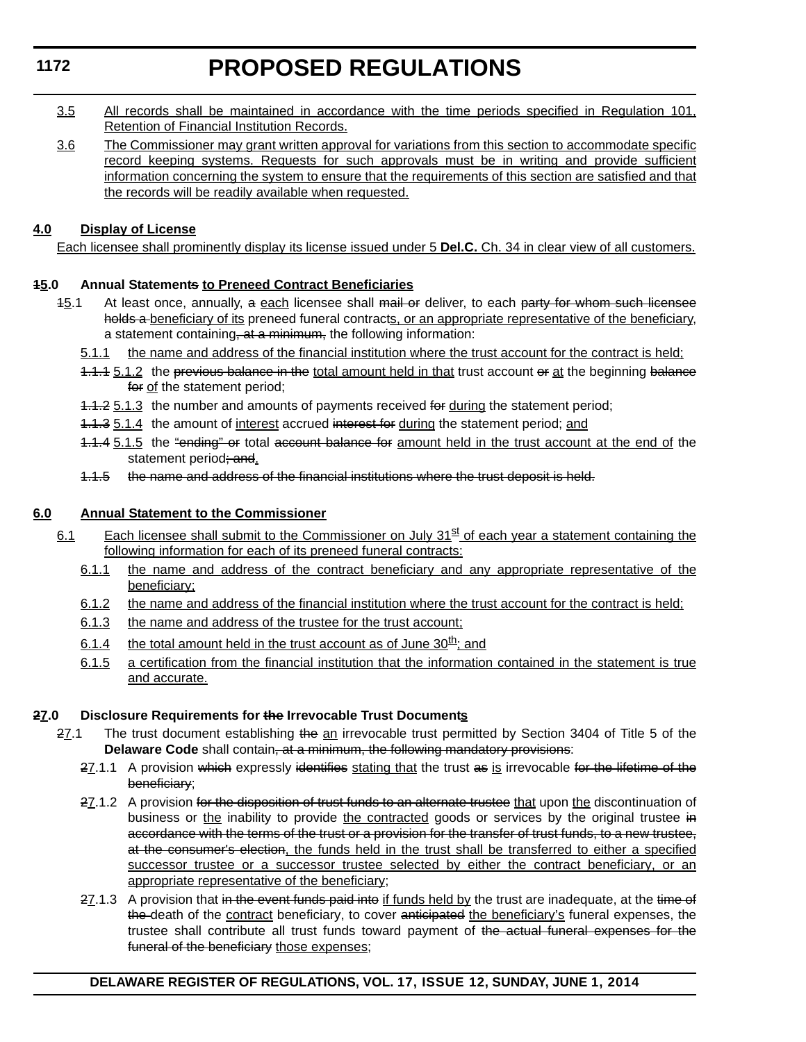3.5 All records shall be maintained in accordance with the time periods specified in Regulation 101, Retention of Financial Institution Records.

3.6 The Commissioner may grant written approval for variations from this section to accommodate specific record keeping systems. Requests for such approvals must be in writing and provide sufficient information concerning the system to ensure that the requirements of this section are satisfied and that the records will be readily available when requested.

**4.0 Display of License**

Each licensee shall prominently display its license issued under 5 **Del.C.** Ch. 34 in clear view of all customers.

**~~1~~5.0 Annual Statement~~s~~ to Preneed Contract Beneficiaries**

~~1~~5.1 At least once, annually, ~~a~~ each licensee shall ~~mail or~~ deliver, to each ~~party for whom such licensee holds a~~ beneficiary of its preneed funeral contracts, or an appropriate representative of the beneficiary, a statement containing~~, at a minimum,~~ the following information:

5.1.1 the name and address of the financial institution where the trust account for the contract is held;

~~1.1.1~~ 5.1.2 the ~~previous balance in the~~ total amount held in that trust account ~~or~~ at the beginning ~~balance for~~ of the statement period;

~~1.1.2~~ 5.1.3 the number and amounts of payments received ~~for~~ during the statement period;

~~1.1.3~~ 5.1.4 the amount of interest accrued ~~interest for~~ during the statement period; and

~~1.1.4~~ 5.1.5 the ~~"ending" or~~ total ~~account balance for~~ amount held in the trust account at the end of the statement period~~; and~~.

~~1.1.5 the name and address of the financial institutions where the trust deposit is held.~~

**6.0 Annual Statement to the Commissioner**

6.1 Each licensee shall submit to the Commissioner on July 31st of each year a statement containing the following information for each of its preneed funeral contracts:

6.1.1 the name and address of the contract beneficiary and any appropriate representative of the beneficiary;

6.1.2 the name and address of the financial institution where the trust account for the contract is held;

6.1.3 the name and address of the trustee for the trust account;

6.1.4 the total amount held in the trust account as of June 30th; and

6.1.5 a certification from the financial institution that the information contained in the statement is true and accurate.

**~~2~~7.0 Disclosure Requirements for ~~the~~ Irrevocable Trust Documents**

~~2~~7.1 The trust document establishing ~~the~~ an irrevocable trust permitted by Section 3404 of Title 5 of the **Delaware Code** shall contain~~, at a minimum, the following mandatory provisions~~:

~~2~~7.1.1 A provision ~~which~~ expressly ~~identifies~~ stating that the trust ~~as~~ is irrevocable ~~for the lifetime of the beneficiary~~;

~~2~~7.1.2 A provision ~~for the disposition of trust funds to an alternate trustee~~ that upon the discontinuation of business or the inability to provide the contracted goods or services by the original trustee ~~in accordance with the terms of the trust or a provision for the transfer of trust funds, to a new trustee, at the consumer's election~~, the funds held in the trust shall be transferred to either a specified successor trustee or a successor trustee selected by either the contract beneficiary, or an appropriate representative of the beneficiary;

~~2~~7.1.3 A provision that ~~in the event funds paid into~~ if funds held by the trust are inadequate, at the ~~time of the~~ death of the contract beneficiary, to cover ~~anticipated~~ the beneficiary's funeral expenses, the trustee shall contribute all trust funds toward payment of ~~the actual funeral expenses for the funeral of the beneficiary~~ those expenses;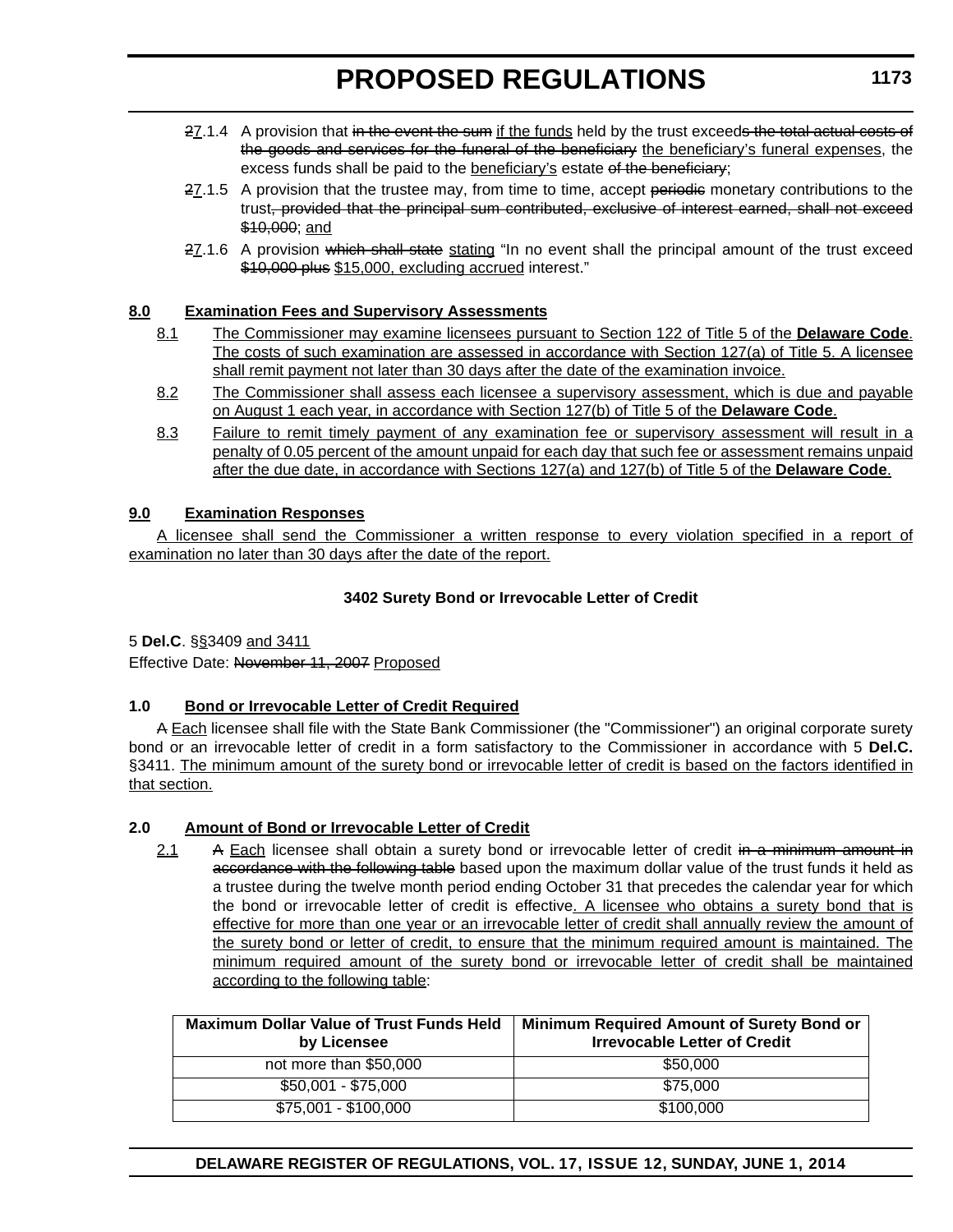~~2~~7.1.4 A provision that ~~in the event the sum~~ <u>if the funds</u> held by the trust exceed~~s the total actual costs of the goods and services for the funeral of the beneficiary~~ <u>the beneficiary's funeral expenses</u>, the excess funds shall be paid to the <u>beneficiary's</u> estate ~~of the beneficiary~~;

~~2~~7.1.5 A provision that the trustee may, from time to time, accept ~~periodic~~ monetary contributions to the trust~~, provided that the principal sum contributed, exclusive of interest earned, shall not exceed $10,000~~; <u>and</u>

~~2~~7.1.6 A provision ~~which shall state~~ <u>stating</u> "In no event shall the principal amount of the trust exceed ~~$10,000 plus~~ <u>$15,000, excluding accrued</u> interest."

**<u>8.0 Examination Fees and Supervisory Assessments</u>**

<u>8.1 The Commissioner may examine licensees pursuant to Section 122 of Title 5 of the **Delaware Code**. The costs of such examination are assessed in accordance with Section 127(a) of Title 5. A licensee shall remit payment not later than 30 days after the date of the examination invoice.</u>

<u>8.2 The Commissioner shall assess each licensee a supervisory assessment, which is due and payable on August 1 each year, in accordance with Section 127(b) of Title 5 of the **Delaware Code**.</u>

<u>8.3 Failure to remit timely payment of any examination fee or supervisory assessment will result in a penalty of 0.05 percent of the amount unpaid for each day that such fee or assessment remains unpaid after the due date, in accordance with Sections 127(a) and 127(b) of Title 5 of the **Delaware Code**.</u>

**<u>9.0 Examination Responses</u>**

<u>A licensee shall send the Commissioner a written response to every violation specified in a report of examination no later than 30 days after the date of the report.</u>

**3402 Surety Bond or Irrevocable Letter of Credit**

5 **Del.C**. §<u>§</u>3409 <u>and 3411</u>
Effective Date: ~~November 11, 2007~~ <u>Proposed</u>

**<u>1.0 Bond or Irrevocable Letter of Credit Required</u>**

~~A~~ <u>Each</u> licensee shall file with the State Bank Commissioner (the "Commissioner") an original corporate surety bond or an irrevocable letter of credit in a form satisfactory to the Commissioner in accordance with 5 **Del.C.** §3411. <u>The minimum amount of the surety bond or irrevocable letter of credit is based on the factors identified in that section.</u>

**<u>2.0 Amount of Bond or Irrevocable Letter of Credit</u>**

<u>2.1</u> ~~A~~ <u>Each</u> licensee shall obtain a surety bond or irrevocable letter of credit ~~in a minimum amount in accordance with the following table~~ based upon the maximum dollar value of the trust funds it held as a trustee during the twelve month period ending October 31 that precedes the calendar year for which the bond or irrevocable letter of credit is effective<u>. A licensee who obtains a surety bond that is effective for more than one year or an irrevocable letter of credit shall annually review the amount of the surety bond or letter of credit, to ensure that the minimum required amount is maintained. The minimum required amount of the surety bond or irrevocable letter of credit shall be maintained according to the following table</u>:

| Maximum Dollar Value of Trust Funds Held by Licensee | Minimum Required Amount of Surety Bond or Irrevocable Letter of Credit |
|---|---|
| not more than $50,000 | $50,000 |
| $50,001 - $75,000 | $75,000 |
| $75,001 - $100,000 | $100,000 |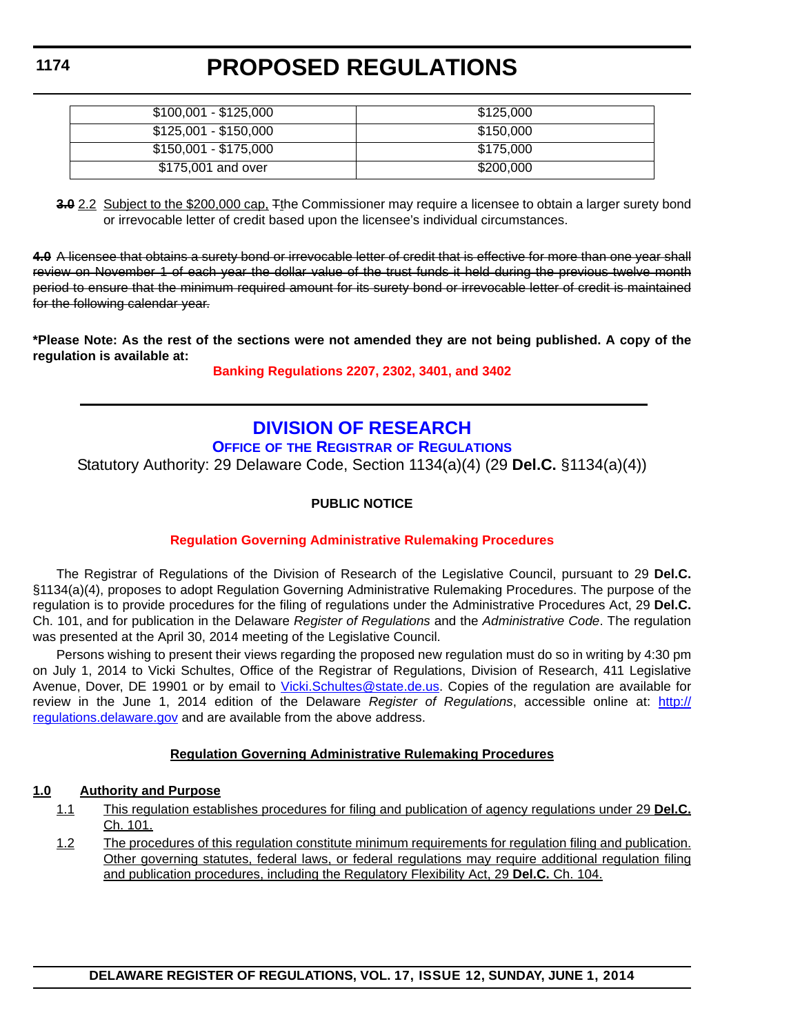| $100,001 - $125,000 | $125,000 |
|---|---|
| $125,001 - $150,000 | $150,000 |
| $150,001 - $175,000 | $175,000 |
| $175,001 and over | $200,000 |

~~**3.0**~~ <u>2.2</u> <u>Subject to the $200,000 cap,</u> ~~T~~<u>t</u>he Commissioner may require a licensee to obtain a larger surety bond or irrevocable letter of credit based upon the licensee's individual circumstances.

~~**4.0** A licensee that obtains a surety bond or irrevocable letter of credit that is effective for more than one year shall review on November 1 of each year the dollar value of the trust funds it held during the previous twelve month period to ensure that the minimum required amount for its surety bond or irrevocable letter of credit is maintained for the following calendar year.~~

**\*Please Note: As the rest of the sections were not amended they are not being published. A copy of the regulation is available at:**

**Banking Regulations 2207, 2302, 3401, and 3402**

---

# DIVISION OF RESEARCH

## OFFICE OF THE REGISTRAR OF REGULATIONS

Statutory Authority: 29 Delaware Code, Section 1134(a)(4) (29 **Del.C.** §1134(a)(4))

**PUBLIC NOTICE**

**Regulation Governing Administrative Rulemaking Procedures**

The Registrar of Regulations of the Division of Research of the Legislative Council, pursuant to 29 **Del.C.** §1134(a)(4), proposes to adopt Regulation Governing Administrative Rulemaking Procedures. The purpose of the regulation is to provide procedures for the filing of regulations under the Administrative Procedures Act, 29 **Del.C.** Ch. 101, and for publication in the Delaware *Register of Regulations* and the *Administrative Code*. The regulation was presented at the April 30, 2014 meeting of the Legislative Council.

Persons wishing to present their views regarding the proposed new regulation must do so in writing by 4:30 pm on July 1, 2014 to Vicki Schultes, Office of the Registrar of Regulations, Division of Research, 411 Legislative Avenue, Dover, DE 19901 or by email to Vicki.Schultes@state.de.us. Copies of the regulation are available for review in the June 1, 2014 edition of the Delaware *Register of Regulations*, accessible online at: http://regulations.delaware.gov and are available from the above address.

**<u>Regulation Governing Administrative Rulemaking Procedures</u>**

**<u>1.0 Authority and Purpose</u>**

<u>1.1 This regulation establishes procedures for filing and publication of agency regulations under 29 **Del.C.** Ch. 101.</u>

<u>1.2 The procedures of this regulation constitute minimum requirements for regulation filing and publication. Other governing statutes, federal laws, or federal regulations may require additional regulation filing and publication procedures, including the Regulatory Flexibility Act, 29 **Del.C.** Ch. 104.</u>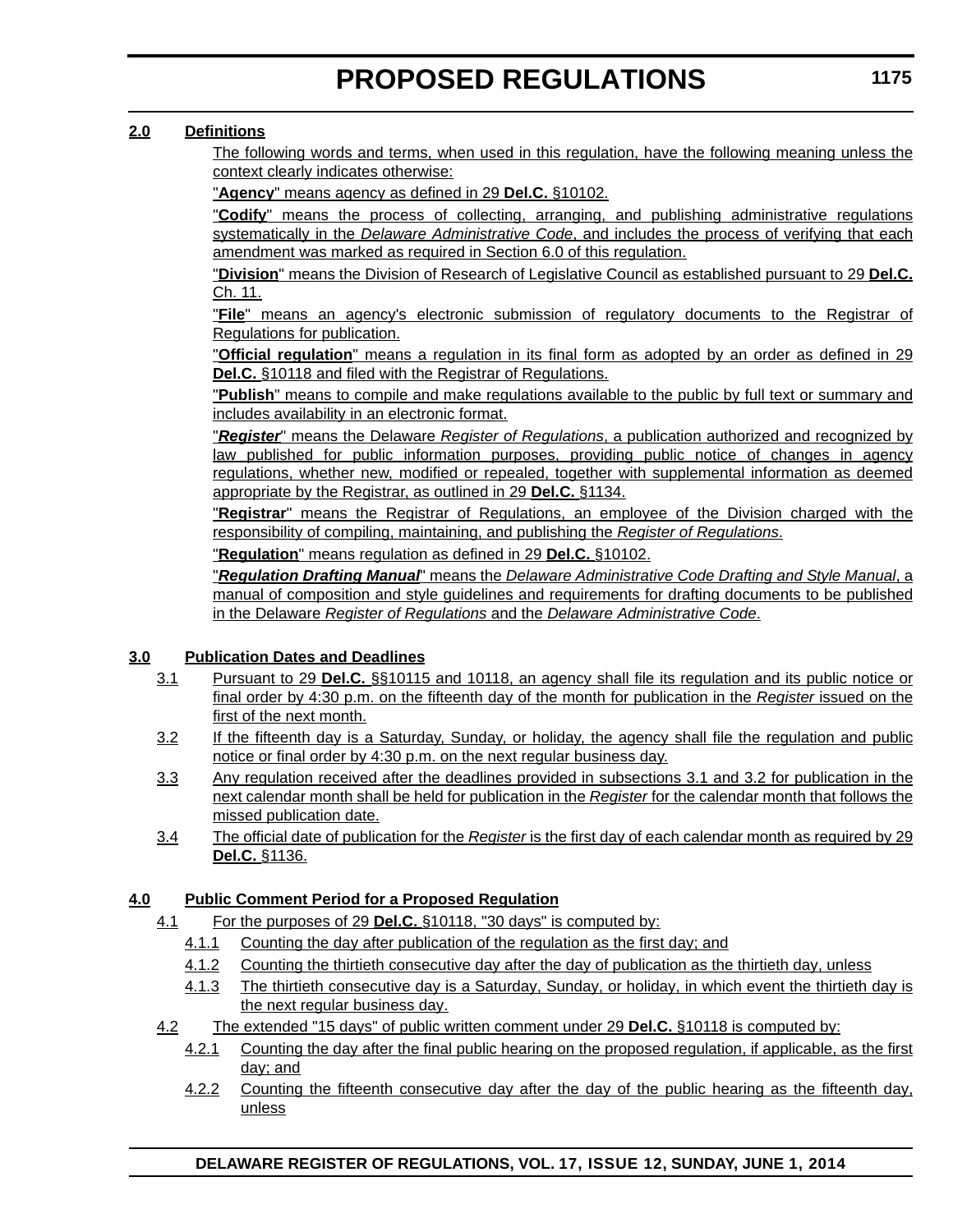**2.0 Definitions**

The following words and terms, when used in this regulation, have the following meaning unless the context clearly indicates otherwise:

"**Agency**" means agency as defined in 29 **Del.C.** §10102.

"**Codify**" means the process of collecting, arranging, and publishing administrative regulations systematically in the *Delaware Administrative Code*, and includes the process of verifying that each amendment was marked as required in Section 6.0 of this regulation.

"**Division**" means the Division of Research of Legislative Council as established pursuant to 29 **Del.C.** Ch. 11.

"**File**" means an agency's electronic submission of regulatory documents to the Registrar of Regulations for publication.

"**Official regulation**" means a regulation in its final form as adopted by an order as defined in 29 **Del.C.** §10118 and filed with the Registrar of Regulations.

"**Publish**" means to compile and make regulations available to the public by full text or summary and includes availability in an electronic format.

"***Register***" means the Delaware *Register of Regulations*, a publication authorized and recognized by law published for public information purposes, providing public notice of changes in agency regulations, whether new, modified or repealed, together with supplemental information as deemed appropriate by the Registrar, as outlined in 29 **Del.C.** §1134.

"**Registrar**" means the Registrar of Regulations, an employee of the Division charged with the responsibility of compiling, maintaining, and publishing the *Register of Regulations*.

"**Regulation**" means regulation as defined in 29 **Del.C.** §10102.

"***Regulation Drafting Manual***" means the *Delaware Administrative Code Drafting and Style Manual*, a manual of composition and style guidelines and requirements for drafting documents to be published in the Delaware *Register of Regulations* and the *Delaware Administrative Code*.

**3.0 Publication Dates and Deadlines**

3.1 Pursuant to 29 **Del.C.** §§10115 and 10118, an agency shall file its regulation and its public notice or final order by 4:30 p.m. on the fifteenth day of the month for publication in the *Register* issued on the first of the next month.

3.2 If the fifteenth day is a Saturday, Sunday, or holiday, the agency shall file the regulation and public notice or final order by 4:30 p.m. on the next regular business day.

3.3 Any regulation received after the deadlines provided in subsections 3.1 and 3.2 for publication in the next calendar month shall be held for publication in the *Register* for the calendar month that follows the missed publication date.

3.4 The official date of publication for the *Register* is the first day of each calendar month as required by 29 **Del.C.** §1136.

**4.0 Public Comment Period for a Proposed Regulation**

4.1 For the purposes of 29 **Del.C.** §10118, "30 days" is computed by:

4.1.1 Counting the day after publication of the regulation as the first day; and

4.1.2 Counting the thirtieth consecutive day after the day of publication as the thirtieth day, unless

4.1.3 The thirtieth consecutive day is a Saturday, Sunday, or holiday, in which event the thirtieth day is the next regular business day.

4.2 The extended "15 days" of public written comment under 29 **Del.C.** §10118 is computed by:

4.2.1 Counting the day after the final public hearing on the proposed regulation, if applicable, as the first day; and

4.2.2 Counting the fifteenth consecutive day after the day of the public hearing as the fifteenth day, unless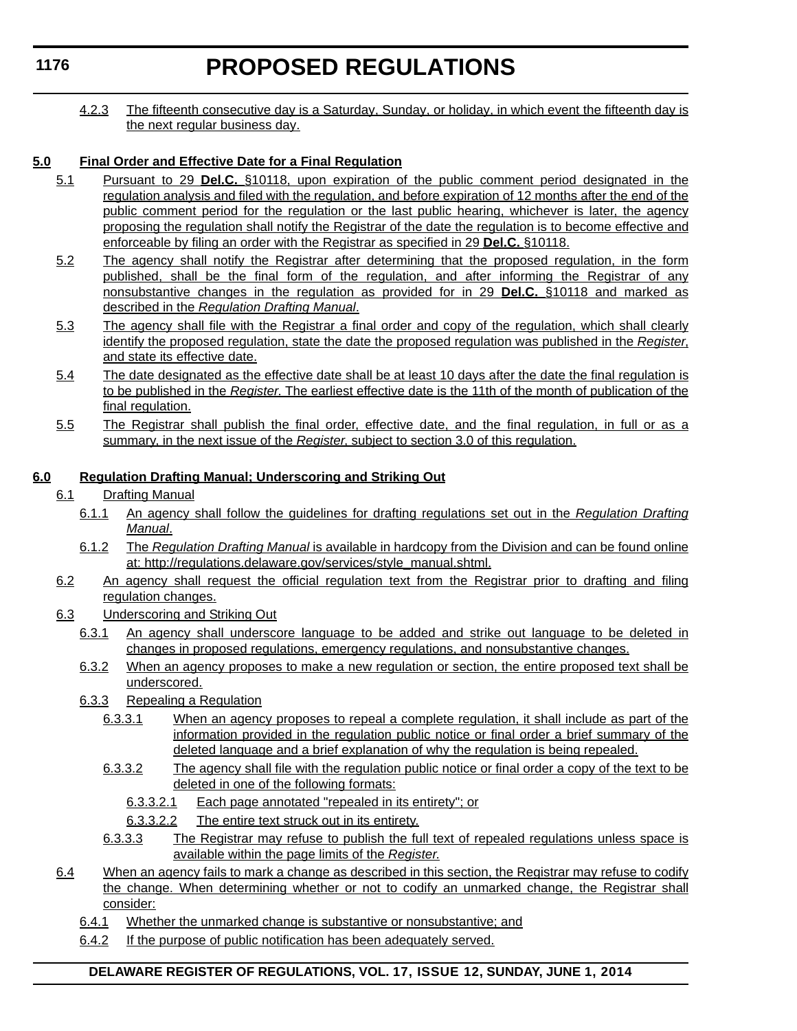4.2.3 The fifteenth consecutive day is a Saturday, Sunday, or holiday, in which event the fifteenth day is the next regular business day.

**5.0 Final Order and Effective Date for a Final Regulation**

5.1 Pursuant to 29 **Del.C.** §10118, upon expiration of the public comment period designated in the regulation analysis and filed with the regulation, and before expiration of 12 months after the end of the public comment period for the regulation or the last public hearing, whichever is later, the agency proposing the regulation shall notify the Registrar of the date the regulation is to become effective and enforceable by filing an order with the Registrar as specified in 29 **Del.C.** §10118.

5.2 The agency shall notify the Registrar after determining that the proposed regulation, in the form published, shall be the final form of the regulation, and after informing the Registrar of any nonsubstantive changes in the regulation as provided for in 29 **Del.C.** §10118 and marked as described in the *Regulation Drafting Manual*.

5.3 The agency shall file with the Registrar a final order and copy of the regulation, which shall clearly identify the proposed regulation, state the date the proposed regulation was published in the *Register*, and state its effective date.

5.4 The date designated as the effective date shall be at least 10 days after the date the final regulation is to be published in the *Register.* The earliest effective date is the 11th of the month of publication of the final regulation.

5.5 The Registrar shall publish the final order, effective date, and the final regulation, in full or as a summary, in the next issue of the *Register*, subject to section 3.0 of this regulation.

**6.0 Regulation Drafting Manual; Underscoring and Striking Out**

6.1 Drafting Manual

6.1.1 An agency shall follow the guidelines for drafting regulations set out in the *Regulation Drafting Manual*.

6.1.2 The *Regulation Drafting Manual* is available in hardcopy from the Division and can be found online at: http://regulations.delaware.gov/services/style_manual.shtml.

6.2 An agency shall request the official regulation text from the Registrar prior to drafting and filing regulation changes.

6.3 Underscoring and Striking Out

6.3.1 An agency shall underscore language to be added and strike out language to be deleted in changes in proposed regulations, emergency regulations, and nonsubstantive changes.

6.3.2 When an agency proposes to make a new regulation or section, the entire proposed text shall be underscored.

6.3.3 Repealing a Regulation

6.3.3.1 When an agency proposes to repeal a complete regulation, it shall include as part of the information provided in the regulation public notice or final order a brief summary of the deleted language and a brief explanation of why the regulation is being repealed.

6.3.3.2 The agency shall file with the regulation public notice or final order a copy of the text to be deleted in one of the following formats:

6.3.3.2.1 Each page annotated "repealed in its entirety"; or

6.3.3.2.2 The entire text struck out in its entirety.

6.3.3.3 The Registrar may refuse to publish the full text of repealed regulations unless space is available within the page limits of the *Register.*

6.4 When an agency fails to mark a change as described in this section, the Registrar may refuse to codify the change. When determining whether or not to codify an unmarked change, the Registrar shall consider:

6.4.1 Whether the unmarked change is substantive or nonsubstantive; and

6.4.2 If the purpose of public notification has been adequately served.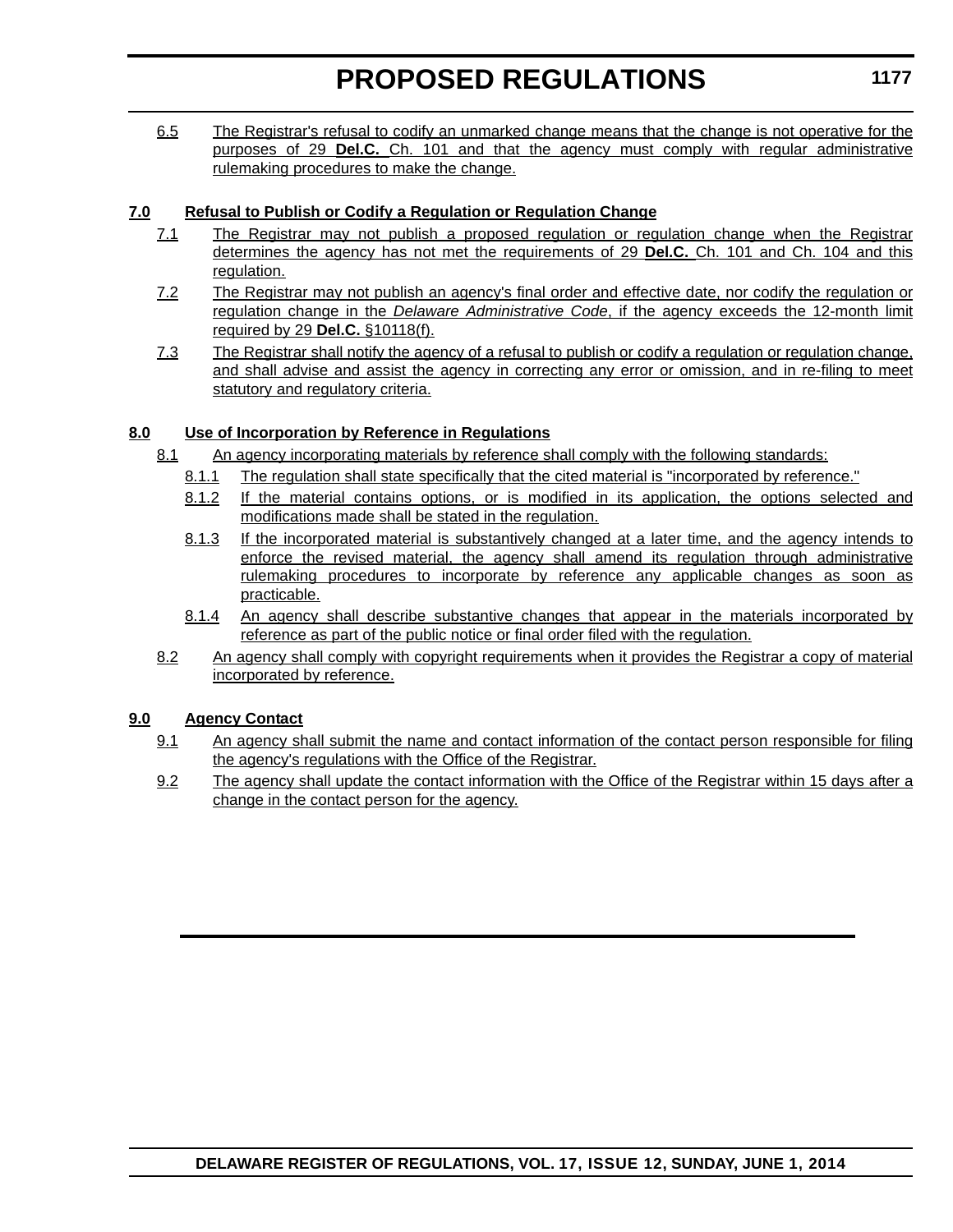6.5 The Registrar's refusal to codify an unmarked change means that the change is not operative for the purposes of 29 **Del.C.** Ch. 101 and that the agency must comply with regular administrative rulemaking procedures to make the change.

**7.0 Refusal to Publish or Codify a Regulation or Regulation Change**

7.1 The Registrar may not publish a proposed regulation or regulation change when the Registrar determines the agency has not met the requirements of 29 **Del.C.** Ch. 101 and Ch. 104 and this regulation.

7.2 The Registrar may not publish an agency's final order and effective date, nor codify the regulation or regulation change in the *Delaware Administrative Code*, if the agency exceeds the 12-month limit required by 29 **Del.C.** §10118(f).

7.3 The Registrar shall notify the agency of a refusal to publish or codify a regulation or regulation change, and shall advise and assist the agency in correcting any error or omission, and in re-filing to meet statutory and regulatory criteria.

**8.0 Use of Incorporation by Reference in Regulations**

8.1 An agency incorporating materials by reference shall comply with the following standards:

8.1.1 The regulation shall state specifically that the cited material is "incorporated by reference."

8.1.2 If the material contains options, or is modified in its application, the options selected and modifications made shall be stated in the regulation.

8.1.3 If the incorporated material is substantively changed at a later time, and the agency intends to enforce the revised material, the agency shall amend its regulation through administrative rulemaking procedures to incorporate by reference any applicable changes as soon as practicable.

8.1.4 An agency shall describe substantive changes that appear in the materials incorporated by reference as part of the public notice or final order filed with the regulation.

8.2 An agency shall comply with copyright requirements when it provides the Registrar a copy of material incorporated by reference.

**9.0 Agency Contact**

9.1 An agency shall submit the name and contact information of the contact person responsible for filing the agency's regulations with the Office of the Registrar.

9.2 The agency shall update the contact information with the Office of the Registrar within 15 days after a change in the contact person for the agency.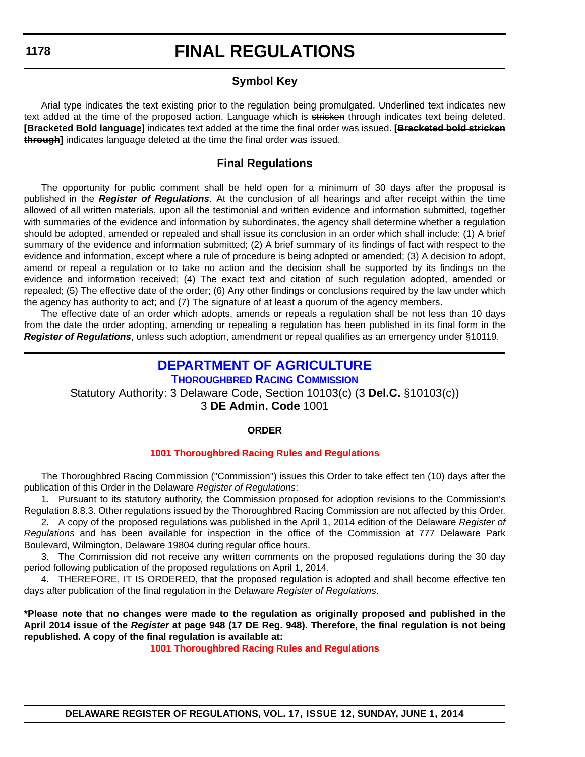# FINAL REGULATIONS

## Symbol Key

Arial type indicates the text existing prior to the regulation being promulgated. Underlined text indicates new text added at the time of the proposed action. Language which is ~~stricken~~ through indicates text being deleted. **[Bracketed Bold language]** indicates text added at the time the final order was issued. **[~~Bracketed bold stricken through~~]** indicates language deleted at the time the final order was issued.

## Final Regulations

The opportunity for public comment shall be held open for a minimum of 30 days after the proposal is published in the ***Register of Regulations***. At the conclusion of all hearings and after receipt within the time allowed of all written materials, upon all the testimonial and written evidence and information submitted, together with summaries of the evidence and information by subordinates, the agency shall determine whether a regulation should be adopted, amended or repealed and shall issue its conclusion in an order which shall include: (1) A brief summary of the evidence and information submitted; (2) A brief summary of its findings of fact with respect to the evidence and information, except where a rule of procedure is being adopted or amended; (3) A decision to adopt, amend or repeal a regulation or to take no action and the decision shall be supported by its findings on the evidence and information received; (4) The exact text and citation of such regulation adopted, amended or repealed; (5) The effective date of the order; (6) Any other findings or conclusions required by the law under which the agency has authority to act; and (7) The signature of at least a quorum of the agency members.

The effective date of an order which adopts, amends or repeals a regulation shall be not less than 10 days from the date the order adopting, amending or repealing a regulation has been published in its final form in the ***Register of Regulations***, unless such adoption, amendment or repeal qualifies as an emergency under §10119.

## DEPARTMENT OF AGRICULTURE

### THOROUGHBRED RACING COMMISSION

Statutory Authority: 3 Delaware Code, Section 10103(c) (3 **Del.C.** §10103(c))
3 **DE Admin. Code** 1001

**ORDER**

**1001 Thoroughbred Racing Rules and Regulations**

The Thoroughbred Racing Commission ("Commission") issues this Order to take effect ten (10) days after the publication of this Order in the Delaware *Register of Regulations*:

1. Pursuant to its statutory authority, the Commission proposed for adoption revisions to the Commission's Regulation 8.8.3. Other regulations issued by the Thoroughbred Racing Commission are not affected by this Order.

2. A copy of the proposed regulations was published in the April 1, 2014 edition of the Delaware *Register of Regulations* and has been available for inspection in the office of the Commission at 777 Delaware Park Boulevard, Wilmington, Delaware 19804 during regular office hours.

3. The Commission did not receive any written comments on the proposed regulations during the 30 day period following publication of the proposed regulations on April 1, 2014.

4. THEREFORE, IT IS ORDERED, that the proposed regulation is adopted and shall become effective ten days after publication of the final regulation in the Delaware *Register of Regulations*.

**\*Please note that no changes were made to the regulation as originally proposed and published in the April 2014 issue of the *Register* at page 948 (17 DE Reg. 948). Therefore, the final regulation is not being republished. A copy of the final regulation is available at:**

**1001 Thoroughbred Racing Rules and Regulations**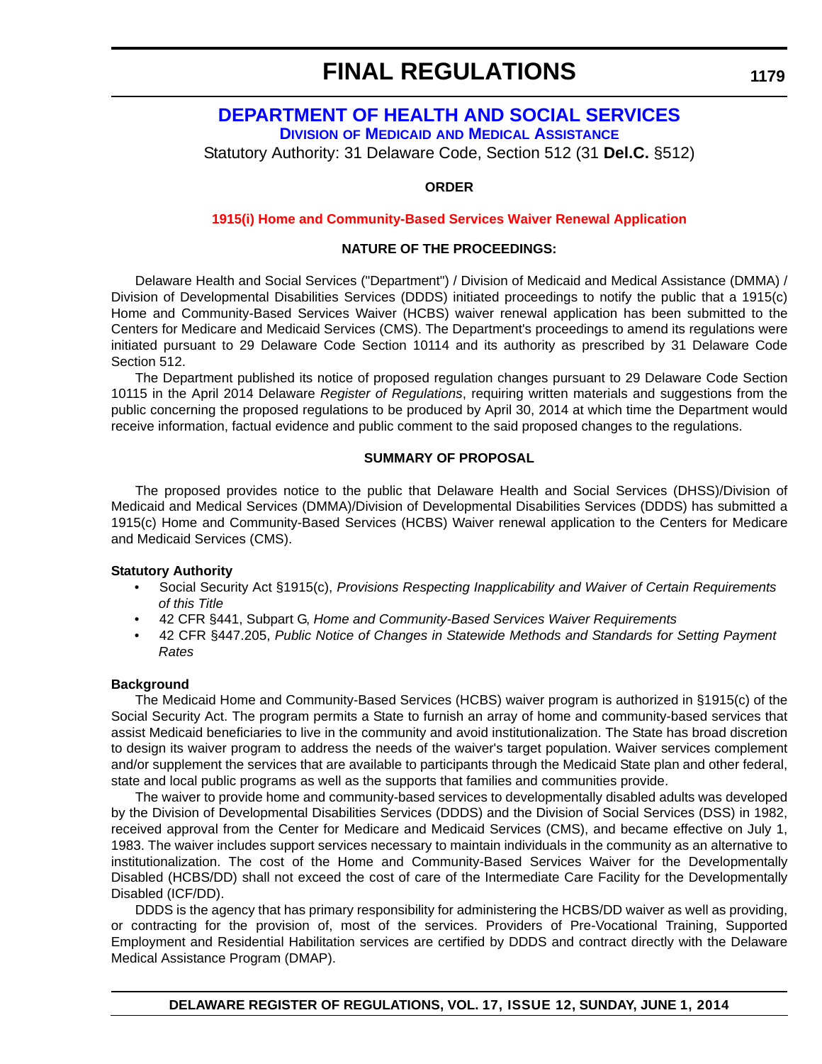# FINAL REGULATIONS

## DEPARTMENT OF HEALTH AND SOCIAL SERVICES

### Division of Medicaid and Medical Assistance

Statutory Authority: 31 Delaware Code, Section 512 (31 **Del.C.** §512)

**ORDER**

**1915(i) Home and Community-Based Services Waiver Renewal Application**

**NATURE OF THE PROCEEDINGS:**

Delaware Health and Social Services ("Department") / Division of Medicaid and Medical Assistance (DMMA) / Division of Developmental Disabilities Services (DDDS) initiated proceedings to notify the public that a 1915(c) Home and Community-Based Services Waiver (HCBS) waiver renewal application has been submitted to the Centers for Medicare and Medicaid Services (CMS). The Department's proceedings to amend its regulations were initiated pursuant to 29 Delaware Code Section 10114 and its authority as prescribed by 31 Delaware Code Section 512.

The Department published its notice of proposed regulation changes pursuant to 29 Delaware Code Section 10115 in the April 2014 Delaware *Register of Regulations*, requiring written materials and suggestions from the public concerning the proposed regulations to be produced by April 30, 2014 at which time the Department would receive information, factual evidence and public comment to the said proposed changes to the regulations.

**SUMMARY OF PROPOSAL**

The proposed provides notice to the public that Delaware Health and Social Services (DHSS)/Division of Medicaid and Medical Services (DMMA)/Division of Developmental Disabilities Services (DDDS) has submitted a 1915(c) Home and Community-Based Services (HCBS) Waiver renewal application to the Centers for Medicare and Medicaid Services (CMS).

**Statutory Authority**

- Social Security Act §1915(c), *Provisions Respecting Inapplicability and Waiver of Certain Requirements of this Title*
- 42 CFR §441, Subpart G, *Home and Community-Based Services Waiver Requirements*
- 42 CFR §447.205, *Public Notice of Changes in Statewide Methods and Standards for Setting Payment Rates*

**Background**

The Medicaid Home and Community-Based Services (HCBS) waiver program is authorized in §1915(c) of the Social Security Act. The program permits a State to furnish an array of home and community-based services that assist Medicaid beneficiaries to live in the community and avoid institutionalization. The State has broad discretion to design its waiver program to address the needs of the waiver's target population. Waiver services complement and/or supplement the services that are available to participants through the Medicaid State plan and other federal, state and local public programs as well as the supports that families and communities provide.

The waiver to provide home and community-based services to developmentally disabled adults was developed by the Division of Developmental Disabilities Services (DDDS) and the Division of Social Services (DSS) in 1982, received approval from the Center for Medicare and Medicaid Services (CMS), and became effective on July 1, 1983. The waiver includes support services necessary to maintain individuals in the community as an alternative to institutionalization. The cost of the Home and Community-Based Services Waiver for the Developmentally Disabled (HCBS/DD) shall not exceed the cost of care of the Intermediate Care Facility for the Developmentally Disabled (ICF/DD).

DDDS is the agency that has primary responsibility for administering the HCBS/DD waiver as well as providing, or contracting for the provision of, most of the services. Providers of Pre-Vocational Training, Supported Employment and Residential Habilitation services are certified by DDDS and contract directly with the Delaware Medical Assistance Program (DMAP).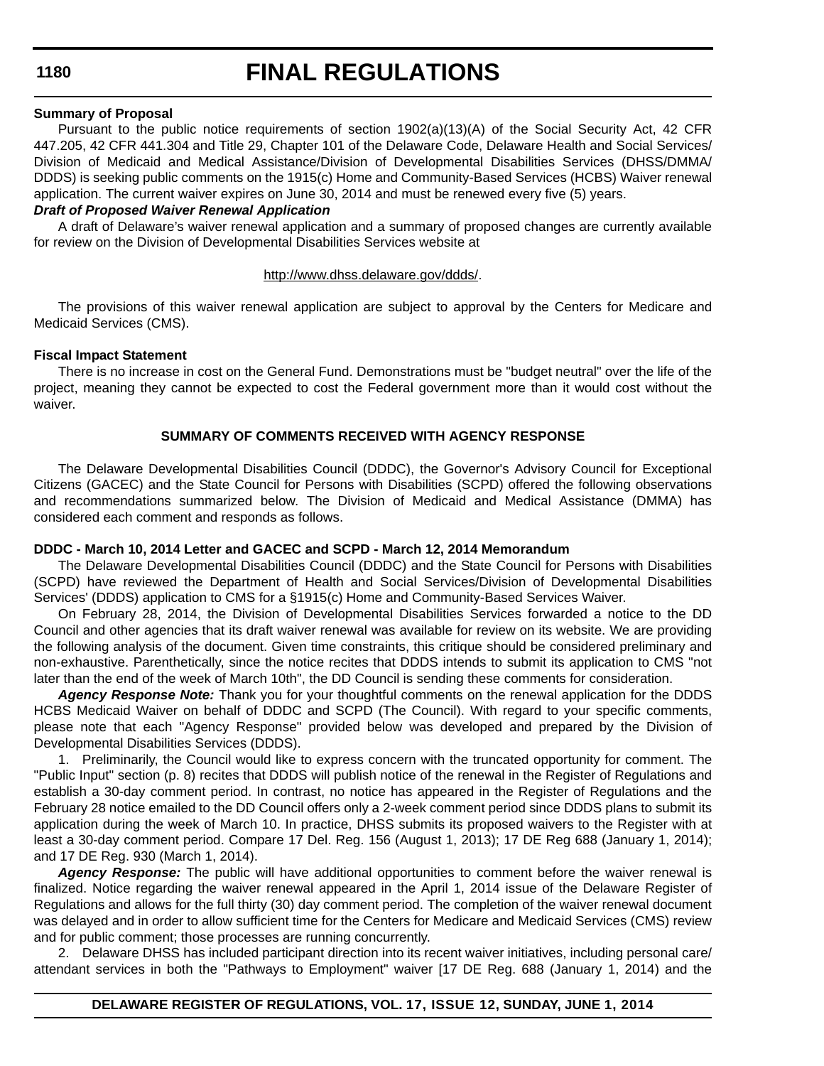**Summary of Proposal**

Pursuant to the public notice requirements of section 1902(a)(13)(A) of the Social Security Act, 42 CFR 447.205, 42 CFR 441.304 and Title 29, Chapter 101 of the Delaware Code, Delaware Health and Social Services/ Division of Medicaid and Medical Assistance/Division of Developmental Disabilities Services (DHSS/DMMA/ DDDS) is seeking public comments on the 1915(c) Home and Community-Based Services (HCBS) Waiver renewal application. The current waiver expires on June 30, 2014 and must be renewed every five (5) years.

***Draft of Proposed Waiver Renewal Application***

A draft of Delaware's waiver renewal application and a summary of proposed changes are currently available for review on the Division of Developmental Disabilities Services website at

http://www.dhss.delaware.gov/ddds/.

The provisions of this waiver renewal application are subject to approval by the Centers for Medicare and Medicaid Services (CMS).

**Fiscal Impact Statement**

There is no increase in cost on the General Fund. Demonstrations must be "budget neutral" over the life of the project, meaning they cannot be expected to cost the Federal government more than it would cost without the waiver.

**SUMMARY OF COMMENTS RECEIVED WITH AGENCY RESPONSE**

The Delaware Developmental Disabilities Council (DDDC), the Governor's Advisory Council for Exceptional Citizens (GACEC) and the State Council for Persons with Disabilities (SCPD) offered the following observations and recommendations summarized below. The Division of Medicaid and Medical Assistance (DMMA) has considered each comment and responds as follows.

**DDDC - March 10, 2014 Letter and GACEC and SCPD - March 12, 2014 Memorandum**

The Delaware Developmental Disabilities Council (DDDC) and the State Council for Persons with Disabilities (SCPD) have reviewed the Department of Health and Social Services/Division of Developmental Disabilities Services' (DDDS) application to CMS for a §1915(c) Home and Community-Based Services Waiver.

On February 28, 2014, the Division of Developmental Disabilities Services forwarded a notice to the DD Council and other agencies that its draft waiver renewal was available for review on its website. We are providing the following analysis of the document. Given time constraints, this critique should be considered preliminary and non-exhaustive. Parenthetically, since the notice recites that DDDS intends to submit its application to CMS "not later than the end of the week of March 10th", the DD Council is sending these comments for consideration.

***Agency Response Note:*** Thank you for your thoughtful comments on the renewal application for the DDDS HCBS Medicaid Waiver on behalf of DDDC and SCPD (The Council). With regard to your specific comments, please note that each "Agency Response" provided below was developed and prepared by the Division of Developmental Disabilities Services (DDDS).

1. Preliminarily, the Council would like to express concern with the truncated opportunity for comment. The "Public Input" section (p. 8) recites that DDDS will publish notice of the renewal in the Register of Regulations and establish a 30-day comment period. In contrast, no notice has appeared in the Register of Regulations and the February 28 notice emailed to the DD Council offers only a 2-week comment period since DDDS plans to submit its application during the week of March 10. In practice, DHSS submits its proposed waivers to the Register with at least a 30-day comment period. Compare 17 Del. Reg. 156 (August 1, 2013); 17 DE Reg 688 (January 1, 2014); and 17 DE Reg. 930 (March 1, 2014).

***Agency Response:*** The public will have additional opportunities to comment before the waiver renewal is finalized. Notice regarding the waiver renewal appeared in the April 1, 2014 issue of the Delaware Register of Regulations and allows for the full thirty (30) day comment period. The completion of the waiver renewal document was delayed and in order to allow sufficient time for the Centers for Medicare and Medicaid Services (CMS) review and for public comment; those processes are running concurrently.

2. Delaware DHSS has included participant direction into its recent waiver initiatives, including personal care/ attendant services in both the "Pathways to Employment" waiver [17 DE Reg. 688 (January 1, 2014) and the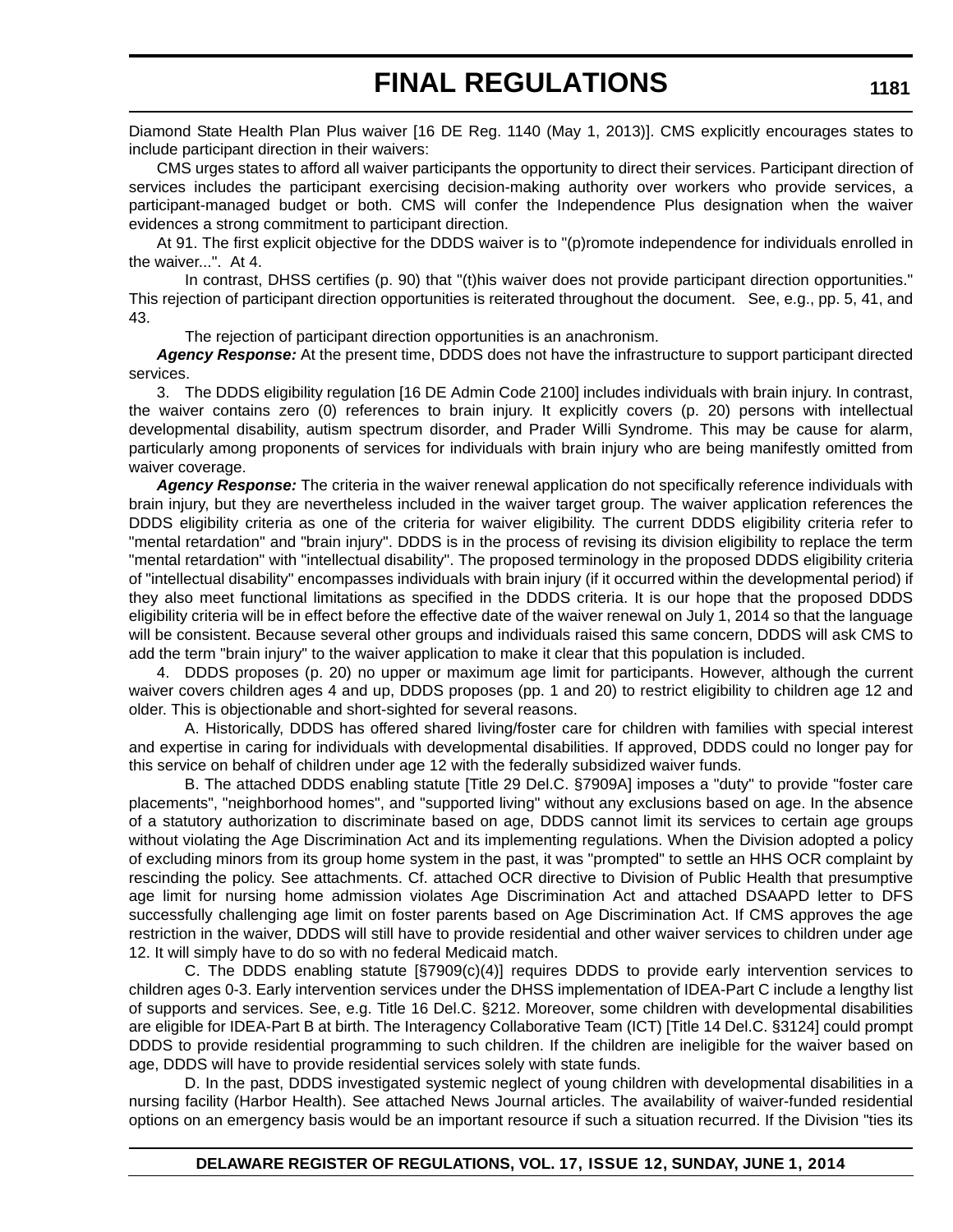Diamond State Health Plan Plus waiver [16 DE Reg. 1140 (May 1, 2013)]. CMS explicitly encourages states to include participant direction in their waivers:

CMS urges states to afford all waiver participants the opportunity to direct their services. Participant direction of services includes the participant exercising decision-making authority over workers who provide services, a participant-managed budget or both. CMS will confer the Independence Plus designation when the waiver evidences a strong commitment to participant direction.

At 91. The first explicit objective for the DDDS waiver is to "(p)romote independence for individuals enrolled in the waiver...". At 4.

In contrast, DHSS certifies (p. 90) that "(t)his waiver does not provide participant direction opportunities." This rejection of participant direction opportunities is reiterated throughout the document. See, e.g., pp. 5, 41, and 43.

The rejection of participant direction opportunities is an anachronism.

***Agency Response:*** At the present time, DDDS does not have the infrastructure to support participant directed services.

3. The DDDS eligibility regulation [16 DE Admin Code 2100] includes individuals with brain injury. In contrast, the waiver contains zero (0) references to brain injury. It explicitly covers (p. 20) persons with intellectual developmental disability, autism spectrum disorder, and Prader Willi Syndrome. This may be cause for alarm, particularly among proponents of services for individuals with brain injury who are being manifestly omitted from waiver coverage.

***Agency Response:*** The criteria in the waiver renewal application do not specifically reference individuals with brain injury, but they are nevertheless included in the waiver target group. The waiver application references the DDDS eligibility criteria as one of the criteria for waiver eligibility. The current DDDS eligibility criteria refer to "mental retardation" and "brain injury". DDDS is in the process of revising its division eligibility to replace the term "mental retardation" with "intellectual disability". The proposed terminology in the proposed DDDS eligibility criteria of "intellectual disability" encompasses individuals with brain injury (if it occurred within the developmental period) if they also meet functional limitations as specified in the DDDS criteria. It is our hope that the proposed DDDS eligibility criteria will be in effect before the effective date of the waiver renewal on July 1, 2014 so that the language will be consistent. Because several other groups and individuals raised this same concern, DDDS will ask CMS to add the term "brain injury" to the waiver application to make it clear that this population is included.

4. DDDS proposes (p. 20) no upper or maximum age limit for participants. However, although the current waiver covers children ages 4 and up, DDDS proposes (pp. 1 and 20) to restrict eligibility to children age 12 and older. This is objectionable and short-sighted for several reasons.

A. Historically, DDDS has offered shared living/foster care for children with families with special interest and expertise in caring for individuals with developmental disabilities. If approved, DDDS could no longer pay for this service on behalf of children under age 12 with the federally subsidized waiver funds.

B. The attached DDDS enabling statute [Title 29 Del.C. §7909A] imposes a "duty" to provide "foster care placements", "neighborhood homes", and "supported living" without any exclusions based on age. In the absence of a statutory authorization to discriminate based on age, DDDS cannot limit its services to certain age groups without violating the Age Discrimination Act and its implementing regulations. When the Division adopted a policy of excluding minors from its group home system in the past, it was "prompted" to settle an HHS OCR complaint by rescinding the policy. See attachments. Cf. attached OCR directive to Division of Public Health that presumptive age limit for nursing home admission violates Age Discrimination Act and attached DSAAPD letter to DFS successfully challenging age limit on foster parents based on Age Discrimination Act. If CMS approves the age restriction in the waiver, DDDS will still have to provide residential and other waiver services to children under age 12. It will simply have to do so with no federal Medicaid match.

C. The DDDS enabling statute [§7909(c)(4)] requires DDDS to provide early intervention services to children ages 0-3. Early intervention services under the DHSS implementation of IDEA-Part C include a lengthy list of supports and services. See, e.g. Title 16 Del.C. §212. Moreover, some children with developmental disabilities are eligible for IDEA-Part B at birth. The Interagency Collaborative Team (ICT) [Title 14 Del.C. §3124] could prompt DDDS to provide residential programming to such children. If the children are ineligible for the waiver based on age, DDDS will have to provide residential services solely with state funds.

D. In the past, DDDS investigated systemic neglect of young children with developmental disabilities in a nursing facility (Harbor Health). See attached News Journal articles. The availability of waiver-funded residential options on an emergency basis would be an important resource if such a situation recurred. If the Division "ties its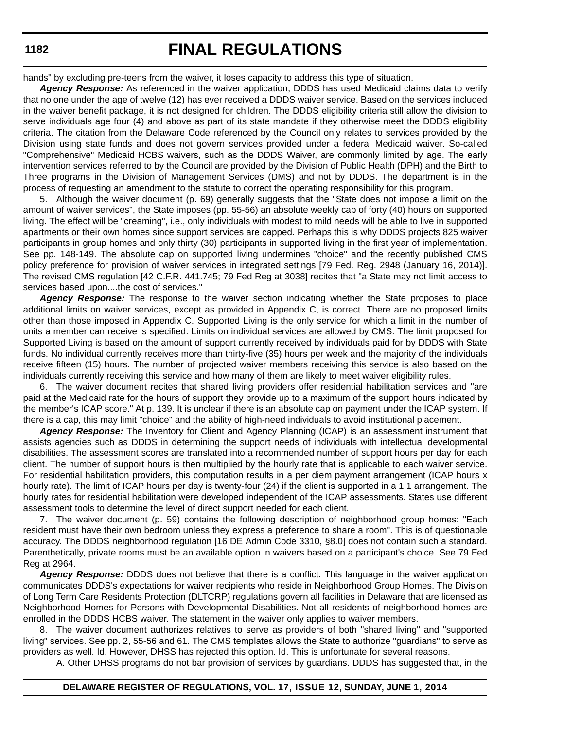hands" by excluding pre-teens from the waiver, it loses capacity to address this type of situation.

***Agency Response:*** As referenced in the waiver application, DDDS has used Medicaid claims data to verify that no one under the age of twelve (12) has ever received a DDDS waiver service. Based on the services included in the waiver benefit package, it is not designed for children. The DDDS eligibility criteria still allow the division to serve individuals age four (4) and above as part of its state mandate if they otherwise meet the DDDS eligibility criteria. The citation from the Delaware Code referenced by the Council only relates to services provided by the Division using state funds and does not govern services provided under a federal Medicaid waiver. So-called "Comprehensive" Medicaid HCBS waivers, such as the DDDS Waiver, are commonly limited by age. The early intervention services referred to by the Council are provided by the Division of Public Health (DPH) and the Birth to Three programs in the Division of Management Services (DMS) and not by DDDS. The department is in the process of requesting an amendment to the statute to correct the operating responsibility for this program.

5. Although the waiver document (p. 69) generally suggests that the "State does not impose a limit on the amount of waiver services", the State imposes (pp. 55-56) an absolute weekly cap of forty (40) hours on supported living. The effect will be "creaming", i.e., only individuals with modest to mild needs will be able to live in supported apartments or their own homes since support services are capped. Perhaps this is why DDDS projects 825 waiver participants in group homes and only thirty (30) participants in supported living in the first year of implementation. See pp. 148-149. The absolute cap on supported living undermines "choice" and the recently published CMS policy preference for provision of waiver services in integrated settings [79 Fed. Reg. 2948 (January 16, 2014)]. The revised CMS regulation [42 C.F.R. 441.745; 79 Fed Reg at 3038] recites that "a State may not limit access to services based upon....the cost of services."

***Agency Response:*** The response to the waiver section indicating whether the State proposes to place additional limits on waiver services, except as provided in Appendix C, is correct. There are no proposed limits other than those imposed in Appendix C. Supported Living is the only service for which a limit in the number of units a member can receive is specified. Limits on individual services are allowed by CMS. The limit proposed for Supported Living is based on the amount of support currently received by individuals paid for by DDDS with State funds. No individual currently receives more than thirty-five (35) hours per week and the majority of the individuals receive fifteen (15) hours. The number of projected waiver members receiving this service is also based on the individuals currently receiving this service and how many of them are likely to meet waiver eligibility rules.

6. The waiver document recites that shared living providers offer residential habilitation services and "are paid at the Medicaid rate for the hours of support they provide up to a maximum of the support hours indicated by the member's ICAP score." At p. 139. It is unclear if there is an absolute cap on payment under the ICAP system. If there is a cap, this may limit "choice" and the ability of high-need individuals to avoid institutional placement.

***Agency Response:*** The Inventory for Client and Agency Planning (ICAP) is an assessment instrument that assists agencies such as DDDS in determining the support needs of individuals with intellectual developmental disabilities. The assessment scores are translated into a recommended number of support hours per day for each client. The number of support hours is then multiplied by the hourly rate that is applicable to each waiver service. For residential habilitation providers, this computation results in a per diem payment arrangement (ICAP hours x hourly rate). The limit of ICAP hours per day is twenty-four (24) if the client is supported in a 1:1 arrangement. The hourly rates for residential habilitation were developed independent of the ICAP assessments. States use different assessment tools to determine the level of direct support needed for each client.

7. The waiver document (p. 59) contains the following description of neighborhood group homes: "Each resident must have their own bedroom unless they express a preference to share a room". This is of questionable accuracy. The DDDS neighborhood regulation [16 DE Admin Code 3310, §8.0] does not contain such a standard. Parenthetically, private rooms must be an available option in waivers based on a participant's choice. See 79 Fed Reg at 2964.

***Agency Response:*** DDDS does not believe that there is a conflict. This language in the waiver application communicates DDDS's expectations for waiver recipients who reside in Neighborhood Group Homes. The Division of Long Term Care Residents Protection (DLTCRP) regulations govern all facilities in Delaware that are licensed as Neighborhood Homes for Persons with Developmental Disabilities. Not all residents of neighborhood homes are enrolled in the DDDS HCBS waiver. The statement in the waiver only applies to waiver members.

8. The waiver document authorizes relatives to serve as providers of both "shared living" and "supported living" services. See pp. 2, 55-56 and 61. The CMS templates allows the State to authorize "guardians" to serve as providers as well. Id. However, DHSS has rejected this option. Id. This is unfortunate for several reasons.

A. Other DHSS programs do not bar provision of services by guardians. DDDS has suggested that, in the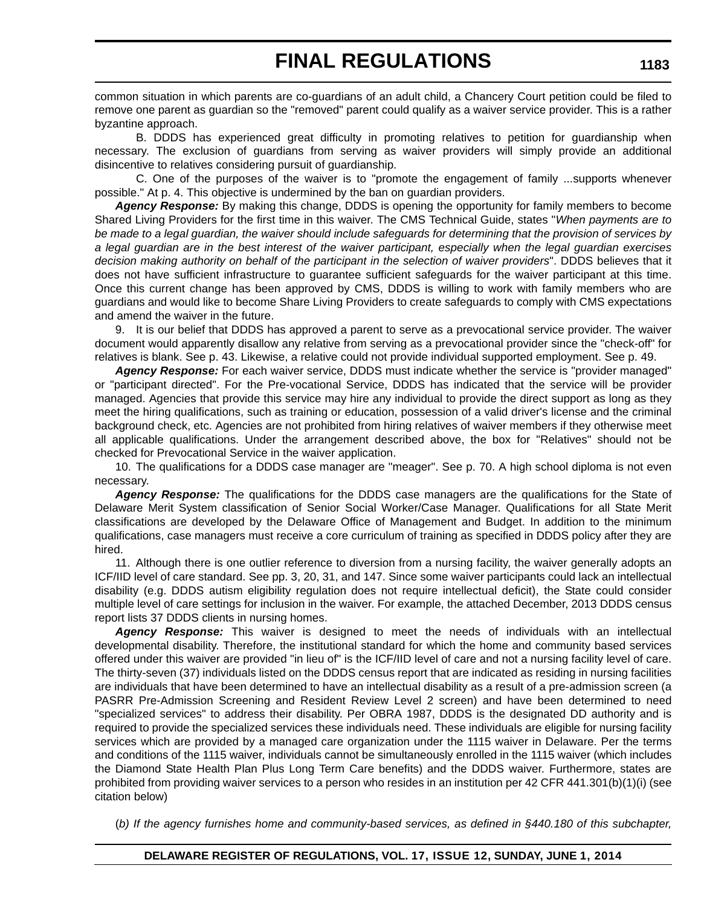common situation in which parents are co-guardians of an adult child, a Chancery Court petition could be filed to remove one parent as guardian so the "removed" parent could qualify as a waiver service provider. This is a rather byzantine approach.

B. DDDS has experienced great difficulty in promoting relatives to petition for guardianship when necessary. The exclusion of guardians from serving as waiver providers will simply provide an additional disincentive to relatives considering pursuit of guardianship.

C. One of the purposes of the waiver is to "promote the engagement of family ...supports whenever possible." At p. 4. This objective is undermined by the ban on guardian providers.

***Agency Response:*** By making this change, DDDS is opening the opportunity for family members to become Shared Living Providers for the first time in this waiver. The CMS Technical Guide, states "*When payments are to be made to a legal guardian, the waiver should include safeguards for determining that the provision of services by a legal guardian are in the best interest of the waiver participant, especially when the legal guardian exercises decision making authority on behalf of the participant in the selection of waiver providers*". DDDS believes that it does not have sufficient infrastructure to guarantee sufficient safeguards for the waiver participant at this time. Once this current change has been approved by CMS, DDDS is willing to work with family members who are guardians and would like to become Share Living Providers to create safeguards to comply with CMS expectations and amend the waiver in the future.

9. It is our belief that DDDS has approved a parent to serve as a prevocational service provider. The waiver document would apparently disallow any relative from serving as a prevocational provider since the "check-off" for relatives is blank. See p. 43. Likewise, a relative could not provide individual supported employment. See p. 49.

***Agency Response:*** For each waiver service, DDDS must indicate whether the service is "provider managed" or "participant directed". For the Pre-vocational Service, DDDS has indicated that the service will be provider managed. Agencies that provide this service may hire any individual to provide the direct support as long as they meet the hiring qualifications, such as training or education, possession of a valid driver's license and the criminal background check, etc. Agencies are not prohibited from hiring relatives of waiver members if they otherwise meet all applicable qualifications. Under the arrangement described above, the box for "Relatives" should not be checked for Prevocational Service in the waiver application.

10. The qualifications for a DDDS case manager are "meager". See p. 70. A high school diploma is not even necessary.

***Agency Response:*** The qualifications for the DDDS case managers are the qualifications for the State of Delaware Merit System classification of Senior Social Worker/Case Manager. Qualifications for all State Merit classifications are developed by the Delaware Office of Management and Budget. In addition to the minimum qualifications, case managers must receive a core curriculum of training as specified in DDDS policy after they are hired.

11. Although there is one outlier reference to diversion from a nursing facility, the waiver generally adopts an ICF/IID level of care standard. See pp. 3, 20, 31, and 147. Since some waiver participants could lack an intellectual disability (e.g. DDDS autism eligibility regulation does not require intellectual deficit), the State could consider multiple level of care settings for inclusion in the waiver. For example, the attached December, 2013 DDDS census report lists 37 DDDS clients in nursing homes.

***Agency Response:*** This waiver is designed to meet the needs of individuals with an intellectual developmental disability. Therefore, the institutional standard for which the home and community based services offered under this waiver are provided "in lieu of" is the ICF/IID level of care and not a nursing facility level of care. The thirty-seven (37) individuals listed on the DDDS census report that are indicated as residing in nursing facilities are individuals that have been determined to have an intellectual disability as a result of a pre-admission screen (a PASRR Pre-Admission Screening and Resident Review Level 2 screen) and have been determined to need "specialized services" to address their disability. Per OBRA 1987, DDDS is the designated DD authority and is required to provide the specialized services these individuals need. These individuals are eligible for nursing facility services which are provided by a managed care organization under the 1115 waiver in Delaware. Per the terms and conditions of the 1115 waiver, individuals cannot be simultaneously enrolled in the 1115 waiver (which includes the Diamond State Health Plan Plus Long Term Care benefits) and the DDDS waiver. Furthermore, states are prohibited from providing waiver services to a person who resides in an institution per 42 CFR 441.301(b)(1)(i) (see citation below)

(*b) If the agency furnishes home and community-based services, as defined in §440.180 of this subchapter,*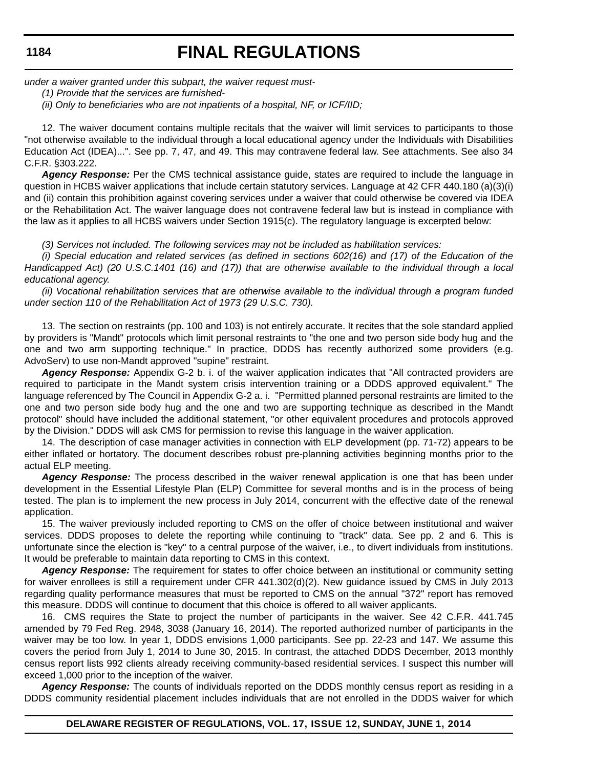*under a waiver granted under this subpart, the waiver request must-*

*(1) Provide that the services are furnished-*

*(ii) Only to beneficiaries who are not inpatients of a hospital, NF, or ICF/IID;*

12. The waiver document contains multiple recitals that the waiver will limit services to participants to those "not otherwise available to the individual through a local educational agency under the Individuals with Disabilities Education Act (IDEA)...". See pp. 7, 47, and 49. This may contravene federal law. See attachments. See also 34 C.F.R. §303.222.

***Agency Response:*** Per the CMS technical assistance guide, states are required to include the language in question in HCBS waiver applications that include certain statutory services. Language at 42 CFR 440.180 (a)(3)(i) and (ii) contain this prohibition against covering services under a waiver that could otherwise be covered via IDEA or the Rehabilitation Act. The waiver language does not contravene federal law but is instead in compliance with the law as it applies to all HCBS waivers under Section 1915(c). The regulatory language is excerpted below:

*(3) Services not included. The following services may not be included as habilitation services:*

*(i) Special education and related services (as defined in sections 602(16) and (17) of the Education of the Handicapped Act) (20 U.S.C.1401 (16) and (17)) that are otherwise available to the individual through a local educational agency.*

*(ii) Vocational rehabilitation services that are otherwise available to the individual through a program funded under section 110 of the Rehabilitation Act of 1973 (29 U.S.C. 730).*

13. The section on restraints (pp. 100 and 103) is not entirely accurate. It recites that the sole standard applied by providers is "Mandt" protocols which limit personal restraints to "the one and two person side body hug and the one and two arm supporting technique." In practice, DDDS has recently authorized some providers (e.g. AdvoServ) to use non-Mandt approved "supine" restraint.

***Agency Response:*** Appendix G-2 b. i. of the waiver application indicates that "All contracted providers are required to participate in the Mandt system crisis intervention training or a DDDS approved equivalent." The language referenced by The Council in Appendix G-2 a. i. "Permitted planned personal restraints are limited to the one and two person side body hug and the one and two are supporting technique as described in the Mandt protocol" should have included the additional statement, "or other equivalent procedures and protocols approved by the Division." DDDS will ask CMS for permission to revise this language in the waiver application.

14. The description of case manager activities in connection with ELP development (pp. 71-72) appears to be either inflated or hortatory. The document describes robust pre-planning activities beginning months prior to the actual ELP meeting.

***Agency Response:*** The process described in the waiver renewal application is one that has been under development in the Essential Lifestyle Plan (ELP) Committee for several months and is in the process of being tested. The plan is to implement the new process in July 2014, concurrent with the effective date of the renewal application.

15. The waiver previously included reporting to CMS on the offer of choice between institutional and waiver services. DDDS proposes to delete the reporting while continuing to "track" data. See pp. 2 and 6. This is unfortunate since the election is "key" to a central purpose of the waiver, i.e., to divert individuals from institutions. It would be preferable to maintain data reporting to CMS in this context.

***Agency Response:*** The requirement for states to offer choice between an institutional or community setting for waiver enrollees is still a requirement under CFR 441.302(d)(2). New guidance issued by CMS in July 2013 regarding quality performance measures that must be reported to CMS on the annual "372" report has removed this measure. DDDS will continue to document that this choice is offered to all waiver applicants.

16. CMS requires the State to project the number of participants in the waiver. See 42 C.F.R. 441.745 amended by 79 Fed Reg. 2948, 3038 (January 16, 2014). The reported authorized number of participants in the waiver may be too low. In year 1, DDDS envisions 1,000 participants. See pp. 22-23 and 147. We assume this covers the period from July 1, 2014 to June 30, 2015. In contrast, the attached DDDS December, 2013 monthly census report lists 992 clients already receiving community-based residential services. I suspect this number will exceed 1,000 prior to the inception of the waiver.

***Agency Response:*** The counts of individuals reported on the DDDS monthly census report as residing in a DDDS community residential placement includes individuals that are not enrolled in the DDDS waiver for which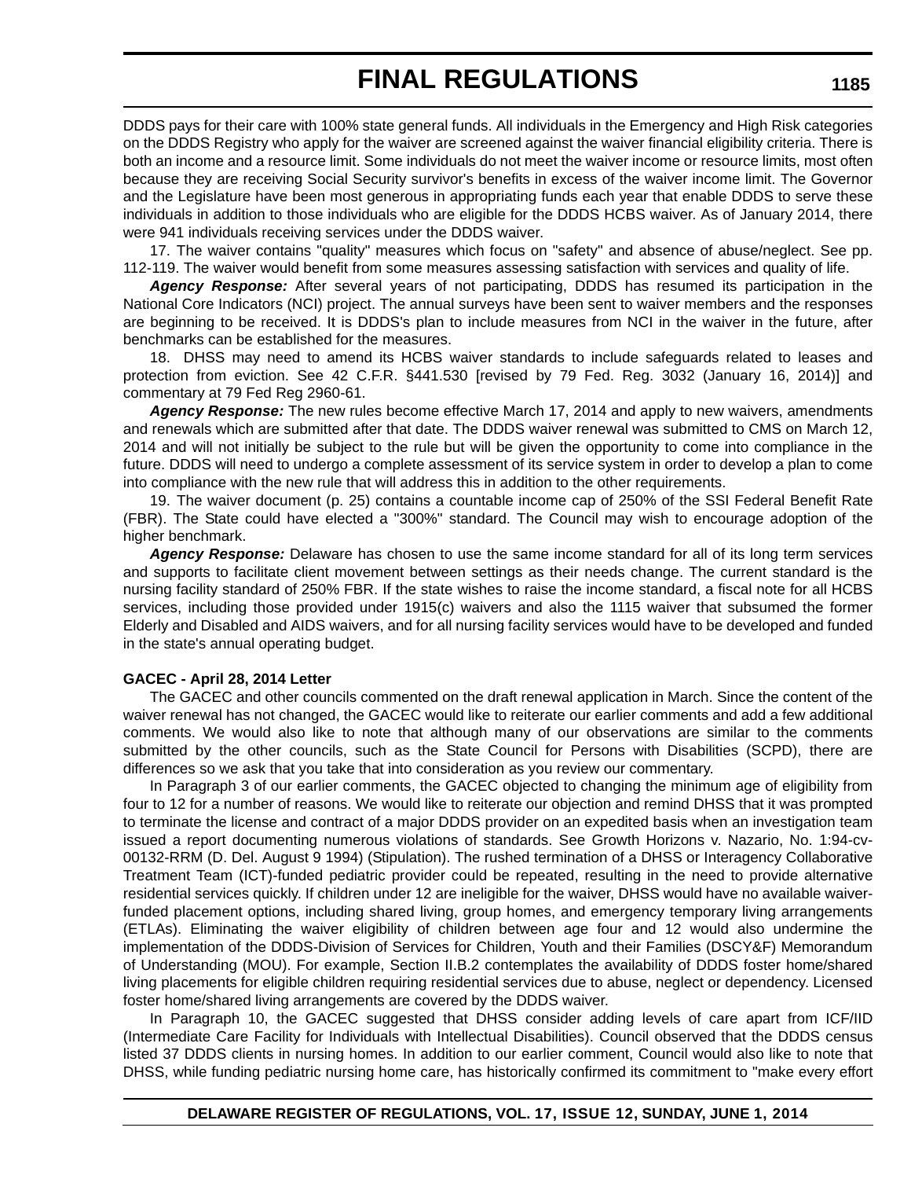DDDS pays for their care with 100% state general funds. All individuals in the Emergency and High Risk categories on the DDDS Registry who apply for the waiver are screened against the waiver financial eligibility criteria. There is both an income and a resource limit. Some individuals do not meet the waiver income or resource limits, most often because they are receiving Social Security survivor's benefits in excess of the waiver income limit. The Governor and the Legislature have been most generous in appropriating funds each year that enable DDDS to serve these individuals in addition to those individuals who are eligible for the DDDS HCBS waiver. As of January 2014, there were 941 individuals receiving services under the DDDS waiver.

17. The waiver contains "quality" measures which focus on "safety" and absence of abuse/neglect. See pp. 112-119. The waiver would benefit from some measures assessing satisfaction with services and quality of life.

***Agency Response:*** After several years of not participating, DDDS has resumed its participation in the National Core Indicators (NCI) project. The annual surveys have been sent to waiver members and the responses are beginning to be received. It is DDDS's plan to include measures from NCI in the waiver in the future, after benchmarks can be established for the measures.

18. DHSS may need to amend its HCBS waiver standards to include safeguards related to leases and protection from eviction. See 42 C.F.R. §441.530 [revised by 79 Fed. Reg. 3032 (January 16, 2014)] and commentary at 79 Fed Reg 2960-61.

***Agency Response:*** The new rules become effective March 17, 2014 and apply to new waivers, amendments and renewals which are submitted after that date. The DDDS waiver renewal was submitted to CMS on March 12, 2014 and will not initially be subject to the rule but will be given the opportunity to come into compliance in the future. DDDS will need to undergo a complete assessment of its service system in order to develop a plan to come into compliance with the new rule that will address this in addition to the other requirements.

19. The waiver document (p. 25) contains a countable income cap of 250% of the SSI Federal Benefit Rate (FBR). The State could have elected a "300%" standard. The Council may wish to encourage adoption of the higher benchmark.

***Agency Response:*** Delaware has chosen to use the same income standard for all of its long term services and supports to facilitate client movement between settings as their needs change. The current standard is the nursing facility standard of 250% FBR. If the state wishes to raise the income standard, a fiscal note for all HCBS services, including those provided under 1915(c) waivers and also the 1115 waiver that subsumed the former Elderly and Disabled and AIDS waivers, and for all nursing facility services would have to be developed and funded in the state's annual operating budget.

**GACEC - April 28, 2014 Letter**

The GACEC and other councils commented on the draft renewal application in March. Since the content of the waiver renewal has not changed, the GACEC would like to reiterate our earlier comments and add a few additional comments. We would also like to note that although many of our observations are similar to the comments submitted by the other councils, such as the State Council for Persons with Disabilities (SCPD), there are differences so we ask that you take that into consideration as you review our commentary.

In Paragraph 3 of our earlier comments, the GACEC objected to changing the minimum age of eligibility from four to 12 for a number of reasons. We would like to reiterate our objection and remind DHSS that it was prompted to terminate the license and contract of a major DDDS provider on an expedited basis when an investigation team issued a report documenting numerous violations of standards. See Growth Horizons v. Nazario, No. 1:94-cv-00132-RRM (D. Del. August 9 1994) (Stipulation). The rushed termination of a DHSS or Interagency Collaborative Treatment Team (ICT)-funded pediatric provider could be repeated, resulting in the need to provide alternative residential services quickly. If children under 12 are ineligible for the waiver, DHSS would have no available waiver-funded placement options, including shared living, group homes, and emergency temporary living arrangements (ETLAs). Eliminating the waiver eligibility of children between age four and 12 would also undermine the implementation of the DDDS-Division of Services for Children, Youth and their Families (DSCY&F) Memorandum of Understanding (MOU). For example, Section II.B.2 contemplates the availability of DDDS foster home/shared living placements for eligible children requiring residential services due to abuse, neglect or dependency. Licensed foster home/shared living arrangements are covered by the DDDS waiver.

In Paragraph 10, the GACEC suggested that DHSS consider adding levels of care apart from ICF/IID (Intermediate Care Facility for Individuals with Intellectual Disabilities). Council observed that the DDDS census listed 37 DDDS clients in nursing homes. In addition to our earlier comment, Council would also like to note that DHSS, while funding pediatric nursing home care, has historically confirmed its commitment to "make every effort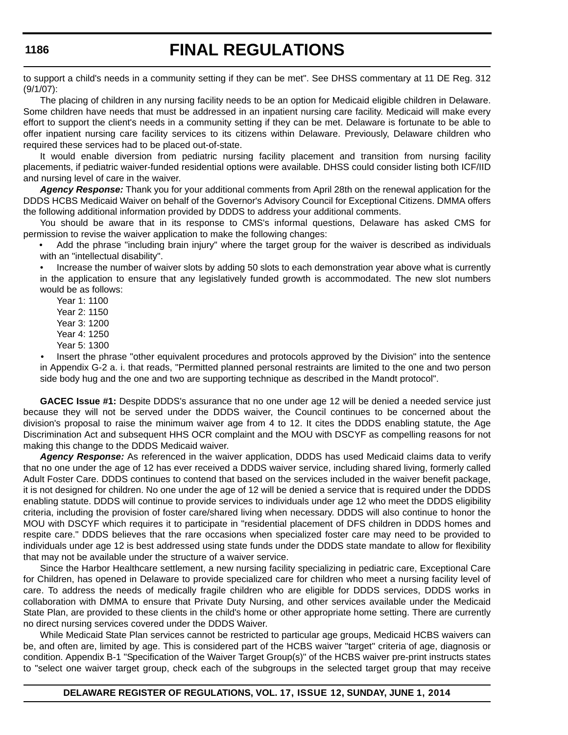to support a child's needs in a community setting if they can be met". See DHSS commentary at 11 DE Reg. 312 (9/1/07):

The placing of children in any nursing facility needs to be an option for Medicaid eligible children in Delaware. Some children have needs that must be addressed in an inpatient nursing care facility. Medicaid will make every effort to support the client's needs in a community setting if they can be met. Delaware is fortunate to be able to offer inpatient nursing care facility services to its citizens within Delaware. Previously, Delaware children who required these services had to be placed out-of-state.

It would enable diversion from pediatric nursing facility placement and transition from nursing facility placements, if pediatric waiver-funded residential options were available. DHSS could consider listing both ICF/IID and nursing level of care in the waiver.

***Agency Response:*** Thank you for your additional comments from April 28th on the renewal application for the DDDS HCBS Medicaid Waiver on behalf of the Governor's Advisory Council for Exceptional Citizens. DMMA offers the following additional information provided by DDDS to address your additional comments.

You should be aware that in its response to CMS's informal questions, Delaware has asked CMS for permission to revise the waiver application to make the following changes:

- Add the phrase "including brain injury" where the target group for the waiver is described as individuals with an "intellectual disability".
- Increase the number of waiver slots by adding 50 slots to each demonstration year above what is currently in the application to ensure that any legislatively funded growth is accommodated. The new slot numbers would be as follows:

  Year 1: 1100
  Year 2: 1150
  Year 3: 1200
  Year 4: 1250
  Year 5: 1300
- Insert the phrase "other equivalent procedures and protocols approved by the Division" into the sentence in Appendix G-2 a. i. that reads, "Permitted planned personal restraints are limited to the one and two person side body hug and the one and two are supporting technique as described in the Mandt protocol".

**GACEC Issue #1:** Despite DDDS's assurance that no one under age 12 will be denied a needed service just because they will not be served under the DDDS waiver, the Council continues to be concerned about the division's proposal to raise the minimum waiver age from 4 to 12. It cites the DDDS enabling statute, the Age Discrimination Act and subsequent HHS OCR complaint and the MOU with DSCYF as compelling reasons for not making this change to the DDDS Medicaid waiver.

***Agency Response:*** As referenced in the waiver application, DDDS has used Medicaid claims data to verify that no one under the age of 12 has ever received a DDDS waiver service, including shared living, formerly called Adult Foster Care. DDDS continues to contend that based on the services included in the waiver benefit package, it is not designed for children. No one under the age of 12 will be denied a service that is required under the DDDS enabling statute. DDDS will continue to provide services to individuals under age 12 who meet the DDDS eligibility criteria, including the provision of foster care/shared living when necessary. DDDS will also continue to honor the MOU with DSCYF which requires it to participate in "residential placement of DFS children in DDDS homes and respite care." DDDS believes that the rare occasions when specialized foster care may need to be provided to individuals under age 12 is best addressed using state funds under the DDDS state mandate to allow for flexibility that may not be available under the structure of a waiver service.

Since the Harbor Healthcare settlement, a new nursing facility specializing in pediatric care, Exceptional Care for Children, has opened in Delaware to provide specialized care for children who meet a nursing facility level of care. To address the needs of medically fragile children who are eligible for DDDS services, DDDS works in collaboration with DMMA to ensure that Private Duty Nursing, and other services available under the Medicaid State Plan, are provided to these clients in the child's home or other appropriate home setting. There are currently no direct nursing services covered under the DDDS Waiver.

While Medicaid State Plan services cannot be restricted to particular age groups, Medicaid HCBS waivers can be, and often are, limited by age. This is considered part of the HCBS waiver "target" criteria of age, diagnosis or condition. Appendix B-1 "Specification of the Waiver Target Group(s)" of the HCBS waiver pre-print instructs states to "select one waiver target group, check each of the subgroups in the selected target group that may receive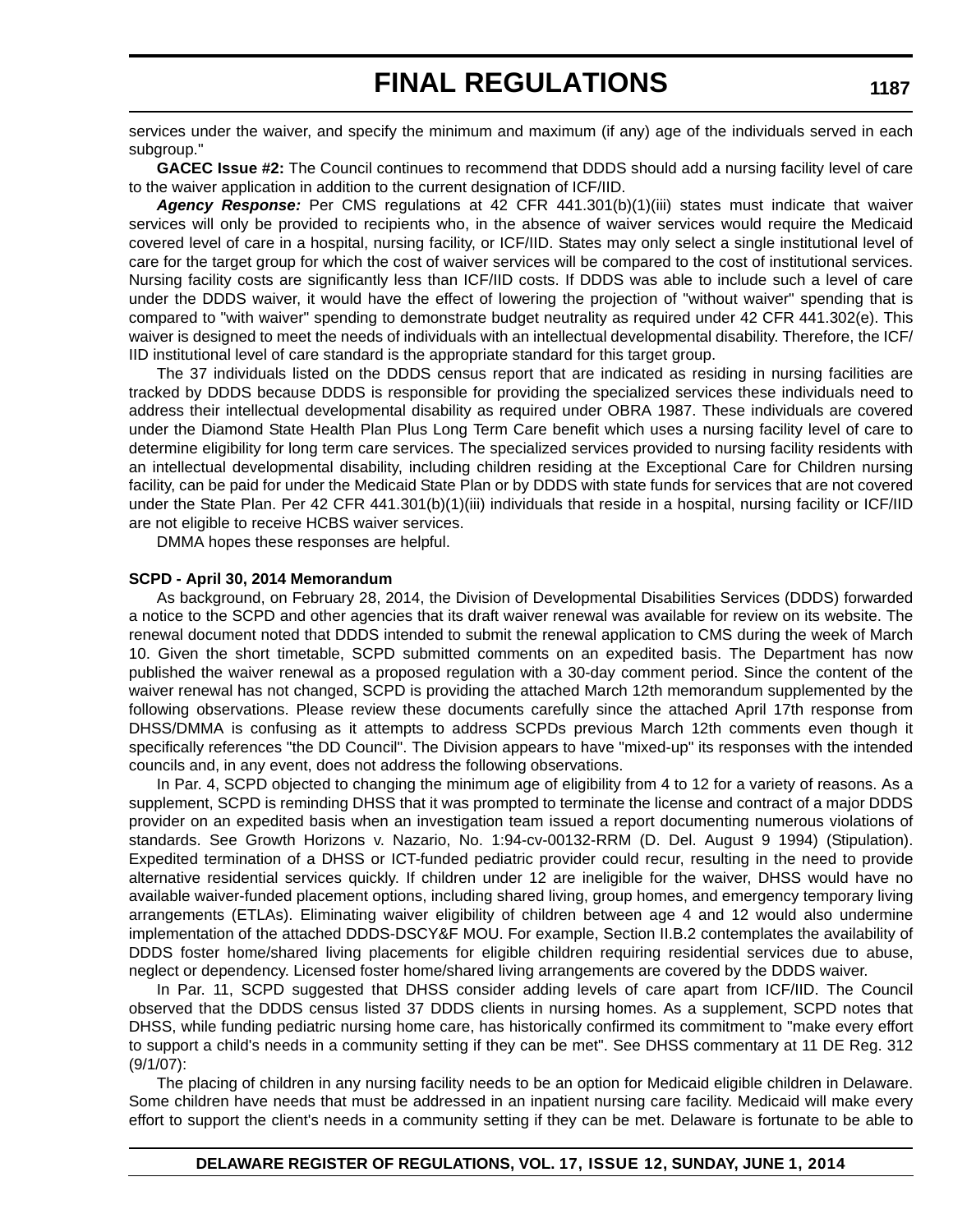services under the waiver, and specify the minimum and maximum (if any) age of the individuals served in each subgroup."

**GACEC Issue #2:** The Council continues to recommend that DDDS should add a nursing facility level of care to the waiver application in addition to the current designation of ICF/IID.

***Agency Response:*** Per CMS regulations at 42 CFR 441.301(b)(1)(iii) states must indicate that waiver services will only be provided to recipients who, in the absence of waiver services would require the Medicaid covered level of care in a hospital, nursing facility, or ICF/IID. States may only select a single institutional level of care for the target group for which the cost of waiver services will be compared to the cost of institutional services. Nursing facility costs are significantly less than ICF/IID costs. If DDDS was able to include such a level of care under the DDDS waiver, it would have the effect of lowering the projection of "without waiver" spending that is compared to "with waiver" spending to demonstrate budget neutrality as required under 42 CFR 441.302(e). This waiver is designed to meet the needs of individuals with an intellectual developmental disability. Therefore, the ICF/IID institutional level of care standard is the appropriate standard for this target group.

The 37 individuals listed on the DDDS census report that are indicated as residing in nursing facilities are tracked by DDDS because DDDS is responsible for providing the specialized services these individuals need to address their intellectual developmental disability as required under OBRA 1987. These individuals are covered under the Diamond State Health Plan Plus Long Term Care benefit which uses a nursing facility level of care to determine eligibility for long term care services. The specialized services provided to nursing facility residents with an intellectual developmental disability, including children residing at the Exceptional Care for Children nursing facility, can be paid for under the Medicaid State Plan or by DDDS with state funds for services that are not covered under the State Plan. Per 42 CFR 441.301(b)(1)(iii) individuals that reside in a hospital, nursing facility or ICF/IID are not eligible to receive HCBS waiver services.

DMMA hopes these responses are helpful.

**SCPD - April 30, 2014 Memorandum**

As background, on February 28, 2014, the Division of Developmental Disabilities Services (DDDS) forwarded a notice to the SCPD and other agencies that its draft waiver renewal was available for review on its website. The renewal document noted that DDDS intended to submit the renewal application to CMS during the week of March 10. Given the short timetable, SCPD submitted comments on an expedited basis. The Department has now published the waiver renewal as a proposed regulation with a 30-day comment period. Since the content of the waiver renewal has not changed, SCPD is providing the attached March 12th memorandum supplemented by the following observations. Please review these documents carefully since the attached April 17th response from DHSS/DMMA is confusing as it attempts to address SCPDs previous March 12th comments even though it specifically references "the DD Council". The Division appears to have "mixed-up" its responses with the intended councils and, in any event, does not address the following observations.

In Par. 4, SCPD objected to changing the minimum age of eligibility from 4 to 12 for a variety of reasons. As a supplement, SCPD is reminding DHSS that it was prompted to terminate the license and contract of a major DDDS provider on an expedited basis when an investigation team issued a report documenting numerous violations of standards. See Growth Horizons v. Nazario, No. 1:94-cv-00132-RRM (D. Del. August 9 1994) (Stipulation). Expedited termination of a DHSS or ICT-funded pediatric provider could recur, resulting in the need to provide alternative residential services quickly. If children under 12 are ineligible for the waiver, DHSS would have no available waiver-funded placement options, including shared living, group homes, and emergency temporary living arrangements (ETLAs). Eliminating waiver eligibility of children between age 4 and 12 would also undermine implementation of the attached DDDS-DSCY&F MOU. For example, Section II.B.2 contemplates the availability of DDDS foster home/shared living placements for eligible children requiring residential services due to abuse, neglect or dependency. Licensed foster home/shared living arrangements are covered by the DDDS waiver.

In Par. 11, SCPD suggested that DHSS consider adding levels of care apart from ICF/IID. The Council observed that the DDDS census listed 37 DDDS clients in nursing homes. As a supplement, SCPD notes that DHSS, while funding pediatric nursing home care, has historically confirmed its commitment to "make every effort to support a child's needs in a community setting if they can be met". See DHSS commentary at 11 DE Reg. 312 (9/1/07):

The placing of children in any nursing facility needs to be an option for Medicaid eligible children in Delaware. Some children have needs that must be addressed in an inpatient nursing care facility. Medicaid will make every effort to support the client's needs in a community setting if they can be met. Delaware is fortunate to be able to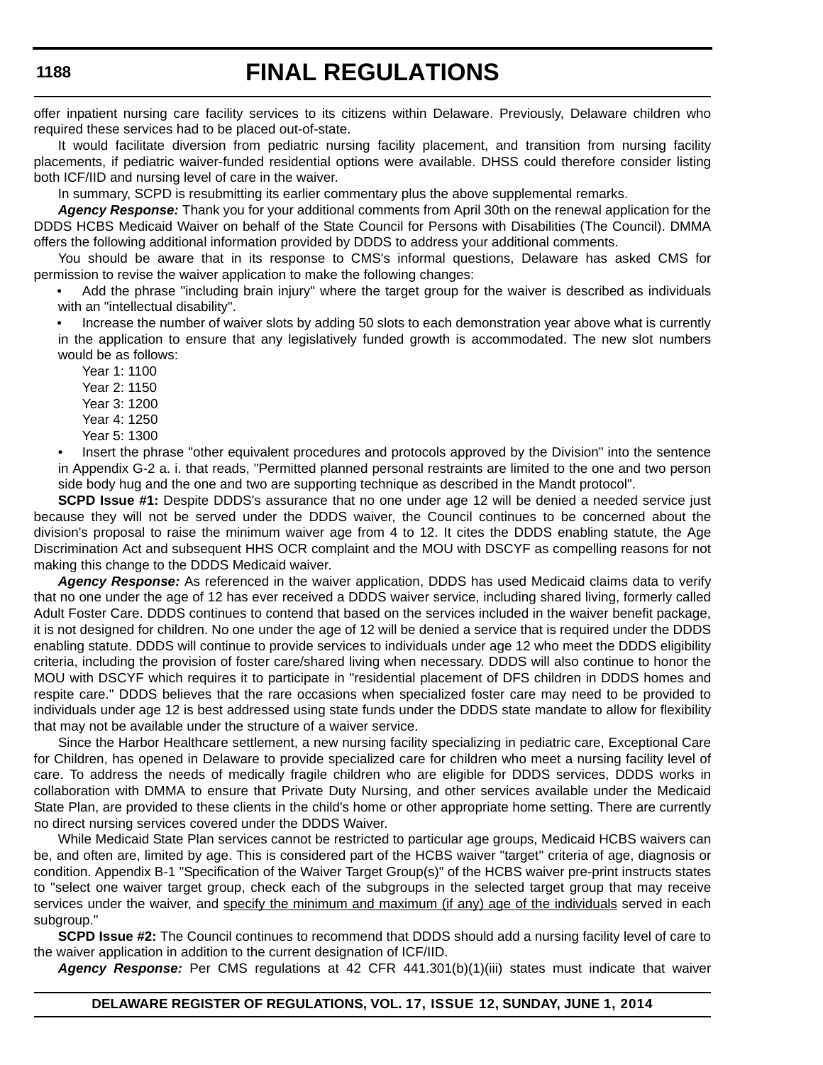offer inpatient nursing care facility services to its citizens within Delaware. Previously, Delaware children who required these services had to be placed out-of-state.

It would facilitate diversion from pediatric nursing facility placement, and transition from nursing facility placements, if pediatric waiver-funded residential options were available. DHSS could therefore consider listing both ICF/IID and nursing level of care in the waiver.

In summary, SCPD is resubmitting its earlier commentary plus the above supplemental remarks.

***Agency Response:*** Thank you for your additional comments from April 30th on the renewal application for the DDDS HCBS Medicaid Waiver on behalf of the State Council for Persons with Disabilities (The Council). DMMA offers the following additional information provided by DDDS to address your additional comments.

You should be aware that in its response to CMS's informal questions, Delaware has asked CMS for permission to revise the waiver application to make the following changes:

- Add the phrase "including brain injury" where the target group for the waiver is described as individuals with an "intellectual disability".
- Increase the number of waiver slots by adding 50 slots to each demonstration year above what is currently in the application to ensure that any legislatively funded growth is accommodated. The new slot numbers would be as follows:

  Year 1: 1100
  Year 2: 1150
  Year 3: 1200
  Year 4: 1250
  Year 5: 1300
- Insert the phrase "other equivalent procedures and protocols approved by the Division" into the sentence in Appendix G-2 a. i. that reads, "Permitted planned personal restraints are limited to the one and two person side body hug and the one and two are supporting technique as described in the Mandt protocol".

**SCPD Issue #1:** Despite DDDS's assurance that no one under age 12 will be denied a needed service just because they will not be served under the DDDS waiver, the Council continues to be concerned about the division's proposal to raise the minimum waiver age from 4 to 12. It cites the DDDS enabling statute, the Age Discrimination Act and subsequent HHS OCR complaint and the MOU with DSCYF as compelling reasons for not making this change to the DDDS Medicaid waiver.

***Agency Response:*** As referenced in the waiver application, DDDS has used Medicaid claims data to verify that no one under the age of 12 has ever received a DDDS waiver service, including shared living, formerly called Adult Foster Care. DDDS continues to contend that based on the services included in the waiver benefit package, it is not designed for children. No one under the age of 12 will be denied a service that is required under the DDDS enabling statute. DDDS will continue to provide services to individuals under age 12 who meet the DDDS eligibility criteria, including the provision of foster care/shared living when necessary. DDDS will also continue to honor the MOU with DSCYF which requires it to participate in "residential placement of DFS children in DDDS homes and respite care." DDDS believes that the rare occasions when specialized foster care may need to be provided to individuals under age 12 is best addressed using state funds under the DDDS state mandate to allow for flexibility that may not be available under the structure of a waiver service.

Since the Harbor Healthcare settlement, a new nursing facility specializing in pediatric care, Exceptional Care for Children, has opened in Delaware to provide specialized care for children who meet a nursing facility level of care. To address the needs of medically fragile children who are eligible for DDDS services, DDDS works in collaboration with DMMA to ensure that Private Duty Nursing, and other services available under the Medicaid State Plan, are provided to these clients in the child's home or other appropriate home setting. There are currently no direct nursing services covered under the DDDS Waiver.

While Medicaid State Plan services cannot be restricted to particular age groups, Medicaid HCBS waivers can be, and often are, limited by age. This is considered part of the HCBS waiver "target" criteria of age, diagnosis or condition. Appendix B-1 "Specification of the Waiver Target Group(s)" of the HCBS waiver pre-print instructs states to "select one waiver target group, check each of the subgroups in the selected target group that may receive services under the waiver, and <u>specify the minimum and maximum (if any) age of the individuals</u> served in each subgroup."

**SCPD Issue #2:** The Council continues to recommend that DDDS should add a nursing facility level of care to the waiver application in addition to the current designation of ICF/IID.

***Agency Response:*** Per CMS regulations at 42 CFR 441.301(b)(1)(iii) states must indicate that waiver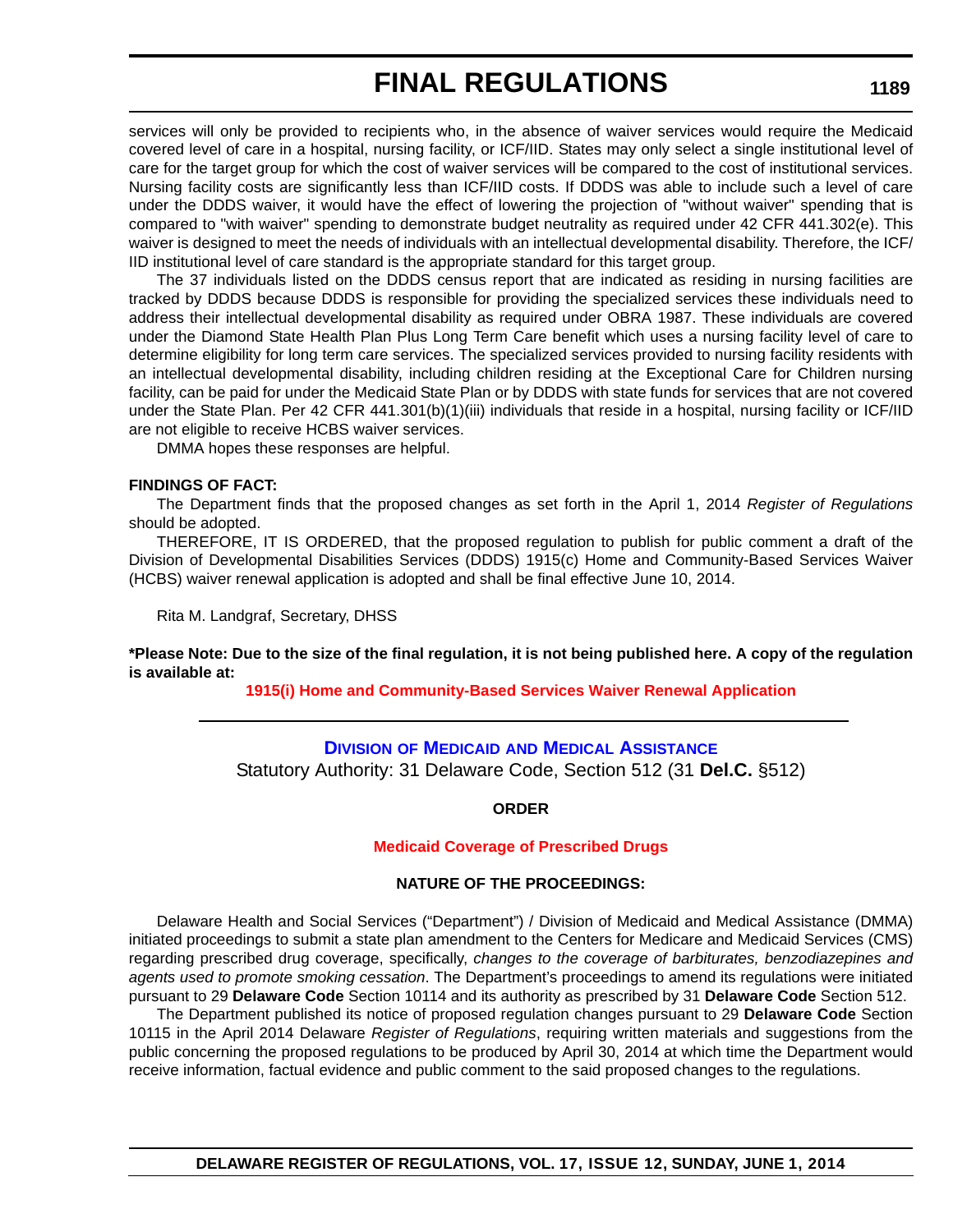services will only be provided to recipients who, in the absence of waiver services would require the Medicaid covered level of care in a hospital, nursing facility, or ICF/IID. States may only select a single institutional level of care for the target group for which the cost of waiver services will be compared to the cost of institutional services. Nursing facility costs are significantly less than ICF/IID costs. If DDDS was able to include such a level of care under the DDDS waiver, it would have the effect of lowering the projection of "without waiver" spending that is compared to "with waiver" spending to demonstrate budget neutrality as required under 42 CFR 441.302(e). This waiver is designed to meet the needs of individuals with an intellectual developmental disability. Therefore, the ICF/IID institutional level of care standard is the appropriate standard for this target group.

The 37 individuals listed on the DDDS census report that are indicated as residing in nursing facilities are tracked by DDDS because DDDS is responsible for providing the specialized services these individuals need to address their intellectual developmental disability as required under OBRA 1987. These individuals are covered under the Diamond State Health Plan Plus Long Term Care benefit which uses a nursing facility level of care to determine eligibility for long term care services. The specialized services provided to nursing facility residents with an intellectual developmental disability, including children residing at the Exceptional Care for Children nursing facility, can be paid for under the Medicaid State Plan or by DDDS with state funds for services that are not covered under the State Plan. Per 42 CFR 441.301(b)(1)(iii) individuals that reside in a hospital, nursing facility or ICF/IID are not eligible to receive HCBS waiver services.

DMMA hopes these responses are helpful.

**FINDINGS OF FACT:**

The Department finds that the proposed changes as set forth in the April 1, 2014 *Register of Regulations* should be adopted.

THEREFORE, IT IS ORDERED, that the proposed regulation to publish for public comment a draft of the Division of Developmental Disabilities Services (DDDS) 1915(c) Home and Community-Based Services Waiver (HCBS) waiver renewal application is adopted and shall be final effective June 10, 2014.

Rita M. Landgraf, Secretary, DHSS

**\*Please Note: Due to the size of the final regulation, it is not being published here. A copy of the regulation is available at:**

**1915(i) Home and Community-Based Services Waiver Renewal Application**

---

## Division of Medicaid and Medical Assistance

Statutory Authority: 31 Delaware Code, Section 512 (31 **Del.C.** §512)

**ORDER**

**Medicaid Coverage of Prescribed Drugs**

**NATURE OF THE PROCEEDINGS:**

Delaware Health and Social Services ("Department") / Division of Medicaid and Medical Assistance (DMMA) initiated proceedings to submit a state plan amendment to the Centers for Medicare and Medicaid Services (CMS) regarding prescribed drug coverage, specifically, *changes to the coverage of barbiturates, benzodiazepines and agents used to promote smoking cessation*. The Department's proceedings to amend its regulations were initiated pursuant to 29 **Delaware Code** Section 10114 and its authority as prescribed by 31 **Delaware Code** Section 512.

The Department published its notice of proposed regulation changes pursuant to 29 **Delaware Code** Section 10115 in the April 2014 Delaware *Register of Regulations*, requiring written materials and suggestions from the public concerning the proposed regulations to be produced by April 30, 2014 at which time the Department would receive information, factual evidence and public comment to the said proposed changes to the regulations.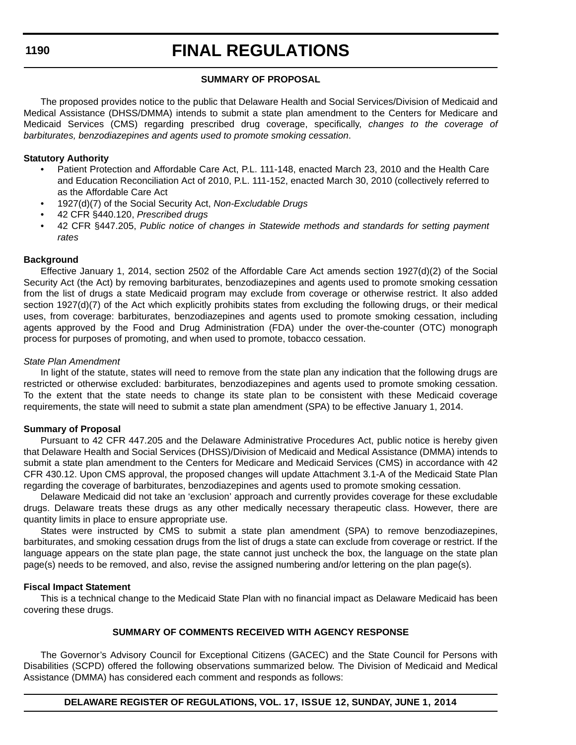## SUMMARY OF PROPOSAL

The proposed provides notice to the public that Delaware Health and Social Services/Division of Medicaid and Medical Assistance (DHSS/DMMA) intends to submit a state plan amendment to the Centers for Medicare and Medicaid Services (CMS) regarding prescribed drug coverage, specifically, *changes to the coverage of barbiturates, benzodiazepines and agents used to promote smoking cessation*.

**Statutory Authority**

- Patient Protection and Affordable Care Act, P.L. 111-148, enacted March 23, 2010 and the Health Care and Education Reconciliation Act of 2010, P.L. 111-152, enacted March 30, 2010 (collectively referred to as the Affordable Care Act
- 1927(d)(7) of the Social Security Act, *Non-Excludable Drugs*
- 42 CFR §440.120, *Prescribed drugs*
- 42 CFR §447.205, *Public notice of changes in Statewide methods and standards for setting payment rates*

**Background**

Effective January 1, 2014, section 2502 of the Affordable Care Act amends section 1927(d)(2) of the Social Security Act (the Act) by removing barbiturates, benzodiazepines and agents used to promote smoking cessation from the list of drugs a state Medicaid program may exclude from coverage or otherwise restrict. It also added section 1927(d)(7) of the Act which explicitly prohibits states from excluding the following drugs, or their medical uses, from coverage: barbiturates, benzodiazepines and agents used to promote smoking cessation, including agents approved by the Food and Drug Administration (FDA) under the over-the-counter (OTC) monograph process for purposes of promoting, and when used to promote, tobacco cessation.

*State Plan Amendment*

In light of the statute, states will need to remove from the state plan any indication that the following drugs are restricted or otherwise excluded: barbiturates, benzodiazepines and agents used to promote smoking cessation. To the extent that the state needs to change its state plan to be consistent with these Medicaid coverage requirements, the state will need to submit a state plan amendment (SPA) to be effective January 1, 2014.

**Summary of Proposal**

Pursuant to 42 CFR 447.205 and the Delaware Administrative Procedures Act, public notice is hereby given that Delaware Health and Social Services (DHSS)/Division of Medicaid and Medical Assistance (DMMA) intends to submit a state plan amendment to the Centers for Medicare and Medicaid Services (CMS) in accordance with 42 CFR 430.12. Upon CMS approval, the proposed changes will update Attachment 3.1-A of the Medicaid State Plan regarding the coverage of barbiturates, benzodiazepines and agents used to promote smoking cessation.

Delaware Medicaid did not take an 'exclusion' approach and currently provides coverage for these excludable drugs. Delaware treats these drugs as any other medically necessary therapeutic class. However, there are quantity limits in place to ensure appropriate use.

States were instructed by CMS to submit a state plan amendment (SPA) to remove benzodiazepines, barbiturates, and smoking cessation drugs from the list of drugs a state can exclude from coverage or restrict. If the language appears on the state plan page, the state cannot just uncheck the box, the language on the state plan page(s) needs to be removed, and also, revise the assigned numbering and/or lettering on the plan page(s).

**Fiscal Impact Statement**

This is a technical change to the Medicaid State Plan with no financial impact as Delaware Medicaid has been covering these drugs.

## SUMMARY OF COMMENTS RECEIVED WITH AGENCY RESPONSE

The Governor's Advisory Council for Exceptional Citizens (GACEC) and the State Council for Persons with Disabilities (SCPD) offered the following observations summarized below. The Division of Medicaid and Medical Assistance (DMMA) has considered each comment and responds as follows: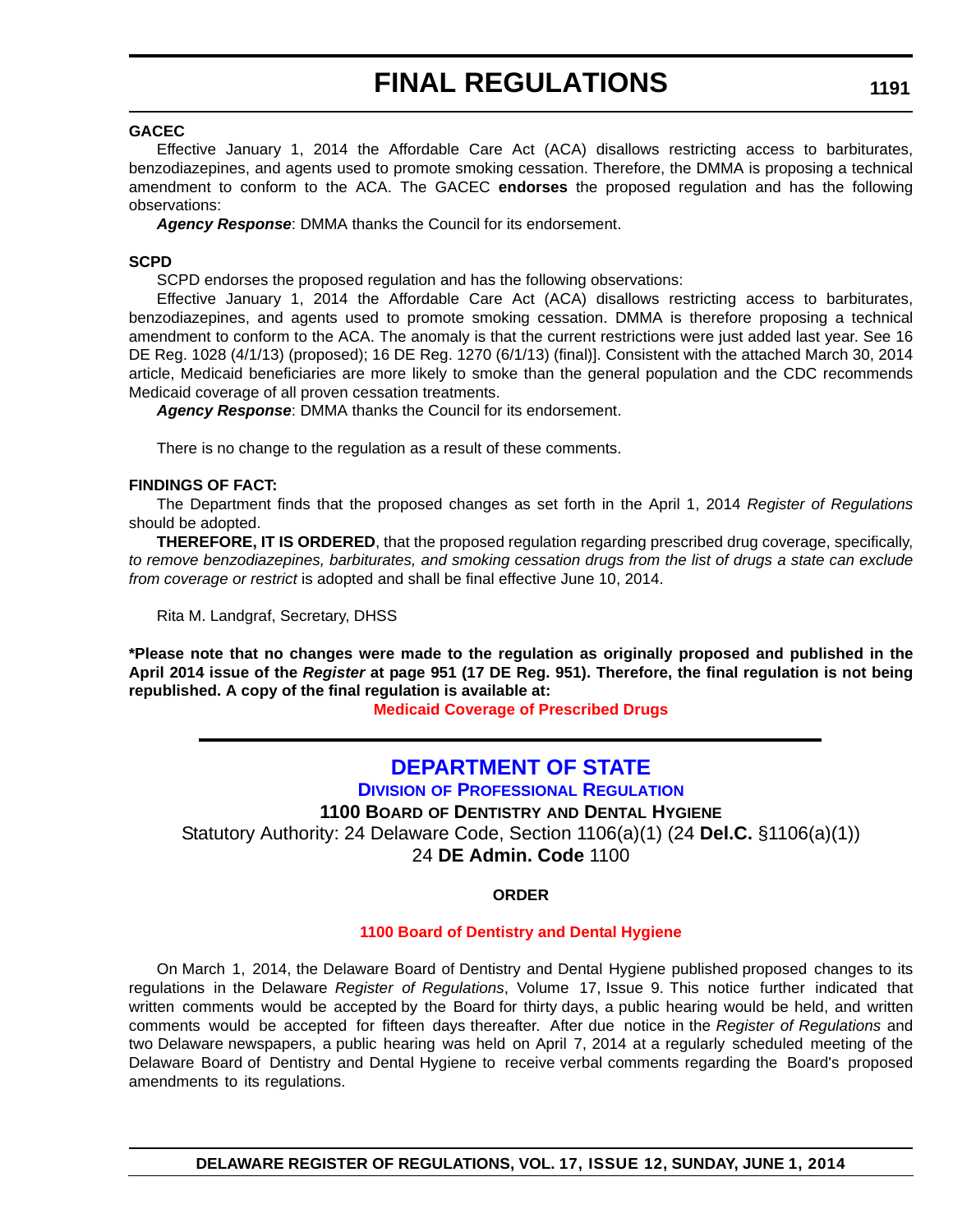**GACEC**

Effective January 1, 2014 the Affordable Care Act (ACA) disallows restricting access to barbiturates, benzodiazepines, and agents used to promote smoking cessation. Therefore, the DMMA is proposing a technical amendment to conform to the ACA. The GACEC **endorses** the proposed regulation and has the following observations:

***Agency Response***: DMMA thanks the Council for its endorsement.

**SCPD**

SCPD endorses the proposed regulation and has the following observations:

Effective January 1, 2014 the Affordable Care Act (ACA) disallows restricting access to barbiturates, benzodiazepines, and agents used to promote smoking cessation. DMMA is therefore proposing a technical amendment to conform to the ACA. The anomaly is that the current restrictions were just added last year. See 16 DE Reg. 1028 (4/1/13) (proposed); 16 DE Reg. 1270 (6/1/13) (final)]. Consistent with the attached March 30, 2014 article, Medicaid beneficiaries are more likely to smoke than the general population and the CDC recommends Medicaid coverage of all proven cessation treatments.

***Agency Response***: DMMA thanks the Council for its endorsement.

There is no change to the regulation as a result of these comments.

**FINDINGS OF FACT:**

The Department finds that the proposed changes as set forth in the April 1, 2014 *Register of Regulations* should be adopted.

**THEREFORE, IT IS ORDERED**, that the proposed regulation regarding prescribed drug coverage, specifically, *to remove benzodiazepines, barbiturates, and smoking cessation drugs from the list of drugs a state can exclude from coverage or restrict* is adopted and shall be final effective June 10, 2014.

Rita M. Landgraf, Secretary, DHSS

**\*Please note that no changes were made to the regulation as originally proposed and published in the April 2014 issue of the *Register* at page 951 (17 DE Reg. 951). Therefore, the final regulation is not being republished. A copy of the final regulation is available at:**

**Medicaid Coverage of Prescribed Drugs**

---

# DEPARTMENT OF STATE

## DIVISION OF PROFESSIONAL REGULATION

### 1100 BOARD OF DENTISTRY AND DENTAL HYGIENE

Statutory Authority: 24 Delaware Code, Section 1106(a)(1) (24 **Del.C.** §1106(a)(1))

24 **DE Admin. Code** 1100

**ORDER**

**1100 Board of Dentistry and Dental Hygiene**

On March 1, 2014, the Delaware Board of Dentistry and Dental Hygiene published proposed changes to its regulations in the Delaware *Register of Regulations*, Volume 17, Issue 9. This notice further indicated that written comments would be accepted by the Board for thirty days, a public hearing would be held, and written comments would be accepted for fifteen days thereafter. After due notice in the *Register of Regulations* and two Delaware newspapers, a public hearing was held on April 7, 2014 at a regularly scheduled meeting of the Delaware Board of Dentistry and Dental Hygiene to receive verbal comments regarding the Board's proposed amendments to its regulations.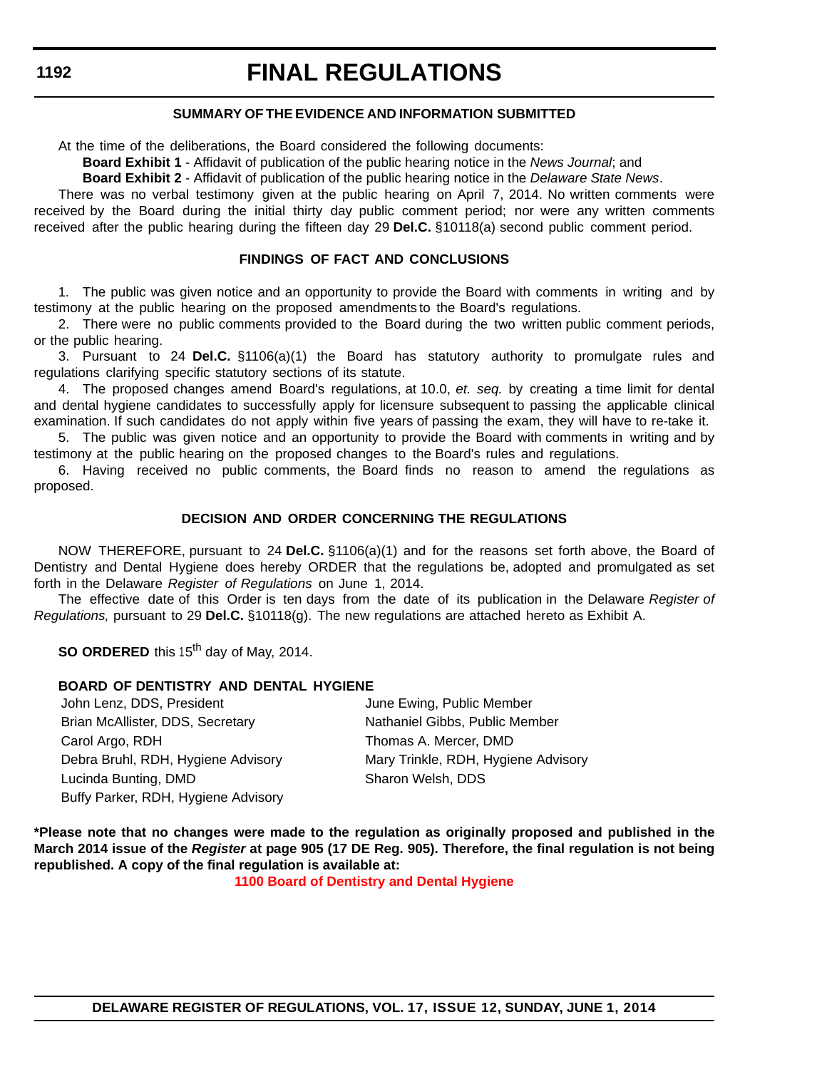#### SUMMARY OF THE EVIDENCE AND INFORMATION SUBMITTED

At the time of the deliberations, the Board considered the following documents:

**Board Exhibit 1** - Affidavit of publication of the public hearing notice in the *News Journal*; and

**Board Exhibit 2** - Affidavit of publication of the public hearing notice in the *Delaware State News*.

There was no verbal testimony given at the public hearing on April 7, 2014. No written comments were received by the Board during the initial thirty day public comment period; nor were any written comments received after the public hearing during the fifteen day 29 **Del.C.** §10118(a) second public comment period.

#### FINDINGS OF FACT AND CONCLUSIONS

1. The public was given notice and an opportunity to provide the Board with comments in writing and by testimony at the public hearing on the proposed amendments to the Board's regulations.

2. There were no public comments provided to the Board during the two written public comment periods, or the public hearing.

3. Pursuant to 24 **Del.C.** §1106(a)(1) the Board has statutory authority to promulgate rules and regulations clarifying specific statutory sections of its statute.

4. The proposed changes amend Board's regulations, at 10.0, *et. seq.* by creating a time limit for dental and dental hygiene candidates to successfully apply for licensure subsequent to passing the applicable clinical examination. If such candidates do not apply within five years of passing the exam, they will have to re-take it.

5. The public was given notice and an opportunity to provide the Board with comments in writing and by testimony at the public hearing on the proposed changes to the Board's rules and regulations.

6. Having received no public comments, the Board finds no reason to amend the regulations as proposed.

#### DECISION AND ORDER CONCERNING THE REGULATIONS

NOW THEREFORE, pursuant to 24 **Del.C.** §1106(a)(1) and for the reasons set forth above, the Board of Dentistry and Dental Hygiene does hereby ORDER that the regulations be, adopted and promulgated as set forth in the Delaware *Register of Regulations* on June 1, 2014.

The effective date of this Order is ten days from the date of its publication in the Delaware *Register of Regulations,* pursuant to 29 **Del.C.** §10118(g). The new regulations are attached hereto as Exhibit A.

**SO ORDERED** this 15th day of May, 2014.

**BOARD OF DENTISTRY AND DENTAL HYGIENE**

John Lenz, DDS, President
Brian McAllister, DDS, Secretary
Carol Argo, RDH
Debra Bruhl, RDH, Hygiene Advisory
Lucinda Bunting, DMD
Buffy Parker, RDH, Hygiene Advisory
June Ewing, Public Member
Nathaniel Gibbs, Public Member
Thomas A. Mercer, DMD
Mary Trinkle, RDH, Hygiene Advisory
Sharon Welsh, DDS

**\*Please note that no changes were made to the regulation as originally proposed and published in the March 2014 issue of the *Register* at page 905 (17 DE Reg. 905). Therefore, the final regulation is not being republished. A copy of the final regulation is available at:**

**1100 Board of Dentistry and Dental Hygiene**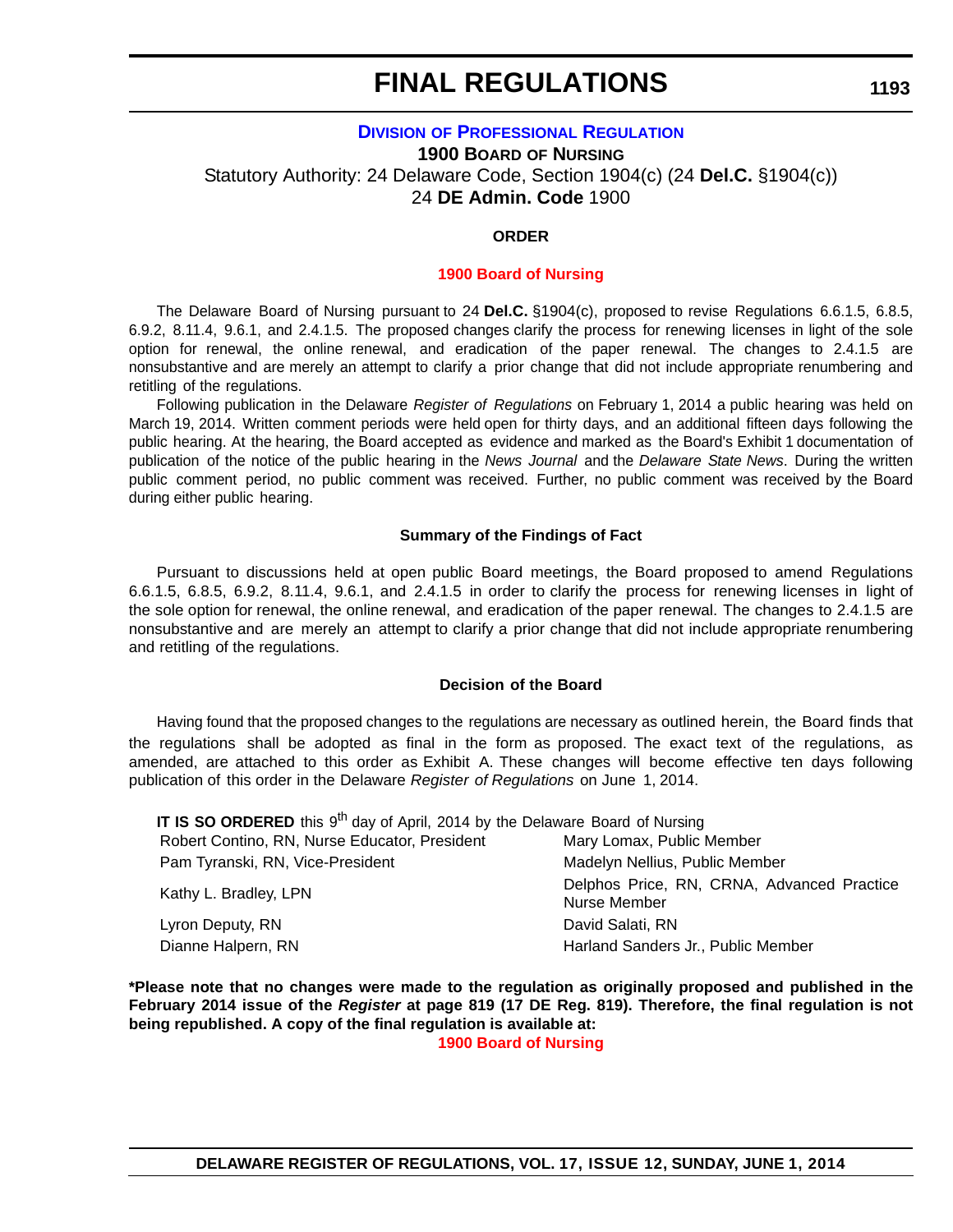# FINAL REGULATIONS

## DIVISION OF PROFESSIONAL REGULATION

### 1900 BOARD OF NURSING

Statutory Authority: 24 Delaware Code, Section 1904(c) (24 **Del.C.** §1904(c))

24 **DE Admin. Code** 1900

**ORDER**

**1900 Board of Nursing**

The Delaware Board of Nursing pursuant to 24 **Del.C.** §1904(c), proposed to revise Regulations 6.6.1.5, 6.8.5, 6.9.2, 8.11.4, 9.6.1, and 2.4.1.5. The proposed changes clarify the process for renewing licenses in light of the sole option for renewal, the online renewal, and eradication of the paper renewal. The changes to 2.4.1.5 are nonsubstantive and are merely an attempt to clarify a prior change that did not include appropriate renumbering and retitling of the regulations.

Following publication in the Delaware *Register of Regulations* on February 1, 2014 a public hearing was held on March 19, 2014. Written comment periods were held open for thirty days, and an additional fifteen days following the public hearing. At the hearing, the Board accepted as evidence and marked as the Board's Exhibit 1 documentation of publication of the notice of the public hearing in the *News Journal* and the *Delaware State News*. During the written public comment period, no public comment was received. Further, no public comment was received by the Board during either public hearing.

**Summary of the Findings of Fact**

Pursuant to discussions held at open public Board meetings, the Board proposed to amend Regulations 6.6.1.5, 6.8.5, 6.9.2, 8.11.4, 9.6.1, and 2.4.1.5 in order to clarify the process for renewing licenses in light of the sole option for renewal, the online renewal, and eradication of the paper renewal. The changes to 2.4.1.5 are nonsubstantive and are merely an attempt to clarify a prior change that did not include appropriate renumbering and retitling of the regulations.

**Decision of the Board**

Having found that the proposed changes to the regulations are necessary as outlined herein, the Board finds that the regulations shall be adopted as final in the form as proposed. The exact text of the regulations, as amended, are attached to this order as Exhibit A. These changes will become effective ten days following publication of this order in the Delaware *Register of Regulations* on June 1, 2014.

**IT IS SO ORDERED** this 9th day of April, 2014 by the Delaware Board of Nursing

| | |
|---|---|
| Robert Contino, RN, Nurse Educator, President | Mary Lomax, Public Member |
| Pam Tyranski, RN, Vice-President | Madelyn Nellius, Public Member |
| Kathy L. Bradley, LPN | Delphos Price, RN, CRNA, Advanced Practice Nurse Member |
| Lyron Deputy, RN | David Salati, RN |
| Dianne Halpern, RN | Harland Sanders Jr., Public Member |

**\*Please note that no changes were made to the regulation as originally proposed and published in the February 2014 issue of the *Register* at page 819 (17 DE Reg. 819). Therefore, the final regulation is not being republished. A copy of the final regulation is available at:**

**1900 Board of Nursing**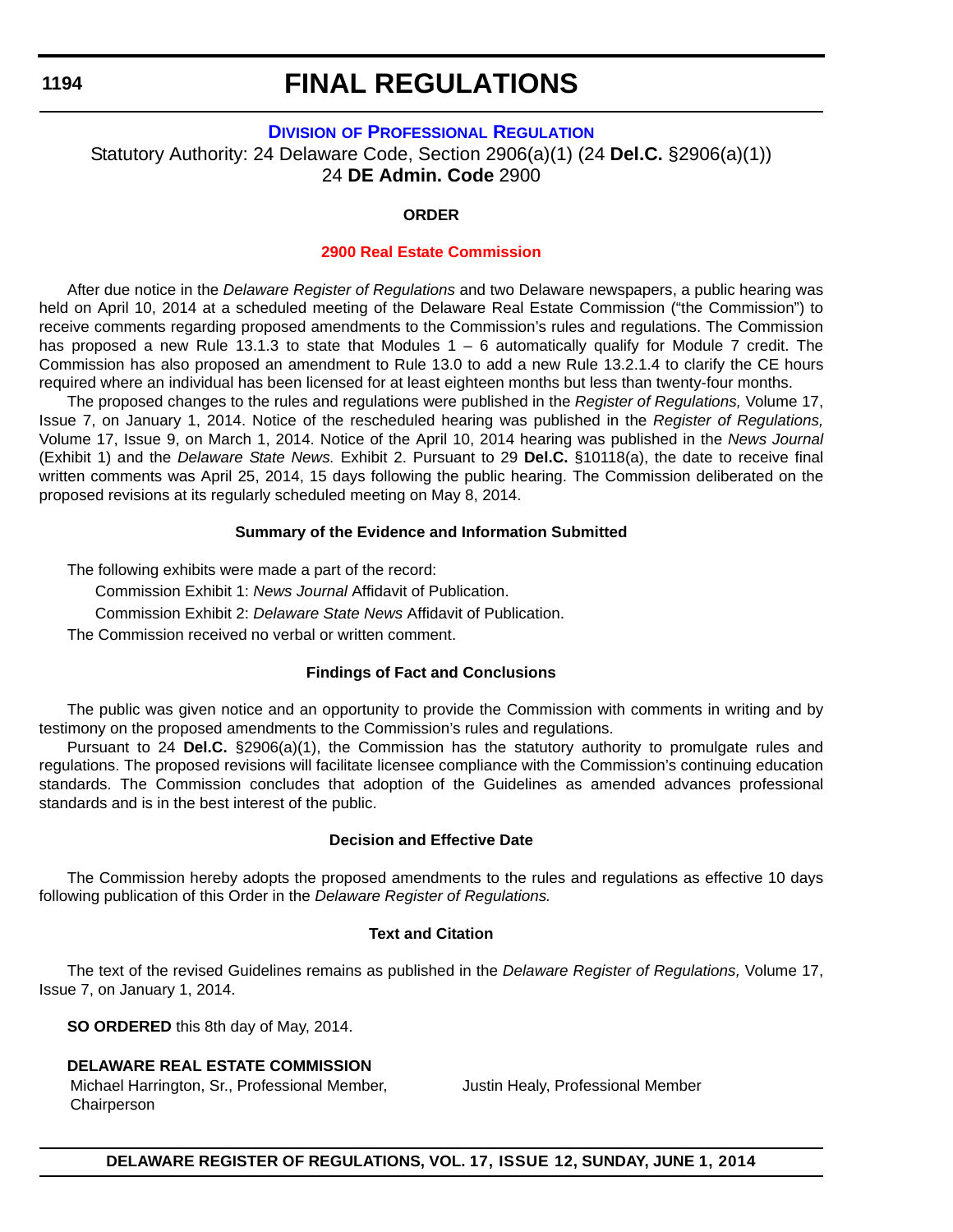## Division of Professional Regulation

Statutory Authority: 24 Delaware Code, Section 2906(a)(1) (24 **Del.C.** §2906(a)(1))
24 **DE Admin. Code** 2900

### ORDER

### 2900 Real Estate Commission

After due notice in the *Delaware Register of Regulations* and two Delaware newspapers, a public hearing was held on April 10, 2014 at a scheduled meeting of the Delaware Real Estate Commission ("the Commission") to receive comments regarding proposed amendments to the Commission's rules and regulations. The Commission has proposed a new Rule 13.1.3 to state that Modules 1 – 6 automatically qualify for Module 7 credit. The Commission has also proposed an amendment to Rule 13.0 to add a new Rule 13.2.1.4 to clarify the CE hours required where an individual has been licensed for at least eighteen months but less than twenty-four months.

The proposed changes to the rules and regulations were published in the *Register of Regulations,* Volume 17, Issue 7, on January 1, 2014. Notice of the rescheduled hearing was published in the *Register of Regulations,* Volume 17, Issue 9, on March 1, 2014. Notice of the April 10, 2014 hearing was published in the *News Journal* (Exhibit 1) and the *Delaware State News.* Exhibit 2. Pursuant to 29 **Del.C.** §10118(a), the date to receive final written comments was April 25, 2014, 15 days following the public hearing. The Commission deliberated on the proposed revisions at its regularly scheduled meeting on May 8, 2014.

#### Summary of the Evidence and Information Submitted

The following exhibits were made a part of the record:

Commission Exhibit 1: *News Journal* Affidavit of Publication.

Commission Exhibit 2: *Delaware State News* Affidavit of Publication.

The Commission received no verbal or written comment.

#### Findings of Fact and Conclusions

The public was given notice and an opportunity to provide the Commission with comments in writing and by testimony on the proposed amendments to the Commission's rules and regulations.

Pursuant to 24 **Del.C.** §2906(a)(1), the Commission has the statutory authority to promulgate rules and regulations. The proposed revisions will facilitate licensee compliance with the Commission's continuing education standards. The Commission concludes that adoption of the Guidelines as amended advances professional standards and is in the best interest of the public.

#### Decision and Effective Date

The Commission hereby adopts the proposed amendments to the rules and regulations as effective 10 days following publication of this Order in the *Delaware Register of Regulations.*

#### Text and Citation

The text of the revised Guidelines remains as published in the *Delaware Register of Regulations,* Volume 17, Issue 7, on January 1, 2014.

**SO ORDERED** this 8th day of May, 2014.

**DELAWARE REAL ESTATE COMMISSION**

Michael Harrington, Sr., Professional Member, Chairperson

Justin Healy, Professional Member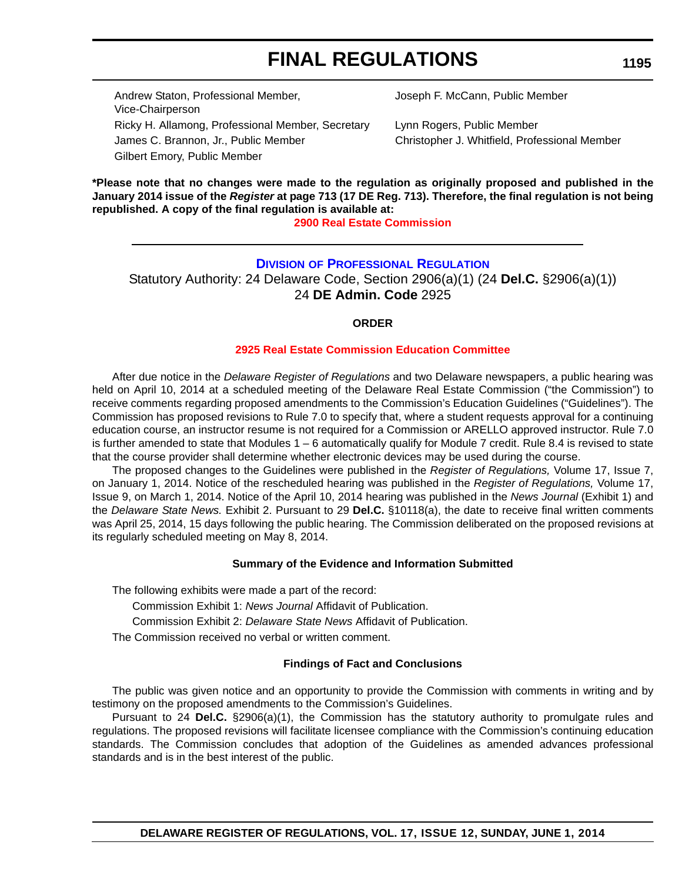Andrew Staton, Professional Member, Vice-Chairperson
Ricky H. Allamong, Professional Member, Secretary
James C. Brannon, Jr., Public Member
Gilbert Emory, Public Member
Joseph F. McCann, Public Member
Lynn Rogers, Public Member
Christopher J. Whitfield, Professional Member

**\*Please note that no changes were made to the regulation as originally proposed and published in the January 2014 issue of the *Register* at page 713 (17 DE Reg. 713). Therefore, the final regulation is not being republished. A copy of the final regulation is available at:**

**2900 Real Estate Commission**

---

## Division of Professional Regulation

Statutory Authority: 24 Delaware Code, Section 2906(a)(1) (24 **Del.C.** §2906(a)(1))
24 **DE Admin. Code** 2925

**ORDER**

**2925 Real Estate Commission Education Committee**

After due notice in the *Delaware Register of Regulations* and two Delaware newspapers, a public hearing was held on April 10, 2014 at a scheduled meeting of the Delaware Real Estate Commission ("the Commission") to receive comments regarding proposed amendments to the Commission's Education Guidelines ("Guidelines"). The Commission has proposed revisions to Rule 7.0 to specify that, where a student requests approval for a continuing education course, an instructor resume is not required for a Commission or ARELLO approved instructor. Rule 7.0 is further amended to state that Modules 1 – 6 automatically qualify for Module 7 credit. Rule 8.4 is revised to state that the course provider shall determine whether electronic devices may be used during the course.

The proposed changes to the Guidelines were published in the *Register of Regulations,* Volume 17, Issue 7, on January 1, 2014. Notice of the rescheduled hearing was published in the *Register of Regulations,* Volume 17, Issue 9, on March 1, 2014. Notice of the April 10, 2014 hearing was published in the *News Journal* (Exhibit 1) and the *Delaware State News.* Exhibit 2. Pursuant to 29 **Del.C.** §10118(a), the date to receive final written comments was April 25, 2014, 15 days following the public hearing. The Commission deliberated on the proposed revisions at its regularly scheduled meeting on May 8, 2014.

**Summary of the Evidence and Information Submitted**

The following exhibits were made a part of the record:

Commission Exhibit 1: *News Journal* Affidavit of Publication.

Commission Exhibit 2: *Delaware State News* Affidavit of Publication.

The Commission received no verbal or written comment.

**Findings of Fact and Conclusions**

The public was given notice and an opportunity to provide the Commission with comments in writing and by testimony on the proposed amendments to the Commission's Guidelines.

Pursuant to 24 **Del.C.** §2906(a)(1), the Commission has the statutory authority to promulgate rules and regulations. The proposed revisions will facilitate licensee compliance with the Commission's continuing education standards. The Commission concludes that adoption of the Guidelines as amended advances professional standards and is in the best interest of the public.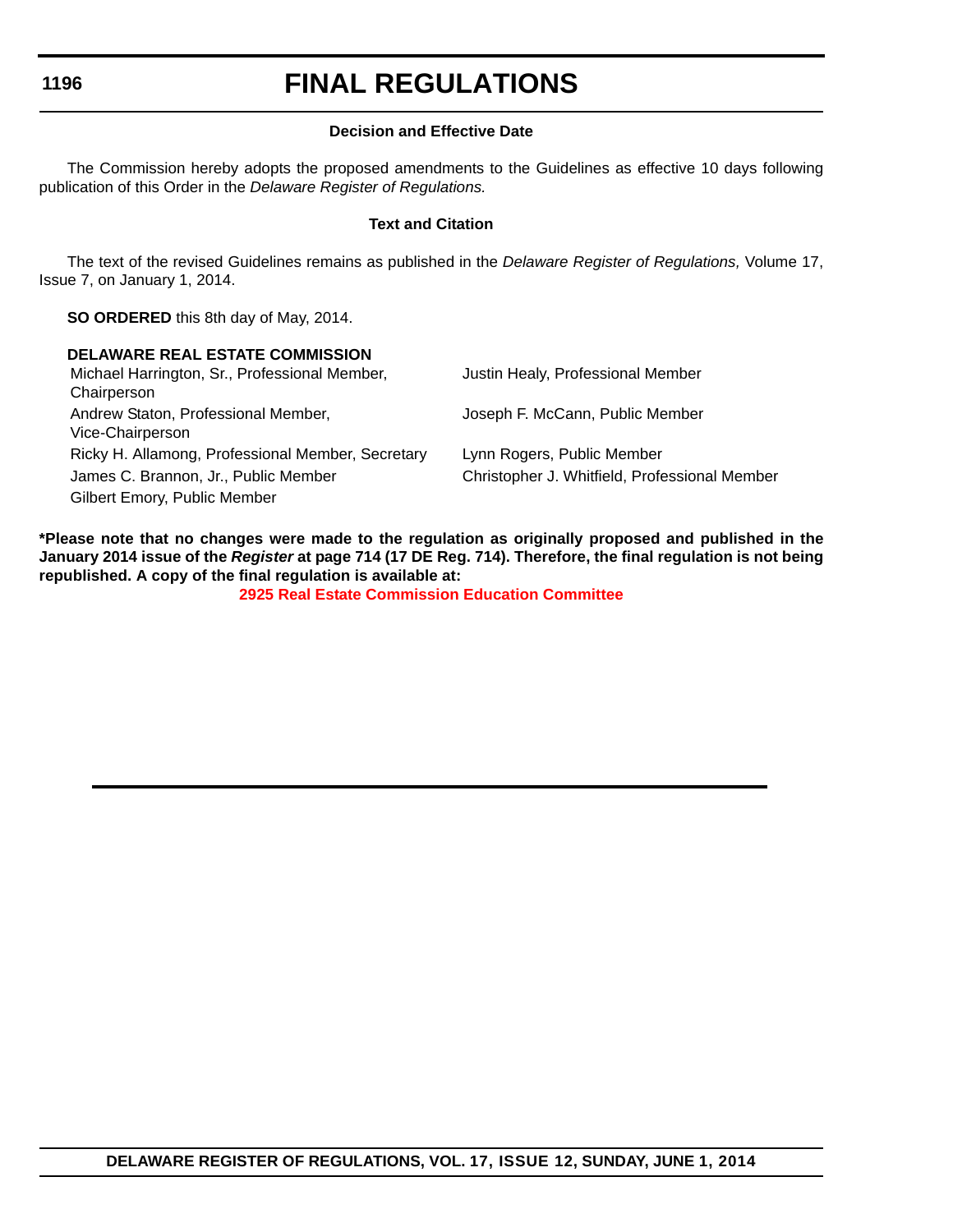### Decision and Effective Date

The Commission hereby adopts the proposed amendments to the Guidelines as effective 10 days following publication of this Order in the *Delaware Register of Regulations.*

### Text and Citation

The text of the revised Guidelines remains as published in the *Delaware Register of Regulations,* Volume 17, Issue 7, on January 1, 2014.

**SO ORDERED** this 8th day of May, 2014.

**DELAWARE REAL ESTATE COMMISSION**

Michael Harrington, Sr., Professional Member, Chairperson
Andrew Staton, Professional Member, Vice-Chairperson
Ricky H. Allamong, Professional Member, Secretary
James C. Brannon, Jr., Public Member
Gilbert Emory, Public Member
Justin Healy, Professional Member
Joseph F. McCann, Public Member
Lynn Rogers, Public Member
Christopher J. Whitfield, Professional Member

**\*Please note that no changes were made to the regulation as originally proposed and published in the January 2014 issue of the *Register* at page 714 (17 DE Reg. 714). Therefore, the final regulation is not being republished. A copy of the final regulation is available at:**

**2925 Real Estate Commission Education Committee**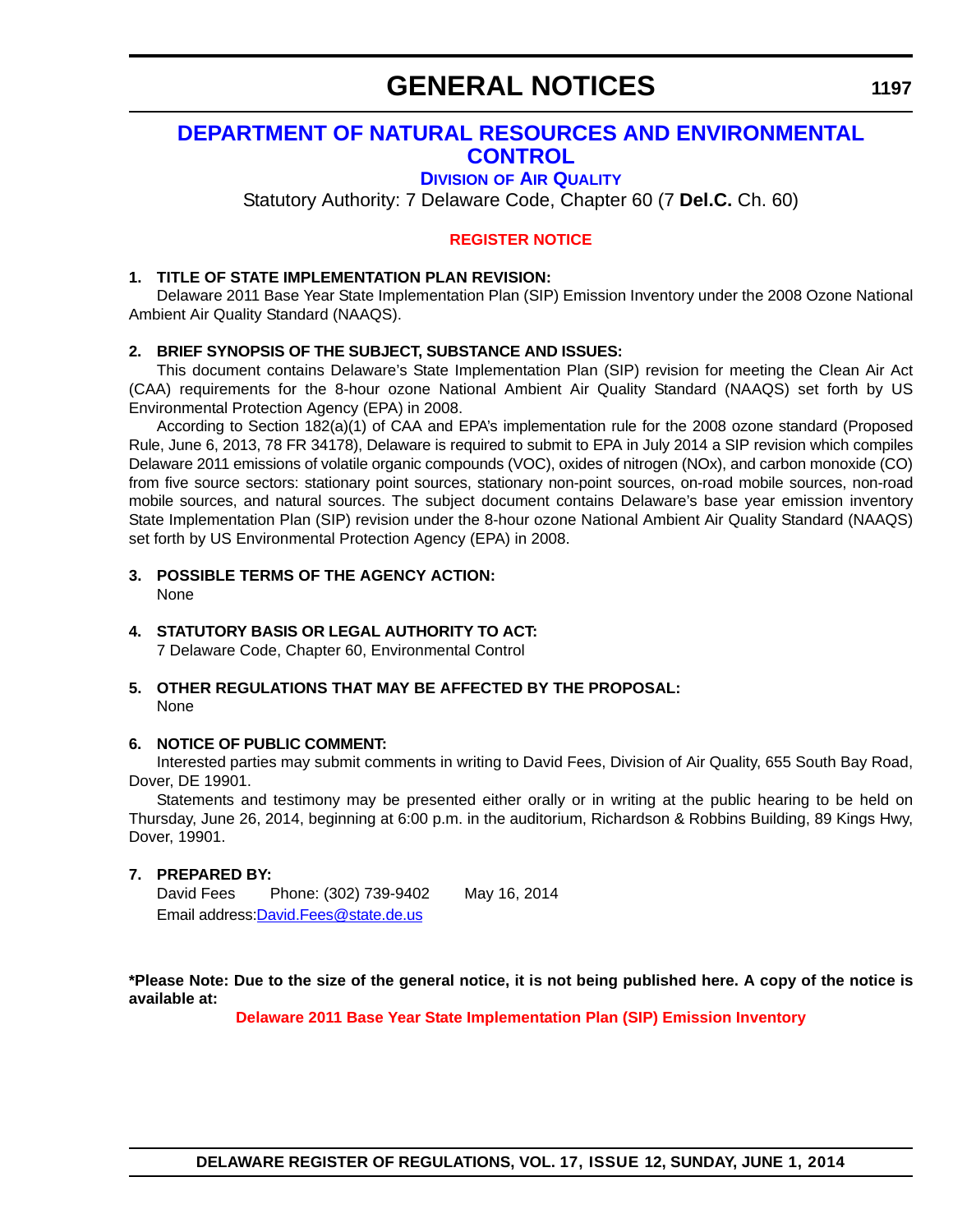# GENERAL NOTICES

## DEPARTMENT OF NATURAL RESOURCES AND ENVIRONMENTAL CONTROL

### DIVISION OF AIR QUALITY

Statutory Authority: 7 Delaware Code, Chapter 60 (7 **Del.C.** Ch. 60)

**REGISTER NOTICE**

**1. TITLE OF STATE IMPLEMENTATION PLAN REVISION:**

Delaware 2011 Base Year State Implementation Plan (SIP) Emission Inventory under the 2008 Ozone National Ambient Air Quality Standard (NAAQS).

**2. BRIEF SYNOPSIS OF THE SUBJECT, SUBSTANCE AND ISSUES:**

This document contains Delaware's State Implementation Plan (SIP) revision for meeting the Clean Air Act (CAA) requirements for the 8-hour ozone National Ambient Air Quality Standard (NAAQS) set forth by US Environmental Protection Agency (EPA) in 2008.

According to Section 182(a)(1) of CAA and EPA's implementation rule for the 2008 ozone standard (Proposed Rule, June 6, 2013, 78 FR 34178), Delaware is required to submit to EPA in July 2014 a SIP revision which compiles Delaware 2011 emissions of volatile organic compounds (VOC), oxides of nitrogen (NOx), and carbon monoxide (CO) from five source sectors: stationary point sources, stationary non-point sources, on-road mobile sources, non-road mobile sources, and natural sources. The subject document contains Delaware's base year emission inventory State Implementation Plan (SIP) revision under the 8-hour ozone National Ambient Air Quality Standard (NAAQS) set forth by US Environmental Protection Agency (EPA) in 2008.

**3. POSSIBLE TERMS OF THE AGENCY ACTION:**

None

**4. STATUTORY BASIS OR LEGAL AUTHORITY TO ACT:**

7 Delaware Code, Chapter 60, Environmental Control

**5. OTHER REGULATIONS THAT MAY BE AFFECTED BY THE PROPOSAL:**

None

**6. NOTICE OF PUBLIC COMMENT:**

Interested parties may submit comments in writing to David Fees, Division of Air Quality, 655 South Bay Road, Dover, DE 19901.

Statements and testimony may be presented either orally or in writing at the public hearing to be held on Thursday, June 26, 2014, beginning at 6:00 p.m. in the auditorium, Richardson & Robbins Building, 89 Kings Hwy, Dover, 19901.

**7. PREPARED BY:**

David Fees Phone: (302) 739-9402 May 16, 2014

Email address: David.Fees@state.de.us

***Please Note: Due to the size of the general notice, it is not being published here. A copy of the notice is available at:**

**Delaware 2011 Base Year State Implementation Plan (SIP) Emission Inventory**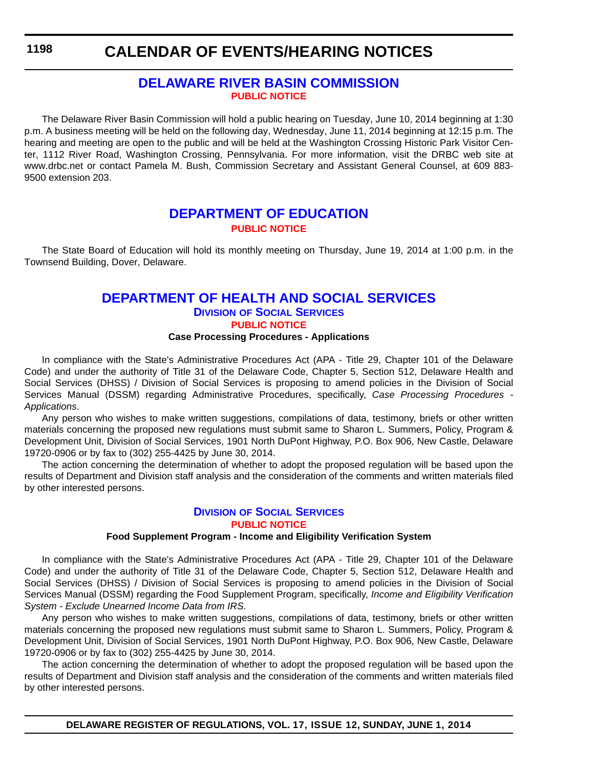# CALENDAR OF EVENTS/HEARING NOTICES

## DELAWARE RIVER BASIN COMMISSION

**PUBLIC NOTICE**

The Delaware River Basin Commission will hold a public hearing on Tuesday, June 10, 2014 beginning at 1:30 p.m. A business meeting will be held on the following day, Wednesday, June 11, 2014 beginning at 12:15 p.m. The hearing and meeting are open to the public and will be held at the Washington Crossing Historic Park Visitor Center, 1112 River Road, Washington Crossing, Pennsylvania. For more information, visit the DRBC web site at www.drbc.net or contact Pamela M. Bush, Commission Secretary and Assistant General Counsel, at 609 883-9500 extension 203.

## DEPARTMENT OF EDUCATION

**PUBLIC NOTICE**

The State Board of Education will hold its monthly meeting on Thursday, June 19, 2014 at 1:00 p.m. in the Townsend Building, Dover, Delaware.

## DEPARTMENT OF HEALTH AND SOCIAL SERVICES

### Division of Social Services

**PUBLIC NOTICE**

**Case Processing Procedures - Applications**

In compliance with the State's Administrative Procedures Act (APA - Title 29, Chapter 101 of the Delaware Code) and under the authority of Title 31 of the Delaware Code, Chapter 5, Section 512, Delaware Health and Social Services (DHSS) / Division of Social Services is proposing to amend policies in the Division of Social Services Manual (DSSM) regarding Administrative Procedures, specifically, *Case Processing Procedures - Applications*.

Any person who wishes to make written suggestions, compilations of data, testimony, briefs or other written materials concerning the proposed new regulations must submit same to Sharon L. Summers, Policy, Program & Development Unit, Division of Social Services, 1901 North DuPont Highway, P.O. Box 906, New Castle, Delaware 19720-0906 or by fax to (302) 255-4425 by June 30, 2014.

The action concerning the determination of whether to adopt the proposed regulation will be based upon the results of Department and Division staff analysis and the consideration of the comments and written materials filed by other interested persons.

### Division of Social Services

**PUBLIC NOTICE**

**Food Supplement Program - Income and Eligibility Verification System**

In compliance with the State's Administrative Procedures Act (APA - Title 29, Chapter 101 of the Delaware Code) and under the authority of Title 31 of the Delaware Code, Chapter 5, Section 512, Delaware Health and Social Services (DHSS) / Division of Social Services is proposing to amend policies in the Division of Social Services Manual (DSSM) regarding the Food Supplement Program, specifically, *Income and Eligibility Verification System - Exclude Unearned Income Data from IRS*.

Any person who wishes to make written suggestions, compilations of data, testimony, briefs or other written materials concerning the proposed new regulations must submit same to Sharon L. Summers, Policy, Program & Development Unit, Division of Social Services, 1901 North DuPont Highway, P.O. Box 906, New Castle, Delaware 19720-0906 or by fax to (302) 255-4425 by June 30, 2014.

The action concerning the determination of whether to adopt the proposed regulation will be based upon the results of Department and Division staff analysis and the consideration of the comments and written materials filed by other interested persons.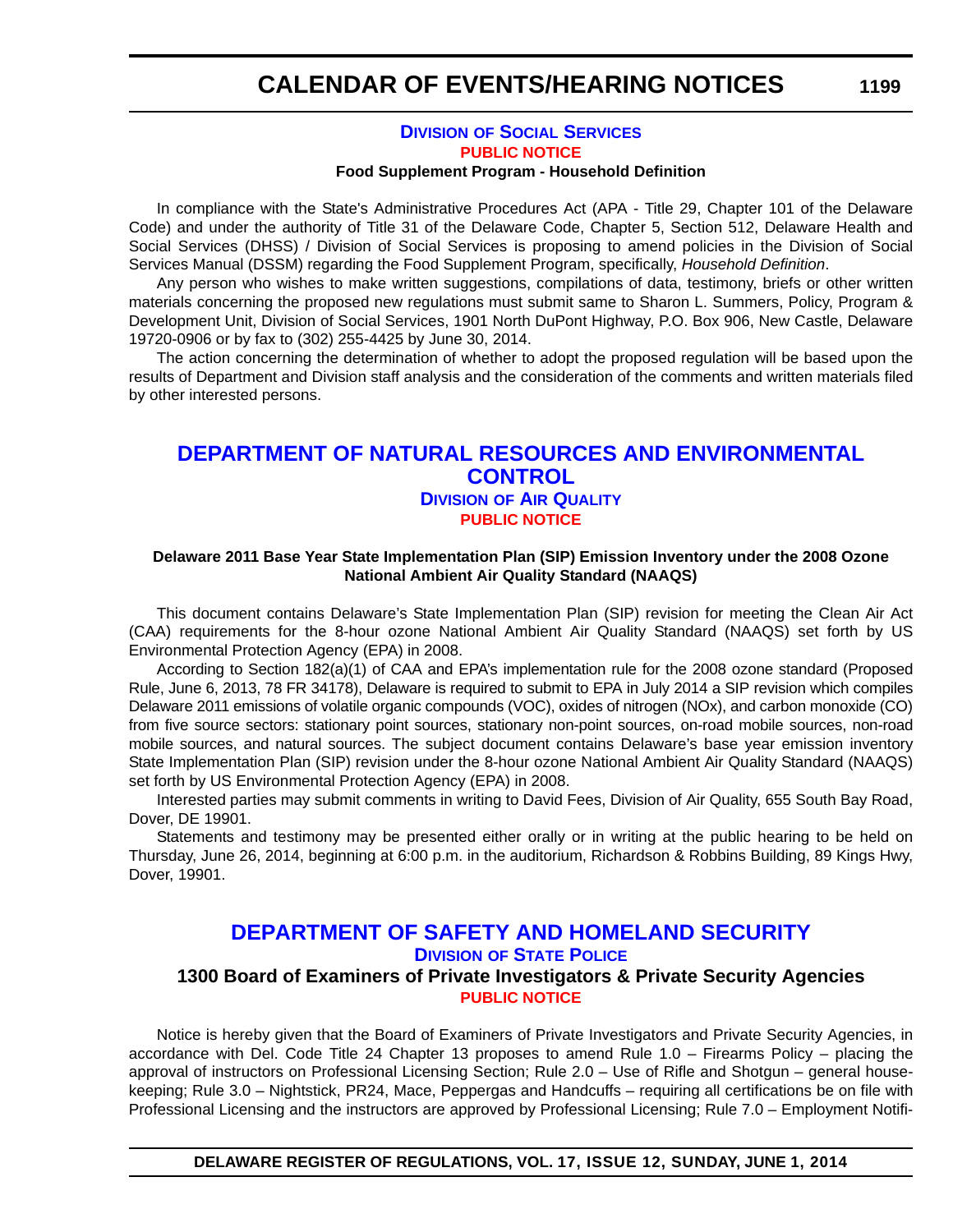### DIVISION OF SOCIAL SERVICES

**PUBLIC NOTICE**

**Food Supplement Program - Household Definition**

In compliance with the State's Administrative Procedures Act (APA - Title 29, Chapter 101 of the Delaware Code) and under the authority of Title 31 of the Delaware Code, Chapter 5, Section 512, Delaware Health and Social Services (DHSS) / Division of Social Services is proposing to amend policies in the Division of Social Services Manual (DSSM) regarding the Food Supplement Program, specifically, *Household Definition*.

Any person who wishes to make written suggestions, compilations of data, testimony, briefs or other written materials concerning the proposed new regulations must submit same to Sharon L. Summers, Policy, Program & Development Unit, Division of Social Services, 1901 North DuPont Highway, P.O. Box 906, New Castle, Delaware 19720-0906 or by fax to (302) 255-4425 by June 30, 2014.

The action concerning the determination of whether to adopt the proposed regulation will be based upon the results of Department and Division staff analysis and the consideration of the comments and written materials filed by other interested persons.

## DEPARTMENT OF NATURAL RESOURCES AND ENVIRONMENTAL CONTROL

### DIVISION OF AIR QUALITY

**PUBLIC NOTICE**

**Delaware 2011 Base Year State Implementation Plan (SIP) Emission Inventory under the 2008 Ozone National Ambient Air Quality Standard (NAAQS)**

This document contains Delaware's State Implementation Plan (SIP) revision for meeting the Clean Air Act (CAA) requirements for the 8-hour ozone National Ambient Air Quality Standard (NAAQS) set forth by US Environmental Protection Agency (EPA) in 2008.

According to Section 182(a)(1) of CAA and EPA's implementation rule for the 2008 ozone standard (Proposed Rule, June 6, 2013, 78 FR 34178), Delaware is required to submit to EPA in July 2014 a SIP revision which compiles Delaware 2011 emissions of volatile organic compounds (VOC), oxides of nitrogen (NOx), and carbon monoxide (CO) from five source sectors: stationary point sources, stationary non-point sources, on-road mobile sources, non-road mobile sources, and natural sources. The subject document contains Delaware's base year emission inventory State Implementation Plan (SIP) revision under the 8-hour ozone National Ambient Air Quality Standard (NAAQS) set forth by US Environmental Protection Agency (EPA) in 2008.

Interested parties may submit comments in writing to David Fees, Division of Air Quality, 655 South Bay Road, Dover, DE 19901.

Statements and testimony may be presented either orally or in writing at the public hearing to be held on Thursday, June 26, 2014, beginning at 6:00 p.m. in the auditorium, Richardson & Robbins Building, 89 Kings Hwy, Dover, 19901.

## DEPARTMENT OF SAFETY AND HOMELAND SECURITY

### DIVISION OF STATE POLICE

### 1300 Board of Examiners of Private Investigators & Private Security Agencies

**PUBLIC NOTICE**

Notice is hereby given that the Board of Examiners of Private Investigators and Private Security Agencies, in accordance with Del. Code Title 24 Chapter 13 proposes to amend Rule 1.0 – Firearms Policy – placing the approval of instructors on Professional Licensing Section; Rule 2.0 – Use of Rifle and Shotgun – general housekeeping; Rule 3.0 – Nightstick, PR24, Mace, Peppergas and Handcuffs – requiring all certifications be on file with Professional Licensing and the instructors are approved by Professional Licensing; Rule 7.0 – Employment Notifi-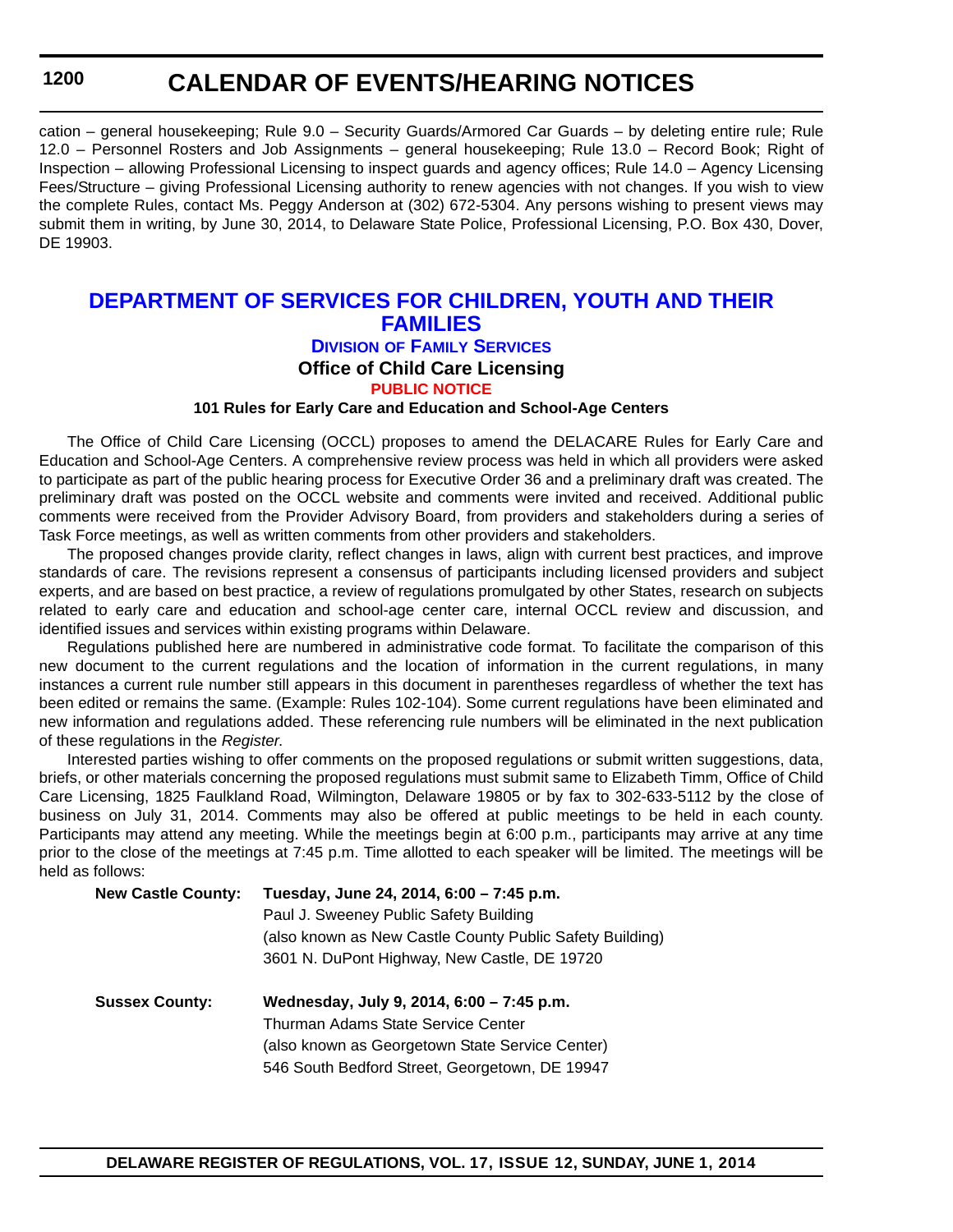cation – general housekeeping; Rule 9.0 – Security Guards/Armored Car Guards – by deleting entire rule; Rule 12.0 – Personnel Rosters and Job Assignments – general housekeeping; Rule 13.0 – Record Book; Right of Inspection – allowing Professional Licensing to inspect guards and agency offices; Rule 14.0 – Agency Licensing Fees/Structure – giving Professional Licensing authority to renew agencies with not changes. If you wish to view the complete Rules, contact Ms. Peggy Anderson at (302) 672-5304. Any persons wishing to present views may submit them in writing, by June 30, 2014, to Delaware State Police, Professional Licensing, P.O. Box 430, Dover, DE 19903.

## DEPARTMENT OF SERVICES FOR CHILDREN, YOUTH AND THEIR FAMILIES

### Division of Family Services

**Office of Child Care Licensing**

**PUBLIC NOTICE**

**101 Rules for Early Care and Education and School-Age Centers**

The Office of Child Care Licensing (OCCL) proposes to amend the DELACARE Rules for Early Care and Education and School-Age Centers. A comprehensive review process was held in which all providers were asked to participate as part of the public hearing process for Executive Order 36 and a preliminary draft was created. The preliminary draft was posted on the OCCL website and comments were invited and received. Additional public comments were received from the Provider Advisory Board, from providers and stakeholders during a series of Task Force meetings, as well as written comments from other providers and stakeholders.

The proposed changes provide clarity, reflect changes in laws, align with current best practices, and improve standards of care. The revisions represent a consensus of participants including licensed providers and subject experts, and are based on best practice, a review of regulations promulgated by other States, research on subjects related to early care and education and school-age center care, internal OCCL review and discussion, and identified issues and services within existing programs within Delaware.

Regulations published here are numbered in administrative code format. To facilitate the comparison of this new document to the current regulations and the location of information in the current regulations, in many instances a current rule number still appears in this document in parentheses regardless of whether the text has been edited or remains the same. (Example: Rules 102-104). Some current regulations have been eliminated and new information and regulations added. These referencing rule numbers will be eliminated in the next publication of these regulations in the *Register.*

Interested parties wishing to offer comments on the proposed regulations or submit written suggestions, data, briefs, or other materials concerning the proposed regulations must submit same to Elizabeth Timm, Office of Child Care Licensing, 1825 Faulkland Road, Wilmington, Delaware 19805 or by fax to 302-633-5112 by the close of business on July 31, 2014. Comments may also be offered at public meetings to be held in each county. Participants may attend any meeting. While the meetings begin at 6:00 p.m., participants may arrive at any time prior to the close of the meetings at 7:45 p.m. Time allotted to each speaker will be limited. The meetings will be held as follows:

**New Castle County:** **Tuesday, June 24, 2014, 6:00 – 7:45 p.m.**
Paul J. Sweeney Public Safety Building
(also known as New Castle County Public Safety Building)
3601 N. DuPont Highway, New Castle, DE 19720

**Sussex County:** **Wednesday, July 9, 2014, 6:00 – 7:45 p.m.**
Thurman Adams State Service Center
(also known as Georgetown State Service Center)
546 South Bedford Street, Georgetown, DE 19947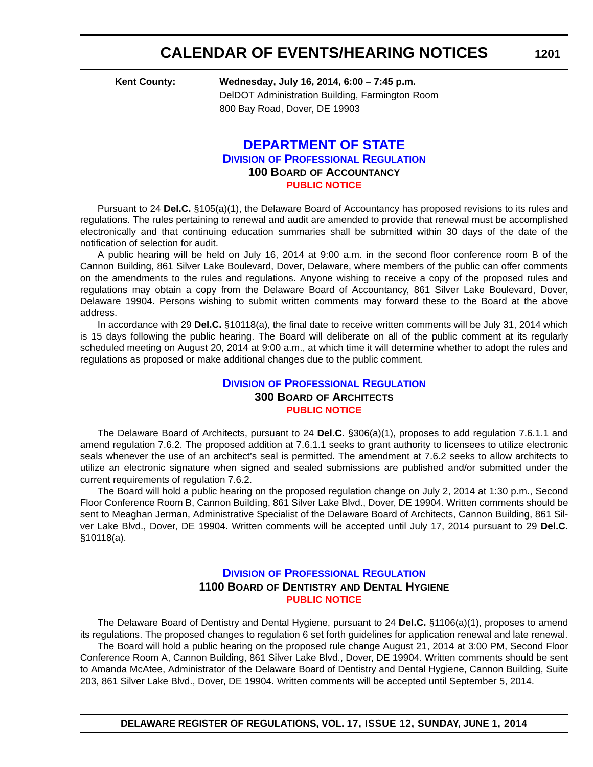**Kent County:** **Wednesday, July 16, 2014, 6:00 – 7:45 p.m.**
DelDOT Administration Building, Farmington Room
800 Bay Road, Dover, DE 19903

## DEPARTMENT OF STATE

### DIVISION OF PROFESSIONAL REGULATION

### 100 BOARD OF ACCOUNTANCY

#### PUBLIC NOTICE

Pursuant to 24 **Del.C.** §105(a)(1), the Delaware Board of Accountancy has proposed revisions to its rules and regulations. The rules pertaining to renewal and audit are amended to provide that renewal must be accomplished electronically and that continuing education summaries shall be submitted within 30 days of the date of the notification of selection for audit.

A public hearing will be held on July 16, 2014 at 9:00 a.m. in the second floor conference room B of the Cannon Building, 861 Silver Lake Boulevard, Dover, Delaware, where members of the public can offer comments on the amendments to the rules and regulations. Anyone wishing to receive a copy of the proposed rules and regulations may obtain a copy from the Delaware Board of Accountancy, 861 Silver Lake Boulevard, Dover, Delaware 19904. Persons wishing to submit written comments may forward these to the Board at the above address.

In accordance with 29 **Del.C.** §10118(a), the final date to receive written comments will be July 31, 2014 which is 15 days following the public hearing. The Board will deliberate on all of the public comment at its regularly scheduled meeting on August 20, 2014 at 9:00 a.m., at which time it will determine whether to adopt the rules and regulations as proposed or make additional changes due to the public comment.

### DIVISION OF PROFESSIONAL REGULATION

### 300 BOARD OF ARCHITECTS

#### PUBLIC NOTICE

The Delaware Board of Architects, pursuant to 24 **Del.C.** §306(a)(1), proposes to add regulation 7.6.1.1 and amend regulation 7.6.2. The proposed addition at 7.6.1.1 seeks to grant authority to licensees to utilize electronic seals whenever the use of an architect's seal is permitted. The amendment at 7.6.2 seeks to allow architects to utilize an electronic signature when signed and sealed submissions are published and/or submitted under the current requirements of regulation 7.6.2.

The Board will hold a public hearing on the proposed regulation change on July 2, 2014 at 1:30 p.m., Second Floor Conference Room B, Cannon Building, 861 Silver Lake Blvd., Dover, DE 19904. Written comments should be sent to Meaghan Jerman, Administrative Specialist of the Delaware Board of Architects, Cannon Building, 861 Silver Lake Blvd., Dover, DE 19904. Written comments will be accepted until July 17, 2014 pursuant to 29 **Del.C.** §10118(a).

### DIVISION OF PROFESSIONAL REGULATION

### 1100 BOARD OF DENTISTRY AND DENTAL HYGIENE

#### PUBLIC NOTICE

The Delaware Board of Dentistry and Dental Hygiene, pursuant to 24 **Del.C.** §1106(a)(1), proposes to amend its regulations. The proposed changes to regulation 6 set forth guidelines for application renewal and late renewal.

The Board will hold a public hearing on the proposed rule change August 21, 2014 at 3:00 PM, Second Floor Conference Room A, Cannon Building, 861 Silver Lake Blvd., Dover, DE 19904. Written comments should be sent to Amanda McAtee, Administrator of the Delaware Board of Dentistry and Dental Hygiene, Cannon Building, Suite 203, 861 Silver Lake Blvd., Dover, DE 19904. Written comments will be accepted until September 5, 2014.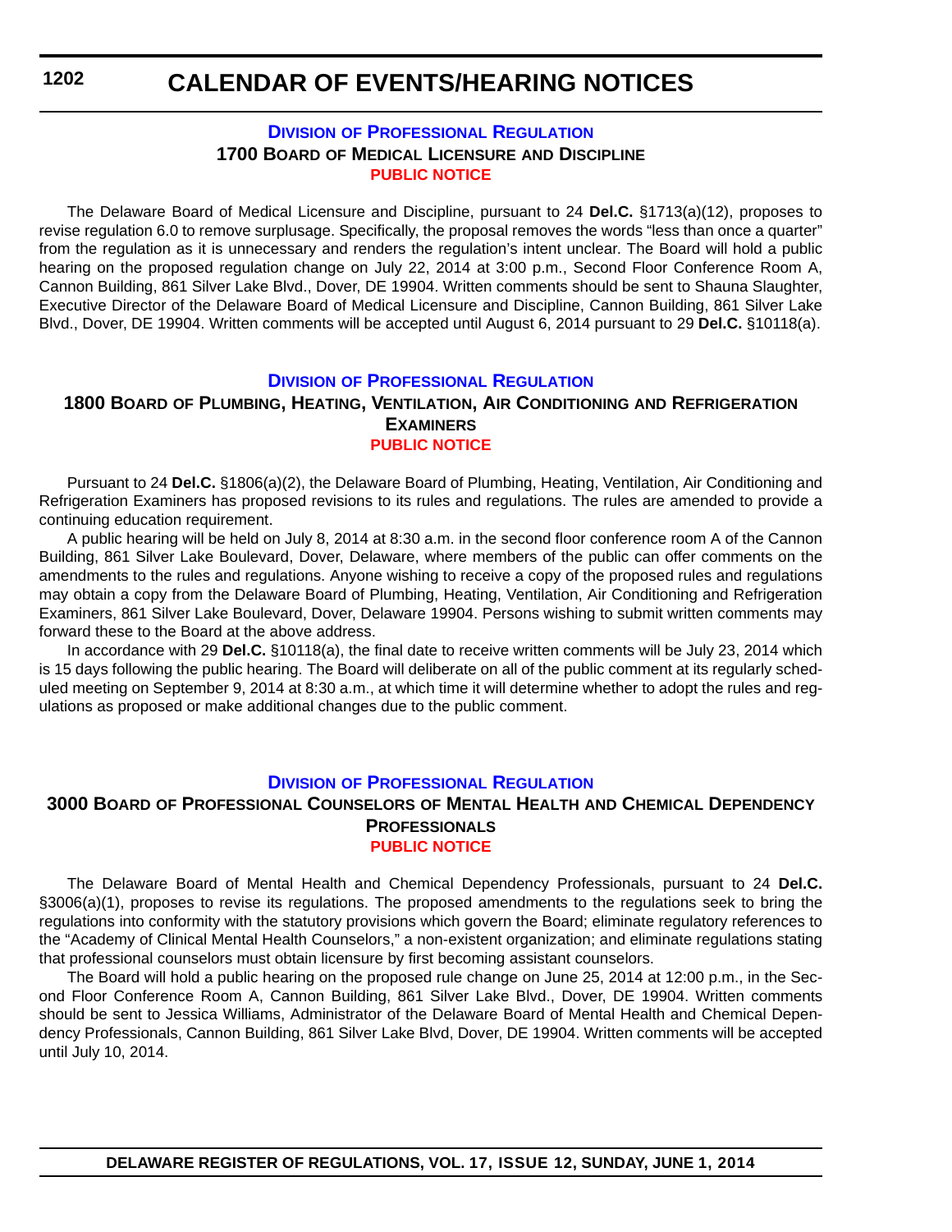# CALENDAR OF EVENTS/HEARING NOTICES

## Division of Professional Regulation
### 1700 Board of Medical Licensure and Discipline
#### PUBLIC NOTICE

The Delaware Board of Medical Licensure and Discipline, pursuant to 24 **Del.C.** §1713(a)(12), proposes to revise regulation 6.0 to remove surplusage. Specifically, the proposal removes the words "less than once a quarter" from the regulation as it is unnecessary and renders the regulation's intent unclear. The Board will hold a public hearing on the proposed regulation change on July 22, 2014 at 3:00 p.m., Second Floor Conference Room A, Cannon Building, 861 Silver Lake Blvd., Dover, DE 19904. Written comments should be sent to Shauna Slaughter, Executive Director of the Delaware Board of Medical Licensure and Discipline, Cannon Building, 861 Silver Lake Blvd., Dover, DE 19904. Written comments will be accepted until August 6, 2014 pursuant to 29 **Del.C.** §10118(a).

## Division of Professional Regulation
### 1800 Board of Plumbing, Heating, Ventilation, Air Conditioning and Refrigeration Examiners
#### PUBLIC NOTICE

Pursuant to 24 **Del.C.** §1806(a)(2), the Delaware Board of Plumbing, Heating, Ventilation, Air Conditioning and Refrigeration Examiners has proposed revisions to its rules and regulations. The rules are amended to provide a continuing education requirement.

A public hearing will be held on July 8, 2014 at 8:30 a.m. in the second floor conference room A of the Cannon Building, 861 Silver Lake Boulevard, Dover, Delaware, where members of the public can offer comments on the amendments to the rules and regulations. Anyone wishing to receive a copy of the proposed rules and regulations may obtain a copy from the Delaware Board of Plumbing, Heating, Ventilation, Air Conditioning and Refrigeration Examiners, 861 Silver Lake Boulevard, Dover, Delaware 19904. Persons wishing to submit written comments may forward these to the Board at the above address.

In accordance with 29 **Del.C.** §10118(a), the final date to receive written comments will be July 23, 2014 which is 15 days following the public hearing. The Board will deliberate on all of the public comment at its regularly scheduled meeting on September 9, 2014 at 8:30 a.m., at which time it will determine whether to adopt the rules and regulations as proposed or make additional changes due to the public comment.

## Division of Professional Regulation
### 3000 Board of Professional Counselors of Mental Health and Chemical Dependency Professionals
#### PUBLIC NOTICE

The Delaware Board of Mental Health and Chemical Dependency Professionals, pursuant to 24 **Del.C.** §3006(a)(1), proposes to revise its regulations. The proposed amendments to the regulations seek to bring the regulations into conformity with the statutory provisions which govern the Board; eliminate regulatory references to the "Academy of Clinical Mental Health Counselors," a non-existent organization; and eliminate regulations stating that professional counselors must obtain licensure by first becoming assistant counselors.

The Board will hold a public hearing on the proposed rule change on June 25, 2014 at 12:00 p.m., in the Second Floor Conference Room A, Cannon Building, 861 Silver Lake Blvd., Dover, DE 19904. Written comments should be sent to Jessica Williams, Administrator of the Delaware Board of Mental Health and Chemical Dependency Professionals, Cannon Building, 861 Silver Lake Blvd, Dover, DE 19904. Written comments will be accepted until July 10, 2014.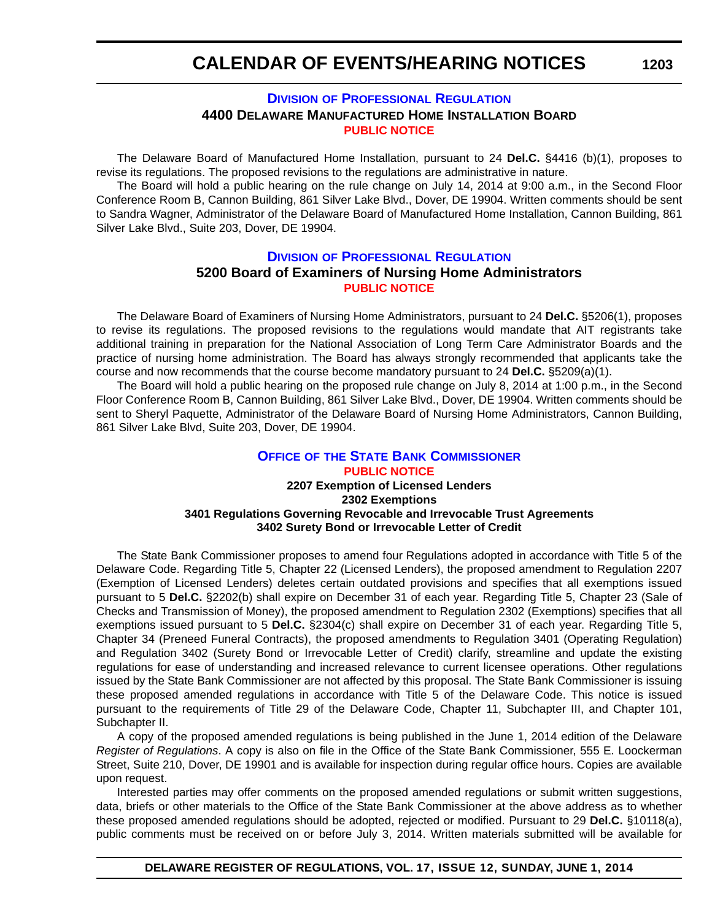## Division of Professional Regulation

### 4400 Delaware Manufactured Home Installation Board

**PUBLIC NOTICE**

The Delaware Board of Manufactured Home Installation, pursuant to 24 **Del.C.** §4416 (b)(1), proposes to revise its regulations. The proposed revisions to the regulations are administrative in nature.

The Board will hold a public hearing on the rule change on July 14, 2014 at 9:00 a.m., in the Second Floor Conference Room B, Cannon Building, 861 Silver Lake Blvd., Dover, DE 19904. Written comments should be sent to Sandra Wagner, Administrator of the Delaware Board of Manufactured Home Installation, Cannon Building, 861 Silver Lake Blvd., Suite 203, Dover, DE 19904.

## Division of Professional Regulation

### 5200 Board of Examiners of Nursing Home Administrators

**PUBLIC NOTICE**

The Delaware Board of Examiners of Nursing Home Administrators, pursuant to 24 **Del.C.** §5206(1), proposes to revise its regulations. The proposed revisions to the regulations would mandate that AIT registrants take additional training in preparation for the National Association of Long Term Care Administrator Boards and the practice of nursing home administration. The Board has always strongly recommended that applicants take the course and now recommends that the course become mandatory pursuant to 24 **Del.C.** §5209(a)(1).

The Board will hold a public hearing on the proposed rule change on July 8, 2014 at 1:00 p.m., in the Second Floor Conference Room B, Cannon Building, 861 Silver Lake Blvd., Dover, DE 19904. Written comments should be sent to Sheryl Paquette, Administrator of the Delaware Board of Nursing Home Administrators, Cannon Building, 861 Silver Lake Blvd, Suite 203, Dover, DE 19904.

## Office of the State Bank Commissioner

**PUBLIC NOTICE**

**2207 Exemption of Licensed Lenders**
**2302 Exemptions**
**3401 Regulations Governing Revocable and Irrevocable Trust Agreements**
**3402 Surety Bond or Irrevocable Letter of Credit**

The State Bank Commissioner proposes to amend four Regulations adopted in accordance with Title 5 of the Delaware Code. Regarding Title 5, Chapter 22 (Licensed Lenders), the proposed amendment to Regulation 2207 (Exemption of Licensed Lenders) deletes certain outdated provisions and specifies that all exemptions issued pursuant to 5 **Del.C.** §2202(b) shall expire on December 31 of each year. Regarding Title 5, Chapter 23 (Sale of Checks and Transmission of Money), the proposed amendment to Regulation 2302 (Exemptions) specifies that all exemptions issued pursuant to 5 **Del.C.** §2304(c) shall expire on December 31 of each year. Regarding Title 5, Chapter 34 (Preneed Funeral Contracts), the proposed amendments to Regulation 3401 (Operating Regulation) and Regulation 3402 (Surety Bond or Irrevocable Letter of Credit) clarify, streamline and update the existing regulations for ease of understanding and increased relevance to current licensee operations. Other regulations issued by the State Bank Commissioner are not affected by this proposal. The State Bank Commissioner is issuing these proposed amended regulations in accordance with Title 5 of the Delaware Code. This notice is issued pursuant to the requirements of Title 29 of the Delaware Code, Chapter 11, Subchapter III, and Chapter 101, Subchapter II.

A copy of the proposed amended regulations is being published in the June 1, 2014 edition of the Delaware *Register of Regulations*. A copy is also on file in the Office of the State Bank Commissioner, 555 E. Loockerman Street, Suite 210, Dover, DE 19901 and is available for inspection during regular office hours. Copies are available upon request.

Interested parties may offer comments on the proposed amended regulations or submit written suggestions, data, briefs or other materials to the Office of the State Bank Commissioner at the above address as to whether these proposed amended regulations should be adopted, rejected or modified. Pursuant to 29 **Del.C.** §10118(a), public comments must be received on or before July 3, 2014. Written materials submitted will be available for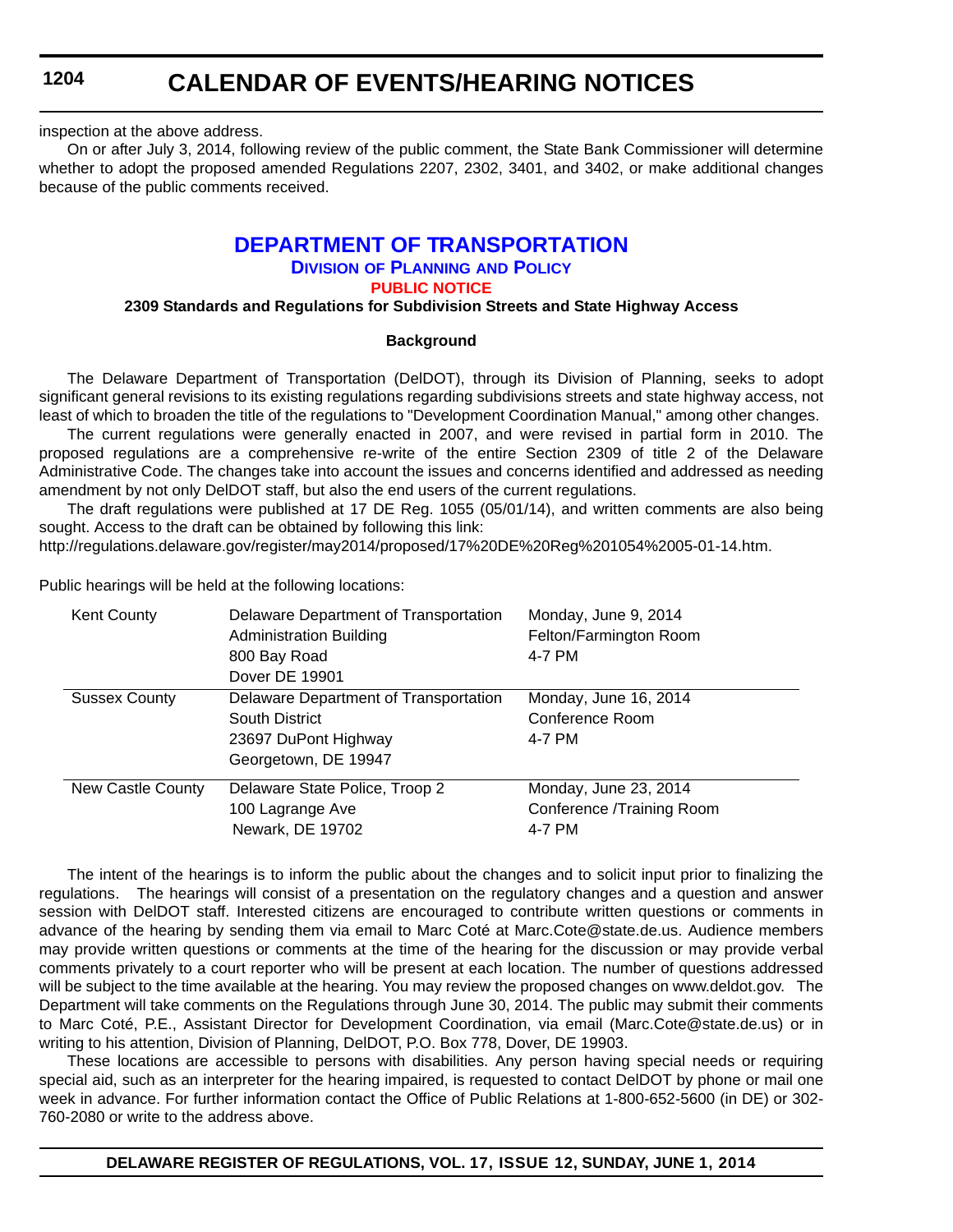inspection at the above address.

On or after July 3, 2014, following review of the public comment, the State Bank Commissioner will determine whether to adopt the proposed amended Regulations 2207, 2302, 3401, and 3402, or make additional changes because of the public comments received.

## DEPARTMENT OF TRANSPORTATION

### DIVISION OF PLANNING AND POLICY

**PUBLIC NOTICE**

**2309 Standards and Regulations for Subdivision Streets and State Highway Access**

**Background**

The Delaware Department of Transportation (DelDOT), through its Division of Planning, seeks to adopt significant general revisions to its existing regulations regarding subdivisions streets and state highway access, not least of which to broaden the title of the regulations to "Development Coordination Manual," among other changes.

The current regulations were generally enacted in 2007, and were revised in partial form in 2010. The proposed regulations are a comprehensive re-write of the entire Section 2309 of title 2 of the Delaware Administrative Code. The changes take into account the issues and concerns identified and addressed as needing amendment by not only DelDOT staff, but also the end users of the current regulations.

The draft regulations were published at 17 DE Reg. 1055 (05/01/14), and written comments are also being sought. Access to the draft can be obtained by following this link:
http://regulations.delaware.gov/register/may2014/proposed/17%20DE%20Reg%201054%2005-01-14.htm.

Public hearings will be held at the following locations:

| | | |
|---|---|---|
| Kent County | Delaware Department of Transportation<br>Administration Building<br>800 Bay Road<br>Dover DE 19901 | Monday, June 9, 2014<br>Felton/Farmington Room<br>4-7 PM |
| Sussex County | Delaware Department of Transportation<br>South District<br>23697 DuPont Highway<br>Georgetown, DE 19947 | Monday, June 16, 2014<br>Conference Room<br>4-7 PM |
| New Castle County | Delaware State Police, Troop 2<br>100 Lagrange Ave<br>Newark, DE 19702 | Monday, June 23, 2014<br>Conference /Training Room<br>4-7 PM |

The intent of the hearings is to inform the public about the changes and to solicit input prior to finalizing the regulations. The hearings will consist of a presentation on the regulatory changes and a question and answer session with DelDOT staff. Interested citizens are encouraged to contribute written questions or comments in advance of the hearing by sending them via email to Marc Coté at Marc.Cote@state.de.us. Audience members may provide written questions or comments at the time of the hearing for the discussion or may provide verbal comments privately to a court reporter who will be present at each location. The number of questions addressed will be subject to the time available at the hearing. You may review the proposed changes on www.deldot.gov. The Department will take comments on the Regulations through June 30, 2014. The public may submit their comments to Marc Coté, P.E., Assistant Director for Development Coordination, via email (Marc.Cote@state.de.us) or in writing to his attention, Division of Planning, DelDOT, P.O. Box 778, Dover, DE 19903.

These locations are accessible to persons with disabilities. Any person having special needs or requiring special aid, such as an interpreter for the hearing impaired, is requested to contact DelDOT by phone or mail one week in advance. For further information contact the Office of Public Relations at 1-800-652-5600 (in DE) or 302-760-2080 or write to the address above.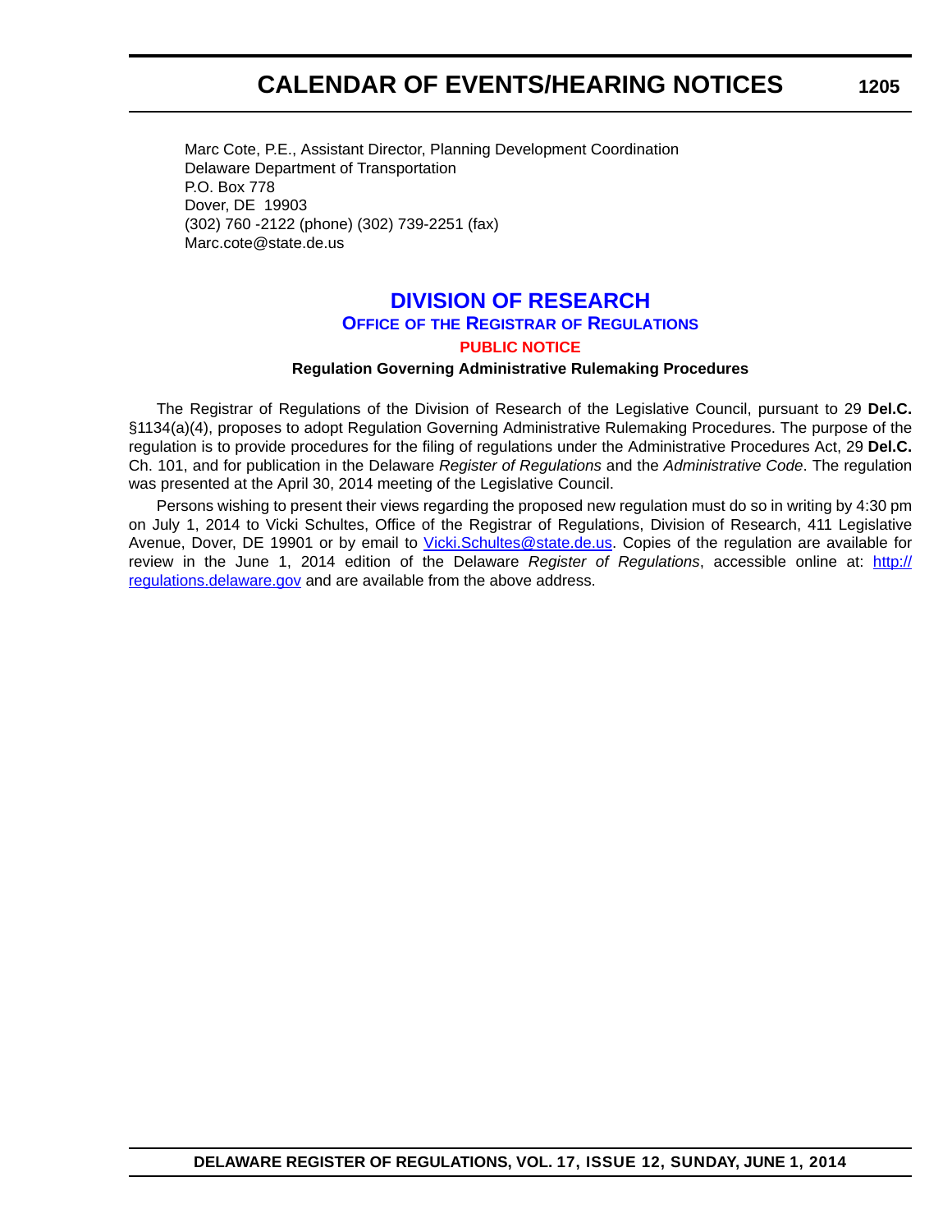Marc Cote, P.E., Assistant Director, Planning Development Coordination
Delaware Department of Transportation
P.O. Box 778
Dover, DE 19903
(302) 760 -2122 (phone) (302) 739-2251 (fax)
Marc.cote@state.de.us

# DIVISION OF RESEARCH

## OFFICE OF THE REGISTRAR OF REGULATIONS

### PUBLIC NOTICE

**Regulation Governing Administrative Rulemaking Procedures**

The Registrar of Regulations of the Division of Research of the Legislative Council, pursuant to 29 **Del.C.** §1134(a)(4), proposes to adopt Regulation Governing Administrative Rulemaking Procedures. The purpose of the regulation is to provide procedures for the filing of regulations under the Administrative Procedures Act, 29 **Del.C.** Ch. 101, and for publication in the Delaware *Register of Regulations* and the *Administrative Code*. The regulation was presented at the April 30, 2014 meeting of the Legislative Council.

Persons wishing to present their views regarding the proposed new regulation must do so in writing by 4:30 pm on July 1, 2014 to Vicki Schultes, Office of the Registrar of Regulations, Division of Research, 411 Legislative Avenue, Dover, DE 19901 or by email to Vicki.Schultes@state.de.us. Copies of the regulation are available for review in the June 1, 2014 edition of the Delaware *Register of Regulations*, accessible online at: http://regulations.delaware.gov and are available from the above address.